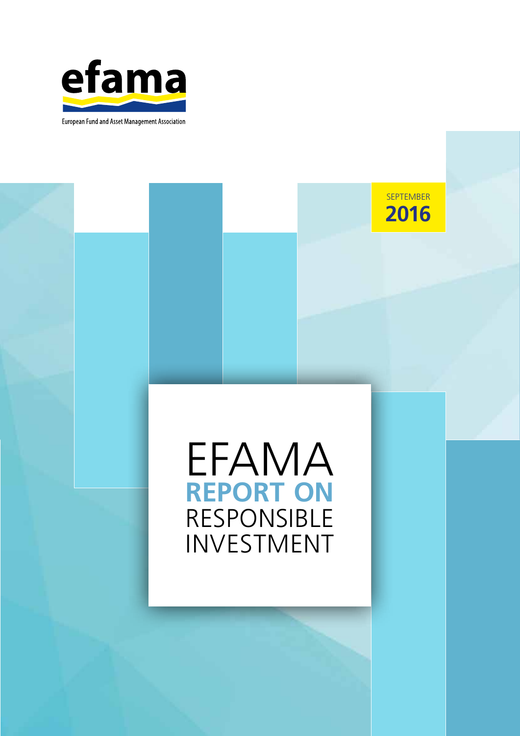efama

European Fund and Asset Management Association

SEPTEMBER

**2016**

# EFAMA REPORT ON RESPONSIBLE INVESTMENT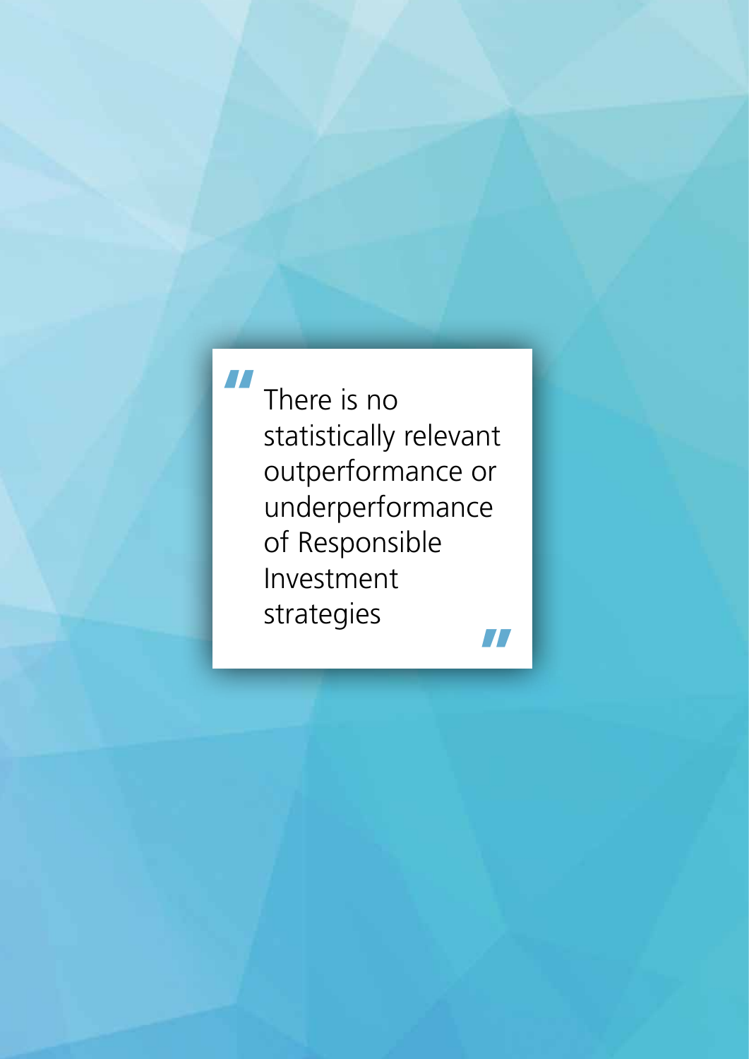> "There is no statistically relevant outperformance or underperformance of Responsible Investment strategies"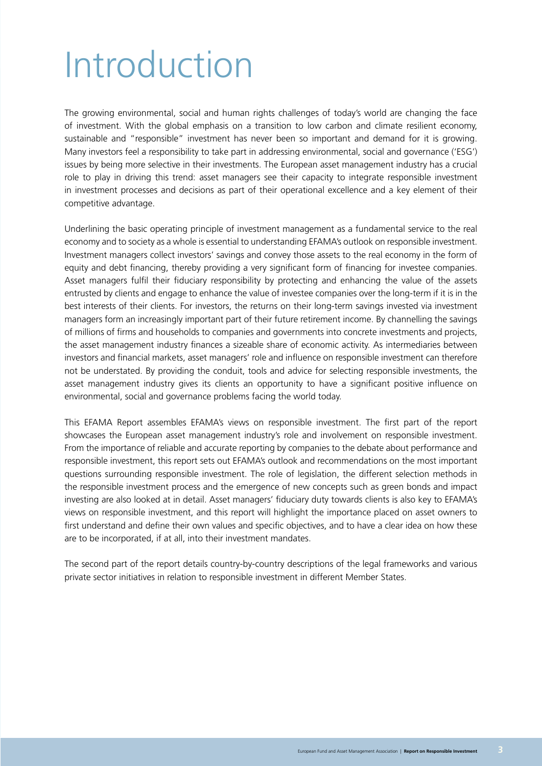# Introduction

The growing environmental, social and human rights challenges of today's world are changing the face of investment. With the global emphasis on a transition to low carbon and climate resilient economy, sustainable and "responsible" investment has never been so important and demand for it is growing. Many investors feel a responsibility to take part in addressing environmental, social and governance ('ESG') issues by being more selective in their investments. The European asset management industry has a crucial role to play in driving this trend: asset managers see their capacity to integrate responsible investment in investment processes and decisions as part of their operational excellence and a key element of their competitive advantage.

Underlining the basic operating principle of investment management as a fundamental service to the real economy and to society as a whole is essential to understanding EFAMA's outlook on responsible investment. Investment managers collect investors' savings and convey those assets to the real economy in the form of equity and debt financing, thereby providing a very significant form of financing for investee companies. Asset managers fulfil their fiduciary responsibility by protecting and enhancing the value of the assets entrusted by clients and engage to enhance the value of investee companies over the long-term if it is in the best interests of their clients. For investors, the returns on their long-term savings invested via investment managers form an increasingly important part of their future retirement income. By channelling the savings of millions of firms and households to companies and governments into concrete investments and projects, the asset management industry finances a sizeable share of economic activity. As intermediaries between investors and financial markets, asset managers' role and influence on responsible investment can therefore not be understated. By providing the conduit, tools and advice for selecting responsible investments, the asset management industry gives its clients an opportunity to have a significant positive influence on environmental, social and governance problems facing the world today.

This EFAMA Report assembles EFAMA's views on responsible investment. The first part of the report showcases the European asset management industry's role and involvement on responsible investment. From the importance of reliable and accurate reporting by companies to the debate about performance and responsible investment, this report sets out EFAMA's outlook and recommendations on the most important questions surrounding responsible investment. The role of legislation, the different selection methods in the responsible investment process and the emergence of new concepts such as green bonds and impact investing are also looked at in detail. Asset managers' fiduciary duty towards clients is also key to EFAMA's views on responsible investment, and this report will highlight the importance placed on asset owners to first understand and define their own values and specific objectives, and to have a clear idea on how these are to be incorporated, if at all, into their investment mandates.

The second part of the report details country-by-country descriptions of the legal frameworks and various private sector initiatives in relation to responsible investment in different Member States.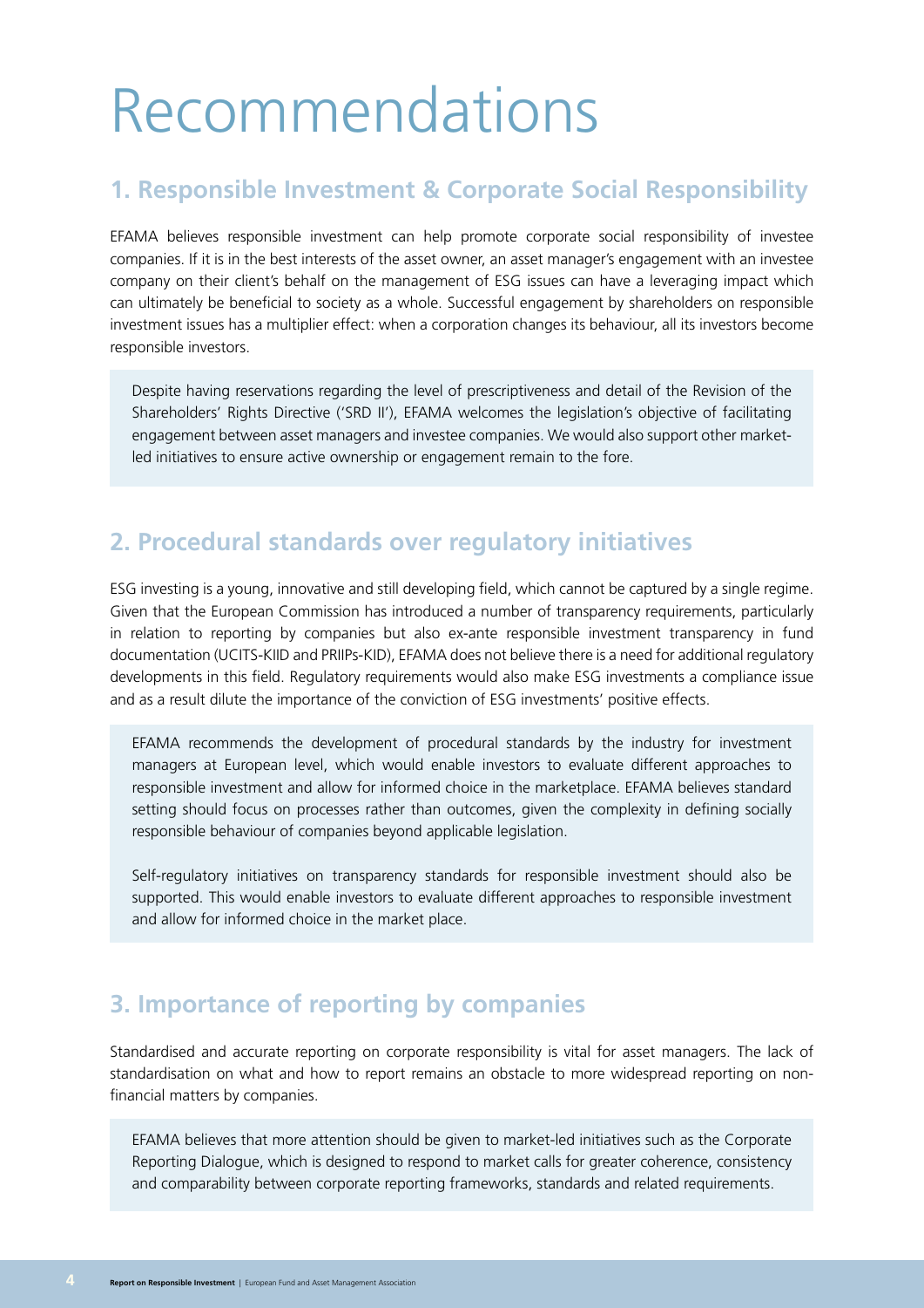# Recommendations

## 1. Responsible Investment & Corporate Social Responsibility

EFAMA believes responsible investment can help promote corporate social responsibility of investee companies. If it is in the best interests of the asset owner, an asset manager's engagement with an investee company on their client's behalf on the management of ESG issues can have a leveraging impact which can ultimately be beneficial to society as a whole. Successful engagement by shareholders on responsible investment issues has a multiplier effect: when a corporation changes its behaviour, all its investors become responsible investors.

Despite having reservations regarding the level of prescriptiveness and detail of the Revision of the Shareholders' Rights Directive ('SRD II'), EFAMA welcomes the legislation's objective of facilitating engagement between asset managers and investee companies. We would also support other market-led initiatives to ensure active ownership or engagement remain to the fore.

## 2. Procedural standards over regulatory initiatives

ESG investing is a young, innovative and still developing field, which cannot be captured by a single regime. Given that the European Commission has introduced a number of transparency requirements, particularly in relation to reporting by companies but also ex-ante responsible investment transparency in fund documentation (UCITS-KIID and PRIIPs-KID), EFAMA does not believe there is a need for additional regulatory developments in this field. Regulatory requirements would also make ESG investments a compliance issue and as a result dilute the importance of the conviction of ESG investments' positive effects.

EFAMA recommends the development of procedural standards by the industry for investment managers at European level, which would enable investors to evaluate different approaches to responsible investment and allow for informed choice in the marketplace. EFAMA believes standard setting should focus on processes rather than outcomes, given the complexity in defining socially responsible behaviour of companies beyond applicable legislation.

Self-regulatory initiatives on transparency standards for responsible investment should also be supported. This would enable investors to evaluate different approaches to responsible investment and allow for informed choice in the market place.

## 3. Importance of reporting by companies

Standardised and accurate reporting on corporate responsibility is vital for asset managers. The lack of standardisation on what and how to report remains an obstacle to more widespread reporting on non-financial matters by companies.

EFAMA believes that more attention should be given to market-led initiatives such as the Corporate Reporting Dialogue, which is designed to respond to market calls for greater coherence, consistency and comparability between corporate reporting frameworks, standards and related requirements.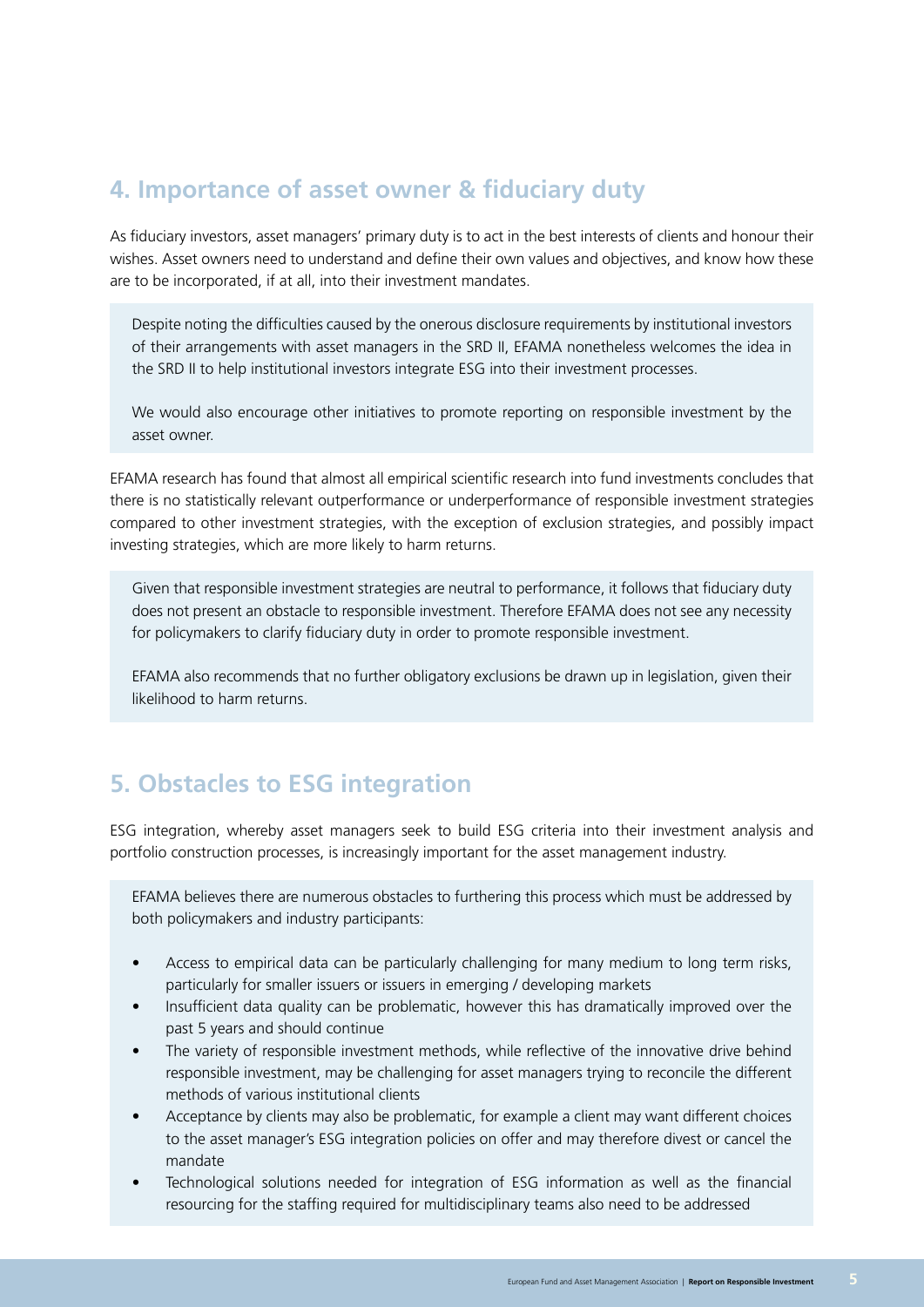## 4. Importance of asset owner & fiduciary duty

As fiduciary investors, asset managers' primary duty is to act in the best interests of clients and honour their wishes. Asset owners need to understand and define their own values and objectives, and know how these are to be incorporated, if at all, into their investment mandates.

Despite noting the difficulties caused by the onerous disclosure requirements by institutional investors of their arrangements with asset managers in the SRD II, EFAMA nonetheless welcomes the idea in the SRD II to help institutional investors integrate ESG into their investment processes.

We would also encourage other initiatives to promote reporting on responsible investment by the asset owner.

EFAMA research has found that almost all empirical scientific research into fund investments concludes that there is no statistically relevant outperformance or underperformance of responsible investment strategies compared to other investment strategies, with the exception of exclusion strategies, and possibly impact investing strategies, which are more likely to harm returns.

Given that responsible investment strategies are neutral to performance, it follows that fiduciary duty does not present an obstacle to responsible investment. Therefore EFAMA does not see any necessity for policymakers to clarify fiduciary duty in order to promote responsible investment.

EFAMA also recommends that no further obligatory exclusions be drawn up in legislation, given their likelihood to harm returns.

## 5. Obstacles to ESG integration

ESG integration, whereby asset managers seek to build ESG criteria into their investment analysis and portfolio construction processes, is increasingly important for the asset management industry.

EFAMA believes there are numerous obstacles to furthering this process which must be addressed by both policymakers and industry participants:

- Access to empirical data can be particularly challenging for many medium to long term risks, particularly for smaller issuers or issuers in emerging / developing markets
- Insufficient data quality can be problematic, however this has dramatically improved over the past 5 years and should continue
- The variety of responsible investment methods, while reflective of the innovative drive behind responsible investment, may be challenging for asset managers trying to reconcile the different methods of various institutional clients
- Acceptance by clients may also be problematic, for example a client may want different choices to the asset manager's ESG integration policies on offer and may therefore divest or cancel the mandate
- Technological solutions needed for integration of ESG information as well as the financial resourcing for the staffing required for multidisciplinary teams also need to be addressed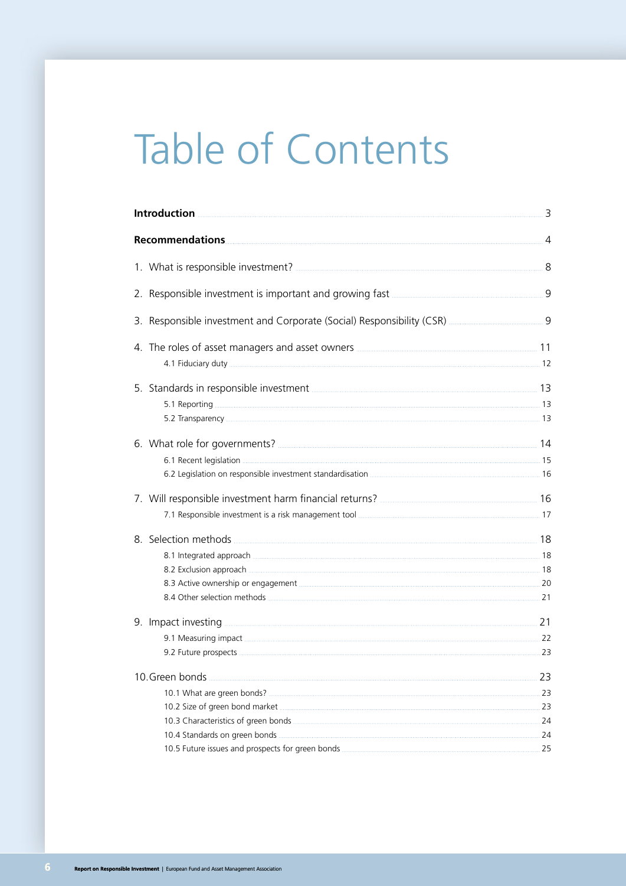# Table of Contents

**Introduction** 3

**Recommendations** 4

1. What is responsible investment? 8

2. Responsible investment is important and growing fast 9

3. Responsible investment and Corporate (Social) Responsibility (CSR) 9

4. The roles of asset managers and asset owners 11
   - 4.1 Fiduciary duty 12

5. Standards in responsible investment 13
   - 5.1 Reporting 13
   - 5.2 Transparency 13

6. What role for governments? 14
   - 6.1 Recent legislation 15
   - 6.2 Legislation on responsible investment standardisation 16

7. Will responsible investment harm financial returns? 16
   - 7.1 Responsible investment is a risk management tool 17

8. Selection methods 18
   - 8.1 Integrated approach 18
   - 8.2 Exclusion approach 18
   - 8.3 Active ownership or engagement 20
   - 8.4 Other selection methods 21

9. Impact investing 21
   - 9.1 Measuring impact 22
   - 9.2 Future prospects 23

10. Green bonds 23
    - 10.1 What are green bonds? 23
    - 10.2 Size of green bond market 23
    - 10.3 Characteristics of green bonds 24
    - 10.4 Standards on green bonds 24
    - 10.5 Future issues and prospects for green bonds 25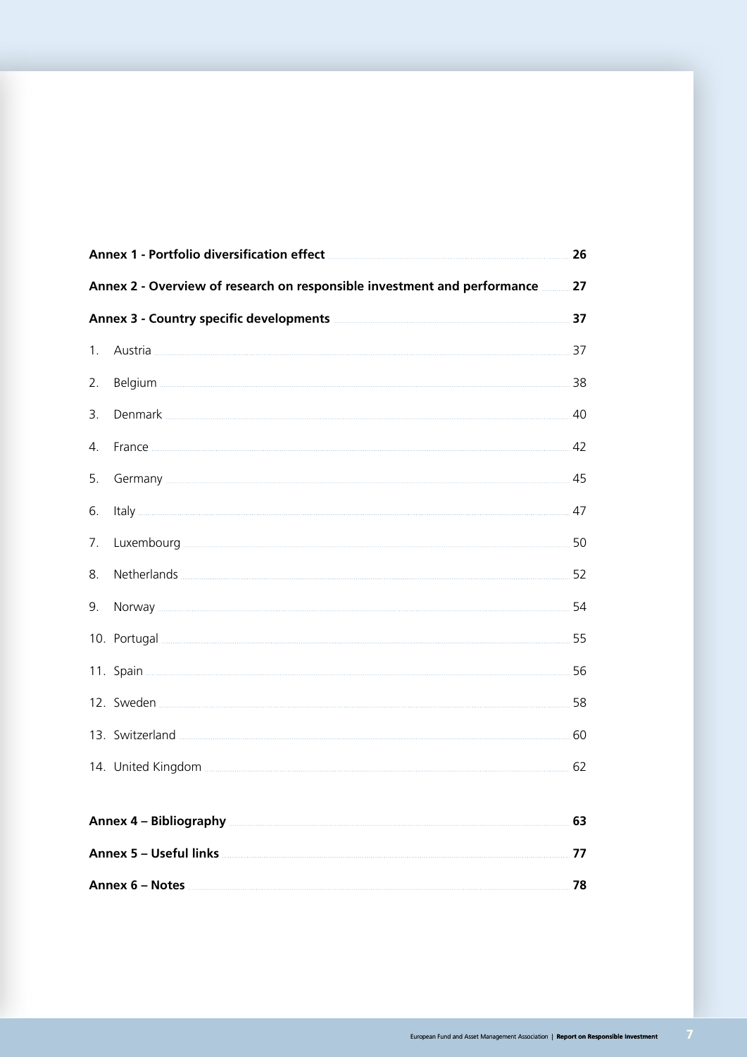**Annex 1 - Portfolio diversification effect** **26**

**Annex 2 - Overview of research on responsible investment and performance** **27**

**Annex 3 - Country specific developments** **37**

1. Austria 37
2. Belgium 38
3. Denmark 40
4. France 42
5. Germany 45
6. Italy 47
7. Luxembourg 50
8. Netherlands 52
9. Norway 54
10. Portugal 55
11. Spain 56
12. Sweden 58
13. Switzerland 60
14. United Kingdom 62

**Annex 4 – Bibliography** **63**

**Annex 5 – Useful links** **77**

**Annex 6 – Notes** **78**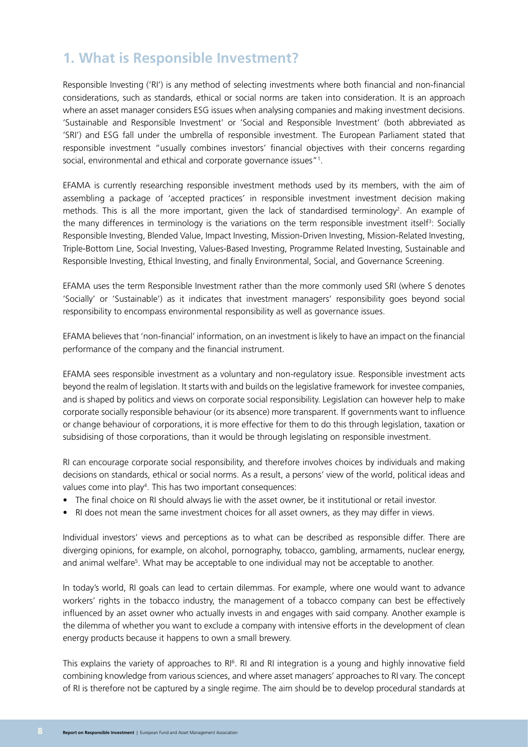## 1. What is Responsible Investment?

Responsible Investing ('RI') is any method of selecting investments where both financial and non-financial considerations, such as standards, ethical or social norms are taken into consideration. It is an approach where an asset manager considers ESG issues when analysing companies and making investment decisions. 'Sustainable and Responsible Investment' or 'Social and Responsible Investment' (both abbreviated as 'SRI') and ESG fall under the umbrella of responsible investment. The European Parliament stated that responsible investment "usually combines investors' financial objectives with their concerns regarding social, environmental and ethical and corporate governance issues"[1].

EFAMA is currently researching responsible investment methods used by its members, with the aim of assembling a package of 'accepted practices' in responsible investment investment decision making methods. This is all the more important, given the lack of standardised terminology[2]. An example of the many differences in terminology is the variations on the term responsible investment itself[3]: Socially Responsible Investing, Blended Value, Impact Investing, Mission-Driven Investing, Mission-Related Investing, Triple-Bottom Line, Social Investing, Values-Based Investing, Programme Related Investing, Sustainable and Responsible Investing, Ethical Investing, and finally Environmental, Social, and Governance Screening.

EFAMA uses the term Responsible Investment rather than the more commonly used SRI (where S denotes 'Socially' or 'Sustainable') as it indicates that investment managers' responsibility goes beyond social responsibility to encompass environmental responsibility as well as governance issues.

EFAMA believes that 'non-financial' information, on an investment is likely to have an impact on the financial performance of the company and the financial instrument.

EFAMA sees responsible investment as a voluntary and non-regulatory issue. Responsible investment acts beyond the realm of legislation. It starts with and builds on the legislative framework for investee companies, and is shaped by politics and views on corporate social responsibility. Legislation can however help to make corporate socially responsible behaviour (or its absence) more transparent. If governments want to influence or change behaviour of corporations, it is more effective for them to do this through legislation, taxation or subsidising of those corporations, than it would be through legislating on responsible investment.

RI can encourage corporate social responsibility, and therefore involves choices by individuals and making decisions on standards, ethical or social norms. As a result, a persons' view of the world, political ideas and values come into play[4]. This has two important consequences:

- The final choice on RI should always lie with the asset owner, be it institutional or retail investor.
- RI does not mean the same investment choices for all asset owners, as they may differ in views.

Individual investors' views and perceptions as to what can be described as responsible differ. There are diverging opinions, for example, on alcohol, pornography, tobacco, gambling, armaments, nuclear energy, and animal welfare[5]. What may be acceptable to one individual may not be acceptable to another.

In today's world, RI goals can lead to certain dilemmas. For example, where one would want to advance workers' rights in the tobacco industry, the management of a tobacco company can best be effectively influenced by an asset owner who actually invests in and engages with said company. Another example is the dilemma of whether you want to exclude a company with intensive efforts in the development of clean energy products because it happens to own a small brewery.

This explains the variety of approaches to RI[6]. RI and RI integration is a young and highly innovative field combining knowledge from various sciences, and where asset managers' approaches to RI vary. The concept of RI is therefore not be captured by a single regime. The aim should be to develop procedural standards at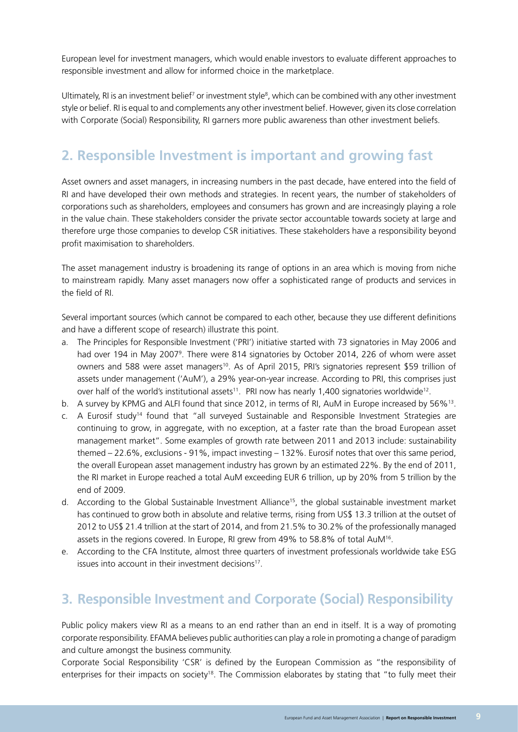European level for investment managers, which would enable investors to evaluate different approaches to responsible investment and allow for informed choice in the marketplace.

Ultimately, RI is an investment belief[7] or investment style[8], which can be combined with any other investment style or belief. RI is equal to and complements any other investment belief. However, given its close correlation with Corporate (Social) Responsibility, RI garners more public awareness than other investment beliefs.

## 2. Responsible Investment is important and growing fast

Asset owners and asset managers, in increasing numbers in the past decade, have entered into the field of RI and have developed their own methods and strategies. In recent years, the number of stakeholders of corporations such as shareholders, employees and consumers has grown and are increasingly playing a role in the value chain. These stakeholders consider the private sector accountable towards society at large and therefore urge those companies to develop CSR initiatives. These stakeholders have a responsibility beyond profit maximisation to shareholders.

The asset management industry is broadening its range of options in an area which is moving from niche to mainstream rapidly. Many asset managers now offer a sophisticated range of products and services in the field of RI.

Several important sources (which cannot be compared to each other, because they use different definitions and have a different scope of research) illustrate this point.

a. The Principles for Responsible Investment ('PRI') initiative started with 73 signatories in May 2006 and had over 194 in May 2007[9]. There were 814 signatories by October 2014, 226 of whom were asset owners and 588 were asset managers[10]. As of April 2015, PRI's signatories represent $59 trillion of assets under management ('AuM'), a 29% year-on-year increase. According to PRI, this comprises just over half of the world's institutional assets[11]. PRI now has nearly 1,400 signatories worldwide[12].
b. A survey by KPMG and ALFI found that since 2012, in terms of RI, AuM in Europe increased by 56%[13].
c. A Eurosif study[14] found that "all surveyed Sustainable and Responsible Investment Strategies are continuing to grow, in aggregate, with no exception, at a faster rate than the broad European asset management market". Some examples of growth rate between 2011 and 2013 include: sustainability themed – 22.6%, exclusions - 91%, impact investing – 132%. Eurosif notes that over this same period, the overall European asset management industry has grown by an estimated 22%. By the end of 2011, the RI market in Europe reached a total AuM exceeding EUR 6 trillion, up by 20% from 5 trillion by the end of 2009.
d. According to the Global Sustainable Investment Alliance[15], the global sustainable investment market has continued to grow both in absolute and relative terms, rising from US$ 13.3 trillion at the outset of 2012 to US$ 21.4 trillion at the start of 2014, and from 21.5% to 30.2% of the professionally managed assets in the regions covered. In Europe, RI grew from 49% to 58.8% of total AuM[16].
e. According to the CFA Institute, almost three quarters of investment professionals worldwide take ESG issues into account in their investment decisions[17].

## 3. Responsible Investment and Corporate (Social) Responsibility

Public policy makers view RI as a means to an end rather than an end in itself. It is a way of promoting corporate responsibility. EFAMA believes public authorities can play a role in promoting a change of paradigm and culture amongst the business community.

Corporate Social Responsibility 'CSR' is defined by the European Commission as "the responsibility of enterprises for their impacts on society[18]. The Commission elaborates by stating that "to fully meet their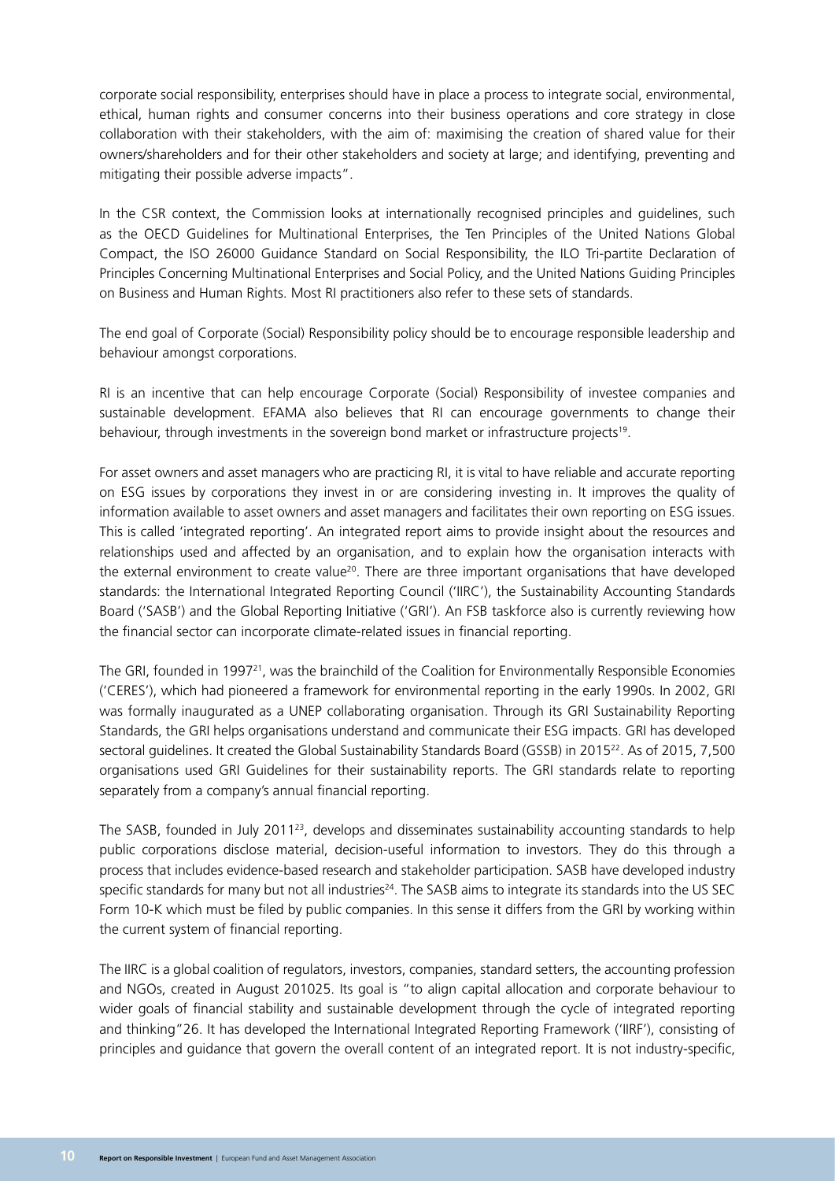corporate social responsibility, enterprises should have in place a process to integrate social, environmental, ethical, human rights and consumer concerns into their business operations and core strategy in close collaboration with their stakeholders, with the aim of: maximising the creation of shared value for their owners/shareholders and for their other stakeholders and society at large; and identifying, preventing and mitigating their possible adverse impacts".

In the CSR context, the Commission looks at internationally recognised principles and guidelines, such as the OECD Guidelines for Multinational Enterprises, the Ten Principles of the United Nations Global Compact, the ISO 26000 Guidance Standard on Social Responsibility, the ILO Tri-partite Declaration of Principles Concerning Multinational Enterprises and Social Policy, and the United Nations Guiding Principles on Business and Human Rights. Most RI practitioners also refer to these sets of standards.

The end goal of Corporate (Social) Responsibility policy should be to encourage responsible leadership and behaviour amongst corporations.

RI is an incentive that can help encourage Corporate (Social) Responsibility of investee companies and sustainable development. EFAMA also believes that RI can encourage governments to change their behaviour, through investments in the sovereign bond market or infrastructure projects[19].

For asset owners and asset managers who are practicing RI, it is vital to have reliable and accurate reporting on ESG issues by corporations they invest in or are considering investing in. It improves the quality of information available to asset owners and asset managers and facilitates their own reporting on ESG issues. This is called 'integrated reporting'. An integrated report aims to provide insight about the resources and relationships used and affected by an organisation, and to explain how the organisation interacts with the external environment to create value[20]. There are three important organisations that have developed standards: the International Integrated Reporting Council ('IIRC'), the Sustainability Accounting Standards Board ('SASB') and the Global Reporting Initiative ('GRI'). An FSB taskforce also is currently reviewing how the financial sector can incorporate climate-related issues in financial reporting.

The GRI, founded in 1997[21], was the brainchild of the Coalition for Environmentally Responsible Economies ('CERES'), which had pioneered a framework for environmental reporting in the early 1990s. In 2002, GRI was formally inaugurated as a UNEP collaborating organisation. Through its GRI Sustainability Reporting Standards, the GRI helps organisations understand and communicate their ESG impacts. GRI has developed sectoral guidelines. It created the Global Sustainability Standards Board (GSSB) in 2015[22]. As of 2015, 7,500 organisations used GRI Guidelines for their sustainability reports. The GRI standards relate to reporting separately from a company's annual financial reporting.

The SASB, founded in July 2011[23], develops and disseminates sustainability accounting standards to help public corporations disclose material, decision-useful information to investors. They do this through a process that includes evidence-based research and stakeholder participation. SASB have developed industry specific standards for many but not all industries[24]. The SASB aims to integrate its standards into the US SEC Form 10-K which must be filed by public companies. In this sense it differs from the GRI by working within the current system of financial reporting.

The IIRC is a global coalition of regulators, investors, companies, standard setters, the accounting profession and NGOs, created in August 201025. Its goal is "to align capital allocation and corporate behaviour to wider goals of financial stability and sustainable development through the cycle of integrated reporting and thinking"26. It has developed the International Integrated Reporting Framework ('IIRF'), consisting of principles and guidance that govern the overall content of an integrated report. It is not industry-specific,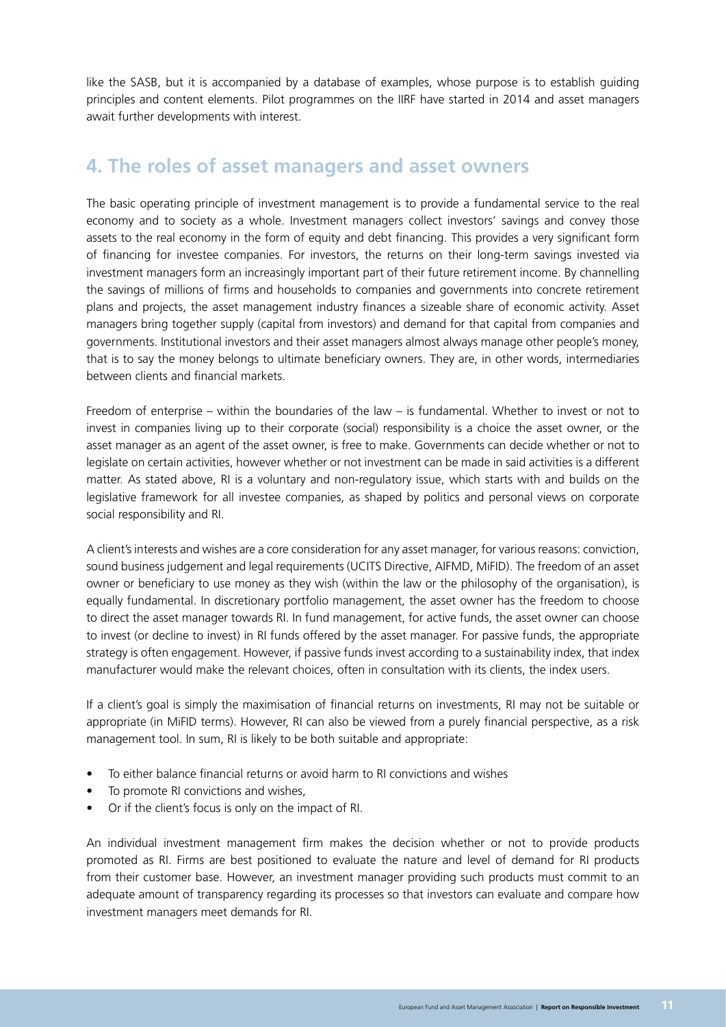like the SASB, but it is accompanied by a database of examples, whose purpose is to establish guiding principles and content elements. Pilot programmes on the IIRF have started in 2014 and asset managers await further developments with interest.

## 4. The roles of asset managers and asset owners

The basic operating principle of investment management is to provide a fundamental service to the real economy and to society as a whole. Investment managers collect investors' savings and convey those assets to the real economy in the form of equity and debt financing. This provides a very significant form of financing for investee companies. For investors, the returns on their long-term savings invested via investment managers form an increasingly important part of their future retirement income. By channelling the savings of millions of firms and households to companies and governments into concrete retirement plans and projects, the asset management industry finances a sizeable share of economic activity. Asset managers bring together supply (capital from investors) and demand for that capital from companies and governments. Institutional investors and their asset managers almost always manage other people's money, that is to say the money belongs to ultimate beneficiary owners. They are, in other words, intermediaries between clients and financial markets.

Freedom of enterprise – within the boundaries of the law – is fundamental. Whether to invest or not to invest in companies living up to their corporate (social) responsibility is a choice the asset owner, or the asset manager as an agent of the asset owner, is free to make. Governments can decide whether or not to legislate on certain activities, however whether or not investment can be made in said activities is a different matter. As stated above, RI is a voluntary and non-regulatory issue, which starts with and builds on the legislative framework for all investee companies, as shaped by politics and personal views on corporate social responsibility and RI.

A client's interests and wishes are a core consideration for any asset manager, for various reasons: conviction, sound business judgement and legal requirements (UCITS Directive, AIFMD, MiFID). The freedom of an asset owner or beneficiary to use money as they wish (within the law or the philosophy of the organisation), is equally fundamental. In discretionary portfolio management, the asset owner has the freedom to choose to direct the asset manager towards RI. In fund management, for active funds, the asset owner can choose to invest (or decline to invest) in RI funds offered by the asset manager. For passive funds, the appropriate strategy is often engagement. However, if passive funds invest according to a sustainability index, that index manufacturer would make the relevant choices, often in consultation with its clients, the index users.

If a client's goal is simply the maximisation of financial returns on investments, RI may not be suitable or appropriate (in MiFID terms). However, RI can also be viewed from a purely financial perspective, as a risk management tool. In sum, RI is likely to be both suitable and appropriate:

- To either balance financial returns or avoid harm to RI convictions and wishes
- To promote RI convictions and wishes,
- Or if the client's focus is only on the impact of RI.

An individual investment management firm makes the decision whether or not to provide products promoted as RI. Firms are best positioned to evaluate the nature and level of demand for RI products from their customer base. However, an investment manager providing such products must commit to an adequate amount of transparency regarding its processes so that investors can evaluate and compare how investment managers meet demands for RI.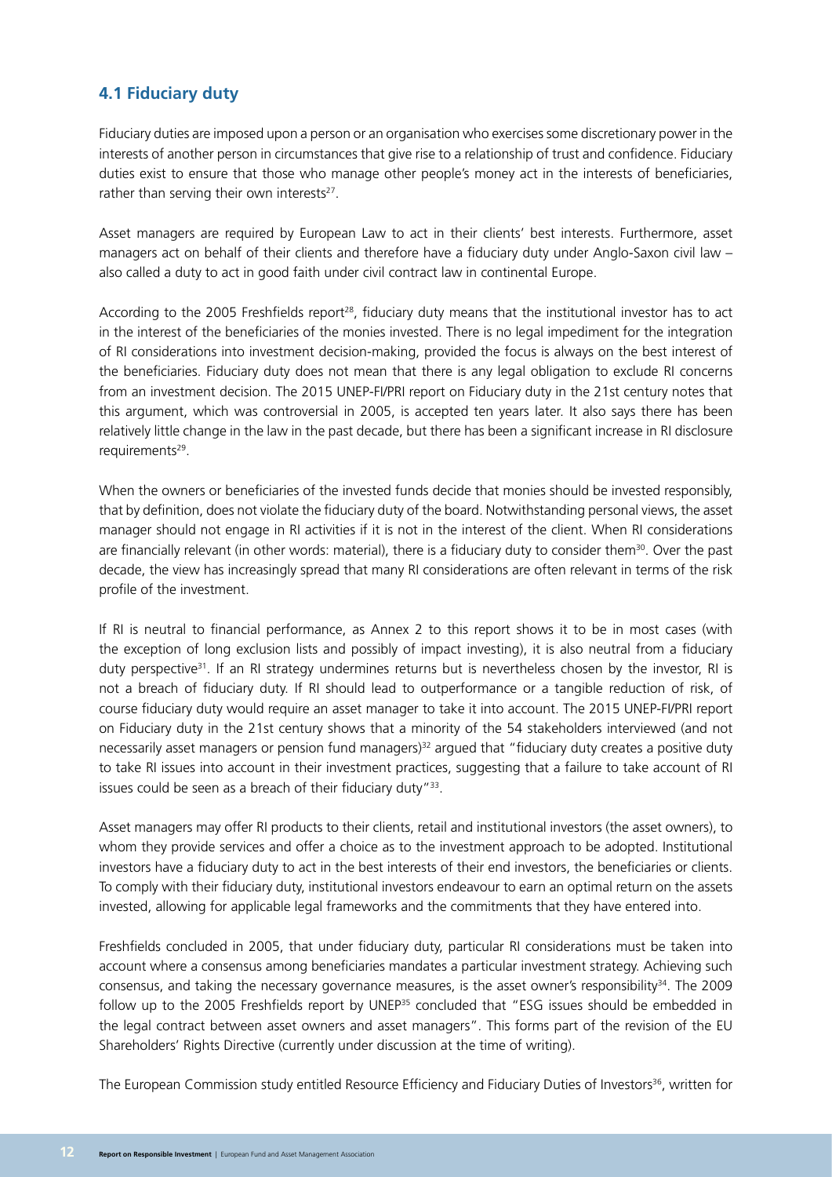## 4.1 Fiduciary duty

Fiduciary duties are imposed upon a person or an organisation who exercises some discretionary power in the interests of another person in circumstances that give rise to a relationship of trust and confidence. Fiduciary duties exist to ensure that those who manage other people's money act in the interests of beneficiaries, rather than serving their own interests[27].

Asset managers are required by European Law to act in their clients' best interests. Furthermore, asset managers act on behalf of their clients and therefore have a fiduciary duty under Anglo-Saxon civil law – also called a duty to act in good faith under civil contract law in continental Europe.

According to the 2005 Freshfields report[28], fiduciary duty means that the institutional investor has to act in the interest of the beneficiaries of the monies invested. There is no legal impediment for the integration of RI considerations into investment decision-making, provided the focus is always on the best interest of the beneficiaries. Fiduciary duty does not mean that there is any legal obligation to exclude RI concerns from an investment decision. The 2015 UNEP-FI/PRI report on Fiduciary duty in the 21st century notes that this argument, which was controversial in 2005, is accepted ten years later. It also says there has been relatively little change in the law in the past decade, but there has been a significant increase in RI disclosure requirements[29].

When the owners or beneficiaries of the invested funds decide that monies should be invested responsibly, that by definition, does not violate the fiduciary duty of the board. Notwithstanding personal views, the asset manager should not engage in RI activities if it is not in the interest of the client. When RI considerations are financially relevant (in other words: material), there is a fiduciary duty to consider them[30]. Over the past decade, the view has increasingly spread that many RI considerations are often relevant in terms of the risk profile of the investment.

If RI is neutral to financial performance, as Annex 2 to this report shows it to be in most cases (with the exception of long exclusion lists and possibly of impact investing), it is also neutral from a fiduciary duty perspective[31]. If an RI strategy undermines returns but is nevertheless chosen by the investor, RI is not a breach of fiduciary duty. If RI should lead to outperformance or a tangible reduction of risk, of course fiduciary duty would require an asset manager to take it into account. The 2015 UNEP-FI/PRI report on Fiduciary duty in the 21st century shows that a minority of the 54 stakeholders interviewed (and not necessarily asset managers or pension fund managers)[32] argued that "fiduciary duty creates a positive duty to take RI issues into account in their investment practices, suggesting that a failure to take account of RI issues could be seen as a breach of their fiduciary duty"[33].

Asset managers may offer RI products to their clients, retail and institutional investors (the asset owners), to whom they provide services and offer a choice as to the investment approach to be adopted. Institutional investors have a fiduciary duty to act in the best interests of their end investors, the beneficiaries or clients. To comply with their fiduciary duty, institutional investors endeavour to earn an optimal return on the assets invested, allowing for applicable legal frameworks and the commitments that they have entered into.

Freshfields concluded in 2005, that under fiduciary duty, particular RI considerations must be taken into account where a consensus among beneficiaries mandates a particular investment strategy. Achieving such consensus, and taking the necessary governance measures, is the asset owner's responsibility[34]. The 2009 follow up to the 2005 Freshfields report by UNEP[35] concluded that "ESG issues should be embedded in the legal contract between asset owners and asset managers". This forms part of the revision of the EU Shareholders' Rights Directive (currently under discussion at the time of writing).

The European Commission study entitled Resource Efficiency and Fiduciary Duties of Investors[36], written for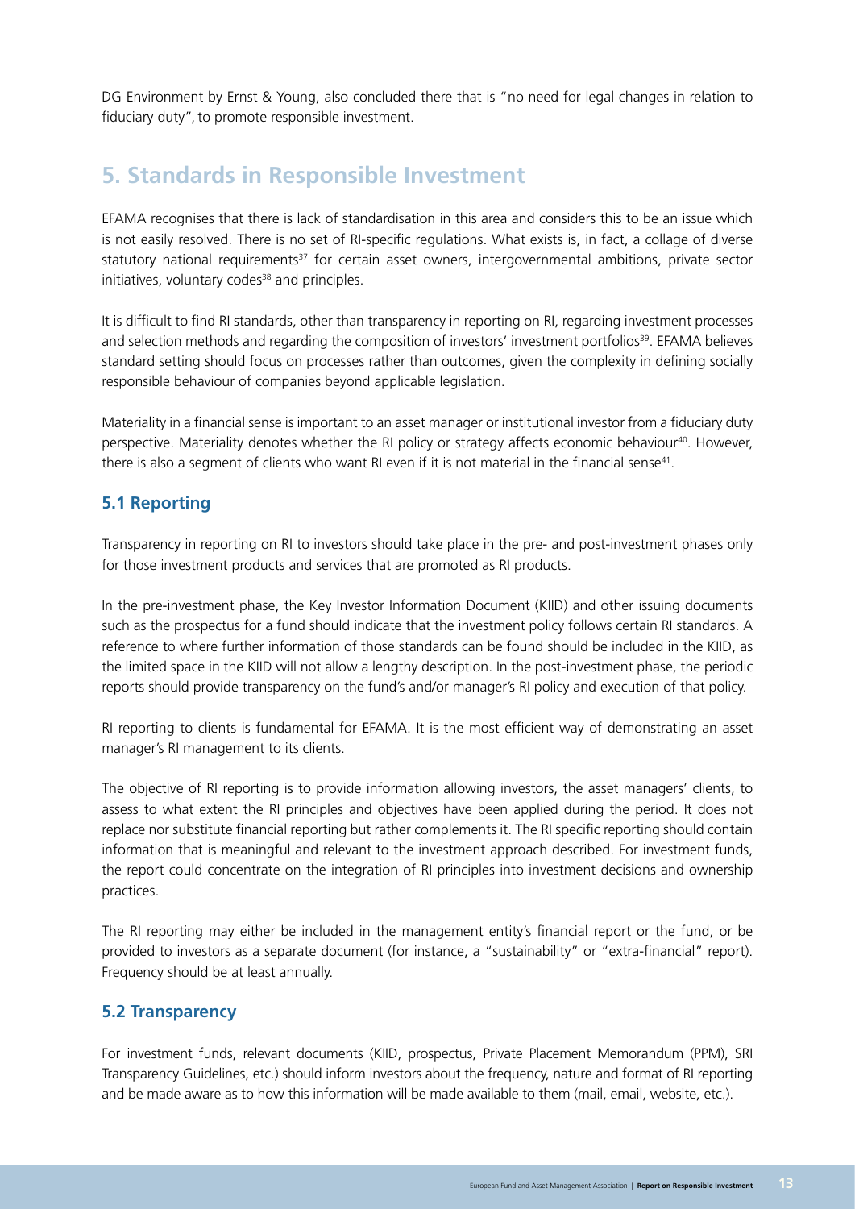DG Environment by Ernst & Young, also concluded there that is "no need for legal changes in relation to fiduciary duty", to promote responsible investment.

## 5. Standards in Responsible Investment

EFAMA recognises that there is lack of standardisation in this area and considers this to be an issue which is not easily resolved. There is no set of RI-specific regulations. What exists is, in fact, a collage of diverse statutory national requirements[37] for certain asset owners, intergovernmental ambitions, private sector initiatives, voluntary codes[38] and principles.

It is difficult to find RI standards, other than transparency in reporting on RI, regarding investment processes and selection methods and regarding the composition of investors' investment portfolios[39]. EFAMA believes standard setting should focus on processes rather than outcomes, given the complexity in defining socially responsible behaviour of companies beyond applicable legislation.

Materiality in a financial sense is important to an asset manager or institutional investor from a fiduciary duty perspective. Materiality denotes whether the RI policy or strategy affects economic behaviour[40]. However, there is also a segment of clients who want RI even if it is not material in the financial sense[41].

### 5.1 Reporting

Transparency in reporting on RI to investors should take place in the pre- and post-investment phases only for those investment products and services that are promoted as RI products.

In the pre-investment phase, the Key Investor Information Document (KIID) and other issuing documents such as the prospectus for a fund should indicate that the investment policy follows certain RI standards. A reference to where further information of those standards can be found should be included in the KIID, as the limited space in the KIID will not allow a lengthy description. In the post-investment phase, the periodic reports should provide transparency on the fund's and/or manager's RI policy and execution of that policy.

RI reporting to clients is fundamental for EFAMA. It is the most efficient way of demonstrating an asset manager's RI management to its clients.

The objective of RI reporting is to provide information allowing investors, the asset managers' clients, to assess to what extent the RI principles and objectives have been applied during the period. It does not replace nor substitute financial reporting but rather complements it. The RI specific reporting should contain information that is meaningful and relevant to the investment approach described. For investment funds, the report could concentrate on the integration of RI principles into investment decisions and ownership practices.

The RI reporting may either be included in the management entity's financial report or the fund, or be provided to investors as a separate document (for instance, a "sustainability" or "extra-financial" report). Frequency should be at least annually.

### 5.2 Transparency

For investment funds, relevant documents (KIID, prospectus, Private Placement Memorandum (PPM), SRI Transparency Guidelines, etc.) should inform investors about the frequency, nature and format of RI reporting and be made aware as to how this information will be made available to them (mail, email, website, etc.).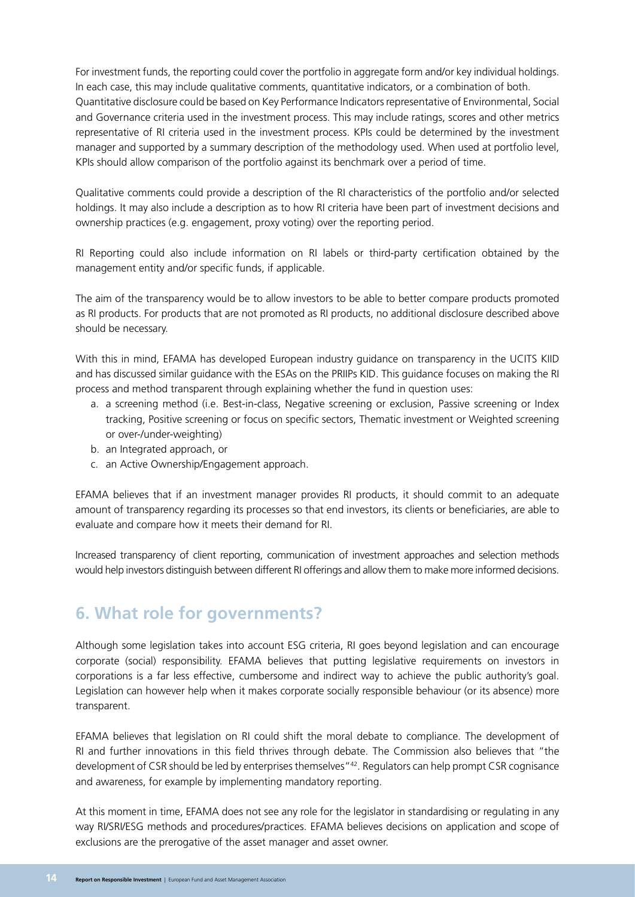For investment funds, the reporting could cover the portfolio in aggregate form and/or key individual holdings. In each case, this may include qualitative comments, quantitative indicators, or a combination of both. Quantitative disclosure could be based on Key Performance Indicators representative of Environmental, Social and Governance criteria used in the investment process. This may include ratings, scores and other metrics representative of RI criteria used in the investment process. KPIs could be determined by the investment manager and supported by a summary description of the methodology used. When used at portfolio level, KPIs should allow comparison of the portfolio against its benchmark over a period of time.

Qualitative comments could provide a description of the RI characteristics of the portfolio and/or selected holdings. It may also include a description as to how RI criteria have been part of investment decisions and ownership practices (e.g. engagement, proxy voting) over the reporting period.

RI Reporting could also include information on RI labels or third-party certification obtained by the management entity and/or specific funds, if applicable.

The aim of the transparency would be to allow investors to be able to better compare products promoted as RI products. For products that are not promoted as RI products, no additional disclosure described above should be necessary.

With this in mind, EFAMA has developed European industry guidance on transparency in the UCITS KIID and has discussed similar guidance with the ESAs on the PRIIPs KID. This guidance focuses on making the RI process and method transparent through explaining whether the fund in question uses:

a. a screening method (i.e. Best-in-class, Negative screening or exclusion, Passive screening or Index tracking, Positive screening or focus on specific sectors, Thematic investment or Weighted screening or over-/under-weighting)
b. an Integrated approach, or
c. an Active Ownership/Engagement approach.

EFAMA believes that if an investment manager provides RI products, it should commit to an adequate amount of transparency regarding its processes so that end investors, its clients or beneficiaries, are able to evaluate and compare how it meets their demand for RI.

Increased transparency of client reporting, communication of investment approaches and selection methods would help investors distinguish between different RI offerings and allow them to make more informed decisions.

## 6. What role for governments?

Although some legislation takes into account ESG criteria, RI goes beyond legislation and can encourage corporate (social) responsibility. EFAMA believes that putting legislative requirements on investors in corporations is a far less effective, cumbersome and indirect way to achieve the public authority's goal. Legislation can however help when it makes corporate socially responsible behaviour (or its absence) more transparent.

EFAMA believes that legislation on RI could shift the moral debate to compliance. The development of RI and further innovations in this field thrives through debate. The Commission also believes that "the development of CSR should be led by enterprises themselves"[42]. Regulators can help prompt CSR cognisance and awareness, for example by implementing mandatory reporting.

At this moment in time, EFAMA does not see any role for the legislator in standardising or regulating in any way RI/SRI/ESG methods and procedures/practices. EFAMA believes decisions on application and scope of exclusions are the prerogative of the asset manager and asset owner.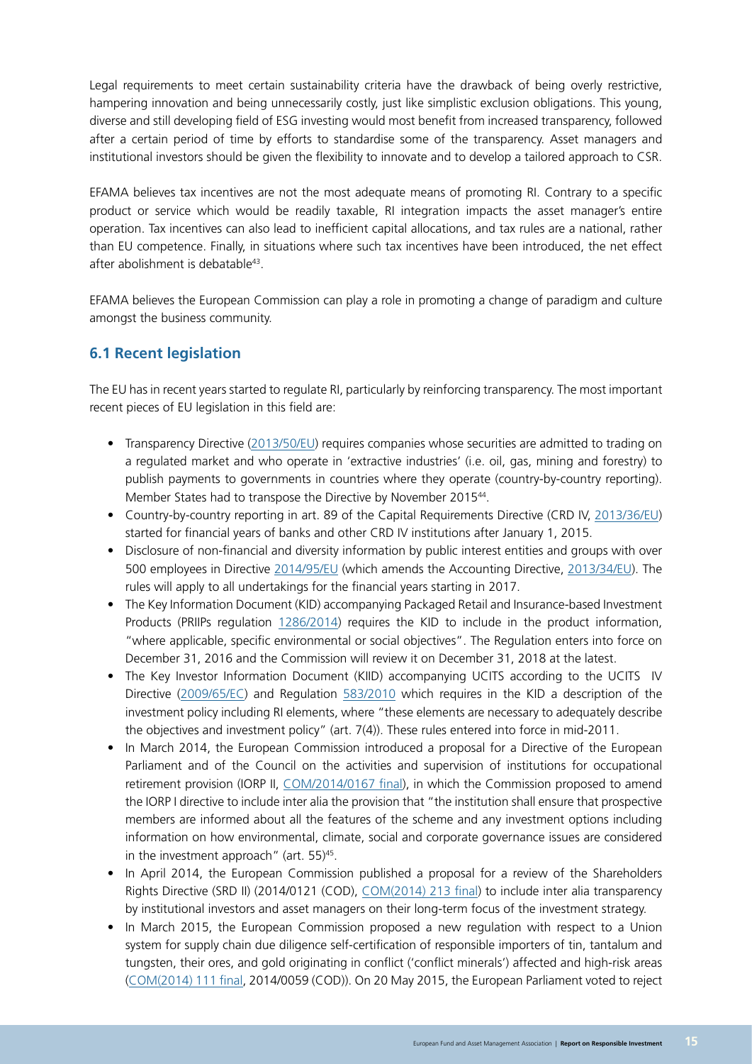Legal requirements to meet certain sustainability criteria have the drawback of being overly restrictive, hampering innovation and being unnecessarily costly, just like simplistic exclusion obligations. This young, diverse and still developing field of ESG investing would most benefit from increased transparency, followed after a certain period of time by efforts to standardise some of the transparency. Asset managers and institutional investors should be given the flexibility to innovate and to develop a tailored approach to CSR.

EFAMA believes tax incentives are not the most adequate means of promoting RI. Contrary to a specific product or service which would be readily taxable, RI integration impacts the asset manager's entire operation. Tax incentives can also lead to inefficient capital allocations, and tax rules are a national, rather than EU competence. Finally, in situations where such tax incentives have been introduced, the net effect after abolishment is debatable[43].

EFAMA believes the European Commission can play a role in promoting a change of paradigm and culture amongst the business community.

## 6.1 Recent legislation

The EU has in recent years started to regulate RI, particularly by reinforcing transparency. The most important recent pieces of EU legislation in this field are:

- Transparency Directive (2013/50/EU) requires companies whose securities are admitted to trading on a regulated market and who operate in 'extractive industries' (i.e. oil, gas, mining and forestry) to publish payments to governments in countries where they operate (country-by-country reporting). Member States had to transpose the Directive by November 2015[44].
- Country-by-country reporting in art. 89 of the Capital Requirements Directive (CRD IV, 2013/36/EU) started for financial years of banks and other CRD IV institutions after January 1, 2015.
- Disclosure of non-financial and diversity information by public interest entities and groups with over 500 employees in Directive 2014/95/EU (which amends the Accounting Directive, 2013/34/EU). The rules will apply to all undertakings for the financial years starting in 2017.
- The Key Information Document (KID) accompanying Packaged Retail and Insurance-based Investment Products (PRIIPs regulation 1286/2014) requires the KID to include in the product information, "where applicable, specific environmental or social objectives". The Regulation enters into force on December 31, 2016 and the Commission will review it on December 31, 2018 at the latest.
- The Key Investor Information Document (KIID) accompanying UCITS according to the UCITS IV Directive (2009/65/EC) and Regulation 583/2010 which requires in the KID a description of the investment policy including RI elements, where "these elements are necessary to adequately describe the objectives and investment policy" (art. 7(4)). These rules entered into force in mid-2011.
- In March 2014, the European Commission introduced a proposal for a Directive of the European Parliament and of the Council on the activities and supervision of institutions for occupational retirement provision (IORP II, COM/2014/0167 final), in which the Commission proposed to amend the IORP I directive to include inter alia the provision that "the institution shall ensure that prospective members are informed about all the features of the scheme and any investment options including information on how environmental, climate, social and corporate governance issues are considered in the investment approach" (art. 55)[45].
- In April 2014, the European Commission published a proposal for a review of the Shareholders Rights Directive (SRD II) (2014/0121 (COD), COM(2014) 213 final) to include inter alia transparency by institutional investors and asset managers on their long-term focus of the investment strategy.
- In March 2015, the European Commission proposed a new regulation with respect to a Union system for supply chain due diligence self-certification of responsible importers of tin, tantalum and tungsten, their ores, and gold originating in conflict ('conflict minerals') affected and high-risk areas (COM(2014) 111 final, 2014/0059 (COD)). On 20 May 2015, the European Parliament voted to reject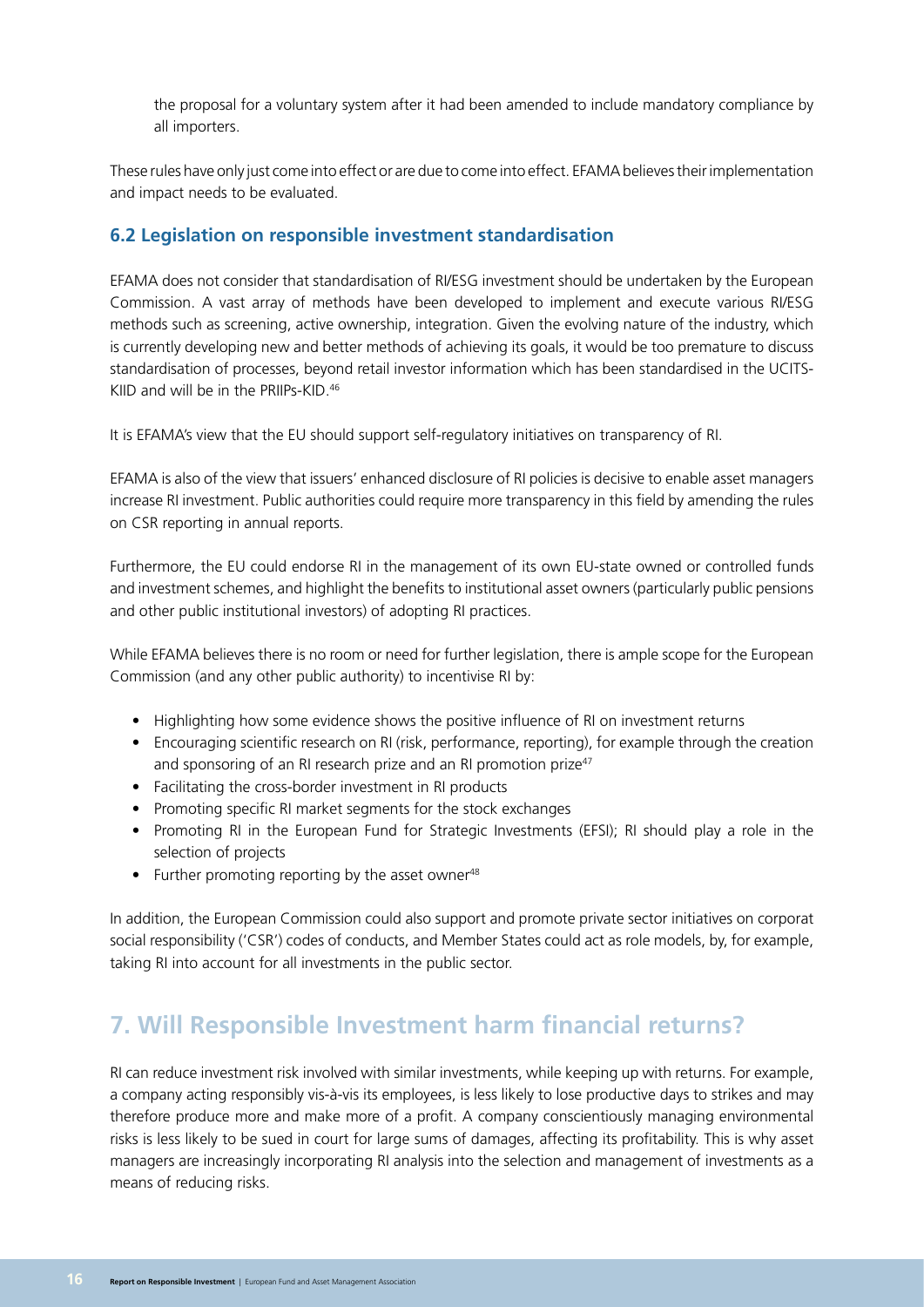the proposal for a voluntary system after it had been amended to include mandatory compliance by all importers.

These rules have only just come into effect or are due to come into effect. EFAMA believes their implementation and impact needs to be evaluated.

### 6.2 Legislation on responsible investment standardisation

EFAMA does not consider that standardisation of RI/ESG investment should be undertaken by the European Commission. A vast array of methods have been developed to implement and execute various RI/ESG methods such as screening, active ownership, integration. Given the evolving nature of the industry, which is currently developing new and better methods of achieving its goals, it would be too premature to discuss standardisation of processes, beyond retail investor information which has been standardised in the UCITS-KIID and will be in the PRIIPs-KID.[46]

It is EFAMA's view that the EU should support self-regulatory initiatives on transparency of RI.

EFAMA is also of the view that issuers' enhanced disclosure of RI policies is decisive to enable asset managers increase RI investment. Public authorities could require more transparency in this field by amending the rules on CSR reporting in annual reports.

Furthermore, the EU could endorse RI in the management of its own EU-state owned or controlled funds and investment schemes, and highlight the benefits to institutional asset owners (particularly public pensions and other public institutional investors) of adopting RI practices.

While EFAMA believes there is no room or need for further legislation, there is ample scope for the European Commission (and any other public authority) to incentivise RI by:

- Highlighting how some evidence shows the positive influence of RI on investment returns
- Encouraging scientific research on RI (risk, performance, reporting), for example through the creation and sponsoring of an RI research prize and an RI promotion prize[47]
- Facilitating the cross-border investment in RI products
- Promoting specific RI market segments for the stock exchanges
- Promoting RI in the European Fund for Strategic Investments (EFSI); RI should play a role in the selection of projects
- Further promoting reporting by the asset owner[48]

In addition, the European Commission could also support and promote private sector initiatives on corporat social responsibility ('CSR') codes of conducts, and Member States could act as role models, by, for example, taking RI into account for all investments in the public sector.

## 7. Will Responsible Investment harm financial returns?

RI can reduce investment risk involved with similar investments, while keeping up with returns. For example, a company acting responsibly vis-à-vis its employees, is less likely to lose productive days to strikes and may therefore produce more and make more of a profit. A company conscientiously managing environmental risks is less likely to be sued in court for large sums of damages, affecting its profitability. This is why asset managers are increasingly incorporating RI analysis into the selection and management of investments as a means of reducing risks.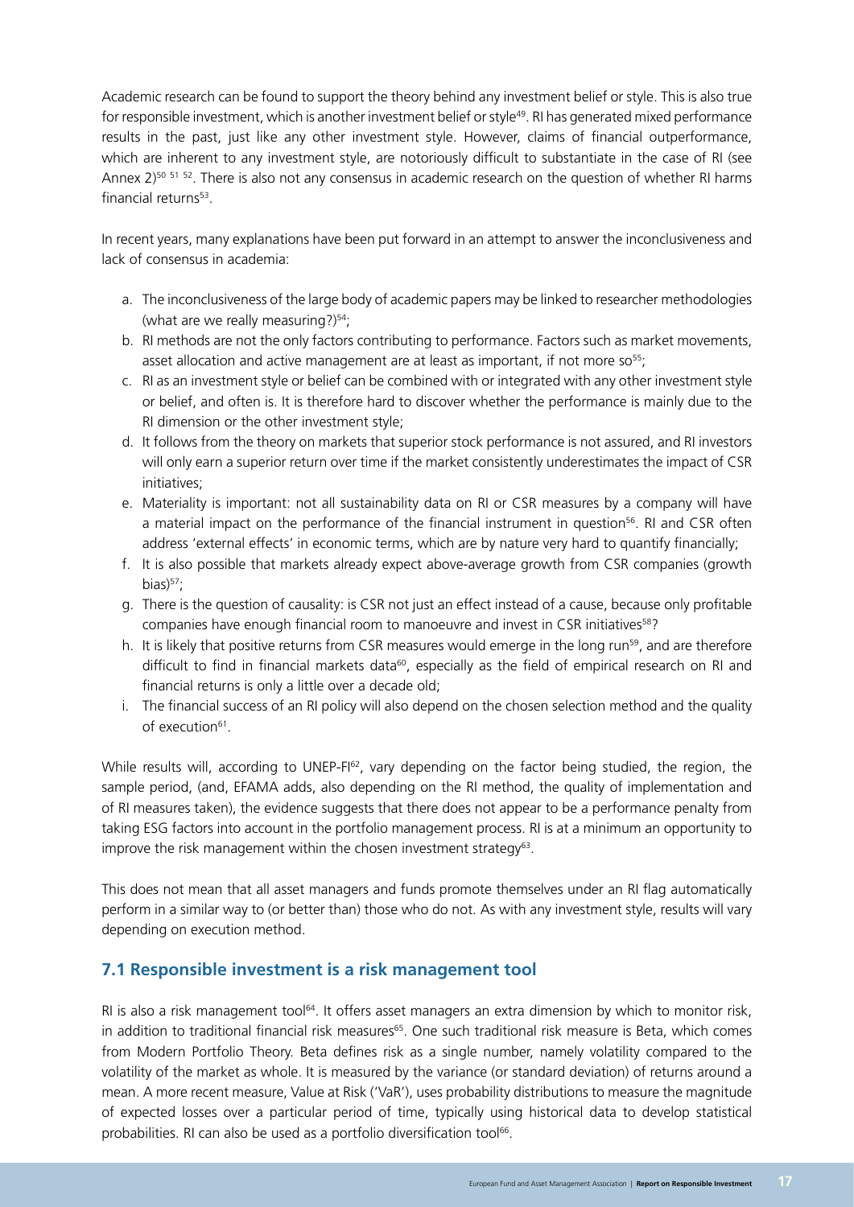Academic research can be found to support the theory behind any investment belief or style. This is also true for responsible investment, which is another investment belief or style[49]. RI has generated mixed performance results in the past, just like any other investment style. However, claims of financial outperformance, which are inherent to any investment style, are notoriously difficult to substantiate in the case of RI (see Annex 2)[50 51 52]. There is also not any consensus in academic research on the question of whether RI harms financial returns[53].

In recent years, many explanations have been put forward in an attempt to answer the inconclusiveness and lack of consensus in academia:

a. The inconclusiveness of the large body of academic papers may be linked to researcher methodologies (what are we really measuring?)[54];
b. RI methods are not the only factors contributing to performance. Factors such as market movements, asset allocation and active management are at least as important, if not more so[55];
c. RI as an investment style or belief can be combined with or integrated with any other investment style or belief, and often is. It is therefore hard to discover whether the performance is mainly due to the RI dimension or the other investment style;
d. It follows from the theory on markets that superior stock performance is not assured, and RI investors will only earn a superior return over time if the market consistently underestimates the impact of CSR initiatives;
e. Materiality is important: not all sustainability data on RI or CSR measures by a company will have a material impact on the performance of the financial instrument in question[56]. RI and CSR often address 'external effects' in economic terms, which are by nature very hard to quantify financially;
f. It is also possible that markets already expect above-average growth from CSR companies (growth bias)[57];
g. There is the question of causality: is CSR not just an effect instead of a cause, because only profitable companies have enough financial room to manoeuvre and invest in CSR initiatives[58]?
h. It is likely that positive returns from CSR measures would emerge in the long run[59], and are therefore difficult to find in financial markets data[60], especially as the field of empirical research on RI and financial returns is only a little over a decade old;
i. The financial success of an RI policy will also depend on the chosen selection method and the quality of execution[61].

While results will, according to UNEP-FI[62], vary depending on the factor being studied, the region, the sample period, (and, EFAMA adds, also depending on the RI method, the quality of implementation and of RI measures taken), the evidence suggests that there does not appear to be a performance penalty from taking ESG factors into account in the portfolio management process. RI is at a minimum an opportunity to improve the risk management within the chosen investment strategy[63].

This does not mean that all asset managers and funds promote themselves under an RI flag automatically perform in a similar way to (or better than) those who do not. As with any investment style, results will vary depending on execution method.

## 7.1 Responsible investment is a risk management tool

RI is also a risk management tool[64]. It offers asset managers an extra dimension by which to monitor risk, in addition to traditional financial risk measures[65]. One such traditional risk measure is Beta, which comes from Modern Portfolio Theory. Beta defines risk as a single number, namely volatility compared to the volatility of the market as whole. It is measured by the variance (or standard deviation) of returns around a mean. A more recent measure, Value at Risk ('VaR'), uses probability distributions to measure the magnitude of expected losses over a particular period of time, typically using historical data to develop statistical probabilities. RI can also be used as a portfolio diversification tool[66].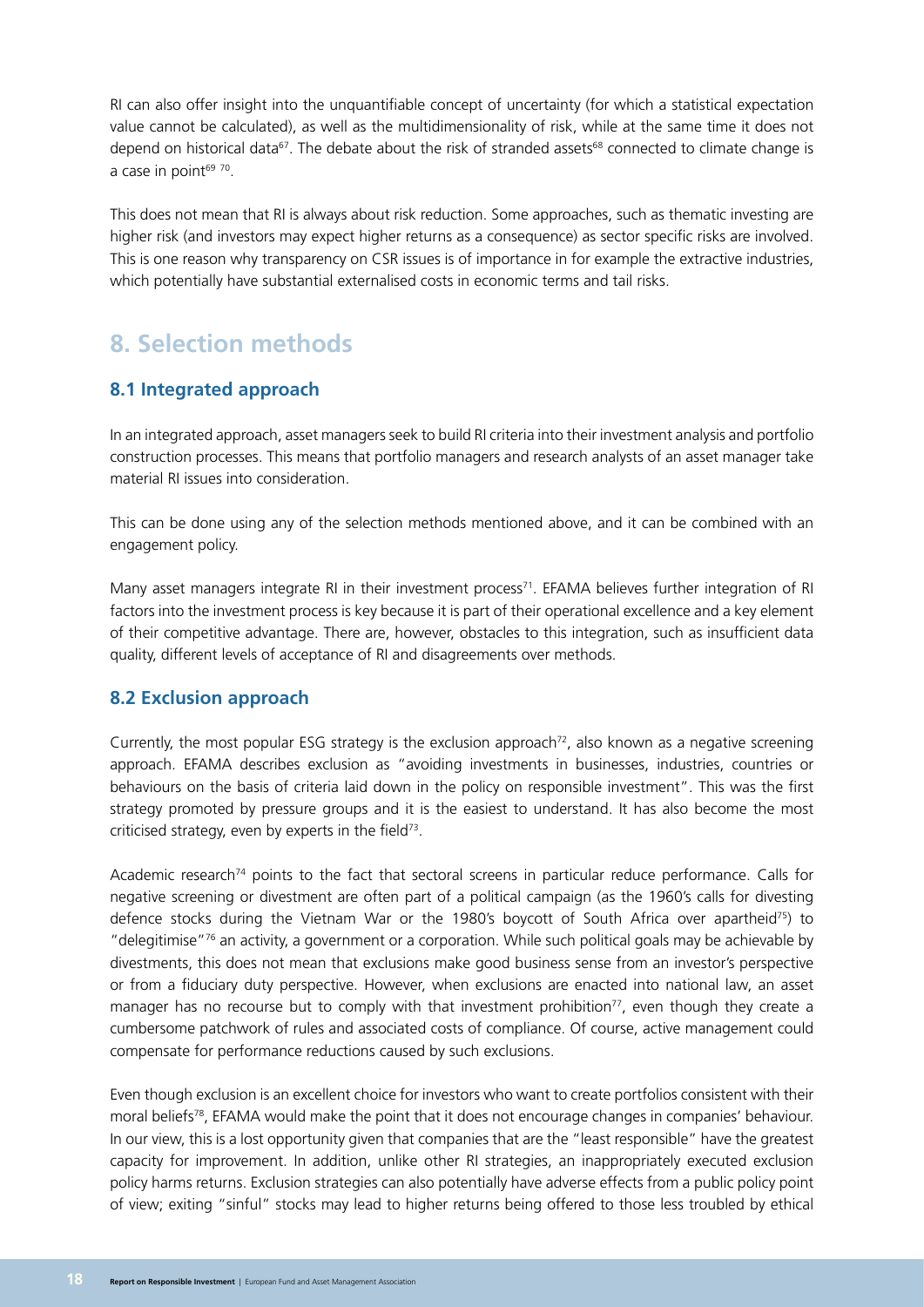RI can also offer insight into the unquantifiable concept of uncertainty (for which a statistical expectation value cannot be calculated), as well as the multidimensionality of risk, while at the same time it does not depend on historical data[67]. The debate about the risk of stranded assets[68] connected to climate change is a case in point[69 70].

This does not mean that RI is always about risk reduction. Some approaches, such as thematic investing are higher risk (and investors may expect higher returns as a consequence) as sector specific risks are involved. This is one reason why transparency on CSR issues is of importance in for example the extractive industries, which potentially have substantial externalised costs in economic terms and tail risks.

## 8. Selection methods

### 8.1 Integrated approach

In an integrated approach, asset managers seek to build RI criteria into their investment analysis and portfolio construction processes. This means that portfolio managers and research analysts of an asset manager take material RI issues into consideration.

This can be done using any of the selection methods mentioned above, and it can be combined with an engagement policy.

Many asset managers integrate RI in their investment process[71]. EFAMA believes further integration of RI factors into the investment process is key because it is part of their operational excellence and a key element of their competitive advantage. There are, however, obstacles to this integration, such as insufficient data quality, different levels of acceptance of RI and disagreements over methods.

### 8.2 Exclusion approach

Currently, the most popular ESG strategy is the exclusion approach[72], also known as a negative screening approach. EFAMA describes exclusion as "avoiding investments in businesses, industries, countries or behaviours on the basis of criteria laid down in the policy on responsible investment". This was the first strategy promoted by pressure groups and it is the easiest to understand. It has also become the most criticised strategy, even by experts in the field[73].

Academic research[74] points to the fact that sectoral screens in particular reduce performance. Calls for negative screening or divestment are often part of a political campaign (as the 1960's calls for divesting defence stocks during the Vietnam War or the 1980's boycott of South Africa over apartheid[75]) to "delegitimise"[76] an activity, a government or a corporation. While such political goals may be achievable by divestments, this does not mean that exclusions make good business sense from an investor's perspective or from a fiduciary duty perspective. However, when exclusions are enacted into national law, an asset manager has no recourse but to comply with that investment prohibition[77], even though they create a cumbersome patchwork of rules and associated costs of compliance. Of course, active management could compensate for performance reductions caused by such exclusions.

Even though exclusion is an excellent choice for investors who want to create portfolios consistent with their moral beliefs[78], EFAMA would make the point that it does not encourage changes in companies' behaviour. In our view, this is a lost opportunity given that companies that are the "least responsible" have the greatest capacity for improvement. In addition, unlike other RI strategies, an inappropriately executed exclusion policy harms returns. Exclusion strategies can also potentially have adverse effects from a public policy point of view; exiting "sinful" stocks may lead to higher returns being offered to those less troubled by ethical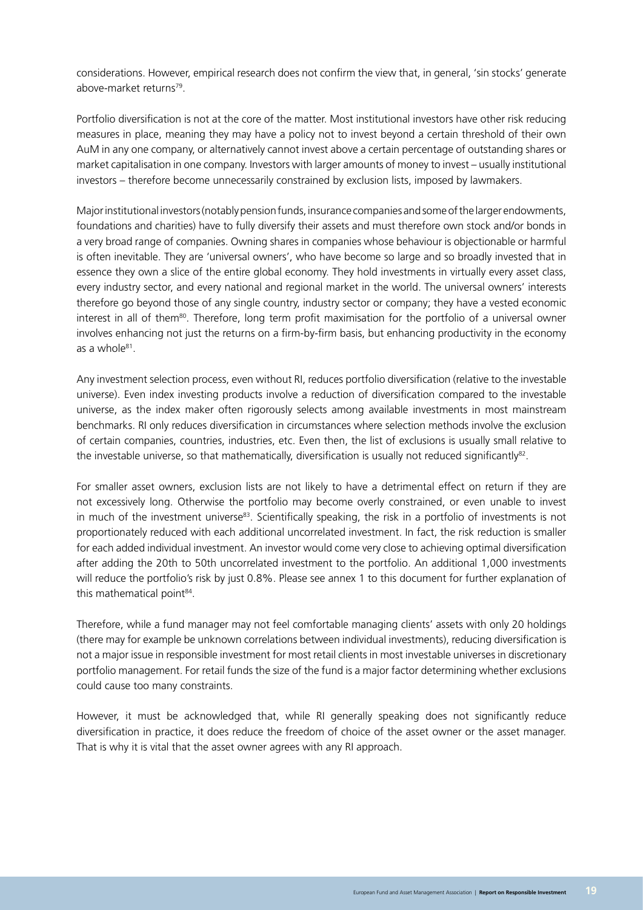considerations. However, empirical research does not confirm the view that, in general, 'sin stocks' generate above-market returns[79].

Portfolio diversification is not at the core of the matter. Most institutional investors have other risk reducing measures in place, meaning they may have a policy not to invest beyond a certain threshold of their own AuM in any one company, or alternatively cannot invest above a certain percentage of outstanding shares or market capitalisation in one company. Investors with larger amounts of money to invest – usually institutional investors – therefore become unnecessarily constrained by exclusion lists, imposed by lawmakers.

Major institutional investors (notably pension funds, insurance companies and some of the larger endowments, foundations and charities) have to fully diversify their assets and must therefore own stock and/or bonds in a very broad range of companies. Owning shares in companies whose behaviour is objectionable or harmful is often inevitable. They are 'universal owners', who have become so large and so broadly invested that in essence they own a slice of the entire global economy. They hold investments in virtually every asset class, every industry sector, and every national and regional market in the world. The universal owners' interests therefore go beyond those of any single country, industry sector or company; they have a vested economic interest in all of them[80]. Therefore, long term profit maximisation for the portfolio of a universal owner involves enhancing not just the returns on a firm-by-firm basis, but enhancing productivity in the economy as a whole[81].

Any investment selection process, even without RI, reduces portfolio diversification (relative to the investable universe). Even index investing products involve a reduction of diversification compared to the investable universe, as the index maker often rigorously selects among available investments in most mainstream benchmarks. RI only reduces diversification in circumstances where selection methods involve the exclusion of certain companies, countries, industries, etc. Even then, the list of exclusions is usually small relative to the investable universe, so that mathematically, diversification is usually not reduced significantly[82].

For smaller asset owners, exclusion lists are not likely to have a detrimental effect on return if they are not excessively long. Otherwise the portfolio may become overly constrained, or even unable to invest in much of the investment universe[83]. Scientifically speaking, the risk in a portfolio of investments is not proportionately reduced with each additional uncorrelated investment. In fact, the risk reduction is smaller for each added individual investment. An investor would come very close to achieving optimal diversification after adding the 20th to 50th uncorrelated investment to the portfolio. An additional 1,000 investments will reduce the portfolio's risk by just 0.8%. Please see annex 1 to this document for further explanation of this mathematical point[84].

Therefore, while a fund manager may not feel comfortable managing clients' assets with only 20 holdings (there may for example be unknown correlations between individual investments), reducing diversification is not a major issue in responsible investment for most retail clients in most investable universes in discretionary portfolio management. For retail funds the size of the fund is a major factor determining whether exclusions could cause too many constraints.

However, it must be acknowledged that, while RI generally speaking does not significantly reduce diversification in practice, it does reduce the freedom of choice of the asset owner or the asset manager. That is why it is vital that the asset owner agrees with any RI approach.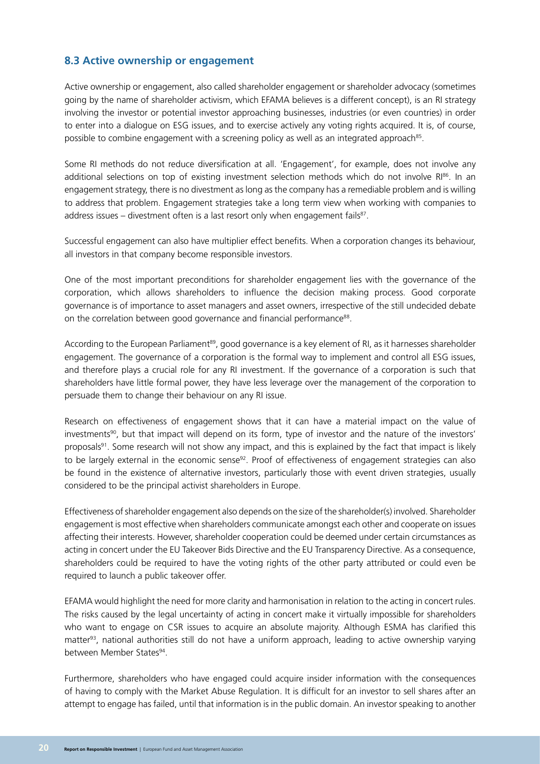## 8.3 Active ownership or engagement

Active ownership or engagement, also called shareholder engagement or shareholder advocacy (sometimes going by the name of shareholder activism, which EFAMA believes is a different concept), is an RI strategy involving the investor or potential investor approaching businesses, industries (or even countries) in order to enter into a dialogue on ESG issues, and to exercise actively any voting rights acquired. It is, of course, possible to combine engagement with a screening policy as well as an integrated approach[85].

Some RI methods do not reduce diversification at all. 'Engagement', for example, does not involve any additional selections on top of existing investment selection methods which do not involve RI[86]. In an engagement strategy, there is no divestment as long as the company has a remediable problem and is willing to address that problem. Engagement strategies take a long term view when working with companies to address issues – divestment often is a last resort only when engagement fails[87].

Successful engagement can also have multiplier effect benefits. When a corporation changes its behaviour, all investors in that company become responsible investors.

One of the most important preconditions for shareholder engagement lies with the governance of the corporation, which allows shareholders to influence the decision making process. Good corporate governance is of importance to asset managers and asset owners, irrespective of the still undecided debate on the correlation between good governance and financial performance[88].

According to the European Parliament[89], good governance is a key element of RI, as it harnesses shareholder engagement. The governance of a corporation is the formal way to implement and control all ESG issues, and therefore plays a crucial role for any RI investment. If the governance of a corporation is such that shareholders have little formal power, they have less leverage over the management of the corporation to persuade them to change their behaviour on any RI issue.

Research on effectiveness of engagement shows that it can have a material impact on the value of investments[90], but that impact will depend on its form, type of investor and the nature of the investors' proposals[91]. Some research will not show any impact, and this is explained by the fact that impact is likely to be largely external in the economic sense[92]. Proof of effectiveness of engagement strategies can also be found in the existence of alternative investors, particularly those with event driven strategies, usually considered to be the principal activist shareholders in Europe.

Effectiveness of shareholder engagement also depends on the size of the shareholder(s) involved. Shareholder engagement is most effective when shareholders communicate amongst each other and cooperate on issues affecting their interests. However, shareholder cooperation could be deemed under certain circumstances as acting in concert under the EU Takeover Bids Directive and the EU Transparency Directive. As a consequence, shareholders could be required to have the voting rights of the other party attributed or could even be required to launch a public takeover offer.

EFAMA would highlight the need for more clarity and harmonisation in relation to the acting in concert rules. The risks caused by the legal uncertainty of acting in concert make it virtually impossible for shareholders who want to engage on CSR issues to acquire an absolute majority. Although ESMA has clarified this matter[93], national authorities still do not have a uniform approach, leading to active ownership varying between Member States[94].

Furthermore, shareholders who have engaged could acquire insider information with the consequences of having to comply with the Market Abuse Regulation. It is difficult for an investor to sell shares after an attempt to engage has failed, until that information is in the public domain. An investor speaking to another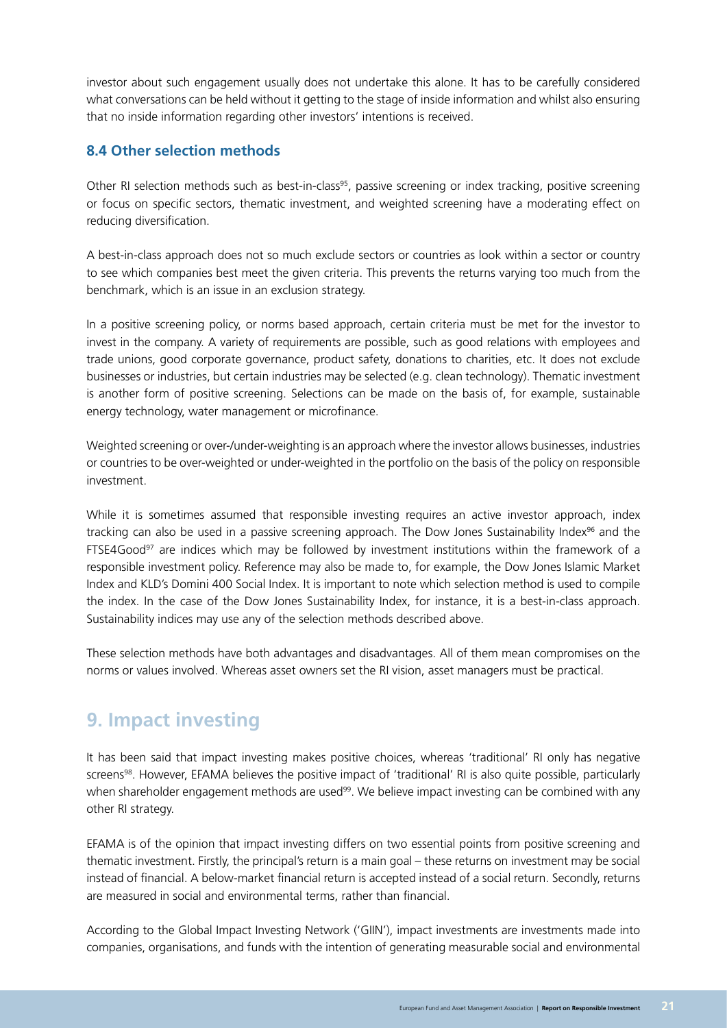investor about such engagement usually does not undertake this alone. It has to be carefully considered what conversations can be held without it getting to the stage of inside information and whilst also ensuring that no inside information regarding other investors' intentions is received.

### 8.4 Other selection methods

Other RI selection methods such as best-in-class[95], passive screening or index tracking, positive screening or focus on specific sectors, thematic investment, and weighted screening have a moderating effect on reducing diversification.

A best-in-class approach does not so much exclude sectors or countries as look within a sector or country to see which companies best meet the given criteria. This prevents the returns varying too much from the benchmark, which is an issue in an exclusion strategy.

In a positive screening policy, or norms based approach, certain criteria must be met for the investor to invest in the company. A variety of requirements are possible, such as good relations with employees and trade unions, good corporate governance, product safety, donations to charities, etc. It does not exclude businesses or industries, but certain industries may be selected (e.g. clean technology). Thematic investment is another form of positive screening. Selections can be made on the basis of, for example, sustainable energy technology, water management or microfinance.

Weighted screening or over-/under-weighting is an approach where the investor allows businesses, industries or countries to be over-weighted or under-weighted in the portfolio on the basis of the policy on responsible investment.

While it is sometimes assumed that responsible investing requires an active investor approach, index tracking can also be used in a passive screening approach. The Dow Jones Sustainability Index[96] and the FTSE4Good[97] are indices which may be followed by investment institutions within the framework of a responsible investment policy. Reference may also be made to, for example, the Dow Jones Islamic Market Index and KLD's Domini 400 Social Index. It is important to note which selection method is used to compile the index. In the case of the Dow Jones Sustainability Index, for instance, it is a best-in-class approach. Sustainability indices may use any of the selection methods described above.

These selection methods have both advantages and disadvantages. All of them mean compromises on the norms or values involved. Whereas asset owners set the RI vision, asset managers must be practical.

## 9. Impact investing

It has been said that impact investing makes positive choices, whereas 'traditional' RI only has negative screens[98]. However, EFAMA believes the positive impact of 'traditional' RI is also quite possible, particularly when shareholder engagement methods are used[99]. We believe impact investing can be combined with any other RI strategy.

EFAMA is of the opinion that impact investing differs on two essential points from positive screening and thematic investment. Firstly, the principal's return is a main goal – these returns on investment may be social instead of financial. A below-market financial return is accepted instead of a social return. Secondly, returns are measured in social and environmental terms, rather than financial.

According to the Global Impact Investing Network ('GIIN'), impact investments are investments made into companies, organisations, and funds with the intention of generating measurable social and environmental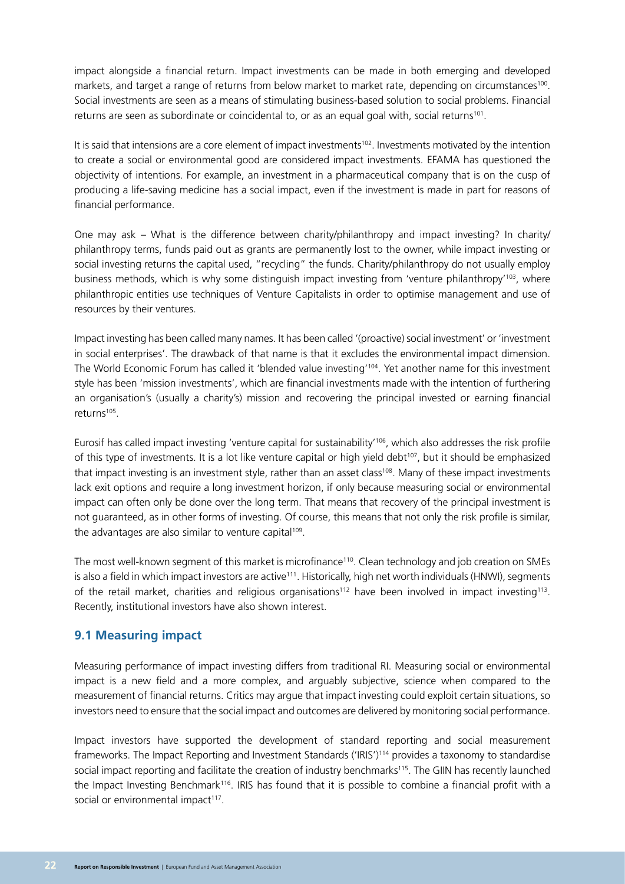impact alongside a financial return. Impact investments can be made in both emerging and developed markets, and target a range of returns from below market to market rate, depending on circumstances[100]. Social investments are seen as a means of stimulating business-based solution to social problems. Financial returns are seen as subordinate or coincidental to, or as an equal goal with, social returns[101].

It is said that intensions are a core element of impact investments[102]. Investments motivated by the intention to create a social or environmental good are considered impact investments. EFAMA has questioned the objectivity of intentions. For example, an investment in a pharmaceutical company that is on the cusp of producing a life-saving medicine has a social impact, even if the investment is made in part for reasons of financial performance.

One may ask – What is the difference between charity/philanthropy and impact investing? In charity/ philanthropy terms, funds paid out as grants are permanently lost to the owner, while impact investing or social investing returns the capital used, "recycling" the funds. Charity/philanthropy do not usually employ business methods, which is why some distinguish impact investing from 'venture philanthropy'[103], where philanthropic entities use techniques of Venture Capitalists in order to optimise management and use of resources by their ventures.

Impact investing has been called many names. It has been called '(proactive) social investment' or 'investment in social enterprises'. The drawback of that name is that it excludes the environmental impact dimension. The World Economic Forum has called it 'blended value investing'[104]. Yet another name for this investment style has been 'mission investments', which are financial investments made with the intention of furthering an organisation's (usually a charity's) mission and recovering the principal invested or earning financial returns[105].

Eurosif has called impact investing 'venture capital for sustainability'[106], which also addresses the risk profile of this type of investments. It is a lot like venture capital or high yield debt[107], but it should be emphasized that impact investing is an investment style, rather than an asset class[108]. Many of these impact investments lack exit options and require a long investment horizon, if only because measuring social or environmental impact can often only be done over the long term. That means that recovery of the principal investment is not guaranteed, as in other forms of investing. Of course, this means that not only the risk profile is similar, the advantages are also similar to venture capital[109].

The most well-known segment of this market is microfinance[110]. Clean technology and job creation on SMEs is also a field in which impact investors are active[111]. Historically, high net worth individuals (HNWI), segments of the retail market, charities and religious organisations[112] have been involved in impact investing[113]. Recently, institutional investors have also shown interest.

## 9.1 Measuring impact

Measuring performance of impact investing differs from traditional RI. Measuring social or environmental impact is a new field and a more complex, and arguably subjective, science when compared to the measurement of financial returns. Critics may argue that impact investing could exploit certain situations, so investors need to ensure that the social impact and outcomes are delivered by monitoring social performance.

Impact investors have supported the development of standard reporting and social measurement frameworks. The Impact Reporting and Investment Standards ('IRIS')[114] provides a taxonomy to standardise social impact reporting and facilitate the creation of industry benchmarks[115]. The GIIN has recently launched the Impact Investing Benchmark[116]. IRIS has found that it is possible to combine a financial profit with a social or environmental impact[117].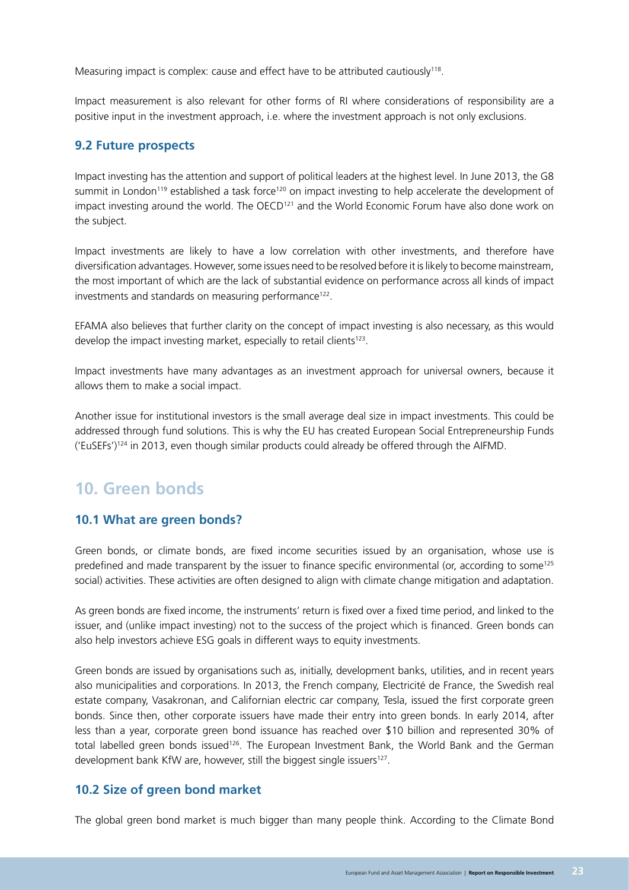Measuring impact is complex: cause and effect have to be attributed cautiously[118].

Impact measurement is also relevant for other forms of RI where considerations of responsibility are a positive input in the investment approach, i.e. where the investment approach is not only exclusions.

### 9.2 Future prospects

Impact investing has the attention and support of political leaders at the highest level. In June 2013, the G8 summit in London[119] established a task force[120] on impact investing to help accelerate the development of impact investing around the world. The OECD[121] and the World Economic Forum have also done work on the subject.

Impact investments are likely to have a low correlation with other investments, and therefore have diversification advantages. However, some issues need to be resolved before it is likely to become mainstream, the most important of which are the lack of substantial evidence on performance across all kinds of impact investments and standards on measuring performance[122].

EFAMA also believes that further clarity on the concept of impact investing is also necessary, as this would develop the impact investing market, especially to retail clients[123].

Impact investments have many advantages as an investment approach for universal owners, because it allows them to make a social impact.

Another issue for institutional investors is the small average deal size in impact investments. This could be addressed through fund solutions. This is why the EU has created European Social Entrepreneurship Funds ('EuSEFs')[124] in 2013, even though similar products could already be offered through the AIFMD.

## 10. Green bonds

### 10.1 What are green bonds?

Green bonds, or climate bonds, are fixed income securities issued by an organisation, whose use is predefined and made transparent by the issuer to finance specific environmental (or, according to some[125] social) activities. These activities are often designed to align with climate change mitigation and adaptation.

As green bonds are fixed income, the instruments' return is fixed over a fixed time period, and linked to the issuer, and (unlike impact investing) not to the success of the project which is financed. Green bonds can also help investors achieve ESG goals in different ways to equity investments.

Green bonds are issued by organisations such as, initially, development banks, utilities, and in recent years also municipalities and corporations. In 2013, the French company, Electricité de France, the Swedish real estate company, Vasakronan, and Californian electric car company, Tesla, issued the first corporate green bonds. Since then, other corporate issuers have made their entry into green bonds. In early 2014, after less than a year, corporate green bond issuance has reached over \$10 billion and represented 30% of total labelled green bonds issued[126]. The European Investment Bank, the World Bank and the German development bank KfW are, however, still the biggest single issuers[127].

### 10.2 Size of green bond market

The global green bond market is much bigger than many people think. According to the Climate Bond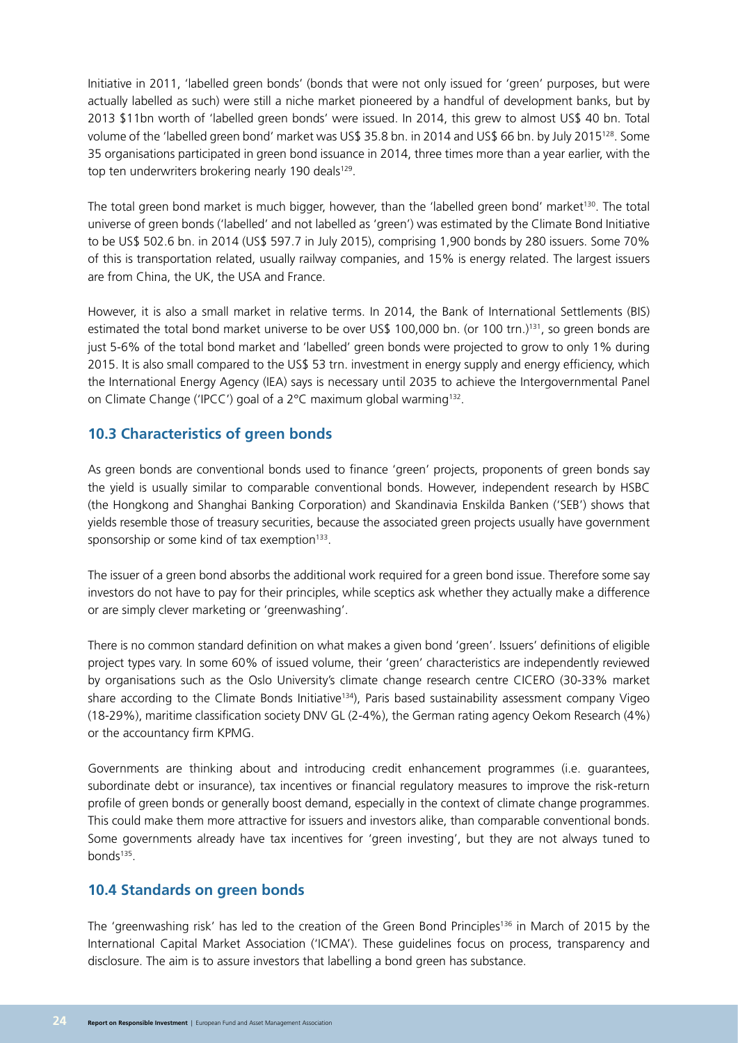Initiative in 2011, 'labelled green bonds' (bonds that were not only issued for 'green' purposes, but were actually labelled as such) were still a niche market pioneered by a handful of development banks, but by 2013 $11bn worth of 'labelled green bonds' were issued. In 2014, this grew to almost US$ 40 bn. Total volume of the 'labelled green bond' market was US$ 35.8 bn. in 2014 and US$ 66 bn. by July 2015[128]. Some 35 organisations participated in green bond issuance in 2014, three times more than a year earlier, with the top ten underwriters brokering nearly 190 deals[129].

The total green bond market is much bigger, however, than the 'labelled green bond' market[130]. The total universe of green bonds ('labelled' and not labelled as 'green') was estimated by the Climate Bond Initiative to be US$ 502.6 bn. in 2014 (US$ 597.7 in July 2015), comprising 1,900 bonds by 280 issuers. Some 70% of this is transportation related, usually railway companies, and 15% is energy related. The largest issuers are from China, the UK, the USA and France.

However, it is also a small market in relative terms. In 2014, the Bank of International Settlements (BIS) estimated the total bond market universe to be over US$ 100,000 bn. (or 100 trn.)[131], so green bonds are just 5-6% of the total bond market and 'labelled' green bonds were projected to grow to only 1% during 2015. It is also small compared to the US$ 53 trn. investment in energy supply and energy efficiency, which the International Energy Agency (IEA) says is necessary until 2035 to achieve the Intergovernmental Panel on Climate Change ('IPCC') goal of a 2°C maximum global warming[132].

## 10.3 Characteristics of green bonds

As green bonds are conventional bonds used to finance 'green' projects, proponents of green bonds say the yield is usually similar to comparable conventional bonds. However, independent research by HSBC (the Hongkong and Shanghai Banking Corporation) and Skandinavia Enskilda Banken ('SEB') shows that yields resemble those of treasury securities, because the associated green projects usually have government sponsorship or some kind of tax exemption[133].

The issuer of a green bond absorbs the additional work required for a green bond issue. Therefore some say investors do not have to pay for their principles, while sceptics ask whether they actually make a difference or are simply clever marketing or 'greenwashing'.

There is no common standard definition on what makes a given bond 'green'. Issuers' definitions of eligible project types vary. In some 60% of issued volume, their 'green' characteristics are independently reviewed by organisations such as the Oslo University's climate change research centre CICERO (30-33% market share according to the Climate Bonds Initiative[134]), Paris based sustainability assessment company Vigeo (18-29%), maritime classification society DNV GL (2-4%), the German rating agency Oekom Research (4%) or the accountancy firm KPMG.

Governments are thinking about and introducing credit enhancement programmes (i.e. guarantees, subordinate debt or insurance), tax incentives or financial regulatory measures to improve the risk-return profile of green bonds or generally boost demand, especially in the context of climate change programmes. This could make them more attractive for issuers and investors alike, than comparable conventional bonds. Some governments already have tax incentives for 'green investing', but they are not always tuned to bonds[135].

## 10.4 Standards on green bonds

The 'greenwashing risk' has led to the creation of the Green Bond Principles[136] in March of 2015 by the International Capital Market Association ('ICMA'). These guidelines focus on process, transparency and disclosure. The aim is to assure investors that labelling a bond green has substance.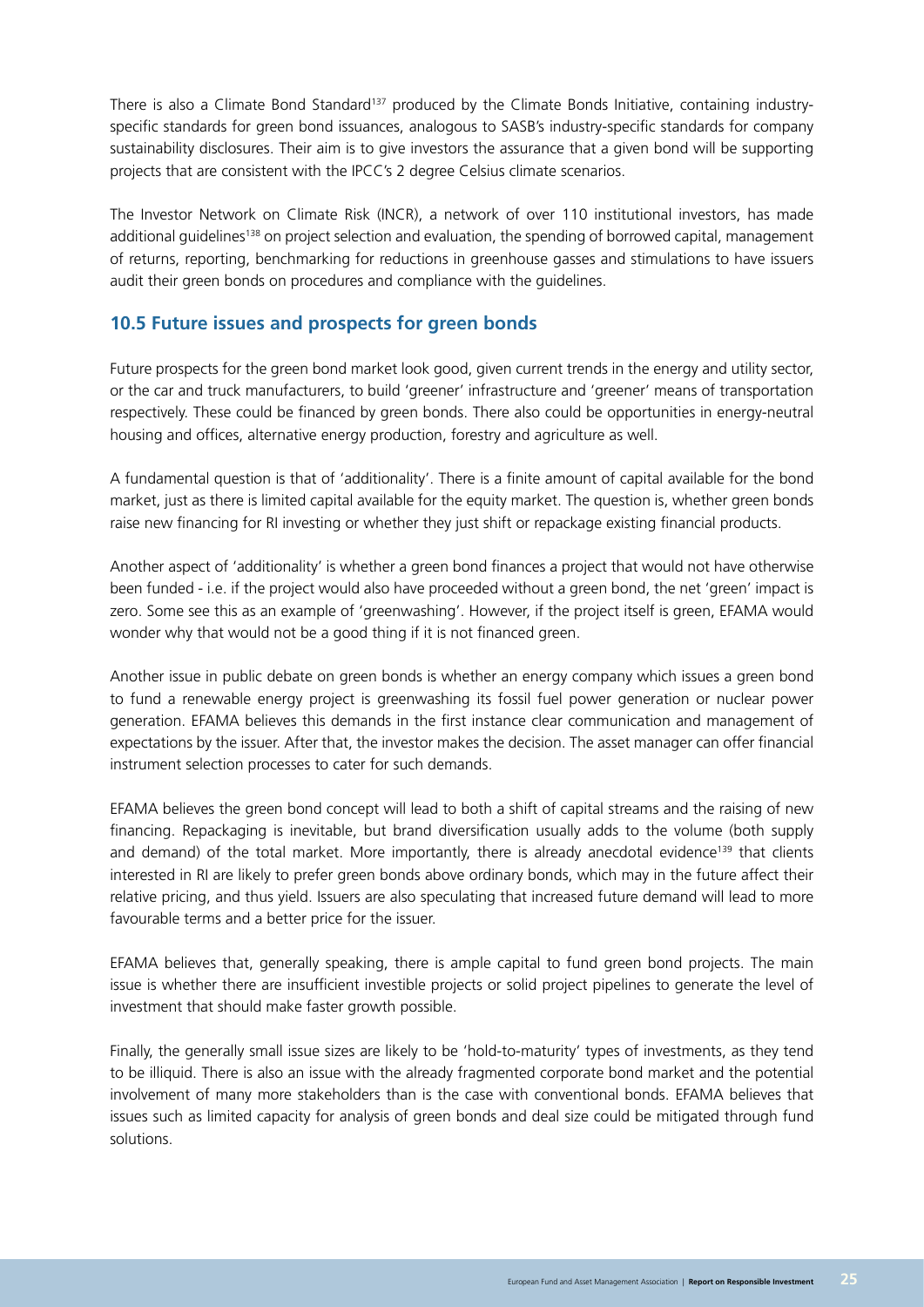There is also a Climate Bond Standard[137] produced by the Climate Bonds Initiative, containing industry-specific standards for green bond issuances, analogous to SASB's industry-specific standards for company sustainability disclosures. Their aim is to give investors the assurance that a given bond will be supporting projects that are consistent with the IPCC's 2 degree Celsius climate scenarios.

The Investor Network on Climate Risk (INCR), a network of over 110 institutional investors, has made additional guidelines[138] on project selection and evaluation, the spending of borrowed capital, management of returns, reporting, benchmarking for reductions in greenhouse gasses and stimulations to have issuers audit their green bonds on procedures and compliance with the guidelines.

## 10.5 Future issues and prospects for green bonds

Future prospects for the green bond market look good, given current trends in the energy and utility sector, or the car and truck manufacturers, to build 'greener' infrastructure and 'greener' means of transportation respectively. These could be financed by green bonds. There also could be opportunities in energy-neutral housing and offices, alternative energy production, forestry and agriculture as well.

A fundamental question is that of 'additionality'. There is a finite amount of capital available for the bond market, just as there is limited capital available for the equity market. The question is, whether green bonds raise new financing for RI investing or whether they just shift or repackage existing financial products.

Another aspect of 'additionality' is whether a green bond finances a project that would not have otherwise been funded - i.e. if the project would also have proceeded without a green bond, the net 'green' impact is zero. Some see this as an example of 'greenwashing'. However, if the project itself is green, EFAMA would wonder why that would not be a good thing if it is not financed green.

Another issue in public debate on green bonds is whether an energy company which issues a green bond to fund a renewable energy project is greenwashing its fossil fuel power generation or nuclear power generation. EFAMA believes this demands in the first instance clear communication and management of expectations by the issuer. After that, the investor makes the decision. The asset manager can offer financial instrument selection processes to cater for such demands.

EFAMA believes the green bond concept will lead to both a shift of capital streams and the raising of new financing. Repackaging is inevitable, but brand diversification usually adds to the volume (both supply and demand) of the total market. More importantly, there is already anecdotal evidence[139] that clients interested in RI are likely to prefer green bonds above ordinary bonds, which may in the future affect their relative pricing, and thus yield. Issuers are also speculating that increased future demand will lead to more favourable terms and a better price for the issuer.

EFAMA believes that, generally speaking, there is ample capital to fund green bond projects. The main issue is whether there are insufficient investible projects or solid project pipelines to generate the level of investment that should make faster growth possible.

Finally, the generally small issue sizes are likely to be 'hold-to-maturity' types of investments, as they tend to be illiquid. There is also an issue with the already fragmented corporate bond market and the potential involvement of many more stakeholders than is the case with conventional bonds. EFAMA believes that issues such as limited capacity for analysis of green bonds and deal size could be mitigated through fund solutions.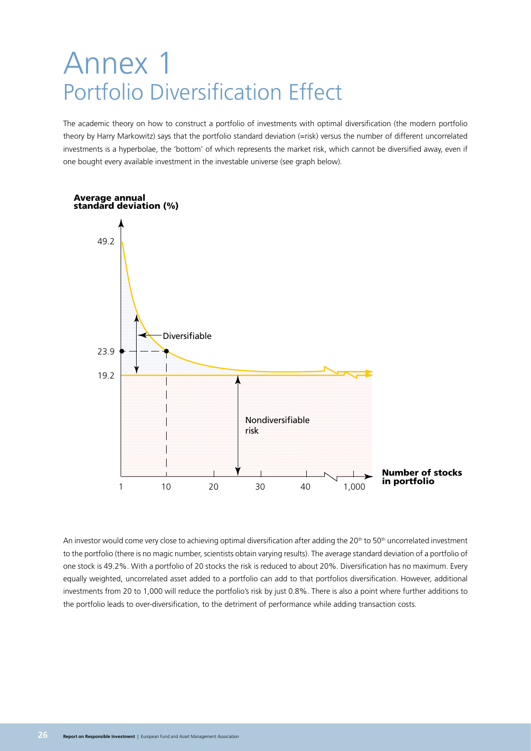# Annex 1
## Portfolio Diversification Effect

The academic theory on how to construct a portfolio of investments with optimal diversification (the modern portfolio theory by Harry Markowitz) says that the portfolio standard deviation (=risk) versus the number of different uncorrelated investments is a hyperbolae, the 'bottom' of which represents the market risk, which cannot be diversified away, even if one bought every available investment in the investable universe (see graph below).

**Average annual standard deviation (%)**

49.2

23.9

19.2

Diversifiable

Nondiversifiable risk

1 10 20 30 40 1,000

**Number of stocks in portfolio**

An investor would come very close to achieving optimal diversification after adding the 20th to 50th uncorrelated investment to the portfolio (there is no magic number, scientists obtain varying results). The average standard deviation of a portfolio of one stock is 49.2%. With a portfolio of 20 stocks the risk is reduced to about 20%. Diversification has no maximum. Every equally weighted, uncorrelated asset added to a portfolio can add to that portfolios diversification. However, additional investments from 20 to 1,000 will reduce the portfolio's risk by just 0.8%. There is also a point where further additions to the portfolio leads to over-diversification, to the detriment of performance while adding transaction costs.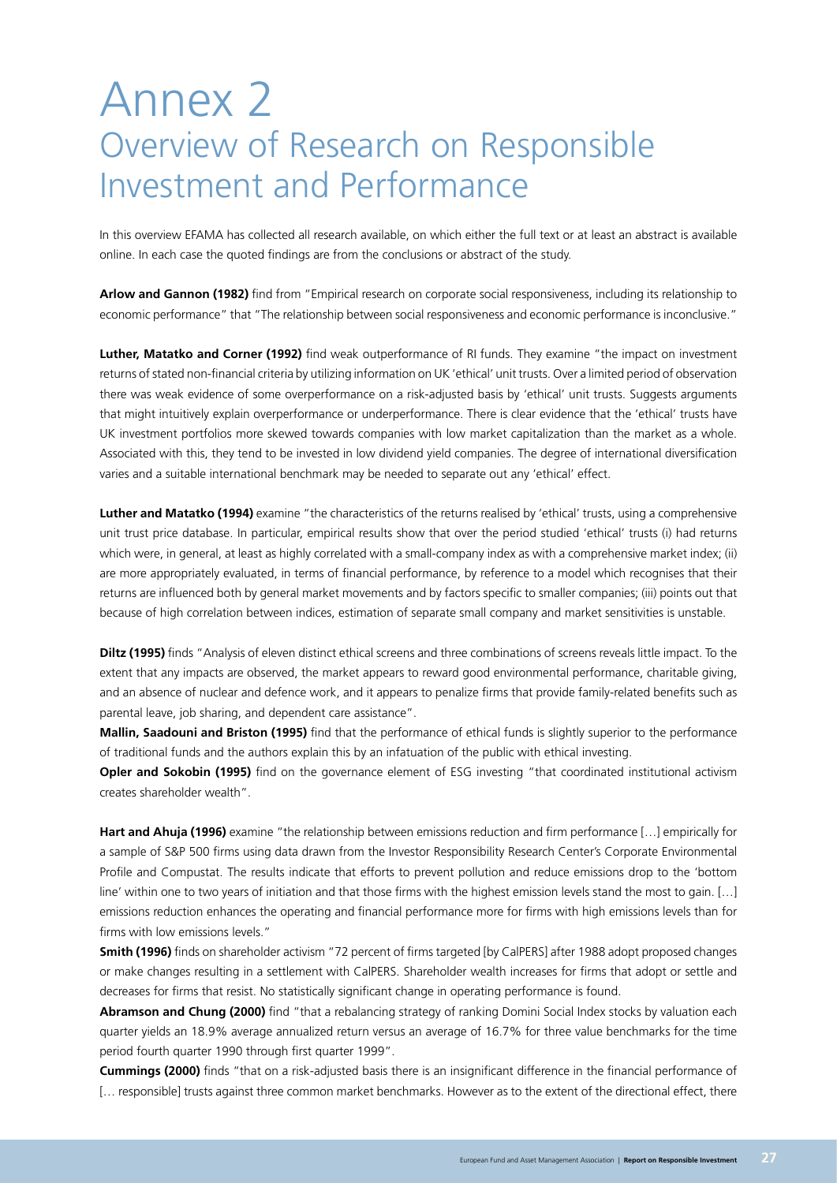# Annex 2
## Overview of Research on Responsible Investment and Performance

In this overview EFAMA has collected all research available, on which either the full text or at least an abstract is available online. In each case the quoted findings are from the conclusions or abstract of the study.

**Arlow and Gannon (1982)** find from "Empirical research on corporate social responsiveness, including its relationship to economic performance" that "The relationship between social responsiveness and economic performance is inconclusive."

**Luther, Matatko and Corner (1992)** find weak outperformance of RI funds. They examine "the impact on investment returns of stated non-financial criteria by utilizing information on UK 'ethical' unit trusts. Over a limited period of observation there was weak evidence of some overperformance on a risk-adjusted basis by 'ethical' unit trusts. Suggests arguments that might intuitively explain overperformance or underperformance. There is clear evidence that the 'ethical' trusts have UK investment portfolios more skewed towards companies with low market capitalization than the market as a whole. Associated with this, they tend to be invested in low dividend yield companies. The degree of international diversification varies and a suitable international benchmark may be needed to separate out any 'ethical' effect.

**Luther and Matatko (1994)** examine "the characteristics of the returns realised by 'ethical' trusts, using a comprehensive unit trust price database. In particular, empirical results show that over the period studied 'ethical' trusts (i) had returns which were, in general, at least as highly correlated with a small-company index as with a comprehensive market index; (ii) are more appropriately evaluated, in terms of financial performance, by reference to a model which recognises that their returns are influenced both by general market movements and by factors specific to smaller companies; (iii) points out that because of high correlation between indices, estimation of separate small company and market sensitivities is unstable.

**Diltz (1995)** finds "Analysis of eleven distinct ethical screens and three combinations of screens reveals little impact. To the extent that any impacts are observed, the market appears to reward good environmental performance, charitable giving, and an absence of nuclear and defence work, and it appears to penalize firms that provide family-related benefits such as parental leave, job sharing, and dependent care assistance".

**Mallin, Saadouni and Briston (1995)** find that the performance of ethical funds is slightly superior to the performance of traditional funds and the authors explain this by an infatuation of the public with ethical investing.

**Opler and Sokobin (1995)** find on the governance element of ESG investing "that coordinated institutional activism creates shareholder wealth".

**Hart and Ahuja (1996)** examine "the relationship between emissions reduction and firm performance […] empirically for a sample of S&P 500 firms using data drawn from the Investor Responsibility Research Center's Corporate Environmental Profile and Compustat. The results indicate that efforts to prevent pollution and reduce emissions drop to the 'bottom line' within one to two years of initiation and that those firms with the highest emission levels stand the most to gain. […] emissions reduction enhances the operating and financial performance more for firms with high emissions levels than for firms with low emissions levels."

**Smith (1996)** finds on shareholder activism "72 percent of firms targeted [by CalPERS] after 1988 adopt proposed changes or make changes resulting in a settlement with CalPERS. Shareholder wealth increases for firms that adopt or settle and decreases for firms that resist. No statistically significant change in operating performance is found.

**Abramson and Chung (2000)** find "that a rebalancing strategy of ranking Domini Social Index stocks by valuation each quarter yields an 18.9% average annualized return versus an average of 16.7% for three value benchmarks for the time period fourth quarter 1990 through first quarter 1999".

**Cummings (2000)** finds "that on a risk-adjusted basis there is an insignificant difference in the financial performance of [… responsible] trusts against three common market benchmarks. However as to the extent of the directional effect, there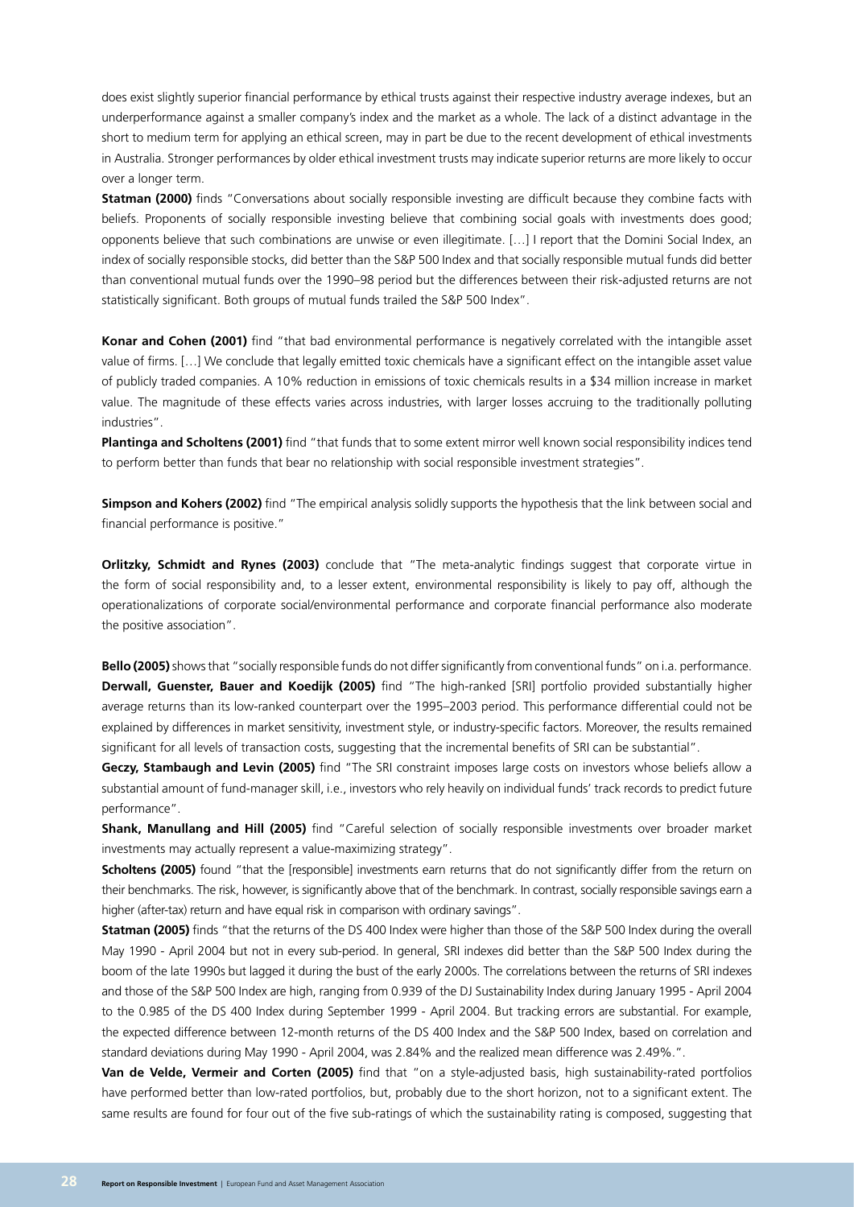does exist slightly superior financial performance by ethical trusts against their respective industry average indexes, but an underperformance against a smaller company's index and the market as a whole. The lack of a distinct advantage in the short to medium term for applying an ethical screen, may in part be due to the recent development of ethical investments in Australia. Stronger performances by older ethical investment trusts may indicate superior returns are more likely to occur over a longer term.

**Statman (2000)** finds "Conversations about socially responsible investing are difficult because they combine facts with beliefs. Proponents of socially responsible investing believe that combining social goals with investments does good; opponents believe that such combinations are unwise or even illegitimate. […] I report that the Domini Social Index, an index of socially responsible stocks, did better than the S&P 500 Index and that socially responsible mutual funds did better than conventional mutual funds over the 1990–98 period but the differences between their risk-adjusted returns are not statistically significant. Both groups of mutual funds trailed the S&P 500 Index".

**Konar and Cohen (2001)** find "that bad environmental performance is negatively correlated with the intangible asset value of firms. […] We conclude that legally emitted toxic chemicals have a significant effect on the intangible asset value of publicly traded companies. A 10% reduction in emissions of toxic chemicals results in a $34 million increase in market value. The magnitude of these effects varies across industries, with larger losses accruing to the traditionally polluting industries".

**Plantinga and Scholtens (2001)** find "that funds that to some extent mirror well known social responsibility indices tend to perform better than funds that bear no relationship with social responsible investment strategies".

**Simpson and Kohers (2002)** find "The empirical analysis solidly supports the hypothesis that the link between social and financial performance is positive."

**Orlitzky, Schmidt and Rynes (2003)** conclude that "The meta-analytic findings suggest that corporate virtue in the form of social responsibility and, to a lesser extent, environmental responsibility is likely to pay off, although the operationalizations of corporate social/environmental performance and corporate financial performance also moderate the positive association".

**Bello (2005)** shows that "socially responsible funds do not differ significantly from conventional funds" on i.a. performance.

**Derwall, Guenster, Bauer and Koedijk (2005)** find "The high-ranked [SRI] portfolio provided substantially higher average returns than its low-ranked counterpart over the 1995–2003 period. This performance differential could not be explained by differences in market sensitivity, investment style, or industry-specific factors. Moreover, the results remained significant for all levels of transaction costs, suggesting that the incremental benefits of SRI can be substantial".

**Geczy, Stambaugh and Levin (2005)** find "The SRI constraint imposes large costs on investors whose beliefs allow a substantial amount of fund-manager skill, i.e., investors who rely heavily on individual funds' track records to predict future performance".

**Shank, Manullang and Hill (2005)** find "Careful selection of socially responsible investments over broader market investments may actually represent a value-maximizing strategy".

**Scholtens (2005)** found "that the [responsible] investments earn returns that do not significantly differ from the return on their benchmarks. The risk, however, is significantly above that of the benchmark. In contrast, socially responsible savings earn a higher (after-tax) return and have equal risk in comparison with ordinary savings".

**Statman (2005)** finds "that the returns of the DS 400 Index were higher than those of the S&P 500 Index during the overall May 1990 - April 2004 but not in every sub-period. In general, SRI indexes did better than the S&P 500 Index during the boom of the late 1990s but lagged it during the bust of the early 2000s. The correlations between the returns of SRI indexes and those of the S&P 500 Index are high, ranging from 0.939 of the DJ Sustainability Index during January 1995 - April 2004 to the 0.985 of the DS 400 Index during September 1999 - April 2004. But tracking errors are substantial. For example, the expected difference between 12-month returns of the DS 400 Index and the S&P 500 Index, based on correlation and standard deviations during May 1990 - April 2004, was 2.84% and the realized mean difference was 2.49%.".

**Van de Velde, Vermeir and Corten (2005)** find that "on a style-adjusted basis, high sustainability-rated portfolios have performed better than low-rated portfolios, but, probably due to the short horizon, not to a significant extent. The same results are found for four out of the five sub-ratings of which the sustainability rating is composed, suggesting that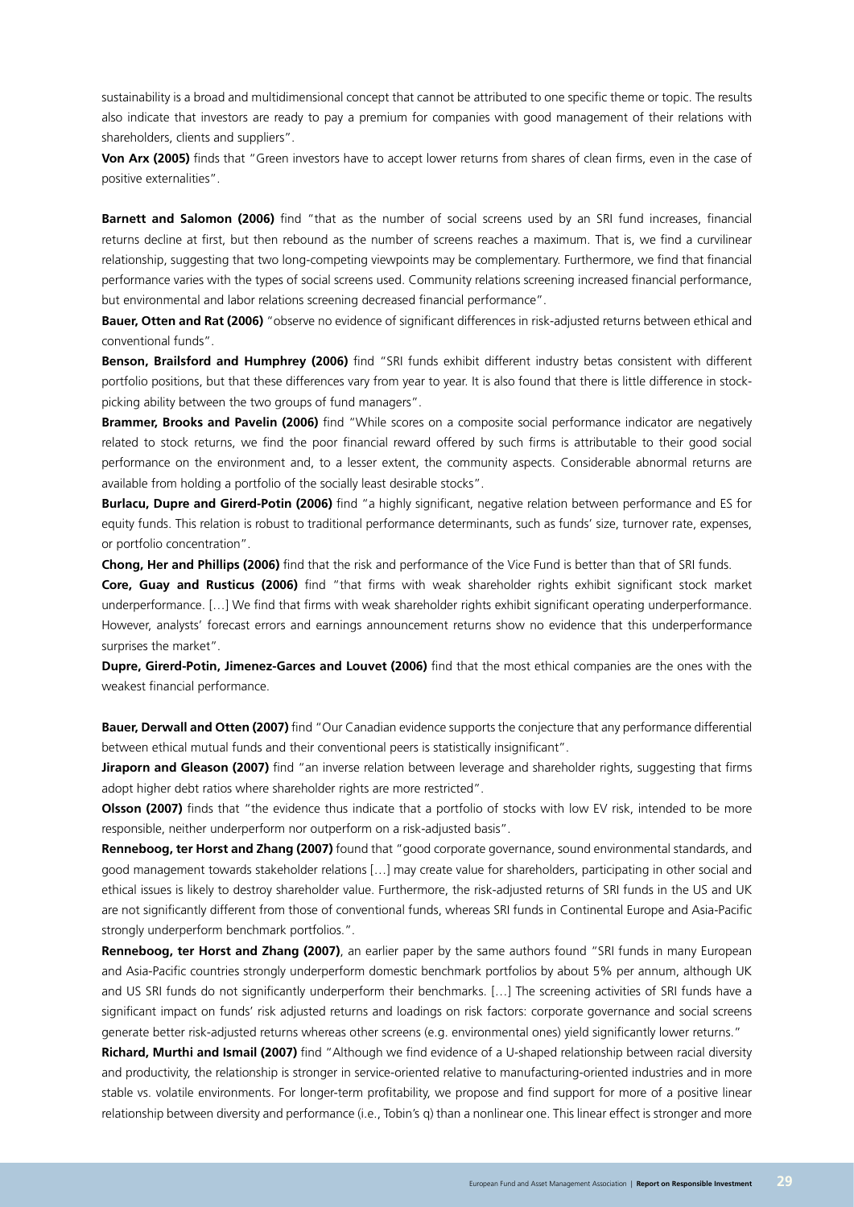sustainability is a broad and multidimensional concept that cannot be attributed to one specific theme or topic. The results also indicate that investors are ready to pay a premium for companies with good management of their relations with shareholders, clients and suppliers".

**Von Arx (2005)** finds that "Green investors have to accept lower returns from shares of clean firms, even in the case of positive externalities".

**Barnett and Salomon (2006)** find "that as the number of social screens used by an SRI fund increases, financial returns decline at first, but then rebound as the number of screens reaches a maximum. That is, we find a curvilinear relationship, suggesting that two long-competing viewpoints may be complementary. Furthermore, we find that financial performance varies with the types of social screens used. Community relations screening increased financial performance, but environmental and labor relations screening decreased financial performance".

**Bauer, Otten and Rat (2006)** "observe no evidence of significant differences in risk-adjusted returns between ethical and conventional funds".

**Benson, Brailsford and Humphrey (2006)** find "SRI funds exhibit different industry betas consistent with different portfolio positions, but that these differences vary from year to year. It is also found that there is little difference in stock-picking ability between the two groups of fund managers".

**Brammer, Brooks and Pavelin (2006)** find "While scores on a composite social performance indicator are negatively related to stock returns, we find the poor financial reward offered by such firms is attributable to their good social performance on the environment and, to a lesser extent, the community aspects. Considerable abnormal returns are available from holding a portfolio of the socially least desirable stocks".

**Burlacu, Dupre and Girerd-Potin (2006)** find "a highly significant, negative relation between performance and ES for equity funds. This relation is robust to traditional performance determinants, such as funds' size, turnover rate, expenses, or portfolio concentration".

**Chong, Her and Phillips (2006)** find that the risk and performance of the Vice Fund is better than that of SRI funds.

**Core, Guay and Rusticus (2006)** find "that firms with weak shareholder rights exhibit significant stock market underperformance. […] We find that firms with weak shareholder rights exhibit significant operating underperformance. However, analysts' forecast errors and earnings announcement returns show no evidence that this underperformance surprises the market".

**Dupre, Girerd-Potin, Jimenez-Garces and Louvet (2006)** find that the most ethical companies are the ones with the weakest financial performance.

**Bauer, Derwall and Otten (2007)** find "Our Canadian evidence supports the conjecture that any performance differential between ethical mutual funds and their conventional peers is statistically insignificant".

**Jiraporn and Gleason (2007)** find "an inverse relation between leverage and shareholder rights, suggesting that firms adopt higher debt ratios where shareholder rights are more restricted".

**Olsson (2007)** finds that "the evidence thus indicate that a portfolio of stocks with low EV risk, intended to be more responsible, neither underperform nor outperform on a risk-adjusted basis".

**Renneboog, ter Horst and Zhang (2007)** found that "good corporate governance, sound environmental standards, and good management towards stakeholder relations […] may create value for shareholders, participating in other social and ethical issues is likely to destroy shareholder value. Furthermore, the risk-adjusted returns of SRI funds in the US and UK are not significantly different from those of conventional funds, whereas SRI funds in Continental Europe and Asia-Pacific strongly underperform benchmark portfolios.".

**Renneboog, ter Horst and Zhang (2007)**, an earlier paper by the same authors found "SRI funds in many European and Asia-Pacific countries strongly underperform domestic benchmark portfolios by about 5% per annum, although UK and US SRI funds do not significantly underperform their benchmarks. […] The screening activities of SRI funds have a significant impact on funds' risk adjusted returns and loadings on risk factors: corporate governance and social screens generate better risk-adjusted returns whereas other screens (e.g. environmental ones) yield significantly lower returns."

**Richard, Murthi and Ismail (2007)** find "Although we find evidence of a U-shaped relationship between racial diversity and productivity, the relationship is stronger in service-oriented relative to manufacturing-oriented industries and in more stable vs. volatile environments. For longer-term profitability, we propose and find support for more of a positive linear relationship between diversity and performance (i.e., Tobin's q) than a nonlinear one. This linear effect is stronger and more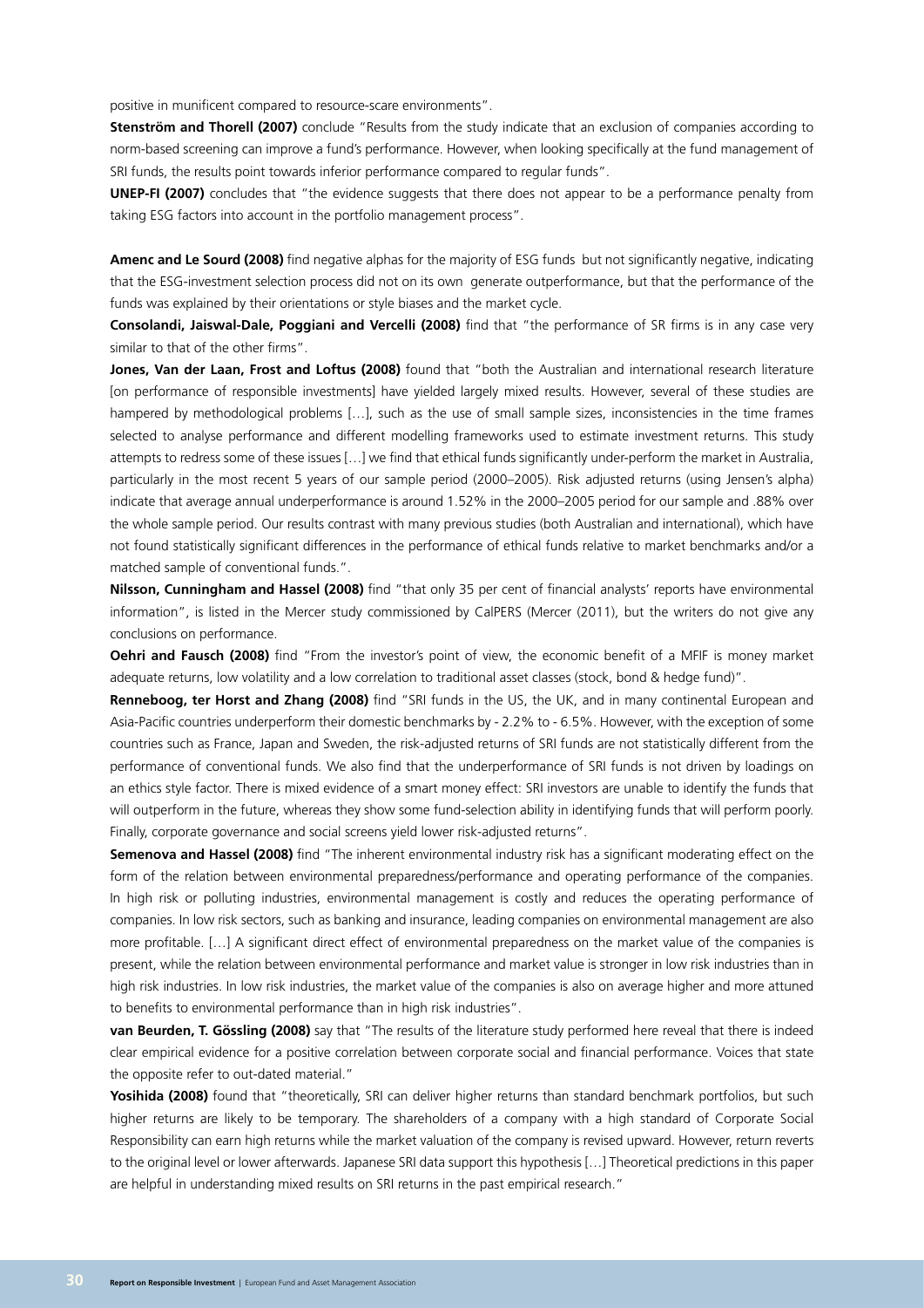positive in munificent compared to resource-scare environments".

**Stenström and Thorell (2007)** conclude "Results from the study indicate that an exclusion of companies according to norm-based screening can improve a fund's performance. However, when looking specifically at the fund management of SRI funds, the results point towards inferior performance compared to regular funds".

**UNEP-FI (2007)** concludes that "the evidence suggests that there does not appear to be a performance penalty from taking ESG factors into account in the portfolio management process".

**Amenc and Le Sourd (2008)** find negative alphas for the majority of ESG funds but not significantly negative, indicating that the ESG-investment selection process did not on its own generate outperformance, but that the performance of the funds was explained by their orientations or style biases and the market cycle.

**Consolandi, Jaiswal-Dale, Poggiani and Vercelli (2008)** find that "the performance of SR firms is in any case very similar to that of the other firms".

**Jones, Van der Laan, Frost and Loftus (2008)** found that "both the Australian and international research literature [on performance of responsible investments] have yielded largely mixed results. However, several of these studies are hampered by methodological problems […], such as the use of small sample sizes, inconsistencies in the time frames selected to analyse performance and different modelling frameworks used to estimate investment returns. This study attempts to redress some of these issues […] we find that ethical funds significantly under-perform the market in Australia, particularly in the most recent 5 years of our sample period (2000–2005). Risk adjusted returns (using Jensen's alpha) indicate that average annual underperformance is around 1.52% in the 2000–2005 period for our sample and .88% over the whole sample period. Our results contrast with many previous studies (both Australian and international), which have not found statistically significant differences in the performance of ethical funds relative to market benchmarks and/or a matched sample of conventional funds.".

**Nilsson, Cunningham and Hassel (2008)** find "that only 35 per cent of financial analysts' reports have environmental information", is listed in the Mercer study commissioned by CalPERS (Mercer (2011), but the writers do not give any conclusions on performance.

**Oehri and Fausch (2008)** find "From the investor's point of view, the economic benefit of a MFIF is money market adequate returns, low volatility and a low correlation to traditional asset classes (stock, bond & hedge fund)".

**Renneboog, ter Horst and Zhang (2008)** find "SRI funds in the US, the UK, and in many continental European and Asia-Pacific countries underperform their domestic benchmarks by - 2.2% to - 6.5%. However, with the exception of some countries such as France, Japan and Sweden, the risk-adjusted returns of SRI funds are not statistically different from the performance of conventional funds. We also find that the underperformance of SRI funds is not driven by loadings on an ethics style factor. There is mixed evidence of a smart money effect: SRI investors are unable to identify the funds that will outperform in the future, whereas they show some fund-selection ability in identifying funds that will perform poorly. Finally, corporate governance and social screens yield lower risk-adjusted returns".

**Semenova and Hassel (2008)** find "The inherent environmental industry risk has a significant moderating effect on the form of the relation between environmental preparedness/performance and operating performance of the companies. In high risk or polluting industries, environmental management is costly and reduces the operating performance of companies. In low risk sectors, such as banking and insurance, leading companies on environmental management are also more profitable. […] A significant direct effect of environmental preparedness on the market value of the companies is present, while the relation between environmental performance and market value is stronger in low risk industries than in high risk industries. In low risk industries, the market value of the companies is also on average higher and more attuned to benefits to environmental performance than in high risk industries".

**van Beurden, T. Gössling (2008)** say that "The results of the literature study performed here reveal that there is indeed clear empirical evidence for a positive correlation between corporate social and financial performance. Voices that state the opposite refer to out-dated material."

**Yosihida (2008)** found that "theoretically, SRI can deliver higher returns than standard benchmark portfolios, but such higher returns are likely to be temporary. The shareholders of a company with a high standard of Corporate Social Responsibility can earn high returns while the market valuation of the company is revised upward. However, return reverts to the original level or lower afterwards. Japanese SRI data support this hypothesis […] Theoretical predictions in this paper are helpful in understanding mixed results on SRI returns in the past empirical research."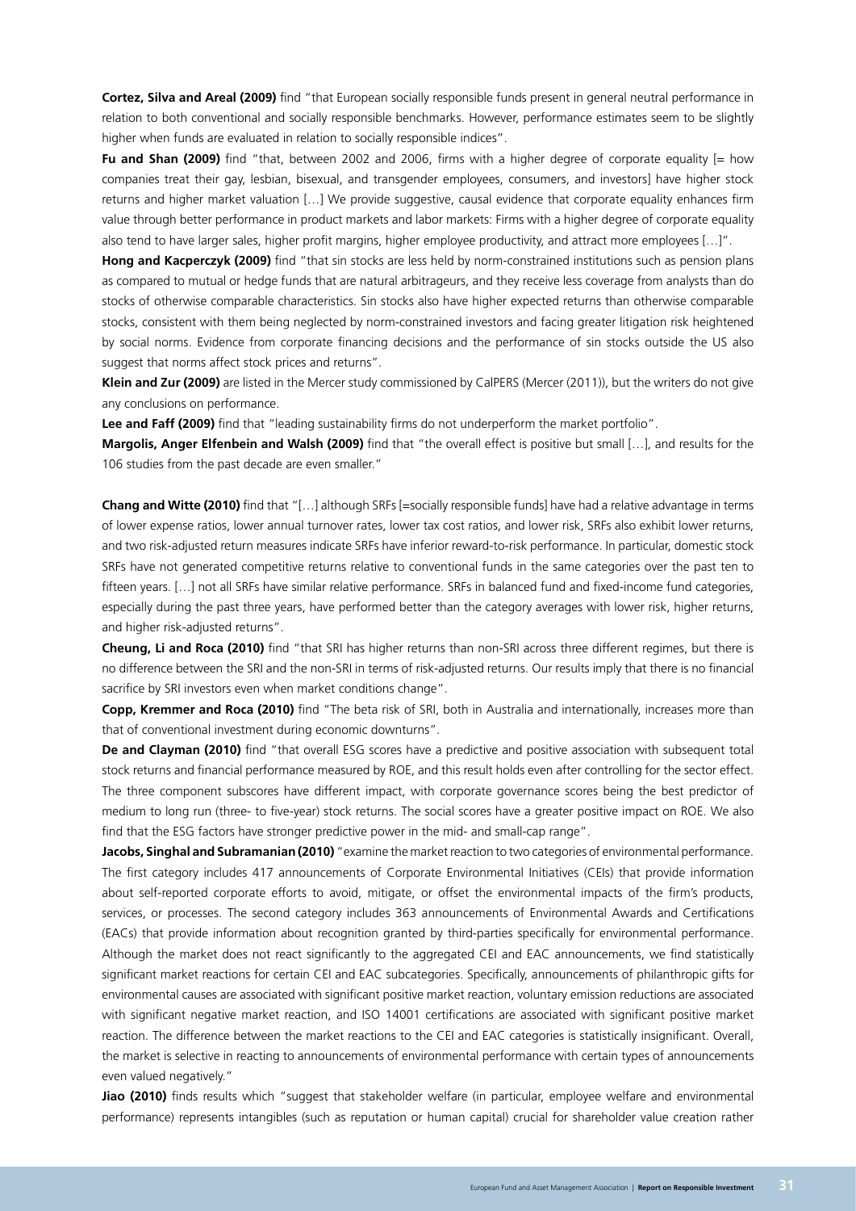**Cortez, Silva and Areal (2009)** find "that European socially responsible funds present in general neutral performance in relation to both conventional and socially responsible benchmarks. However, performance estimates seem to be slightly higher when funds are evaluated in relation to socially responsible indices".

**Fu and Shan (2009)** find "that, between 2002 and 2006, firms with a higher degree of corporate equality [= how companies treat their gay, lesbian, bisexual, and transgender employees, consumers, and investors] have higher stock returns and higher market valuation […] We provide suggestive, causal evidence that corporate equality enhances firm value through better performance in product markets and labor markets: Firms with a higher degree of corporate equality also tend to have larger sales, higher profit margins, higher employee productivity, and attract more employees […]".

**Hong and Kacperczyk (2009)** find "that sin stocks are less held by norm-constrained institutions such as pension plans as compared to mutual or hedge funds that are natural arbitrageurs, and they receive less coverage from analysts than do stocks of otherwise comparable characteristics. Sin stocks also have higher expected returns than otherwise comparable stocks, consistent with them being neglected by norm-constrained investors and facing greater litigation risk heightened by social norms. Evidence from corporate financing decisions and the performance of sin stocks outside the US also suggest that norms affect stock prices and returns".

**Klein and Zur (2009)** are listed in the Mercer study commissioned by CalPERS (Mercer (2011)), but the writers do not give any conclusions on performance.

**Lee and Faff (2009)** find that "leading sustainability firms do not underperform the market portfolio".

**Margolis, Anger Elfenbein and Walsh (2009)** find that "the overall effect is positive but small […], and results for the 106 studies from the past decade are even smaller."

**Chang and Witte (2010)** find that "[…] although SRFs [=socially responsible funds] have had a relative advantage in terms of lower expense ratios, lower annual turnover rates, lower tax cost ratios, and lower risk, SRFs also exhibit lower returns, and two risk-adjusted return measures indicate SRFs have inferior reward-to-risk performance. In particular, domestic stock SRFs have not generated competitive returns relative to conventional funds in the same categories over the past ten to fifteen years. […] not all SRFs have similar relative performance. SRFs in balanced fund and fixed-income fund categories, especially during the past three years, have performed better than the category averages with lower risk, higher returns, and higher risk-adjusted returns".

**Cheung, Li and Roca (2010)** find "that SRI has higher returns than non-SRI across three different regimes, but there is no difference between the SRI and the non-SRI in terms of risk-adjusted returns. Our results imply that there is no financial sacrifice by SRI investors even when market conditions change".

**Copp, Kremmer and Roca (2010)** find "The beta risk of SRI, both in Australia and internationally, increases more than that of conventional investment during economic downturns".

**De and Clayman (2010)** find "that overall ESG scores have a predictive and positive association with subsequent total stock returns and financial performance measured by ROE, and this result holds even after controlling for the sector effect. The three component subscores have different impact, with corporate governance scores being the best predictor of medium to long run (three- to five-year) stock returns. The social scores have a greater positive impact on ROE. We also find that the ESG factors have stronger predictive power in the mid- and small-cap range".

**Jacobs, Singhal and Subramanian (2010)** "examine the market reaction to two categories of environmental performance. The first category includes 417 announcements of Corporate Environmental Initiatives (CEIs) that provide information about self-reported corporate efforts to avoid, mitigate, or offset the environmental impacts of the firm's products, services, or processes. The second category includes 363 announcements of Environmental Awards and Certifications (EACs) that provide information about recognition granted by third-parties specifically for environmental performance. Although the market does not react significantly to the aggregated CEI and EAC announcements, we find statistically significant market reactions for certain CEI and EAC subcategories. Specifically, announcements of philanthropic gifts for environmental causes are associated with significant positive market reaction, voluntary emission reductions are associated with significant negative market reaction, and ISO 14001 certifications are associated with significant positive market reaction. The difference between the market reactions to the CEI and EAC categories is statistically insignificant. Overall, the market is selective in reacting to announcements of environmental performance with certain types of announcements even valued negatively."

**Jiao (2010)** finds results which "suggest that stakeholder welfare (in particular, employee welfare and environmental performance) represents intangibles (such as reputation or human capital) crucial for shareholder value creation rather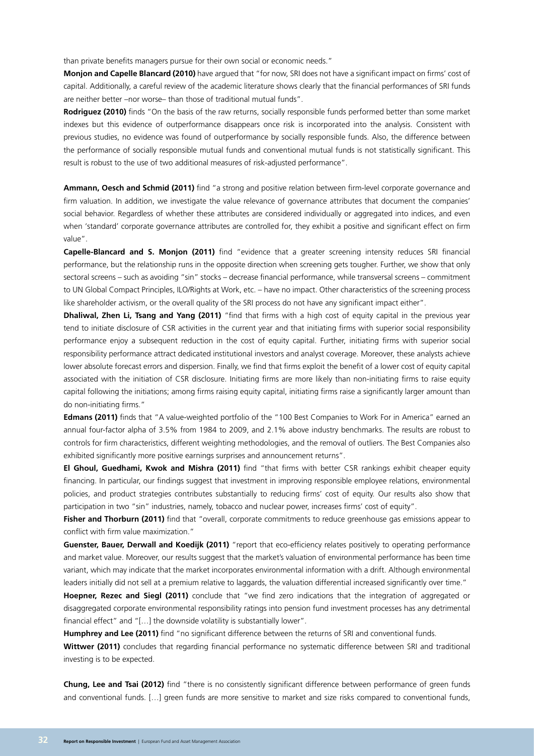than private benefits managers pursue for their own social or economic needs."

**Monjon and Capelle Blancard (2010)** have argued that "for now, SRI does not have a significant impact on firms' cost of capital. Additionally, a careful review of the academic literature shows clearly that the financial performances of SRI funds are neither better –nor worse– than those of traditional mutual funds".

**Rodriguez (2010)** finds "On the basis of the raw returns, socially responsible funds performed better than some market indexes but this evidence of outperformance disappears once risk is incorporated into the analysis. Consistent with previous studies, no evidence was found of outperformance by socially responsible funds. Also, the difference between the performance of socially responsible mutual funds and conventional mutual funds is not statistically significant. This result is robust to the use of two additional measures of risk-adjusted performance".

**Ammann, Oesch and Schmid (2011)** find "a strong and positive relation between firm-level corporate governance and firm valuation. In addition, we investigate the value relevance of governance attributes that document the companies' social behavior. Regardless of whether these attributes are considered individually or aggregated into indices, and even when 'standard' corporate governance attributes are controlled for, they exhibit a positive and significant effect on firm value".

**Capelle-Blancard and S. Monjon (2011)** find "evidence that a greater screening intensity reduces SRI financial performance, but the relationship runs in the opposite direction when screening gets tougher. Further, we show that only sectoral screens – such as avoiding "sin" stocks – decrease financial performance, while transversal screens – commitment to UN Global Compact Principles, ILO/Rights at Work, etc. – have no impact. Other characteristics of the screening process like shareholder activism, or the overall quality of the SRI process do not have any significant impact either".

**Dhaliwal, Zhen Li, Tsang and Yang (2011)** "find that firms with a high cost of equity capital in the previous year tend to initiate disclosure of CSR activities in the current year and that initiating firms with superior social responsibility performance enjoy a subsequent reduction in the cost of equity capital. Further, initiating firms with superior social responsibility performance attract dedicated institutional investors and analyst coverage. Moreover, these analysts achieve lower absolute forecast errors and dispersion. Finally, we find that firms exploit the benefit of a lower cost of equity capital associated with the initiation of CSR disclosure. Initiating firms are more likely than non-initiating firms to raise equity capital following the initiations; among firms raising equity capital, initiating firms raise a significantly larger amount than do non-initiating firms."

**Edmans (2011)** finds that "A value-weighted portfolio of the "100 Best Companies to Work For in America" earned an annual four-factor alpha of 3.5% from 1984 to 2009, and 2.1% above industry benchmarks. The results are robust to controls for firm characteristics, different weighting methodologies, and the removal of outliers. The Best Companies also exhibited significantly more positive earnings surprises and announcement returns".

**El Ghoul, Guedhami, Kwok and Mishra (2011)** find "that firms with better CSR rankings exhibit cheaper equity financing. In particular, our findings suggest that investment in improving responsible employee relations, environmental policies, and product strategies contributes substantially to reducing firms' cost of equity. Our results also show that participation in two "sin" industries, namely, tobacco and nuclear power, increases firms' cost of equity".

**Fisher and Thorburn (2011)** find that "overall, corporate commitments to reduce greenhouse gas emissions appear to conflict with firm value maximization."

**Guenster, Bauer, Derwall and Koedijk (2011)** "report that eco-efficiency relates positively to operating performance and market value. Moreover, our results suggest that the market's valuation of environmental performance has been time variant, which may indicate that the market incorporates environmental information with a drift. Although environmental leaders initially did not sell at a premium relative to laggards, the valuation differential increased significantly over time."

**Hoepner, Rezec and Siegl (2011)** conclude that "we find zero indications that the integration of aggregated or disaggregated corporate environmental responsibility ratings into pension fund investment processes has any detrimental financial effect" and "[…] the downside volatility is substantially lower".

**Humphrey and Lee (2011)** find "no significant difference between the returns of SRI and conventional funds.

**Wittwer (2011)** concludes that regarding financial performance no systematic difference between SRI and traditional investing is to be expected.

**Chung, Lee and Tsai (2012)** find "there is no consistently significant difference between performance of green funds and conventional funds. […] green funds are more sensitive to market and size risks compared to conventional funds,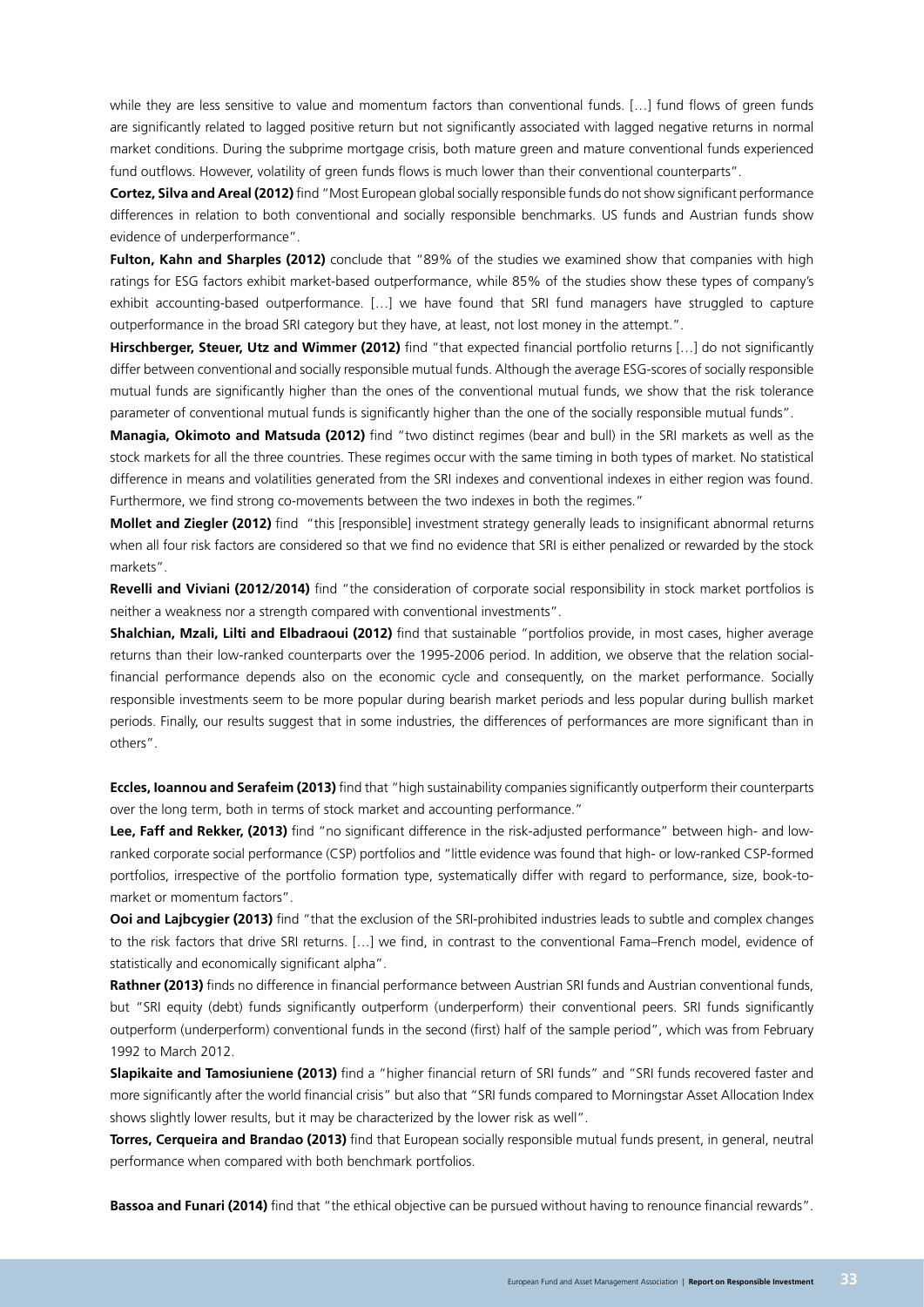while they are less sensitive to value and momentum factors than conventional funds. […] fund flows of green funds are significantly related to lagged positive return but not significantly associated with lagged negative returns in normal market conditions. During the subprime mortgage crisis, both mature green and mature conventional funds experienced fund outflows. However, volatility of green funds flows is much lower than their conventional counterparts".

**Cortez, Silva and Areal (2012)** find "Most European global socially responsible funds do not show significant performance differences in relation to both conventional and socially responsible benchmarks. US funds and Austrian funds show evidence of underperformance".

**Fulton, Kahn and Sharples (2012)** conclude that "89% of the studies we examined show that companies with high ratings for ESG factors exhibit market-based outperformance, while 85% of the studies show these types of company's exhibit accounting-based outperformance. […] we have found that SRI fund managers have struggled to capture outperformance in the broad SRI category but they have, at least, not lost money in the attempt.".

**Hirschberger, Steuer, Utz and Wimmer (2012)** find "that expected financial portfolio returns […] do not significantly differ between conventional and socially responsible mutual funds. Although the average ESG-scores of socially responsible mutual funds are significantly higher than the ones of the conventional mutual funds, we show that the risk tolerance parameter of conventional mutual funds is significantly higher than the one of the socially responsible mutual funds".

**Managia, Okimoto and Matsuda (2012)** find "two distinct regimes (bear and bull) in the SRI markets as well as the stock markets for all the three countries. These regimes occur with the same timing in both types of market. No statistical difference in means and volatilities generated from the SRI indexes and conventional indexes in either region was found. Furthermore, we find strong co-movements between the two indexes in both the regimes."

**Mollet and Ziegler (2012)** find "this [responsible] investment strategy generally leads to insignificant abnormal returns when all four risk factors are considered so that we find no evidence that SRI is either penalized or rewarded by the stock markets".

**Revelli and Viviani (2012/2014)** find "the consideration of corporate social responsibility in stock market portfolios is neither a weakness nor a strength compared with conventional investments".

**Shalchian, Mzali, Lilti and Elbadraoui (2012)** find that sustainable "portfolios provide, in most cases, higher average returns than their low-ranked counterparts over the 1995-2006 period. In addition, we observe that the relation social-financial performance depends also on the economic cycle and consequently, on the market performance. Socially responsible investments seem to be more popular during bearish market periods and less popular during bullish market periods. Finally, our results suggest that in some industries, the differences of performances are more significant than in others".

**Eccles, Ioannou and Serafeim (2013)** find that "high sustainability companies significantly outperform their counterparts over the long term, both in terms of stock market and accounting performance."

**Lee, Faff and Rekker, (2013)** find "no significant difference in the risk-adjusted performance" between high- and low-ranked corporate social performance (CSP) portfolios and "little evidence was found that high- or low-ranked CSP-formed portfolios, irrespective of the portfolio formation type, systematically differ with regard to performance, size, book-to-market or momentum factors".

**Ooi and Lajbcygier (2013)** find "that the exclusion of the SRI-prohibited industries leads to subtle and complex changes to the risk factors that drive SRI returns. […] we find, in contrast to the conventional Fama–French model, evidence of statistically and economically significant alpha".

**Rathner (2013)** finds no difference in financial performance between Austrian SRI funds and Austrian conventional funds, but "SRI equity (debt) funds significantly outperform (underperform) their conventional peers. SRI funds significantly outperform (underperform) conventional funds in the second (first) half of the sample period", which was from February 1992 to March 2012.

**Slapikaite and Tamosiuniene (2013)** find a "higher financial return of SRI funds" and "SRI funds recovered faster and more significantly after the world financial crisis" but also that "SRI funds compared to Morningstar Asset Allocation Index shows slightly lower results, but it may be characterized by the lower risk as well".

**Torres, Cerqueira and Brandao (2013)** find that European socially responsible mutual funds present, in general, neutral performance when compared with both benchmark portfolios.

**Bassoa and Funari (2014)** find that "the ethical objective can be pursued without having to renounce financial rewards".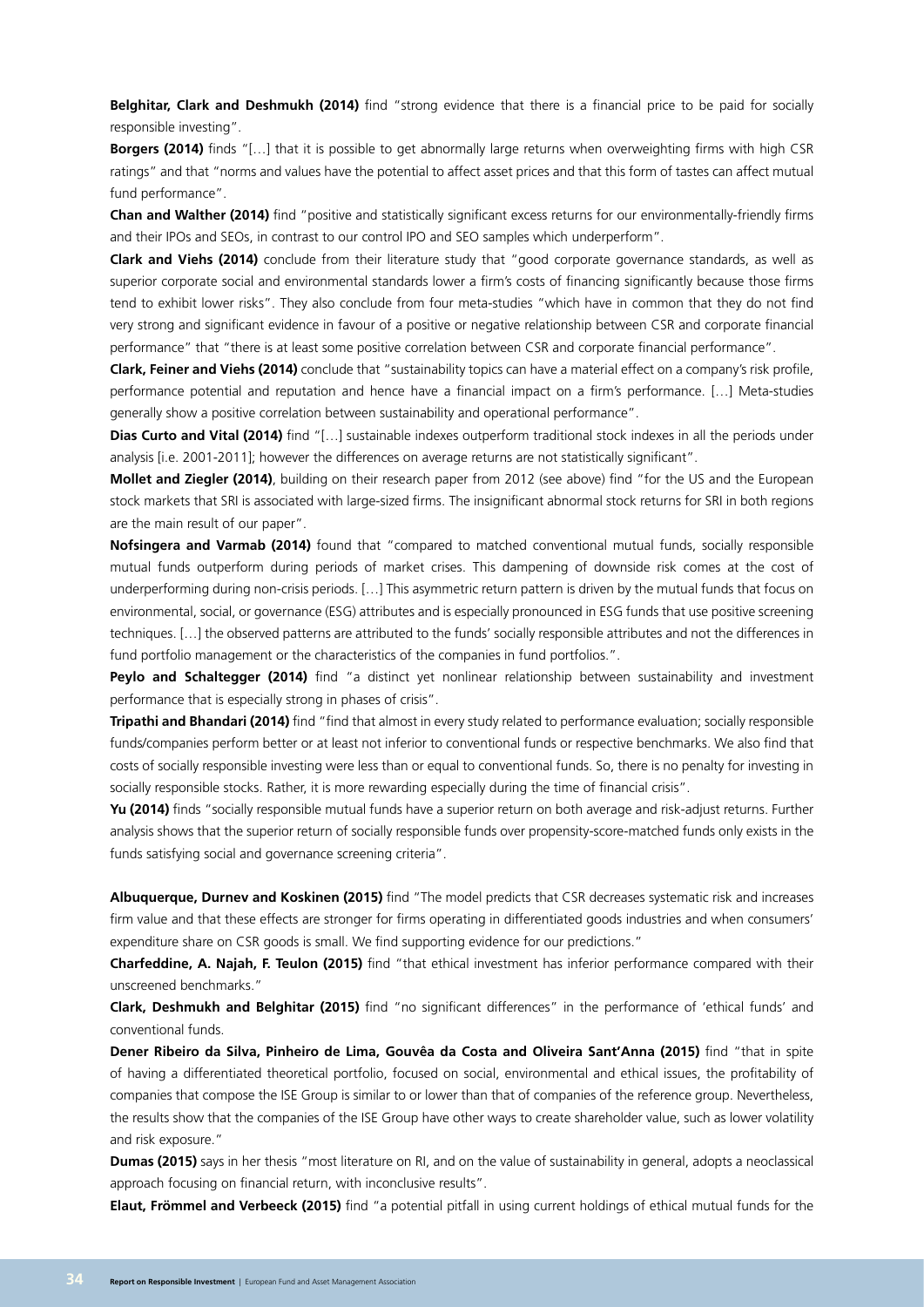**Belghitar, Clark and Deshmukh (2014)** find "strong evidence that there is a financial price to be paid for socially responsible investing".

**Borgers (2014)** finds "[…] that it is possible to get abnormally large returns when overweighting firms with high CSR ratings" and that "norms and values have the potential to affect asset prices and that this form of tastes can affect mutual fund performance".

**Chan and Walther (2014)** find "positive and statistically significant excess returns for our environmentally-friendly firms and their IPOs and SEOs, in contrast to our control IPO and SEO samples which underperform".

**Clark and Viehs (2014)** conclude from their literature study that "good corporate governance standards, as well as superior corporate social and environmental standards lower a firm's costs of financing significantly because those firms tend to exhibit lower risks". They also conclude from four meta-studies "which have in common that they do not find very strong and significant evidence in favour of a positive or negative relationship between CSR and corporate financial performance" that "there is at least some positive correlation between CSR and corporate financial performance".

**Clark, Feiner and Viehs (2014)** conclude that "sustainability topics can have a material effect on a company's risk profile, performance potential and reputation and hence have a financial impact on a firm's performance. […] Meta-studies generally show a positive correlation between sustainability and operational performance".

**Dias Curto and Vital (2014)** find "[…] sustainable indexes outperform traditional stock indexes in all the periods under analysis [i.e. 2001-2011]; however the differences on average returns are not statistically significant".

**Mollet and Ziegler (2014)**, building on their research paper from 2012 (see above) find "for the US and the European stock markets that SRI is associated with large-sized firms. The insignificant abnormal stock returns for SRI in both regions are the main result of our paper".

**Nofsingera and Varmab (2014)** found that "compared to matched conventional mutual funds, socially responsible mutual funds outperform during periods of market crises. This dampening of downside risk comes at the cost of underperforming during non-crisis periods. […] This asymmetric return pattern is driven by the mutual funds that focus on environmental, social, or governance (ESG) attributes and is especially pronounced in ESG funds that use positive screening techniques. […] the observed patterns are attributed to the funds' socially responsible attributes and not the differences in fund portfolio management or the characteristics of the companies in fund portfolios.".

**Peylo and Schaltegger (2014)** find "a distinct yet nonlinear relationship between sustainability and investment performance that is especially strong in phases of crisis".

**Tripathi and Bhandari (2014)** find "find that almost in every study related to performance evaluation; socially responsible funds/companies perform better or at least not inferior to conventional funds or respective benchmarks. We also find that costs of socially responsible investing were less than or equal to conventional funds. So, there is no penalty for investing in socially responsible stocks. Rather, it is more rewarding especially during the time of financial crisis".

**Yu (2014)** finds "socially responsible mutual funds have a superior return on both average and risk-adjust returns. Further analysis shows that the superior return of socially responsible funds over propensity-score-matched funds only exists in the funds satisfying social and governance screening criteria".

**Albuquerque, Durnev and Koskinen (2015)** find "The model predicts that CSR decreases systematic risk and increases firm value and that these effects are stronger for firms operating in differentiated goods industries and when consumers' expenditure share on CSR goods is small. We find supporting evidence for our predictions."

**Charfeddine, A. Najah, F. Teulon (2015)** find "that ethical investment has inferior performance compared with their unscreened benchmarks."

**Clark, Deshmukh and Belghitar (2015)** find "no significant differences" in the performance of 'ethical funds' and conventional funds.

**Dener Ribeiro da Silva, Pinheiro de Lima, Gouvêa da Costa and Oliveira Sant'Anna (2015)** find "that in spite of having a differentiated theoretical portfolio, focused on social, environmental and ethical issues, the profitability of companies that compose the ISE Group is similar to or lower than that of companies of the reference group. Nevertheless, the results show that the companies of the ISE Group have other ways to create shareholder value, such as lower volatility and risk exposure."

**Dumas (2015)** says in her thesis "most literature on RI, and on the value of sustainability in general, adopts a neoclassical approach focusing on financial return, with inconclusive results".

**Elaut, Frömmel and Verbeeck (2015)** find "a potential pitfall in using current holdings of ethical mutual funds for the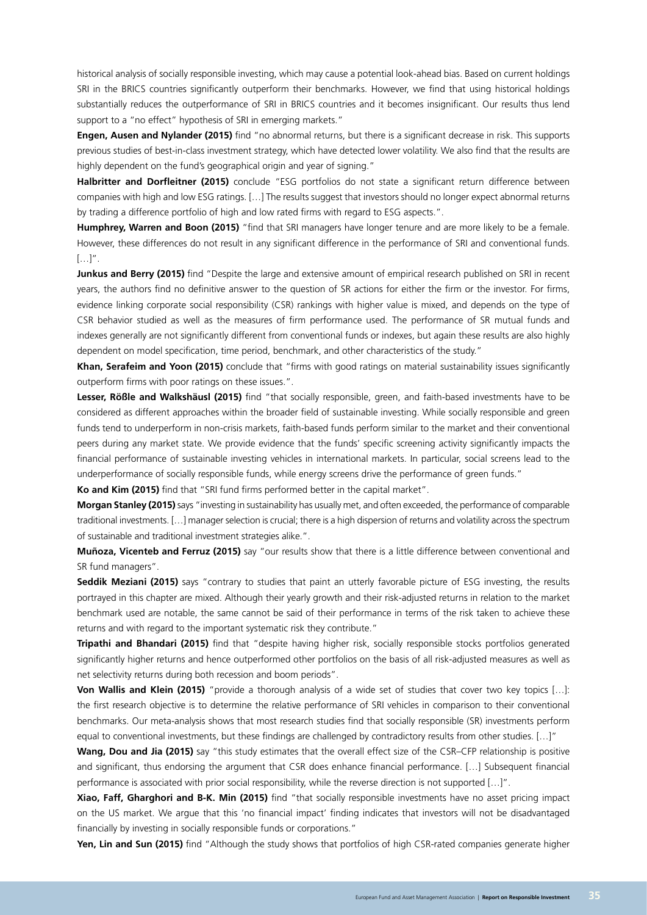historical analysis of socially responsible investing, which may cause a potential look-ahead bias. Based on current holdings SRI in the BRICS countries significantly outperform their benchmarks. However, we find that using historical holdings substantially reduces the outperformance of SRI in BRICS countries and it becomes insignificant. Our results thus lend support to a "no effect" hypothesis of SRI in emerging markets."

**Engen, Ausen and Nylander (2015)** find "no abnormal returns, but there is a significant decrease in risk. This supports previous studies of best-in-class investment strategy, which have detected lower volatility. We also find that the results are highly dependent on the fund's geographical origin and year of signing."

**Halbritter and Dorfleitner (2015)** conclude "ESG portfolios do not state a significant return difference between companies with high and low ESG ratings. […] The results suggest that investors should no longer expect abnormal returns by trading a difference portfolio of high and low rated firms with regard to ESG aspects.".

**Humphrey, Warren and Boon (2015)** "find that SRI managers have longer tenure and are more likely to be a female. However, these differences do not result in any significant difference in the performance of SRI and conventional funds. […]".

**Junkus and Berry (2015)** find "Despite the large and extensive amount of empirical research published on SRI in recent years, the authors find no definitive answer to the question of SR actions for either the firm or the investor. For firms, evidence linking corporate social responsibility (CSR) rankings with higher value is mixed, and depends on the type of CSR behavior studied as well as the measures of firm performance used. The performance of SR mutual funds and indexes generally are not significantly different from conventional funds or indexes, but again these results are also highly dependent on model specification, time period, benchmark, and other characteristics of the study."

**Khan, Serafeim and Yoon (2015)** conclude that "firms with good ratings on material sustainability issues significantly outperform firms with poor ratings on these issues.".

**Lesser, Rößle and Walkshäusl (2015)** find "that socially responsible, green, and faith-based investments have to be considered as different approaches within the broader field of sustainable investing. While socially responsible and green funds tend to underperform in non-crisis markets, faith-based funds perform similar to the market and their conventional peers during any market state. We provide evidence that the funds' specific screening activity significantly impacts the financial performance of sustainable investing vehicles in international markets. In particular, social screens lead to the underperformance of socially responsible funds, while energy screens drive the performance of green funds."

**Ko and Kim (2015)** find that "SRI fund firms performed better in the capital market".

**Morgan Stanley (2015)** says "investing in sustainability has usually met, and often exceeded, the performance of comparable traditional investments. […] manager selection is crucial; there is a high dispersion of returns and volatility across the spectrum of sustainable and traditional investment strategies alike.".

**Muñoza, Vicenteb and Ferruz (2015)** say "our results show that there is a little difference between conventional and SR fund managers".

**Seddik Meziani (2015)** says "contrary to studies that paint an utterly favorable picture of ESG investing, the results portrayed in this chapter are mixed. Although their yearly growth and their risk-adjusted returns in relation to the market benchmark used are notable, the same cannot be said of their performance in terms of the risk taken to achieve these returns and with regard to the important systematic risk they contribute."

**Tripathi and Bhandari (2015)** find that "despite having higher risk, socially responsible stocks portfolios generated significantly higher returns and hence outperformed other portfolios on the basis of all risk-adjusted measures as well as net selectivity returns during both recession and boom periods".

**Von Wallis and Klein (2015)** "provide a thorough analysis of a wide set of studies that cover two key topics […]: the first research objective is to determine the relative performance of SRI vehicles in comparison to their conventional benchmarks. Our meta-analysis shows that most research studies find that socially responsible (SR) investments perform equal to conventional investments, but these findings are challenged by contradictory results from other studies. […]"

**Wang, Dou and Jia (2015)** say "this study estimates that the overall effect size of the CSR–CFP relationship is positive and significant, thus endorsing the argument that CSR does enhance financial performance. […] Subsequent financial performance is associated with prior social responsibility, while the reverse direction is not supported […]".

**Xiao, Faff, Gharghori and B-K. Min (2015)** find "that socially responsible investments have no asset pricing impact on the US market. We argue that this 'no financial impact' finding indicates that investors will not be disadvantaged financially by investing in socially responsible funds or corporations."

**Yen, Lin and Sun (2015)** find "Although the study shows that portfolios of high CSR-rated companies generate higher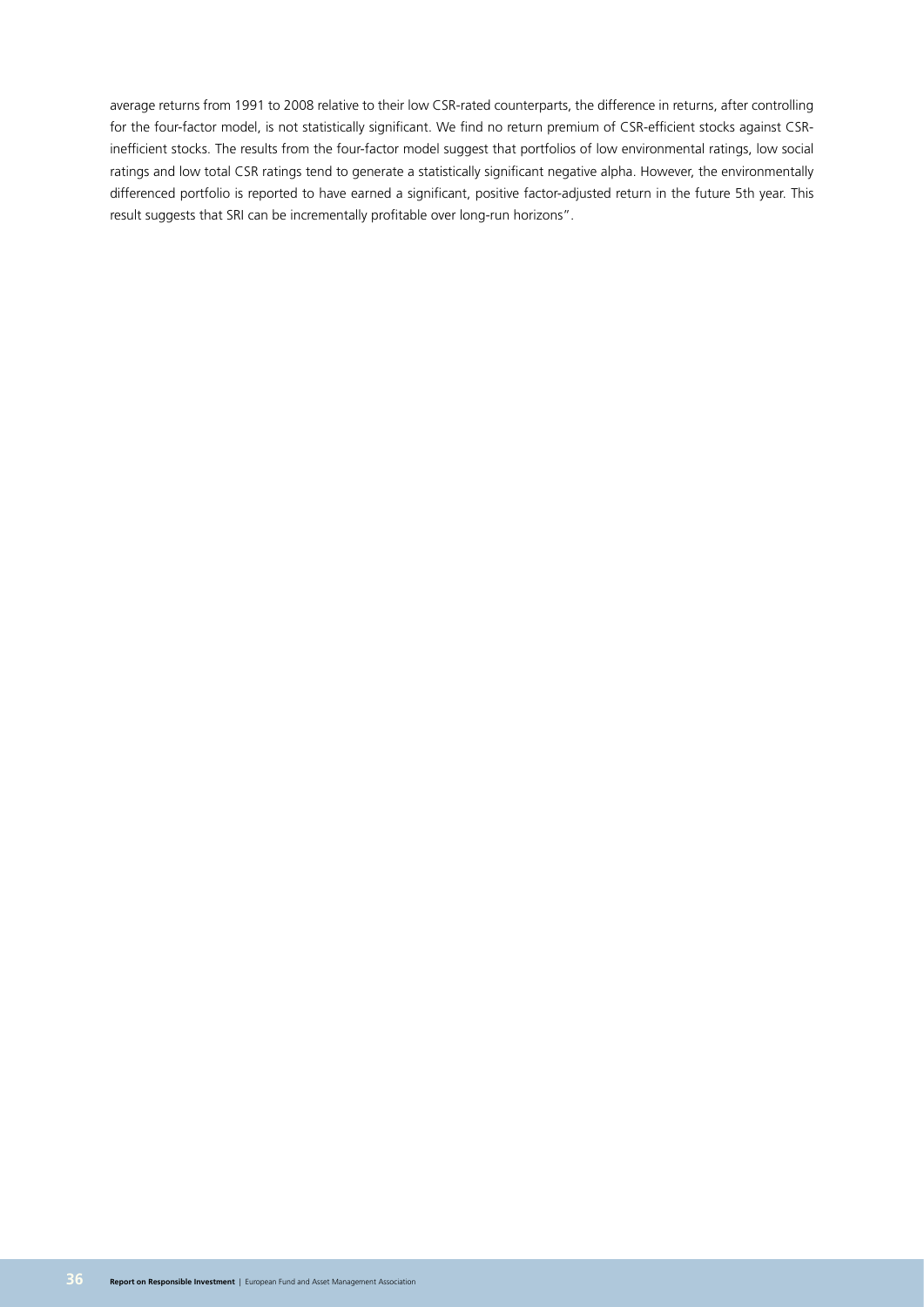average returns from 1991 to 2008 relative to their low CSR-rated counterparts, the difference in returns, after controlling for the four-factor model, is not statistically significant. We find no return premium of CSR-efficient stocks against CSR-inefficient stocks. The results from the four-factor model suggest that portfolios of low environmental ratings, low social ratings and low total CSR ratings tend to generate a statistically significant negative alpha. However, the environmentally differenced portfolio is reported to have earned a significant, positive factor-adjusted return in the future 5th year. This result suggests that SRI can be incrementally profitable over long-run horizons".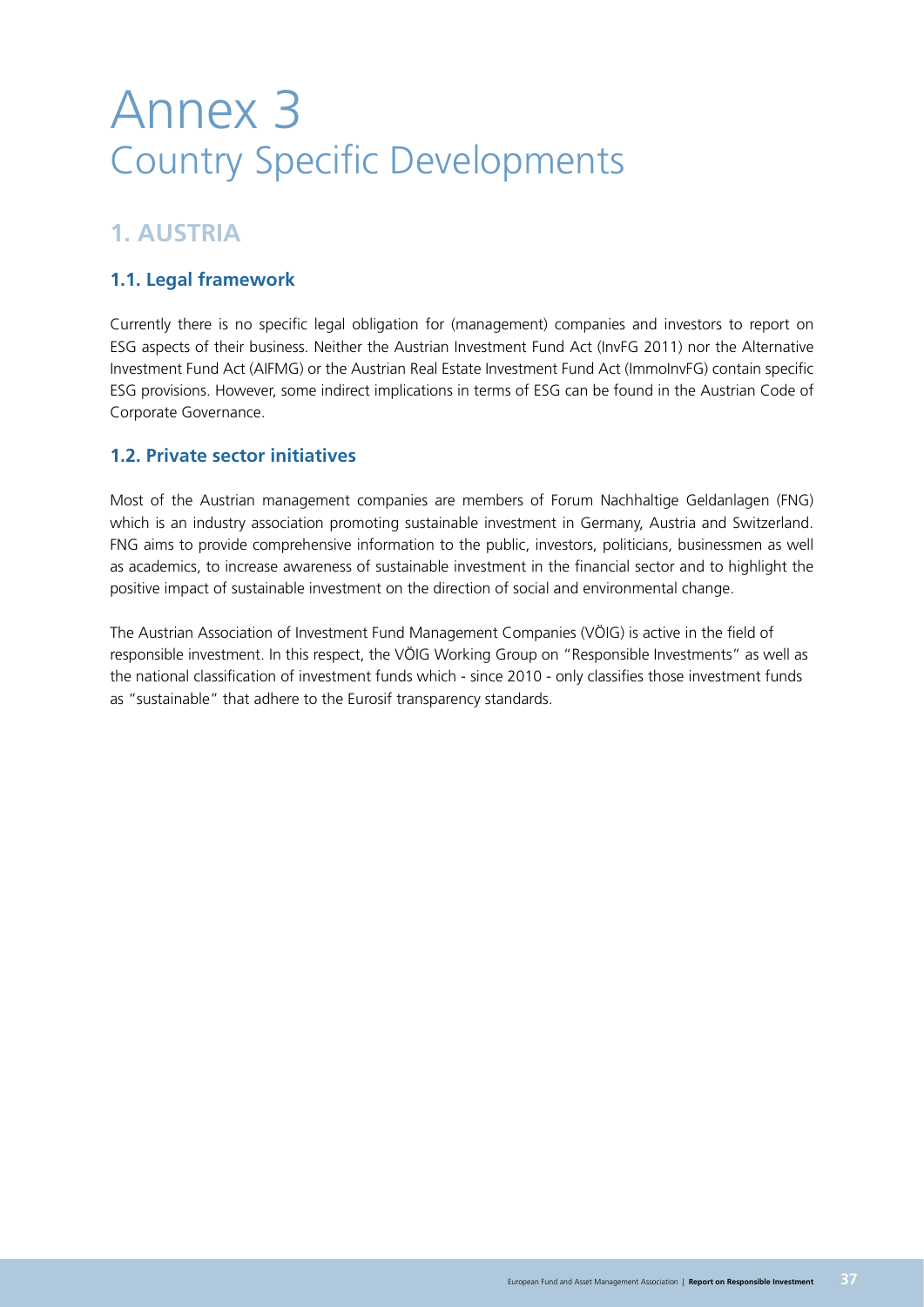# Annex 3
# Country Specific Developments

## 1. AUSTRIA

### 1.1. Legal framework

Currently there is no specific legal obligation for (management) companies and investors to report on ESG aspects of their business. Neither the Austrian Investment Fund Act (InvFG 2011) nor the Alternative Investment Fund Act (AIFMG) or the Austrian Real Estate Investment Fund Act (ImmoInvFG) contain specific ESG provisions. However, some indirect implications in terms of ESG can be found in the Austrian Code of Corporate Governance.

### 1.2. Private sector initiatives

Most of the Austrian management companies are members of Forum Nachhaltige Geldanlagen (FNG) which is an industry association promoting sustainable investment in Germany, Austria and Switzerland. FNG aims to provide comprehensive information to the public, investors, politicians, businessmen as well as academics, to increase awareness of sustainable investment in the financial sector and to highlight the positive impact of sustainable investment on the direction of social and environmental change.

The Austrian Association of Investment Fund Management Companies (VÖIG) is active in the field of responsible investment. In this respect, the VÖIG Working Group on "Responsible Investments" as well as the national classification of investment funds which - since 2010 - only classifies those investment funds as "sustainable" that adhere to the Eurosif transparency standards.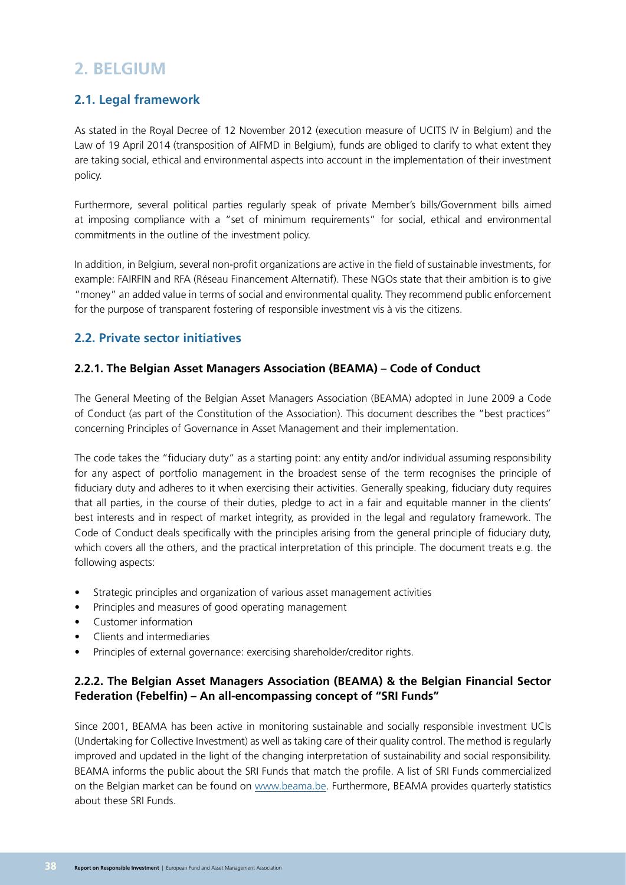# 2. BELGIUM

## 2.1. Legal framework

As stated in the Royal Decree of 12 November 2012 (execution measure of UCITS IV in Belgium) and the Law of 19 April 2014 (transposition of AIFMD in Belgium), funds are obliged to clarify to what extent they are taking social, ethical and environmental aspects into account in the implementation of their investment policy.

Furthermore, several political parties regularly speak of private Member's bills/Government bills aimed at imposing compliance with a "set of minimum requirements" for social, ethical and environmental commitments in the outline of the investment policy.

In addition, in Belgium, several non-profit organizations are active in the field of sustainable investments, for example: FAIRFIN and RFA (Réseau Financement Alternatif). These NGOs state that their ambition is to give "money" an added value in terms of social and environmental quality. They recommend public enforcement for the purpose of transparent fostering of responsible investment vis à vis the citizens.

## 2.2. Private sector initiatives

### 2.2.1. The Belgian Asset Managers Association (BEAMA) – Code of Conduct

The General Meeting of the Belgian Asset Managers Association (BEAMA) adopted in June 2009 a Code of Conduct (as part of the Constitution of the Association). This document describes the "best practices" concerning Principles of Governance in Asset Management and their implementation.

The code takes the "fiduciary duty" as a starting point: any entity and/or individual assuming responsibility for any aspect of portfolio management in the broadest sense of the term recognises the principle of fiduciary duty and adheres to it when exercising their activities. Generally speaking, fiduciary duty requires that all parties, in the course of their duties, pledge to act in a fair and equitable manner in the clients' best interests and in respect of market integrity, as provided in the legal and regulatory framework. The Code of Conduct deals specifically with the principles arising from the general principle of fiduciary duty, which covers all the others, and the practical interpretation of this principle. The document treats e.g. the following aspects:

- Strategic principles and organization of various asset management activities
- Principles and measures of good operating management
- Customer information
- Clients and intermediaries
- Principles of external governance: exercising shareholder/creditor rights.

### 2.2.2. The Belgian Asset Managers Association (BEAMA) & the Belgian Financial Sector Federation (Febelfin) – An all-encompassing concept of "SRI Funds"

Since 2001, BEAMA has been active in monitoring sustainable and socially responsible investment UCIs (Undertaking for Collective Investment) as well as taking care of their quality control. The method is regularly improved and updated in the light of the changing interpretation of sustainability and social responsibility. BEAMA informs the public about the SRI Funds that match the profile. A list of SRI Funds commercialized on the Belgian market can be found on www.beama.be. Furthermore, BEAMA provides quarterly statistics about these SRI Funds.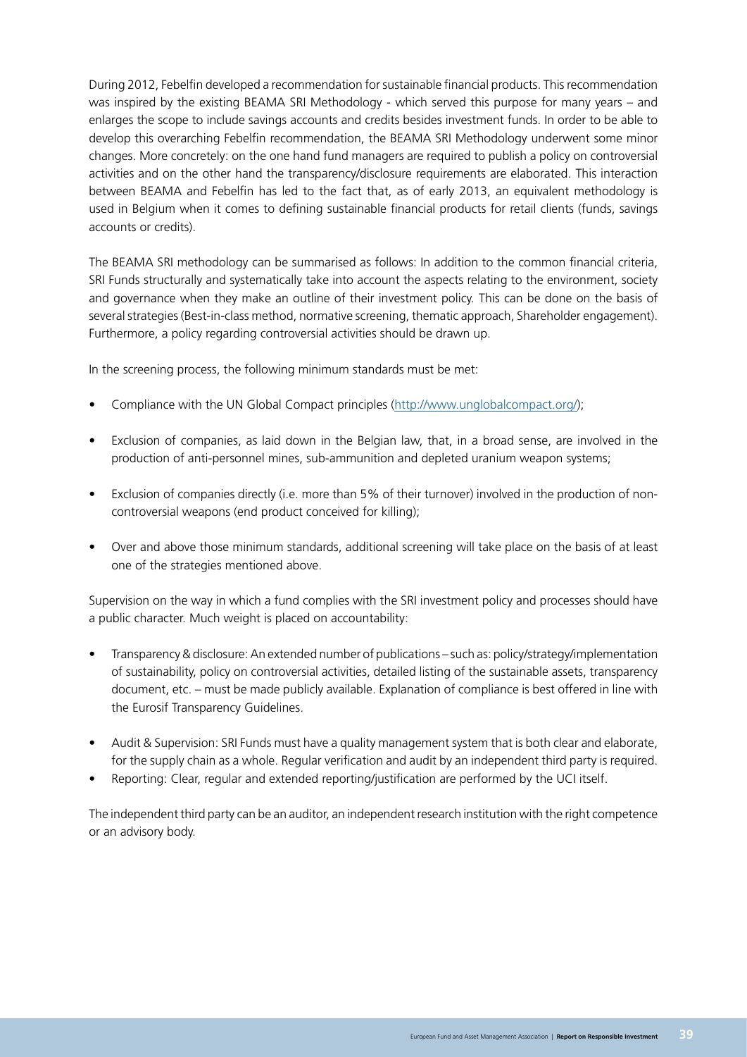During 2012, Febelfin developed a recommendation for sustainable financial products. This recommendation was inspired by the existing BEAMA SRI Methodology - which served this purpose for many years – and enlarges the scope to include savings accounts and credits besides investment funds. In order to be able to develop this overarching Febelfin recommendation, the BEAMA SRI Methodology underwent some minor changes. More concretely: on the one hand fund managers are required to publish a policy on controversial activities and on the other hand the transparency/disclosure requirements are elaborated. This interaction between BEAMA and Febelfin has led to the fact that, as of early 2013, an equivalent methodology is used in Belgium when it comes to defining sustainable financial products for retail clients (funds, savings accounts or credits).

The BEAMA SRI methodology can be summarised as follows: In addition to the common financial criteria, SRI Funds structurally and systematically take into account the aspects relating to the environment, society and governance when they make an outline of their investment policy. This can be done on the basis of several strategies (Best-in-class method, normative screening, thematic approach, Shareholder engagement). Furthermore, a policy regarding controversial activities should be drawn up.

In the screening process, the following minimum standards must be met:

- Compliance with the UN Global Compact principles (http://www.unglobalcompact.org/);
- Exclusion of companies, as laid down in the Belgian law, that, in a broad sense, are involved in the production of anti-personnel mines, sub-ammunition and depleted uranium weapon systems;
- Exclusion of companies directly (i.e. more than 5% of their turnover) involved in the production of non-controversial weapons (end product conceived for killing);
- Over and above those minimum standards, additional screening will take place on the basis of at least one of the strategies mentioned above.

Supervision on the way in which a fund complies with the SRI investment policy and processes should have a public character. Much weight is placed on accountability:

- Transparency & disclosure: An extended number of publications – such as: policy/strategy/implementation of sustainability, policy on controversial activities, detailed listing of the sustainable assets, transparency document, etc. – must be made publicly available. Explanation of compliance is best offered in line with the Eurosif Transparency Guidelines.
- Audit & Supervision: SRI Funds must have a quality management system that is both clear and elaborate, for the supply chain as a whole. Regular verification and audit by an independent third party is required.
- Reporting: Clear, regular and extended reporting/justification are performed by the UCI itself.

The independent third party can be an auditor, an independent research institution with the right competence or an advisory body.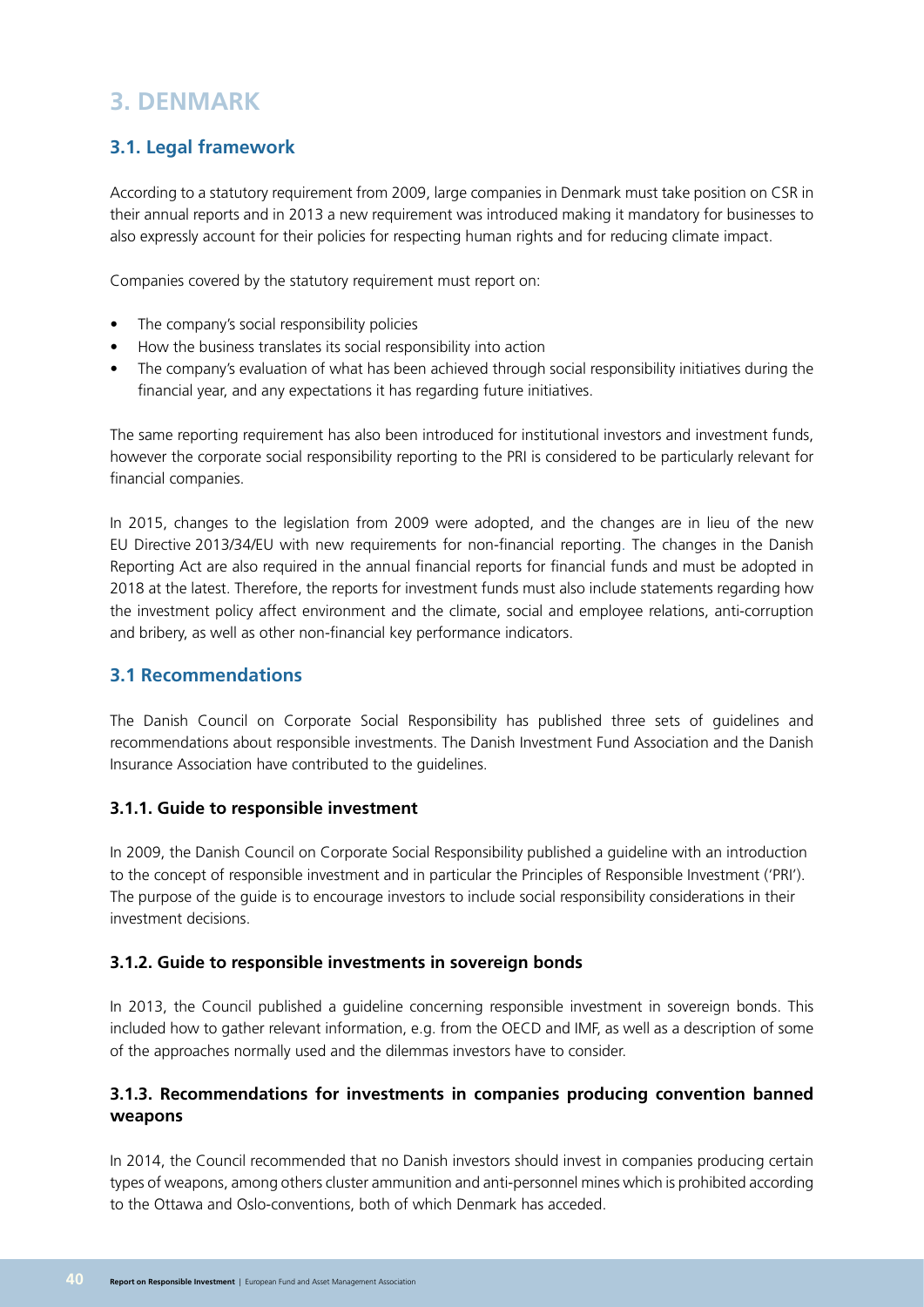## 3. DENMARK

### 3.1. Legal framework

According to a statutory requirement from 2009, large companies in Denmark must take position on CSR in their annual reports and in 2013 a new requirement was introduced making it mandatory for businesses to also expressly account for their policies for respecting human rights and for reducing climate impact.

Companies covered by the statutory requirement must report on:

- The company's social responsibility policies
- How the business translates its social responsibility into action
- The company's evaluation of what has been achieved through social responsibility initiatives during the financial year, and any expectations it has regarding future initiatives.

The same reporting requirement has also been introduced for institutional investors and investment funds, however the corporate social responsibility reporting to the PRI is considered to be particularly relevant for financial companies.

In 2015, changes to the legislation from 2009 were adopted, and the changes are in lieu of the new EU Directive 2013/34/EU with new requirements for non-financial reporting. The changes in the Danish Reporting Act are also required in the annual financial reports for financial funds and must be adopted in 2018 at the latest. Therefore, the reports for investment funds must also include statements regarding how the investment policy affect environment and the climate, social and employee relations, anti-corruption and bribery, as well as other non-financial key performance indicators.

### 3.1 Recommendations

The Danish Council on Corporate Social Responsibility has published three sets of guidelines and recommendations about responsible investments. The Danish Investment Fund Association and the Danish Insurance Association have contributed to the guidelines.

#### 3.1.1. Guide to responsible investment

In 2009, the Danish Council on Corporate Social Responsibility published a guideline with an introduction to the concept of responsible investment and in particular the Principles of Responsible Investment ('PRI'). The purpose of the guide is to encourage investors to include social responsibility considerations in their investment decisions.

#### 3.1.2. Guide to responsible investments in sovereign bonds

In 2013, the Council published a guideline concerning responsible investment in sovereign bonds. This included how to gather relevant information, e.g. from the OECD and IMF, as well as a description of some of the approaches normally used and the dilemmas investors have to consider.

#### 3.1.3. Recommendations for investments in companies producing convention banned weapons

In 2014, the Council recommended that no Danish investors should invest in companies producing certain types of weapons, among others cluster ammunition and anti-personnel mines which is prohibited according to the Ottawa and Oslo-conventions, both of which Denmark has acceded.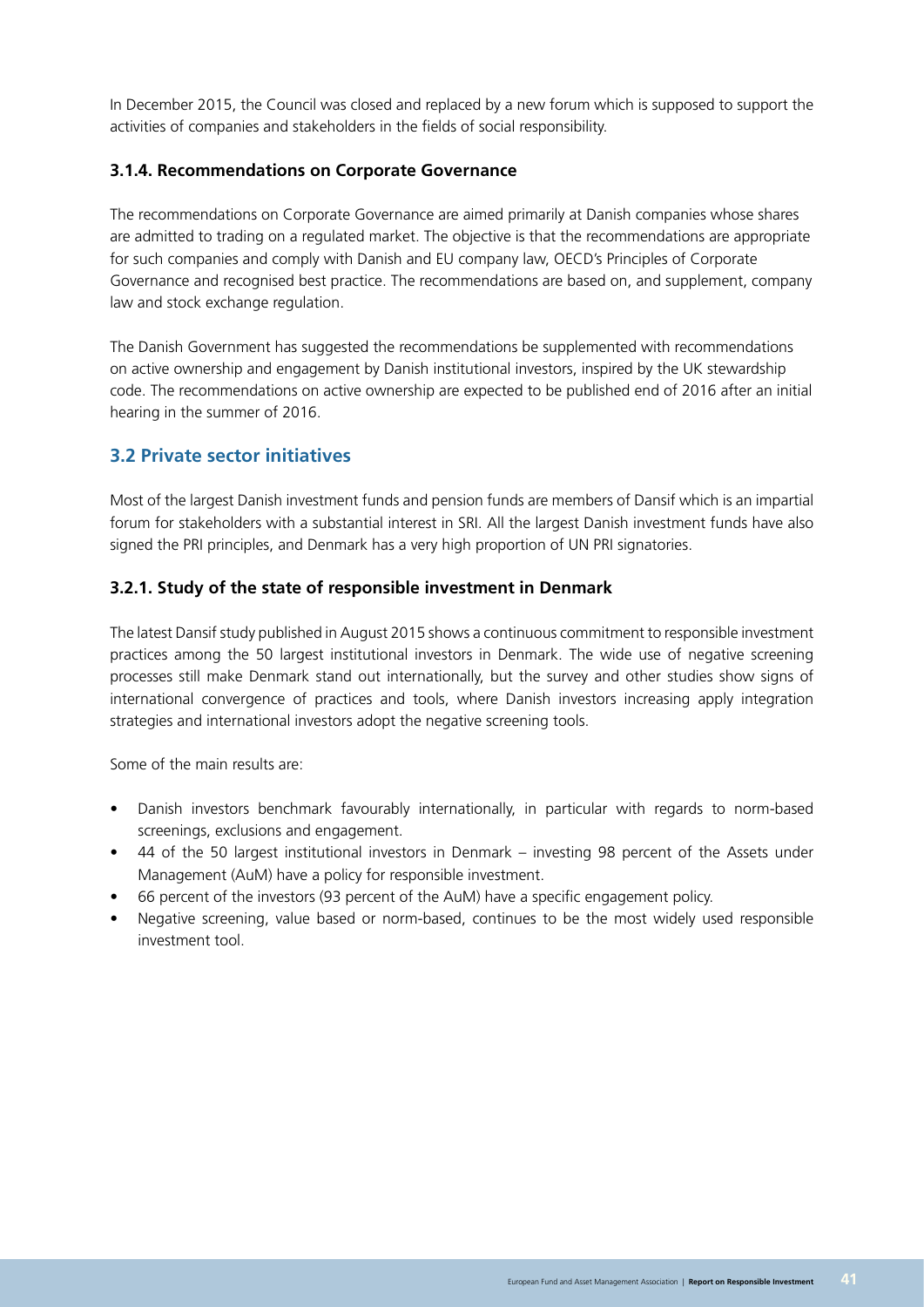In December 2015, the Council was closed and replaced by a new forum which is supposed to support the activities of companies and stakeholders in the fields of social responsibility.

### 3.1.4. Recommendations on Corporate Governance

The recommendations on Corporate Governance are aimed primarily at Danish companies whose shares are admitted to trading on a regulated market. The objective is that the recommendations are appropriate for such companies and comply with Danish and EU company law, OECD's Principles of Corporate Governance and recognised best practice. The recommendations are based on, and supplement, company law and stock exchange regulation.

The Danish Government has suggested the recommendations be supplemented with recommendations on active ownership and engagement by Danish institutional investors, inspired by the UK stewardship code. The recommendations on active ownership are expected to be published end of 2016 after an initial hearing in the summer of 2016.

## 3.2 Private sector initiatives

Most of the largest Danish investment funds and pension funds are members of Dansif which is an impartial forum for stakeholders with a substantial interest in SRI. All the largest Danish investment funds have also signed the PRI principles, and Denmark has a very high proportion of UN PRI signatories.

### 3.2.1. Study of the state of responsible investment in Denmark

The latest Dansif study published in August 2015 shows a continuous commitment to responsible investment practices among the 50 largest institutional investors in Denmark. The wide use of negative screening processes still make Denmark stand out internationally, but the survey and other studies show signs of international convergence of practices and tools, where Danish investors increasing apply integration strategies and international investors adopt the negative screening tools.

Some of the main results are:

- Danish investors benchmark favourably internationally, in particular with regards to norm-based screenings, exclusions and engagement.
- 44 of the 50 largest institutional investors in Denmark – investing 98 percent of the Assets under Management (AuM) have a policy for responsible investment.
- 66 percent of the investors (93 percent of the AuM) have a specific engagement policy.
- Negative screening, value based or norm-based, continues to be the most widely used responsible investment tool.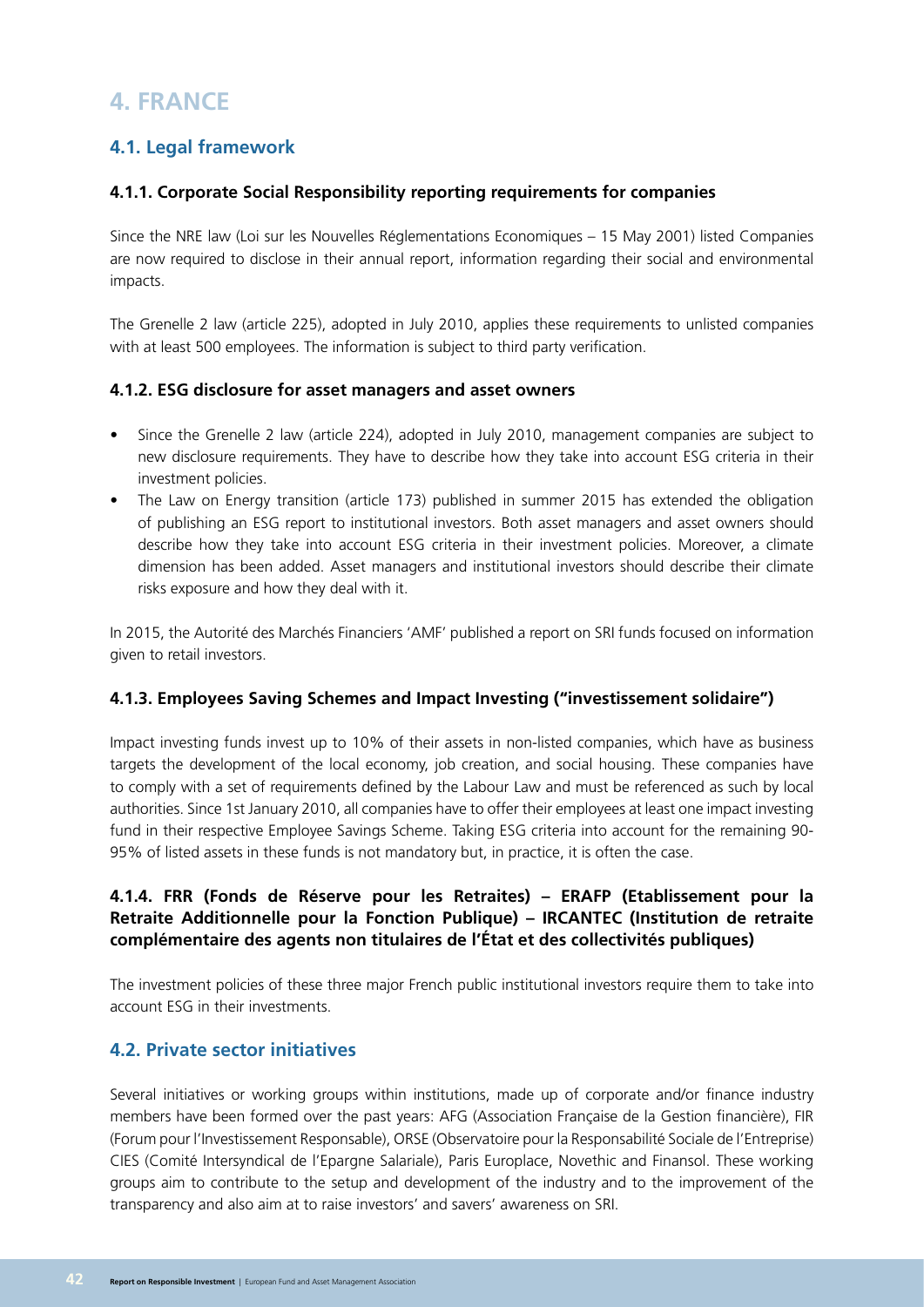# 4. FRANCE

## 4.1. Legal framework

### 4.1.1. Corporate Social Responsibility reporting requirements for companies

Since the NRE law (Loi sur les Nouvelles Réglementations Economiques – 15 May 2001) listed Companies are now required to disclose in their annual report, information regarding their social and environmental impacts.

The Grenelle 2 law (article 225), adopted in July 2010, applies these requirements to unlisted companies with at least 500 employees. The information is subject to third party verification.

### 4.1.2. ESG disclosure for asset managers and asset owners

- Since the Grenelle 2 law (article 224), adopted in July 2010, management companies are subject to new disclosure requirements. They have to describe how they take into account ESG criteria in their investment policies.
- The Law on Energy transition (article 173) published in summer 2015 has extended the obligation of publishing an ESG report to institutional investors. Both asset managers and asset owners should describe how they take into account ESG criteria in their investment policies. Moreover, a climate dimension has been added. Asset managers and institutional investors should describe their climate risks exposure and how they deal with it.

In 2015, the Autorité des Marchés Financiers 'AMF' published a report on SRI funds focused on information given to retail investors.

### 4.1.3. Employees Saving Schemes and Impact Investing ("investissement solidaire")

Impact investing funds invest up to 10% of their assets in non-listed companies, which have as business targets the development of the local economy, job creation, and social housing. These companies have to comply with a set of requirements defined by the Labour Law and must be referenced as such by local authorities. Since 1st January 2010, all companies have to offer their employees at least one impact investing fund in their respective Employee Savings Scheme. Taking ESG criteria into account for the remaining 90-95% of listed assets in these funds is not mandatory but, in practice, it is often the case.

### 4.1.4. FRR (Fonds de Réserve pour les Retraites) – ERAFP (Etablissement pour la Retraite Additionnelle pour la Fonction Publique) – IRCANTEC (Institution de retraite complémentaire des agents non titulaires de l'État et des collectivités publiques)

The investment policies of these three major French public institutional investors require them to take into account ESG in their investments.

## 4.2. Private sector initiatives

Several initiatives or working groups within institutions, made up of corporate and/or finance industry members have been formed over the past years: AFG (Association Française de la Gestion financière), FIR (Forum pour l'Investissement Responsable), ORSE (Observatoire pour la Responsabilité Sociale de l'Entreprise) CIES (Comité Intersyndical de l'Epargne Salariale), Paris Europlace, Novethic and Finansol. These working groups aim to contribute to the setup and development of the industry and to the improvement of the transparency and also aim at to raise investors' and savers' awareness on SRI.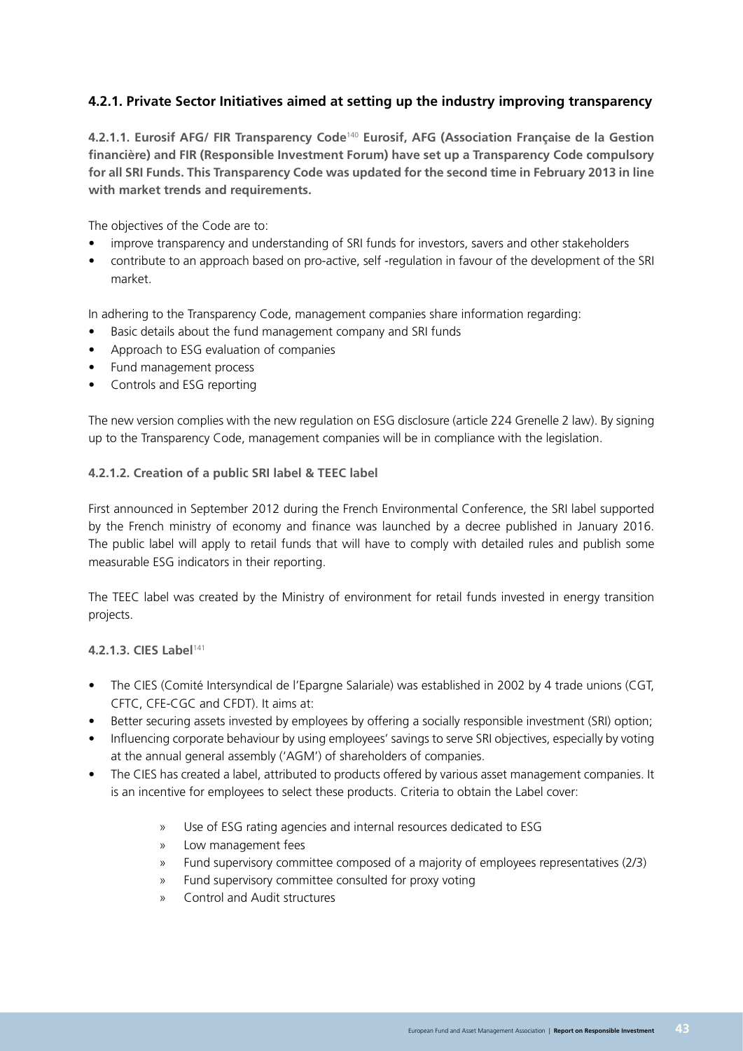### 4.2.1. Private Sector Initiatives aimed at setting up the industry improving transparency

**4.2.1.1. Eurosif AFG/ FIR Transparency Code**[140] **Eurosif, AFG (Association Française de la Gestion financière) and FIR (Responsible Investment Forum) have set up a Transparency Code compulsory for all SRI Funds. This Transparency Code was updated for the second time in February 2013 in line with market trends and requirements.**

The objectives of the Code are to:

- improve transparency and understanding of SRI funds for investors, savers and other stakeholders
- contribute to an approach based on pro-active, self -regulation in favour of the development of the SRI market.

In adhering to the Transparency Code, management companies share information regarding:

- Basic details about the fund management company and SRI funds
- Approach to ESG evaluation of companies
- Fund management process
- Controls and ESG reporting

The new version complies with the new regulation on ESG disclosure (article 224 Grenelle 2 law). By signing up to the Transparency Code, management companies will be in compliance with the legislation.

**4.2.1.2. Creation of a public SRI label & TEEC label**

First announced in September 2012 during the French Environmental Conference, the SRI label supported by the French ministry of economy and finance was launched by a decree published in January 2016. The public label will apply to retail funds that will have to comply with detailed rules and publish some measurable ESG indicators in their reporting.

The TEEC label was created by the Ministry of environment for retail funds invested in energy transition projects.

**4.2.1.3. CIES Label**[141]

- The CIES (Comité Intersyndical de l'Epargne Salariale) was established in 2002 by 4 trade unions (CGT, CFTC, CFE-CGC and CFDT). It aims at:
- Better securing assets invested by employees by offering a socially responsible investment (SRI) option;
- Influencing corporate behaviour by using employees' savings to serve SRI objectives, especially by voting at the annual general assembly ('AGM') of shareholders of companies.
- The CIES has created a label, attributed to products offered by various asset management companies. It is an incentive for employees to select these products. Criteria to obtain the Label cover:
  - » Use of ESG rating agencies and internal resources dedicated to ESG
  - » Low management fees
  - » Fund supervisory committee composed of a majority of employees representatives (2/3)
  - » Fund supervisory committee consulted for proxy voting
  - » Control and Audit structures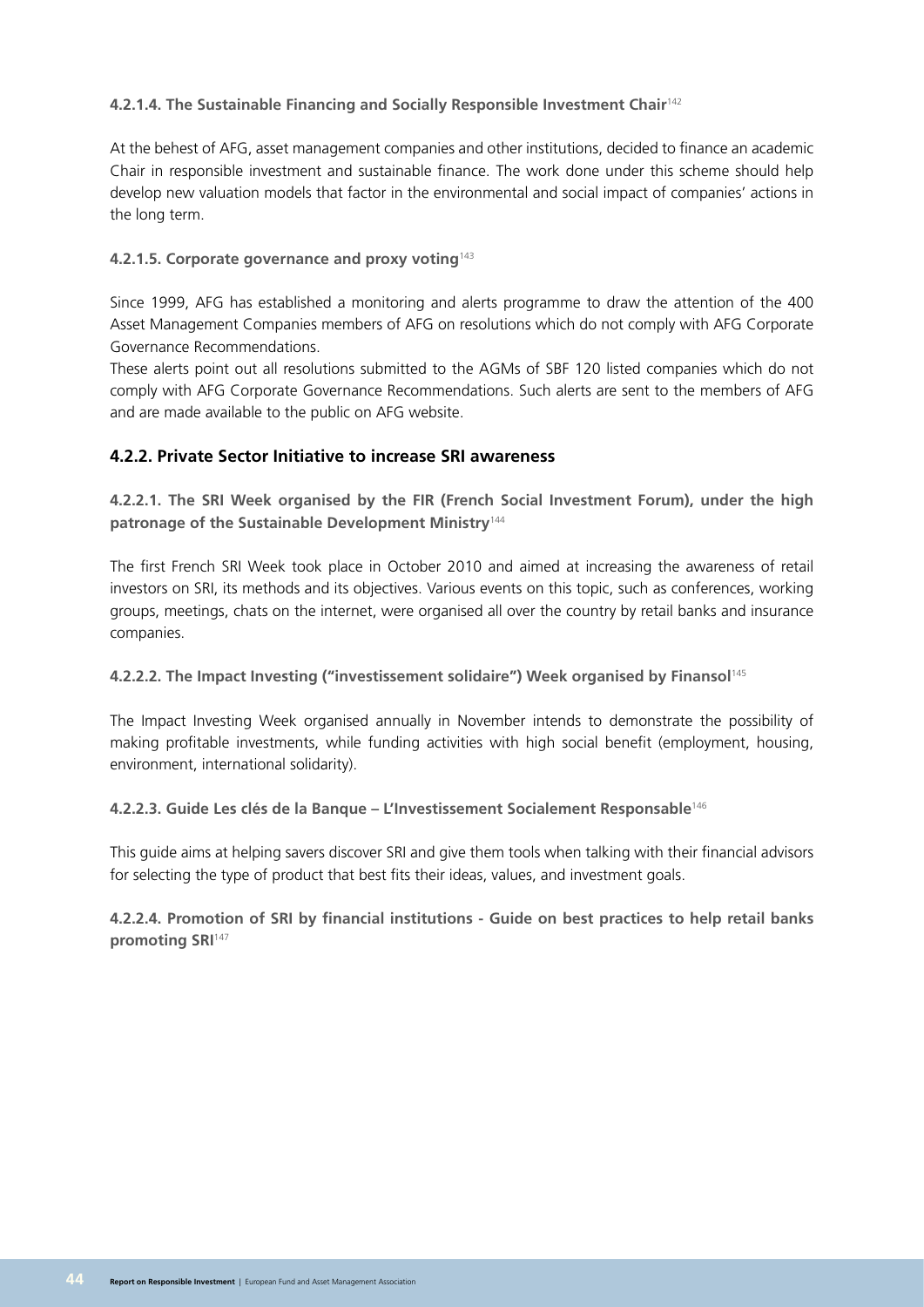#### 4.2.1.4. The Sustainable Financing and Socially Responsible Investment Chair[142]

At the behest of AFG, asset management companies and other institutions, decided to finance an academic Chair in responsible investment and sustainable finance. The work done under this scheme should help develop new valuation models that factor in the environmental and social impact of companies' actions in the long term.

#### 4.2.1.5. Corporate governance and proxy voting[143]

Since 1999, AFG has established a monitoring and alerts programme to draw the attention of the 400 Asset Management Companies members of AFG on resolutions which do not comply with AFG Corporate Governance Recommendations.

These alerts point out all resolutions submitted to the AGMs of SBF 120 listed companies which do not comply with AFG Corporate Governance Recommendations. Such alerts are sent to the members of AFG and are made available to the public on AFG website.

### 4.2.2. Private Sector Initiative to increase SRI awareness

#### 4.2.2.1. The SRI Week organised by the FIR (French Social Investment Forum), under the high patronage of the Sustainable Development Ministry[144]

The first French SRI Week took place in October 2010 and aimed at increasing the awareness of retail investors on SRI, its methods and its objectives. Various events on this topic, such as conferences, working groups, meetings, chats on the internet, were organised all over the country by retail banks and insurance companies.

#### 4.2.2.2. The Impact Investing ("investissement solidaire") Week organised by Finansol[145]

The Impact Investing Week organised annually in November intends to demonstrate the possibility of making profitable investments, while funding activities with high social benefit (employment, housing, environment, international solidarity).

#### 4.2.2.3. Guide Les clés de la Banque – L'Investissement Socialement Responsable[146]

This guide aims at helping savers discover SRI and give them tools when talking with their financial advisors for selecting the type of product that best fits their ideas, values, and investment goals.

#### 4.2.2.4. Promotion of SRI by financial institutions - Guide on best practices to help retail banks promoting SRI[147]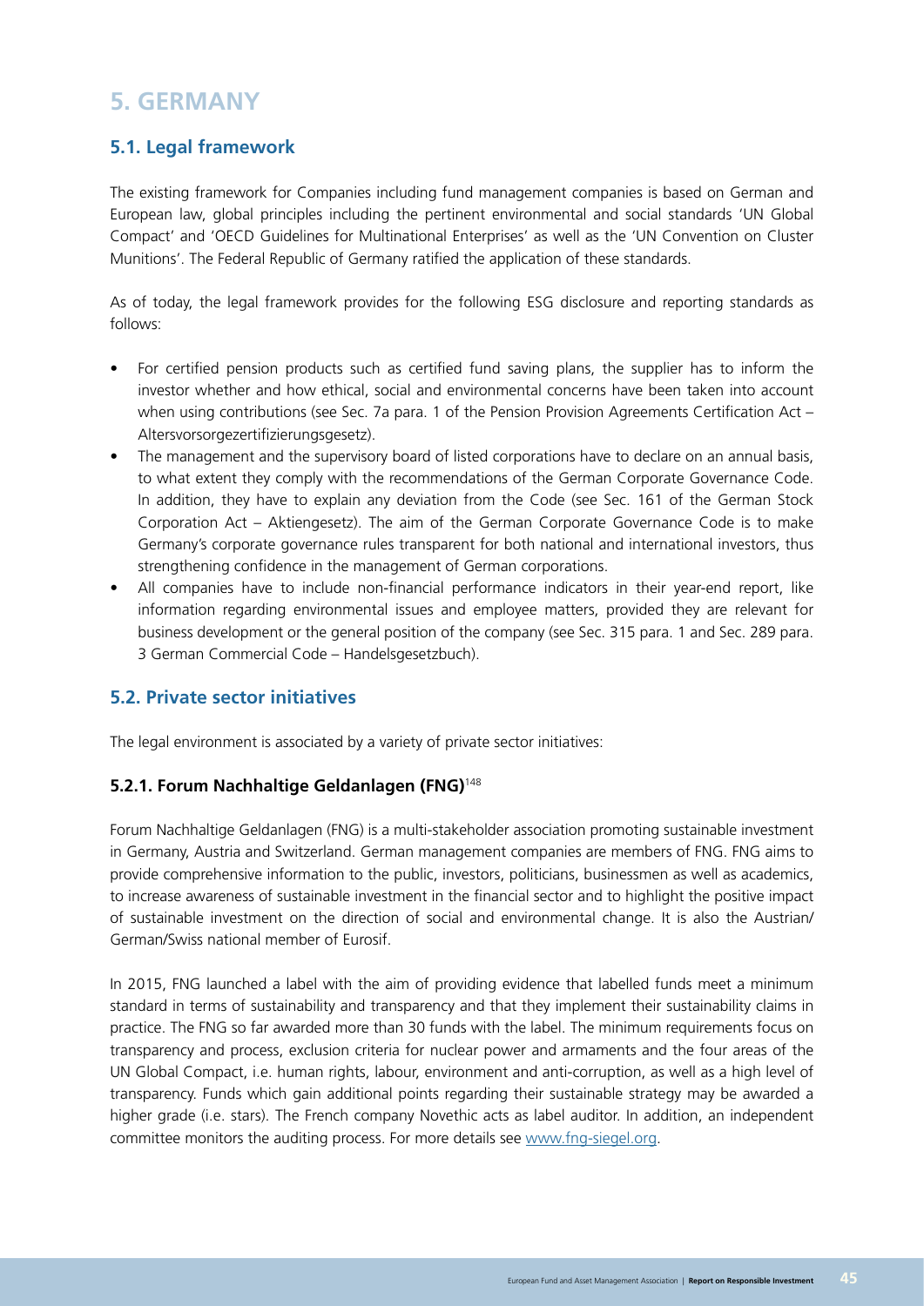# 5. GERMANY

## 5.1. Legal framework

The existing framework for Companies including fund management companies is based on German and European law, global principles including the pertinent environmental and social standards 'UN Global Compact' and 'OECD Guidelines for Multinational Enterprises' as well as the 'UN Convention on Cluster Munitions'. The Federal Republic of Germany ratified the application of these standards.

As of today, the legal framework provides for the following ESG disclosure and reporting standards as follows:

- For certified pension products such as certified fund saving plans, the supplier has to inform the investor whether and how ethical, social and environmental concerns have been taken into account when using contributions (see Sec. 7a para. 1 of the Pension Provision Agreements Certification Act – Altersvorsorgezertifizierungsgesetz).
- The management and the supervisory board of listed corporations have to declare on an annual basis, to what extent they comply with the recommendations of the German Corporate Governance Code. In addition, they have to explain any deviation from the Code (see Sec. 161 of the German Stock Corporation Act – Aktiengesetz). The aim of the German Corporate Governance Code is to make Germany's corporate governance rules transparent for both national and international investors, thus strengthening confidence in the management of German corporations.
- All companies have to include non-financial performance indicators in their year-end report, like information regarding environmental issues and employee matters, provided they are relevant for business development or the general position of the company (see Sec. 315 para. 1 and Sec. 289 para. 3 German Commercial Code – Handelsgesetzbuch).

## 5.2. Private sector initiatives

The legal environment is associated by a variety of private sector initiatives:

### 5.2.1. Forum Nachhaltige Geldanlagen (FNG)[148]

Forum Nachhaltige Geldanlagen (FNG) is a multi-stakeholder association promoting sustainable investment in Germany, Austria and Switzerland. German management companies are members of FNG. FNG aims to provide comprehensive information to the public, investors, politicians, businessmen as well as academics, to increase awareness of sustainable investment in the financial sector and to highlight the positive impact of sustainable investment on the direction of social and environmental change. It is also the Austrian/German/Swiss national member of Eurosif.

In 2015, FNG launched a label with the aim of providing evidence that labelled funds meet a minimum standard in terms of sustainability and transparency and that they implement their sustainability claims in practice. The FNG so far awarded more than 30 funds with the label. The minimum requirements focus on transparency and process, exclusion criteria for nuclear power and armaments and the four areas of the UN Global Compact, i.e. human rights, labour, environment and anti-corruption, as well as a high level of transparency. Funds which gain additional points regarding their sustainable strategy may be awarded a higher grade (i.e. stars). The French company Novethic acts as label auditor. In addition, an independent committee monitors the auditing process. For more details see www.fng-siegel.org.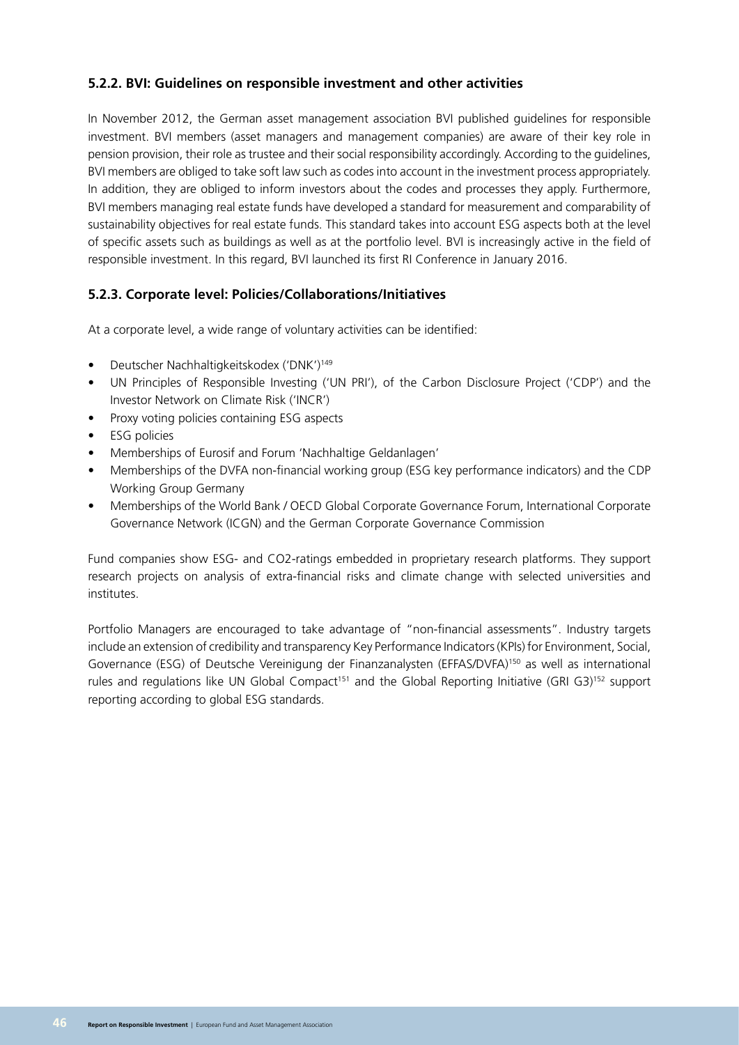### 5.2.2. BVI: Guidelines on responsible investment and other activities

In November 2012, the German asset management association BVI published guidelines for responsible investment. BVI members (asset managers and management companies) are aware of their key role in pension provision, their role as trustee and their social responsibility accordingly. According to the guidelines, BVI members are obliged to take soft law such as codes into account in the investment process appropriately. In addition, they are obliged to inform investors about the codes and processes they apply. Furthermore, BVI members managing real estate funds have developed a standard for measurement and comparability of sustainability objectives for real estate funds. This standard takes into account ESG aspects both at the level of specific assets such as buildings as well as at the portfolio level. BVI is increasingly active in the field of responsible investment. In this regard, BVI launched its first RI Conference in January 2016.

### 5.2.3. Corporate level: Policies/Collaborations/Initiatives

At a corporate level, a wide range of voluntary activities can be identified:

- Deutscher Nachhaltigkeitskodex ('DNK')[149]
- UN Principles of Responsible Investing ('UN PRI'), of the Carbon Disclosure Project ('CDP') and the Investor Network on Climate Risk ('INCR')
- Proxy voting policies containing ESG aspects
- ESG policies
- Memberships of Eurosif and Forum 'Nachhaltige Geldanlagen'
- Memberships of the DVFA non-financial working group (ESG key performance indicators) and the CDP Working Group Germany
- Memberships of the World Bank / OECD Global Corporate Governance Forum, International Corporate Governance Network (ICGN) and the German Corporate Governance Commission

Fund companies show ESG- and CO2-ratings embedded in proprietary research platforms. They support research projects on analysis of extra-financial risks and climate change with selected universities and institutes.

Portfolio Managers are encouraged to take advantage of "non-financial assessments". Industry targets include an extension of credibility and transparency Key Performance Indicators (KPIs) for Environment, Social, Governance (ESG) of Deutsche Vereinigung der Finanzanalysten (EFFAS/DVFA)[150] as well as international rules and regulations like UN Global Compact[151] and the Global Reporting Initiative (GRI G3)[152] support reporting according to global ESG standards.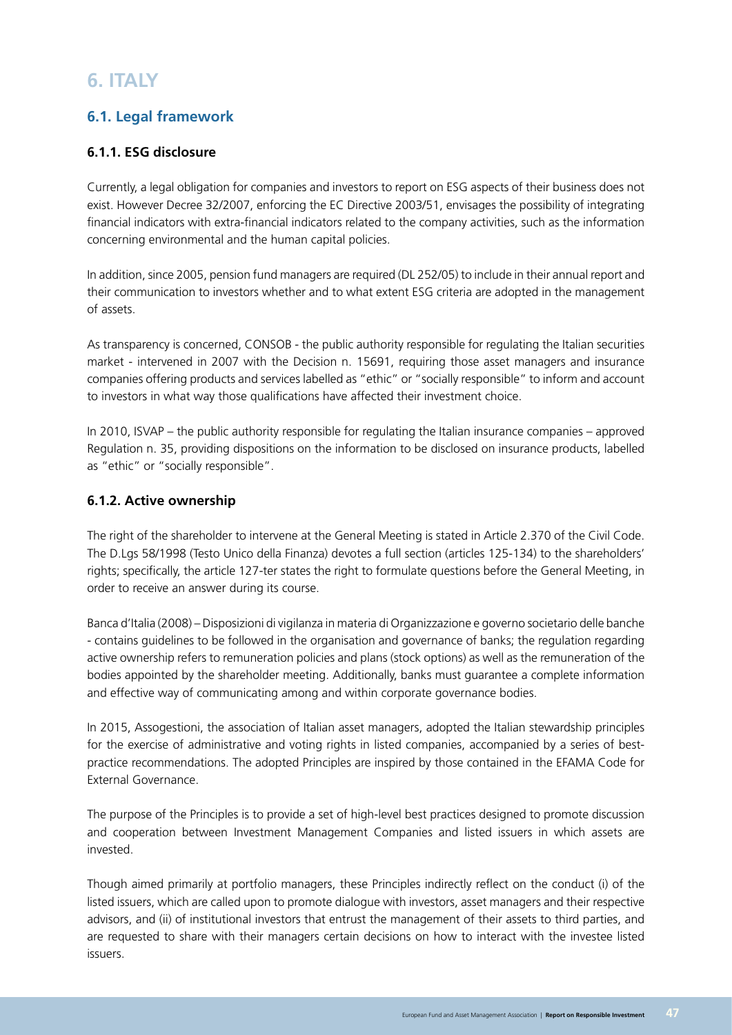# 6. ITALY

## 6.1. Legal framework

### 6.1.1. ESG disclosure

Currently, a legal obligation for companies and investors to report on ESG aspects of their business does not exist. However Decree 32/2007, enforcing the EC Directive 2003/51, envisages the possibility of integrating financial indicators with extra-financial indicators related to the company activities, such as the information concerning environmental and the human capital policies.

In addition, since 2005, pension fund managers are required (DL 252/05) to include in their annual report and their communication to investors whether and to what extent ESG criteria are adopted in the management of assets.

As transparency is concerned, CONSOB - the public authority responsible for regulating the Italian securities market - intervened in 2007 with the Decision n. 15691, requiring those asset managers and insurance companies offering products and services labelled as "ethic" or "socially responsible" to inform and account to investors in what way those qualifications have affected their investment choice.

In 2010, ISVAP – the public authority responsible for regulating the Italian insurance companies – approved Regulation n. 35, providing dispositions on the information to be disclosed on insurance products, labelled as "ethic" or "socially responsible".

### 6.1.2. Active ownership

The right of the shareholder to intervene at the General Meeting is stated in Article 2.370 of the Civil Code. The D.Lgs 58/1998 (Testo Unico della Finanza) devotes a full section (articles 125-134) to the shareholders' rights; specifically, the article 127-ter states the right to formulate questions before the General Meeting, in order to receive an answer during its course.

Banca d'Italia (2008) – Disposizioni di vigilanza in materia di Organizzazione e governo societario delle banche - contains guidelines to be followed in the organisation and governance of banks; the regulation regarding active ownership refers to remuneration policies and plans (stock options) as well as the remuneration of the bodies appointed by the shareholder meeting. Additionally, banks must guarantee a complete information and effective way of communicating among and within corporate governance bodies.

In 2015, Assogestioni, the association of Italian asset managers, adopted the Italian stewardship principles for the exercise of administrative and voting rights in listed companies, accompanied by a series of best-practice recommendations. The adopted Principles are inspired by those contained in the EFAMA Code for External Governance.

The purpose of the Principles is to provide a set of high-level best practices designed to promote discussion and cooperation between Investment Management Companies and listed issuers in which assets are invested.

Though aimed primarily at portfolio managers, these Principles indirectly reflect on the conduct (i) of the listed issuers, which are called upon to promote dialogue with investors, asset managers and their respective advisors, and (ii) of institutional investors that entrust the management of their assets to third parties, and are requested to share with their managers certain decisions on how to interact with the investee listed issuers.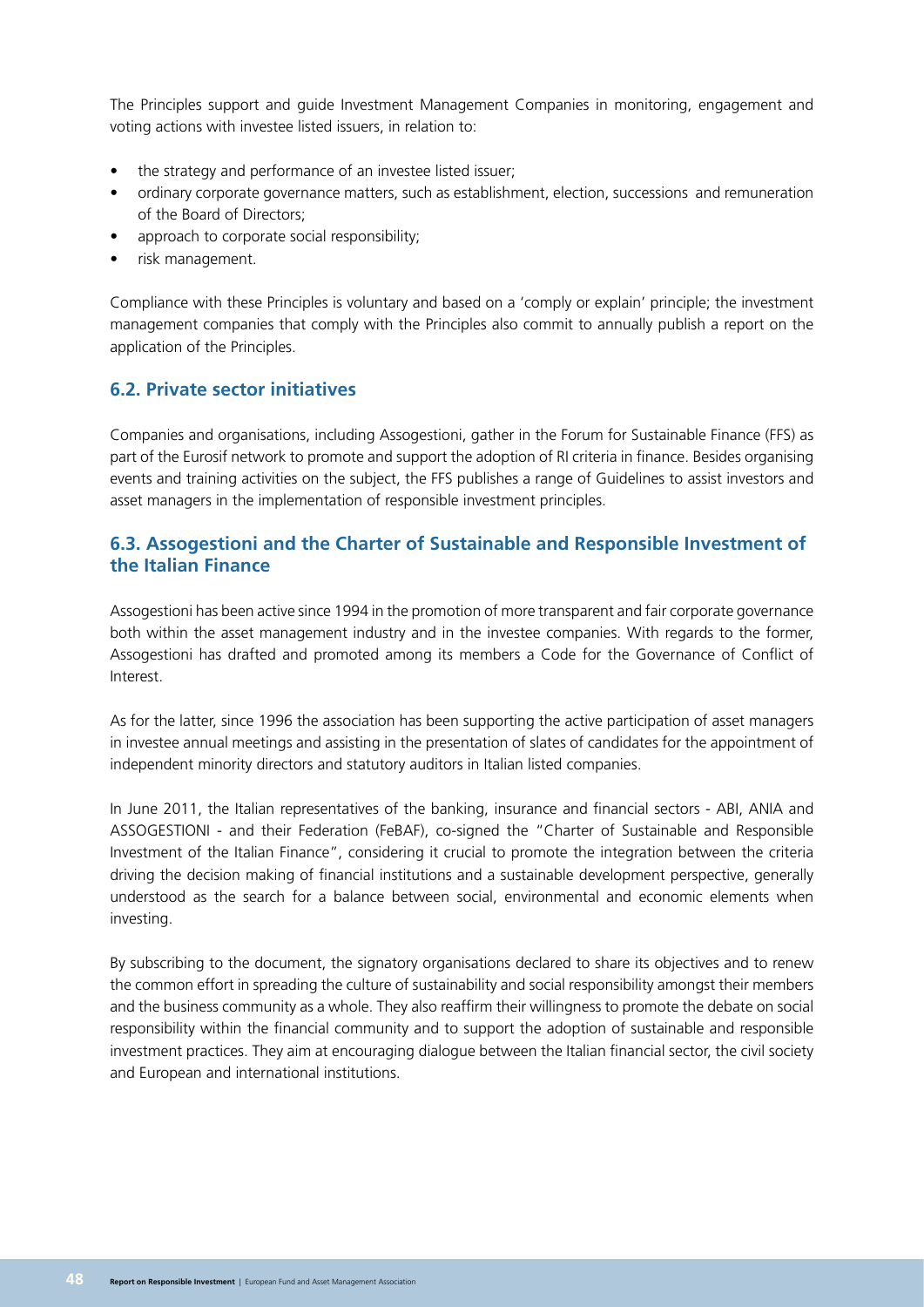The Principles support and guide Investment Management Companies in monitoring, engagement and voting actions with investee listed issuers, in relation to:

- the strategy and performance of an investee listed issuer;
- ordinary corporate governance matters, such as establishment, election, successions and remuneration of the Board of Directors;
- approach to corporate social responsibility;
- risk management.

Compliance with these Principles is voluntary and based on a 'comply or explain' principle; the investment management companies that comply with the Principles also commit to annually publish a report on the application of the Principles.

## 6.2. Private sector initiatives

Companies and organisations, including Assogestioni, gather in the Forum for Sustainable Finance (FFS) as part of the Eurosif network to promote and support the adoption of RI criteria in finance. Besides organising events and training activities on the subject, the FFS publishes a range of Guidelines to assist investors and asset managers in the implementation of responsible investment principles.

## 6.3. Assogestioni and the Charter of Sustainable and Responsible Investment of the Italian Finance

Assogestioni has been active since 1994 in the promotion of more transparent and fair corporate governance both within the asset management industry and in the investee companies. With regards to the former, Assogestioni has drafted and promoted among its members a Code for the Governance of Conflict of Interest.

As for the latter, since 1996 the association has been supporting the active participation of asset managers in investee annual meetings and assisting in the presentation of slates of candidates for the appointment of independent minority directors and statutory auditors in Italian listed companies.

In June 2011, the Italian representatives of the banking, insurance and financial sectors - ABI, ANIA and ASSOGESTIONI - and their Federation (FeBAF), co-signed the "Charter of Sustainable and Responsible Investment of the Italian Finance", considering it crucial to promote the integration between the criteria driving the decision making of financial institutions and a sustainable development perspective, generally understood as the search for a balance between social, environmental and economic elements when investing.

By subscribing to the document, the signatory organisations declared to share its objectives and to renew the common effort in spreading the culture of sustainability and social responsibility amongst their members and the business community as a whole. They also reaffirm their willingness to promote the debate on social responsibility within the financial community and to support the adoption of sustainable and responsible investment practices. They aim at encouraging dialogue between the Italian financial sector, the civil society and European and international institutions.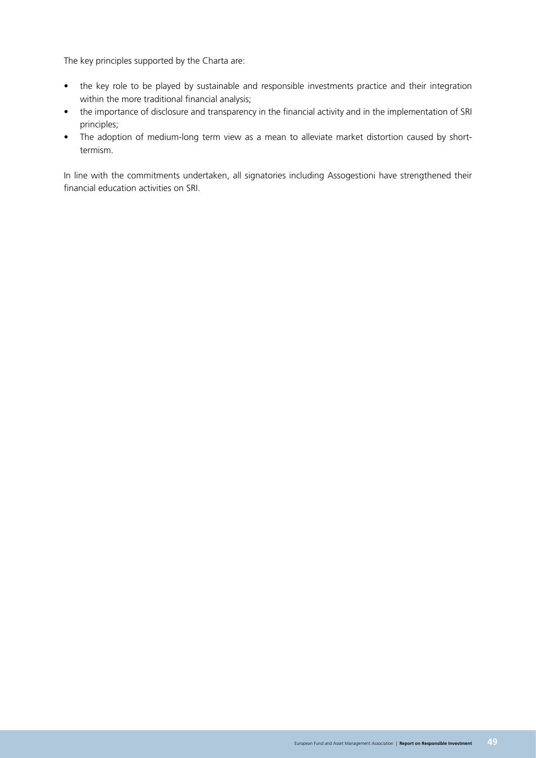The key principles supported by the Charta are:

- the key role to be played by sustainable and responsible investments practice and their integration within the more traditional financial analysis;
- the importance of disclosure and transparency in the financial activity and in the implementation of SRI principles;
- The adoption of medium-long term view as a mean to alleviate market distortion caused by short-termism.

In line with the commitments undertaken, all signatories including Assogestioni have strengthened their financial education activities on SRI.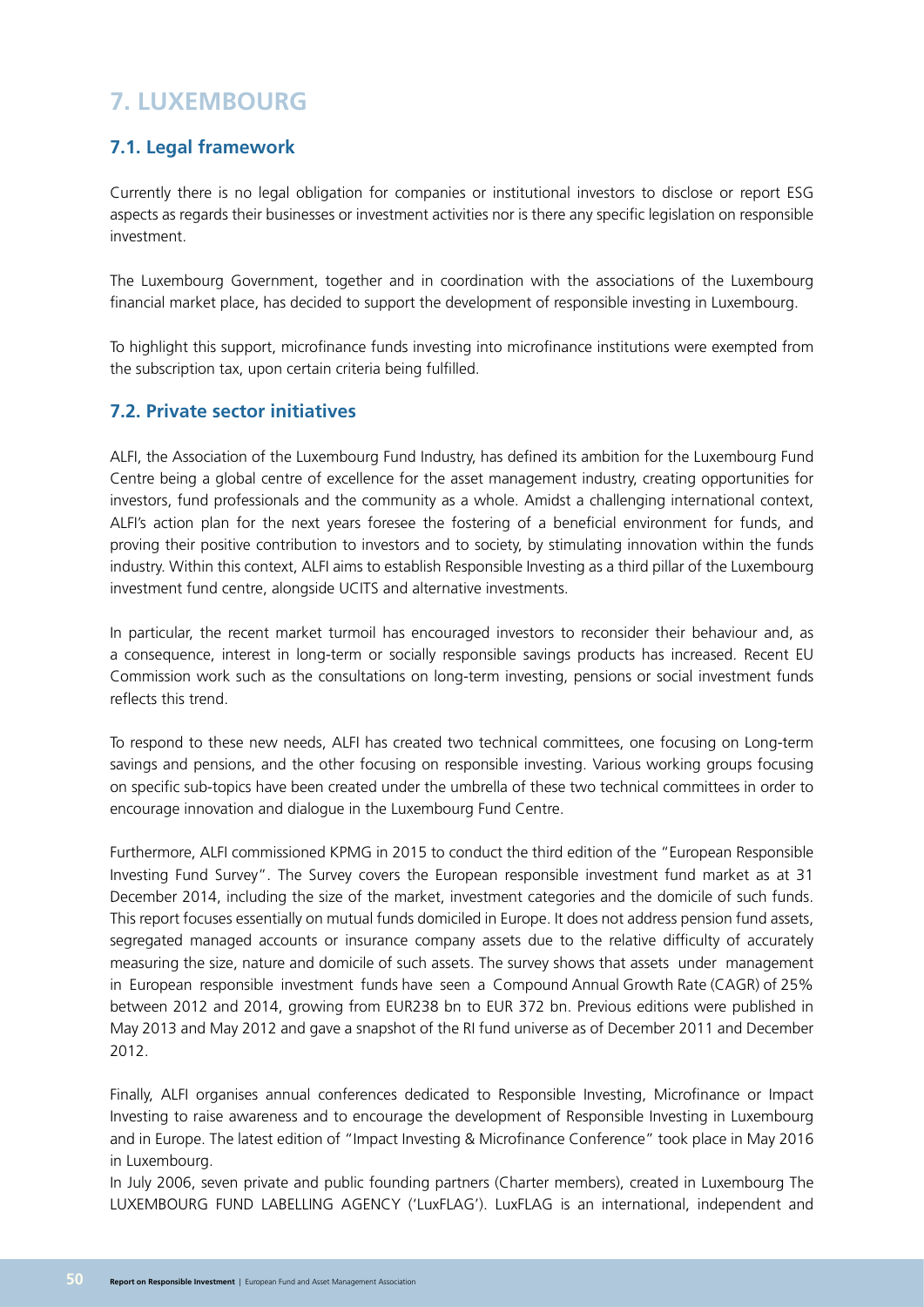# 7. LUXEMBOURG

## 7.1. Legal framework

Currently there is no legal obligation for companies or institutional investors to disclose or report ESG aspects as regards their businesses or investment activities nor is there any specific legislation on responsible investment.

The Luxembourg Government, together and in coordination with the associations of the Luxembourg financial market place, has decided to support the development of responsible investing in Luxembourg.

To highlight this support, microfinance funds investing into microfinance institutions were exempted from the subscription tax, upon certain criteria being fulfilled.

## 7.2. Private sector initiatives

ALFI, the Association of the Luxembourg Fund Industry, has defined its ambition for the Luxembourg Fund Centre being a global centre of excellence for the asset management industry, creating opportunities for investors, fund professionals and the community as a whole. Amidst a challenging international context, ALFI's action plan for the next years foresee the fostering of a beneficial environment for funds, and proving their positive contribution to investors and to society, by stimulating innovation within the funds industry. Within this context, ALFI aims to establish Responsible Investing as a third pillar of the Luxembourg investment fund centre, alongside UCITS and alternative investments.

In particular, the recent market turmoil has encouraged investors to reconsider their behaviour and, as a consequence, interest in long-term or socially responsible savings products has increased. Recent EU Commission work such as the consultations on long-term investing, pensions or social investment funds reflects this trend.

To respond to these new needs, ALFI has created two technical committees, one focusing on Long-term savings and pensions, and the other focusing on responsible investing. Various working groups focusing on specific sub-topics have been created under the umbrella of these two technical committees in order to encourage innovation and dialogue in the Luxembourg Fund Centre.

Furthermore, ALFI commissioned KPMG in 2015 to conduct the third edition of the "European Responsible Investing Fund Survey". The Survey covers the European responsible investment fund market as at 31 December 2014, including the size of the market, investment categories and the domicile of such funds. This report focuses essentially on mutual funds domiciled in Europe. It does not address pension fund assets, segregated managed accounts or insurance company assets due to the relative difficulty of accurately measuring the size, nature and domicile of such assets. The survey shows that assets under management in European responsible investment funds have seen a Compound Annual Growth Rate (CAGR) of 25% between 2012 and 2014, growing from EUR238 bn to EUR 372 bn. Previous editions were published in May 2013 and May 2012 and gave a snapshot of the RI fund universe as of December 2011 and December 2012.

Finally, ALFI organises annual conferences dedicated to Responsible Investing, Microfinance or Impact Investing to raise awareness and to encourage the development of Responsible Investing in Luxembourg and in Europe. The latest edition of "Impact Investing & Microfinance Conference" took place in May 2016 in Luxembourg.

In July 2006, seven private and public founding partners (Charter members), created in Luxembourg The LUXEMBOURG FUND LABELLING AGENCY ('LuxFLAG'). LuxFLAG is an international, independent and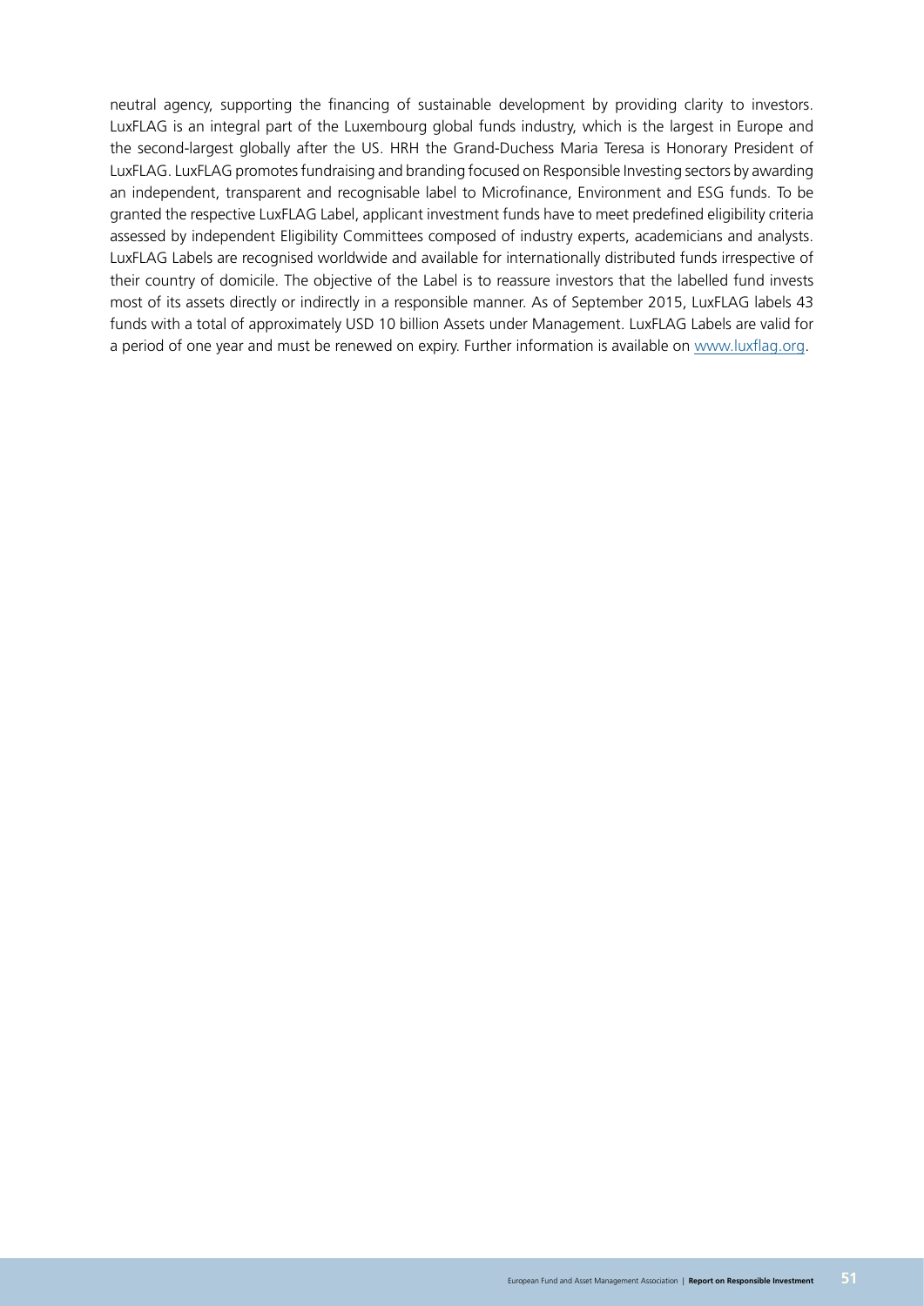neutral agency, supporting the financing of sustainable development by providing clarity to investors. LuxFLAG is an integral part of the Luxembourg global funds industry, which is the largest in Europe and the second-largest globally after the US. HRH the Grand-Duchess Maria Teresa is Honorary President of LuxFLAG. LuxFLAG promotes fundraising and branding focused on Responsible Investing sectors by awarding an independent, transparent and recognisable label to Microfinance, Environment and ESG funds. To be granted the respective LuxFLAG Label, applicant investment funds have to meet predefined eligibility criteria assessed by independent Eligibility Committees composed of industry experts, academicians and analysts. LuxFLAG Labels are recognised worldwide and available for internationally distributed funds irrespective of their country of domicile. The objective of the Label is to reassure investors that the labelled fund invests most of its assets directly or indirectly in a responsible manner. As of September 2015, LuxFLAG labels 43 funds with a total of approximately USD 10 billion Assets under Management. LuxFLAG Labels are valid for a period of one year and must be renewed on expiry. Further information is available on [www.luxflag.org](http://www.luxflag.org).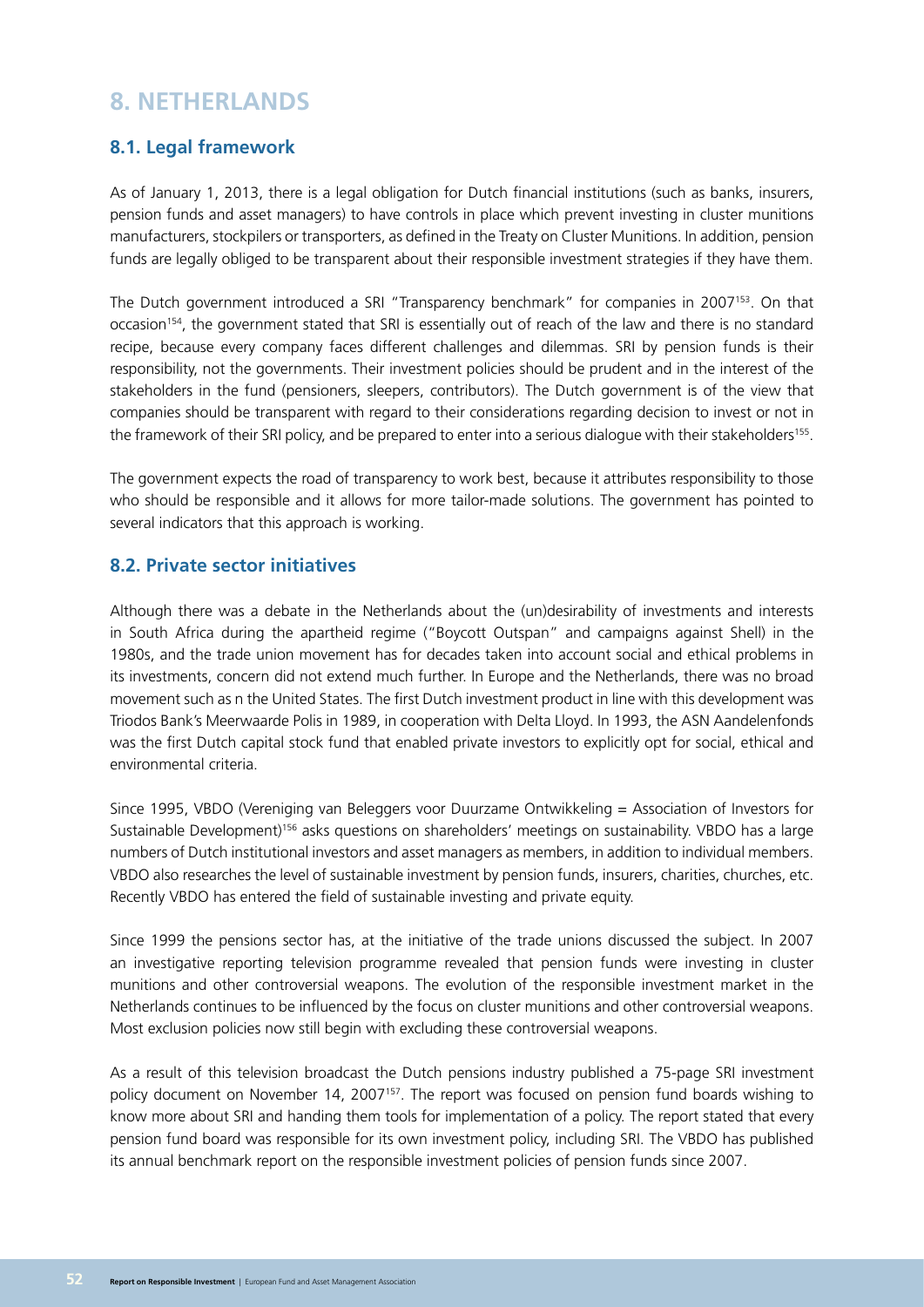# 8. NETHERLANDS

## 8.1. Legal framework

As of January 1, 2013, there is a legal obligation for Dutch financial institutions (such as banks, insurers, pension funds and asset managers) to have controls in place which prevent investing in cluster munitions manufacturers, stockpilers or transporters, as defined in the Treaty on Cluster Munitions. In addition, pension funds are legally obliged to be transparent about their responsible investment strategies if they have them.

The Dutch government introduced a SRI "Transparency benchmark" for companies in 2007[153]. On that occasion[154], the government stated that SRI is essentially out of reach of the law and there is no standard recipe, because every company faces different challenges and dilemmas. SRI by pension funds is their responsibility, not the governments. Their investment policies should be prudent and in the interest of the stakeholders in the fund (pensioners, sleepers, contributors). The Dutch government is of the view that companies should be transparent with regard to their considerations regarding decision to invest or not in the framework of their SRI policy, and be prepared to enter into a serious dialogue with their stakeholders[155].

The government expects the road of transparency to work best, because it attributes responsibility to those who should be responsible and it allows for more tailor-made solutions. The government has pointed to several indicators that this approach is working.

## 8.2. Private sector initiatives

Although there was a debate in the Netherlands about the (un)desirability of investments and interests in South Africa during the apartheid regime ("Boycott Outspan" and campaigns against Shell) in the 1980s, and the trade union movement has for decades taken into account social and ethical problems in its investments, concern did not extend much further. In Europe and the Netherlands, there was no broad movement such as n the United States. The first Dutch investment product in line with this development was Triodos Bank's Meerwaarde Polis in 1989, in cooperation with Delta Lloyd. In 1993, the ASN Aandelenfonds was the first Dutch capital stock fund that enabled private investors to explicitly opt for social, ethical and environmental criteria.

Since 1995, VBDO (Vereniging van Beleggers voor Duurzame Ontwikkeling = Association of Investors for Sustainable Development)[156] asks questions on shareholders' meetings on sustainability. VBDO has a large numbers of Dutch institutional investors and asset managers as members, in addition to individual members. VBDO also researches the level of sustainable investment by pension funds, insurers, charities, churches, etc. Recently VBDO has entered the field of sustainable investing and private equity.

Since 1999 the pensions sector has, at the initiative of the trade unions discussed the subject. In 2007 an investigative reporting television programme revealed that pension funds were investing in cluster munitions and other controversial weapons. The evolution of the responsible investment market in the Netherlands continues to be influenced by the focus on cluster munitions and other controversial weapons. Most exclusion policies now still begin with excluding these controversial weapons.

As a result of this television broadcast the Dutch pensions industry published a 75-page SRI investment policy document on November 14, 2007[157]. The report was focused on pension fund boards wishing to know more about SRI and handing them tools for implementation of a policy. The report stated that every pension fund board was responsible for its own investment policy, including SRI. The VBDO has published its annual benchmark report on the responsible investment policies of pension funds since 2007.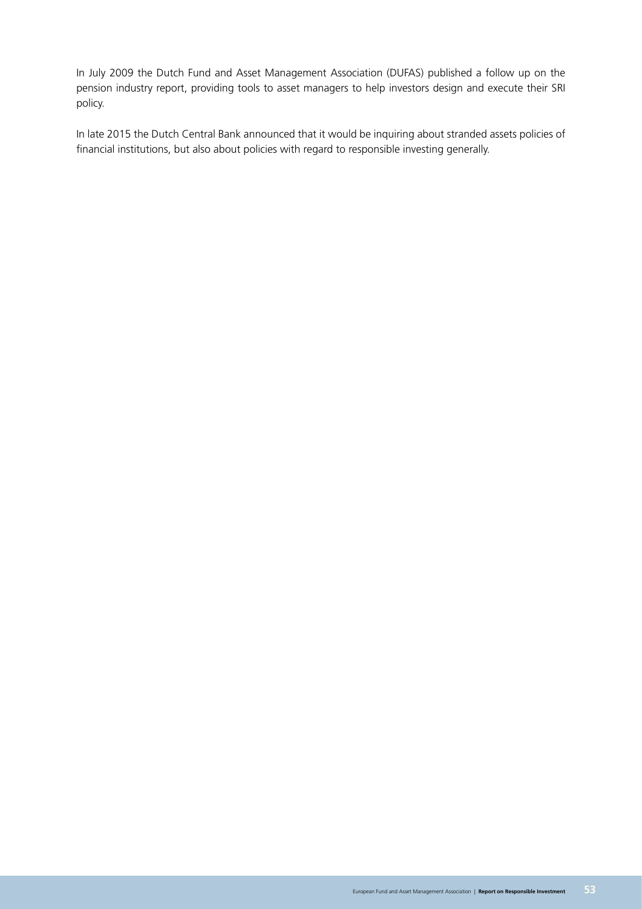In July 2009 the Dutch Fund and Asset Management Association (DUFAS) published a follow up on the pension industry report, providing tools to asset managers to help investors design and execute their SRI policy.

In late 2015 the Dutch Central Bank announced that it would be inquiring about stranded assets policies of financial institutions, but also about policies with regard to responsible investing generally.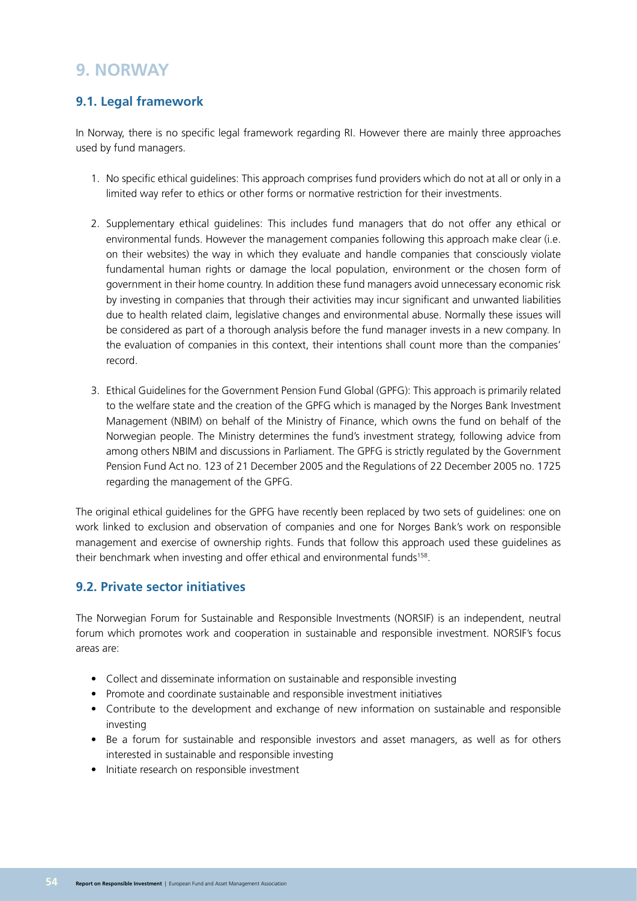# 9. NORWAY

## 9.1. Legal framework

In Norway, there is no specific legal framework regarding RI. However there are mainly three approaches used by fund managers.

1. No specific ethical guidelines: This approach comprises fund providers which do not at all or only in a limited way refer to ethics or other forms or normative restriction for their investments.
2. Supplementary ethical guidelines: This includes fund managers that do not offer any ethical or environmental funds. However the management companies following this approach make clear (i.e. on their websites) the way in which they evaluate and handle companies that consciously violate fundamental human rights or damage the local population, environment or the chosen form of government in their home country. In addition these fund managers avoid unnecessary economic risk by investing in companies that through their activities may incur significant and unwanted liabilities due to health related claim, legislative changes and environmental abuse. Normally these issues will be considered as part of a thorough analysis before the fund manager invests in a new company. In the evaluation of companies in this context, their intentions shall count more than the companies' record.
3. Ethical Guidelines for the Government Pension Fund Global (GPFG): This approach is primarily related to the welfare state and the creation of the GPFG which is managed by the Norges Bank Investment Management (NBIM) on behalf of the Ministry of Finance, which owns the fund on behalf of the Norwegian people. The Ministry determines the fund's investment strategy, following advice from among others NBIM and discussions in Parliament. The GPFG is strictly regulated by the Government Pension Fund Act no. 123 of 21 December 2005 and the Regulations of 22 December 2005 no. 1725 regarding the management of the GPFG.

The original ethical guidelines for the GPFG have recently been replaced by two sets of guidelines: one on work linked to exclusion and observation of companies and one for Norges Bank's work on responsible management and exercise of ownership rights. Funds that follow this approach used these guidelines as their benchmark when investing and offer ethical and environmental funds[158].

## 9.2. Private sector initiatives

The Norwegian Forum for Sustainable and Responsible Investments (NORSIF) is an independent, neutral forum which promotes work and cooperation in sustainable and responsible investment. NORSIF's focus areas are:

- Collect and disseminate information on sustainable and responsible investing
- Promote and coordinate sustainable and responsible investment initiatives
- Contribute to the development and exchange of new information on sustainable and responsible investing
- Be a forum for sustainable and responsible investors and asset managers, as well as for others interested in sustainable and responsible investing
- Initiate research on responsible investment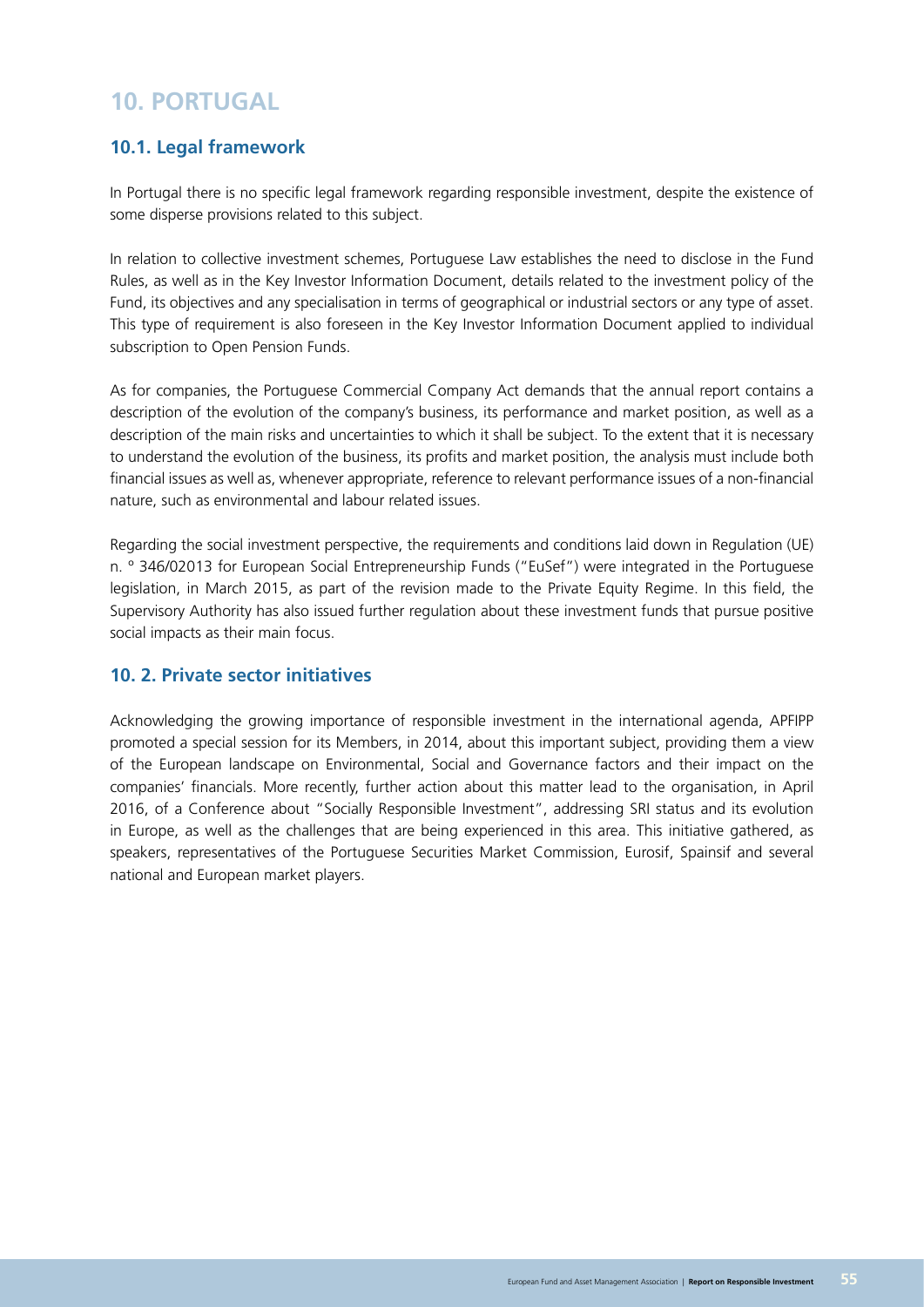# 10. PORTUGAL

## 10.1. Legal framework

In Portugal there is no specific legal framework regarding responsible investment, despite the existence of some disperse provisions related to this subject.

In relation to collective investment schemes, Portuguese Law establishes the need to disclose in the Fund Rules, as well as in the Key Investor Information Document, details related to the investment policy of the Fund, its objectives and any specialisation in terms of geographical or industrial sectors or any type of asset. This type of requirement is also foreseen in the Key Investor Information Document applied to individual subscription to Open Pension Funds.

As for companies, the Portuguese Commercial Company Act demands that the annual report contains a description of the evolution of the company's business, its performance and market position, as well as a description of the main risks and uncertainties to which it shall be subject. To the extent that it is necessary to understand the evolution of the business, its profits and market position, the analysis must include both financial issues as well as, whenever appropriate, reference to relevant performance issues of a non-financial nature, such as environmental and labour related issues.

Regarding the social investment perspective, the requirements and conditions laid down in Regulation (UE) n. º 346/02013 for European Social Entrepreneurship Funds ("EuSef") were integrated in the Portuguese legislation, in March 2015, as part of the revision made to the Private Equity Regime. In this field, the Supervisory Authority has also issued further regulation about these investment funds that pursue positive social impacts as their main focus.

## 10. 2. Private sector initiatives

Acknowledging the growing importance of responsible investment in the international agenda, APFIPP promoted a special session for its Members, in 2014, about this important subject, providing them a view of the European landscape on Environmental, Social and Governance factors and their impact on the companies' financials. More recently, further action about this matter lead to the organisation, in April 2016, of a Conference about "Socially Responsible Investment", addressing SRI status and its evolution in Europe, as well as the challenges that are being experienced in this area. This initiative gathered, as speakers, representatives of the Portuguese Securities Market Commission, Eurosif, Spainsif and several national and European market players.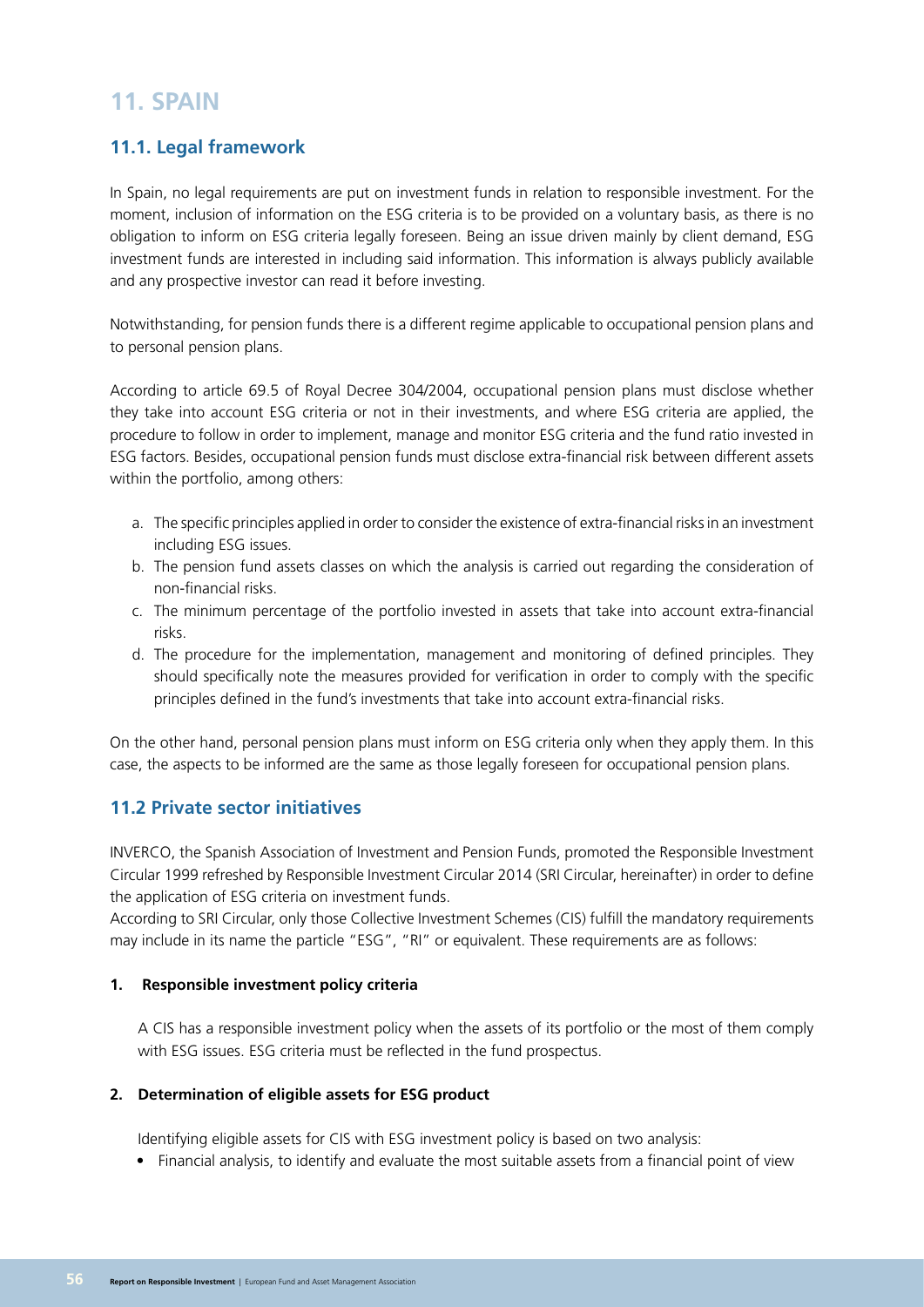# 11. SPAIN

## 11.1. Legal framework

In Spain, no legal requirements are put on investment funds in relation to responsible investment. For the moment, inclusion of information on the ESG criteria is to be provided on a voluntary basis, as there is no obligation to inform on ESG criteria legally foreseen. Being an issue driven mainly by client demand, ESG investment funds are interested in including said information. This information is always publicly available and any prospective investor can read it before investing.

Notwithstanding, for pension funds there is a different regime applicable to occupational pension plans and to personal pension plans.

According to article 69.5 of Royal Decree 304/2004, occupational pension plans must disclose whether they take into account ESG criteria or not in their investments, and where ESG criteria are applied, the procedure to follow in order to implement, manage and monitor ESG criteria and the fund ratio invested in ESG factors. Besides, occupational pension funds must disclose extra-financial risk between different assets within the portfolio, among others:

a. The specific principles applied in order to consider the existence of extra-financial risks in an investment including ESG issues.
b. The pension fund assets classes on which the analysis is carried out regarding the consideration of non-financial risks.
c. The minimum percentage of the portfolio invested in assets that take into account extra-financial risks.
d. The procedure for the implementation, management and monitoring of defined principles. They should specifically note the measures provided for verification in order to comply with the specific principles defined in the fund's investments that take into account extra-financial risks.

On the other hand, personal pension plans must inform on ESG criteria only when they apply them. In this case, the aspects to be informed are the same as those legally foreseen for occupational pension plans.

## 11.2 Private sector initiatives

INVERCO, the Spanish Association of Investment and Pension Funds, promoted the Responsible Investment Circular 1999 refreshed by Responsible Investment Circular 2014 (SRI Circular, hereinafter) in order to define the application of ESG criteria on investment funds.
According to SRI Circular, only those Collective Investment Schemes (CIS) fulfill the mandatory requirements may include in its name the particle "ESG", "RI" or equivalent. These requirements are as follows:

**1. Responsible investment policy criteria**

A CIS has a responsible investment policy when the assets of its portfolio or the most of them comply with ESG issues. ESG criteria must be reflected in the fund prospectus.

**2. Determination of eligible assets for ESG product**

Identifying eligible assets for CIS with ESG investment policy is based on two analysis:

- Financial analysis, to identify and evaluate the most suitable assets from a financial point of view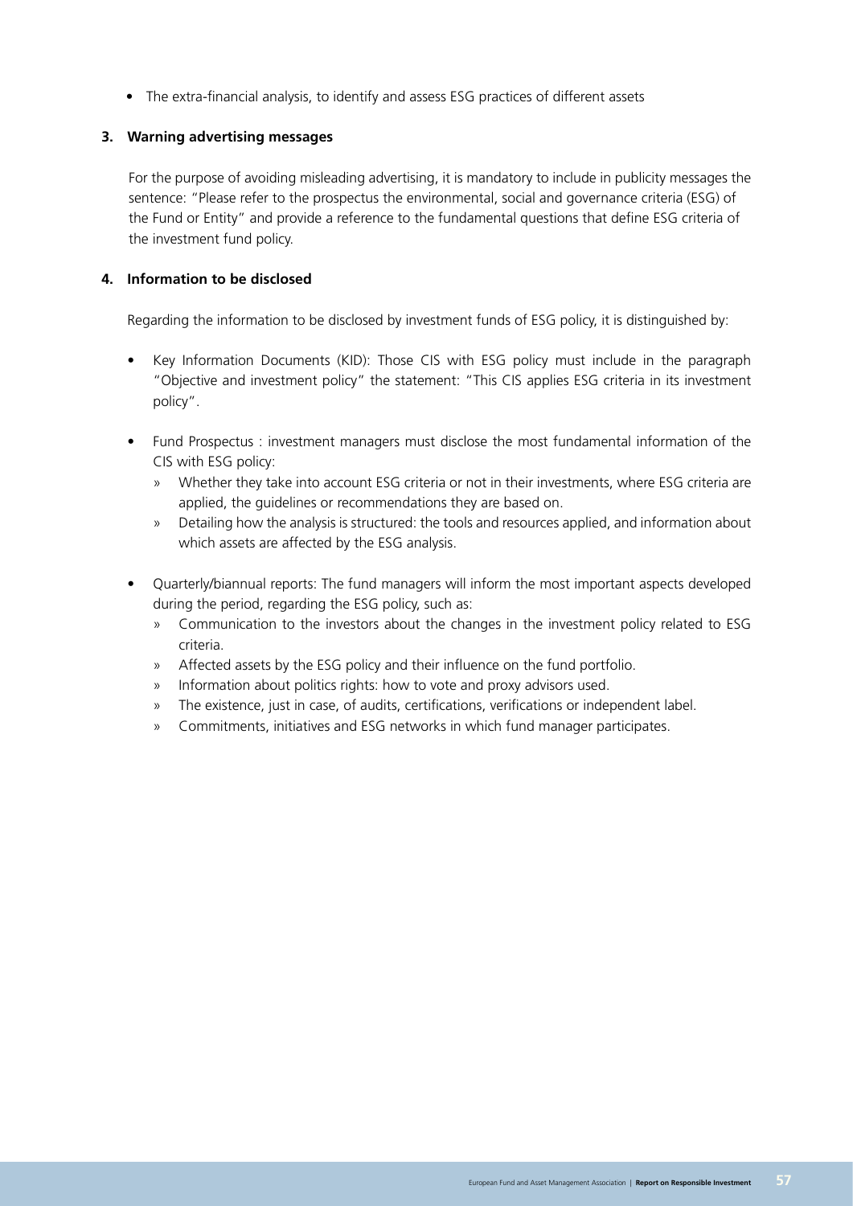- The extra-financial analysis, to identify and assess ESG practices of different assets

**3. Warning advertising messages**

For the purpose of avoiding misleading advertising, it is mandatory to include in publicity messages the sentence: "Please refer to the prospectus the environmental, social and governance criteria (ESG) of the Fund or Entity" and provide a reference to the fundamental questions that define ESG criteria of the investment fund policy.

**4. Information to be disclosed**

Regarding the information to be disclosed by investment funds of ESG policy, it is distinguished by:

- Key Information Documents (KID): Those CIS with ESG policy must include in the paragraph "Objective and investment policy" the statement: "This CIS applies ESG criteria in its investment policy".
- Fund Prospectus : investment managers must disclose the most fundamental information of the CIS with ESG policy:
  - Whether they take into account ESG criteria or not in their investments, where ESG criteria are applied, the guidelines or recommendations they are based on.
  - Detailing how the analysis is structured: the tools and resources applied, and information about which assets are affected by the ESG analysis.
- Quarterly/biannual reports: The fund managers will inform the most important aspects developed during the period, regarding the ESG policy, such as:
  - Communication to the investors about the changes in the investment policy related to ESG criteria.
  - Affected assets by the ESG policy and their influence on the fund portfolio.
  - Information about politics rights: how to vote and proxy advisors used.
  - The existence, just in case, of audits, certifications, verifications or independent label.
  - Commitments, initiatives and ESG networks in which fund manager participates.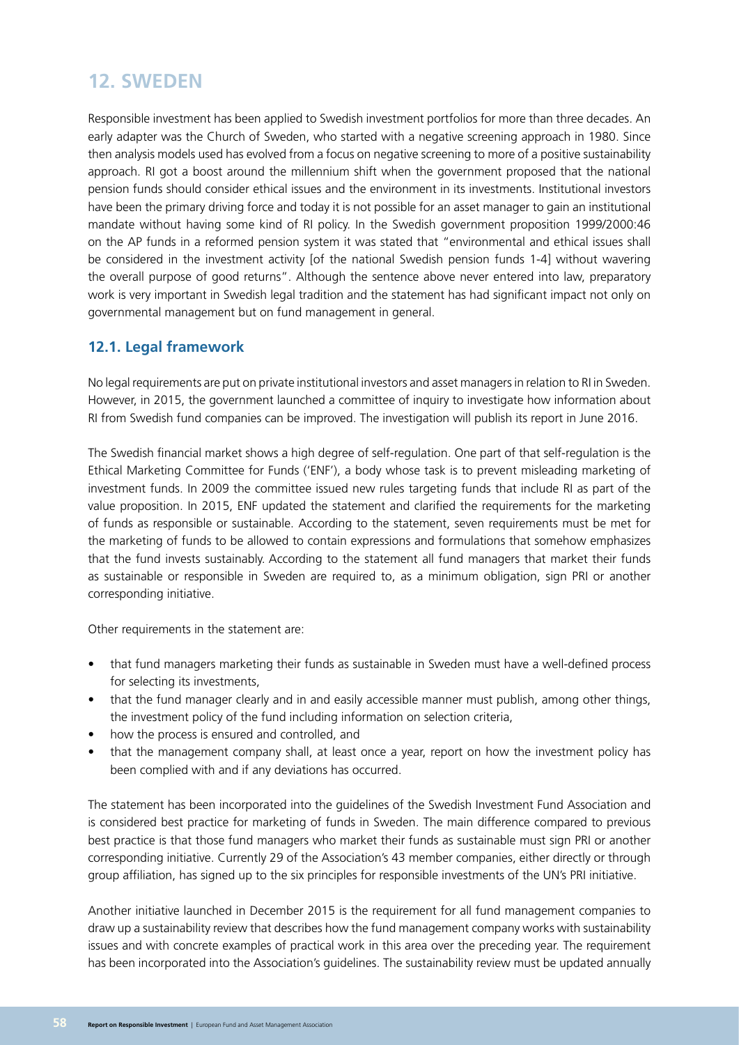## 12. SWEDEN

Responsible investment has been applied to Swedish investment portfolios for more than three decades. An early adapter was the Church of Sweden, who started with a negative screening approach in 1980. Since then analysis models used has evolved from a focus on negative screening to more of a positive sustainability approach. RI got a boost around the millennium shift when the government proposed that the national pension funds should consider ethical issues and the environment in its investments. Institutional investors have been the primary driving force and today it is not possible for an asset manager to gain an institutional mandate without having some kind of RI policy. In the Swedish government proposition 1999/2000:46 on the AP funds in a reformed pension system it was stated that "environmental and ethical issues shall be considered in the investment activity [of the national Swedish pension funds 1-4] without wavering the overall purpose of good returns". Although the sentence above never entered into law, preparatory work is very important in Swedish legal tradition and the statement has had significant impact not only on governmental management but on fund management in general.

### 12.1. Legal framework

No legal requirements are put on private institutional investors and asset managers in relation to RI in Sweden. However, in 2015, the government launched a committee of inquiry to investigate how information about RI from Swedish fund companies can be improved. The investigation will publish its report in June 2016.

The Swedish financial market shows a high degree of self-regulation. One part of that self-regulation is the Ethical Marketing Committee for Funds ('ENF'), a body whose task is to prevent misleading marketing of investment funds. In 2009 the committee issued new rules targeting funds that include RI as part of the value proposition. In 2015, ENF updated the statement and clarified the requirements for the marketing of funds as responsible or sustainable. According to the statement, seven requirements must be met for the marketing of funds to be allowed to contain expressions and formulations that somehow emphasizes that the fund invests sustainably. According to the statement all fund managers that market their funds as sustainable or responsible in Sweden are required to, as a minimum obligation, sign PRI or another corresponding initiative.

Other requirements in the statement are:

- that fund managers marketing their funds as sustainable in Sweden must have a well-defined process for selecting its investments,
- that the fund manager clearly and in and easily accessible manner must publish, among other things, the investment policy of the fund including information on selection criteria,
- how the process is ensured and controlled, and
- that the management company shall, at least once a year, report on how the investment policy has been complied with and if any deviations has occurred.

The statement has been incorporated into the guidelines of the Swedish Investment Fund Association and is considered best practice for marketing of funds in Sweden. The main difference compared to previous best practice is that those fund managers who market their funds as sustainable must sign PRI or another corresponding initiative. Currently 29 of the Association's 43 member companies, either directly or through group affiliation, has signed up to the six principles for responsible investments of the UN's PRI initiative.

Another initiative launched in December 2015 is the requirement for all fund management companies to draw up a sustainability review that describes how the fund management company works with sustainability issues and with concrete examples of practical work in this area over the preceding year. The requirement has been incorporated into the Association's guidelines. The sustainability review must be updated annually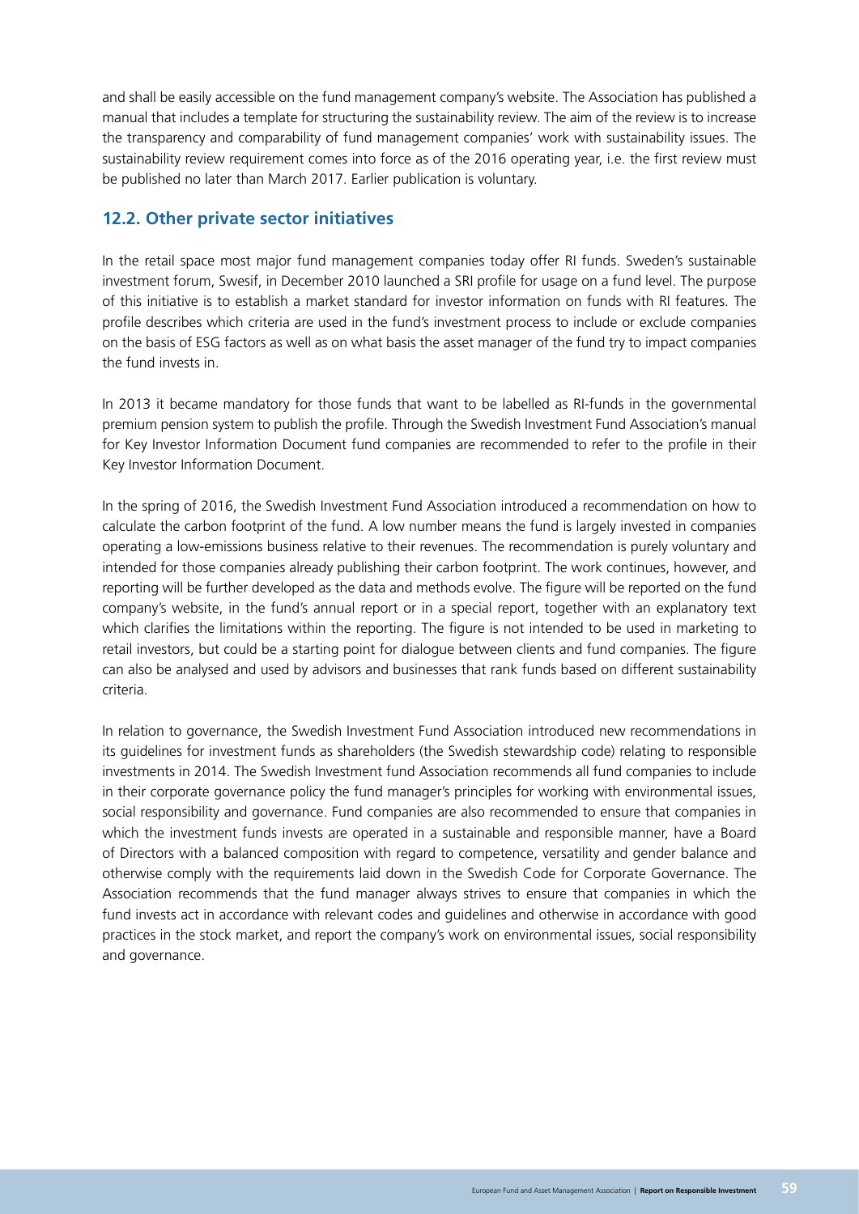and shall be easily accessible on the fund management company's website. The Association has published a manual that includes a template for structuring the sustainability review. The aim of the review is to increase the transparency and comparability of fund management companies' work with sustainability issues. The sustainability review requirement comes into force as of the 2016 operating year, i.e. the first review must be published no later than March 2017. Earlier publication is voluntary.

## 12.2. Other private sector initiatives

In the retail space most major fund management companies today offer RI funds. Sweden's sustainable investment forum, Swesif, in December 2010 launched a SRI profile for usage on a fund level. The purpose of this initiative is to establish a market standard for investor information on funds with RI features. The profile describes which criteria are used in the fund's investment process to include or exclude companies on the basis of ESG factors as well as on what basis the asset manager of the fund try to impact companies the fund invests in.

In 2013 it became mandatory for those funds that want to be labelled as RI-funds in the governmental premium pension system to publish the profile. Through the Swedish Investment Fund Association's manual for Key Investor Information Document fund companies are recommended to refer to the profile in their Key Investor Information Document.

In the spring of 2016, the Swedish Investment Fund Association introduced a recommendation on how to calculate the carbon footprint of the fund. A low number means the fund is largely invested in companies operating a low-emissions business relative to their revenues. The recommendation is purely voluntary and intended for those companies already publishing their carbon footprint. The work continues, however, and reporting will be further developed as the data and methods evolve. The figure will be reported on the fund company's website, in the fund's annual report or in a special report, together with an explanatory text which clarifies the limitations within the reporting. The figure is not intended to be used in marketing to retail investors, but could be a starting point for dialogue between clients and fund companies. The figure can also be analysed and used by advisors and businesses that rank funds based on different sustainability criteria.

In relation to governance, the Swedish Investment Fund Association introduced new recommendations in its guidelines for investment funds as shareholders (the Swedish stewardship code) relating to responsible investments in 2014. The Swedish Investment fund Association recommends all fund companies to include in their corporate governance policy the fund manager's principles for working with environmental issues, social responsibility and governance. Fund companies are also recommended to ensure that companies in which the investment funds invests are operated in a sustainable and responsible manner, have a Board of Directors with a balanced composition with regard to competence, versatility and gender balance and otherwise comply with the requirements laid down in the Swedish Code for Corporate Governance. The Association recommends that the fund manager always strives to ensure that companies in which the fund invests act in accordance with relevant codes and guidelines and otherwise in accordance with good practices in the stock market, and report the company's work on environmental issues, social responsibility and governance.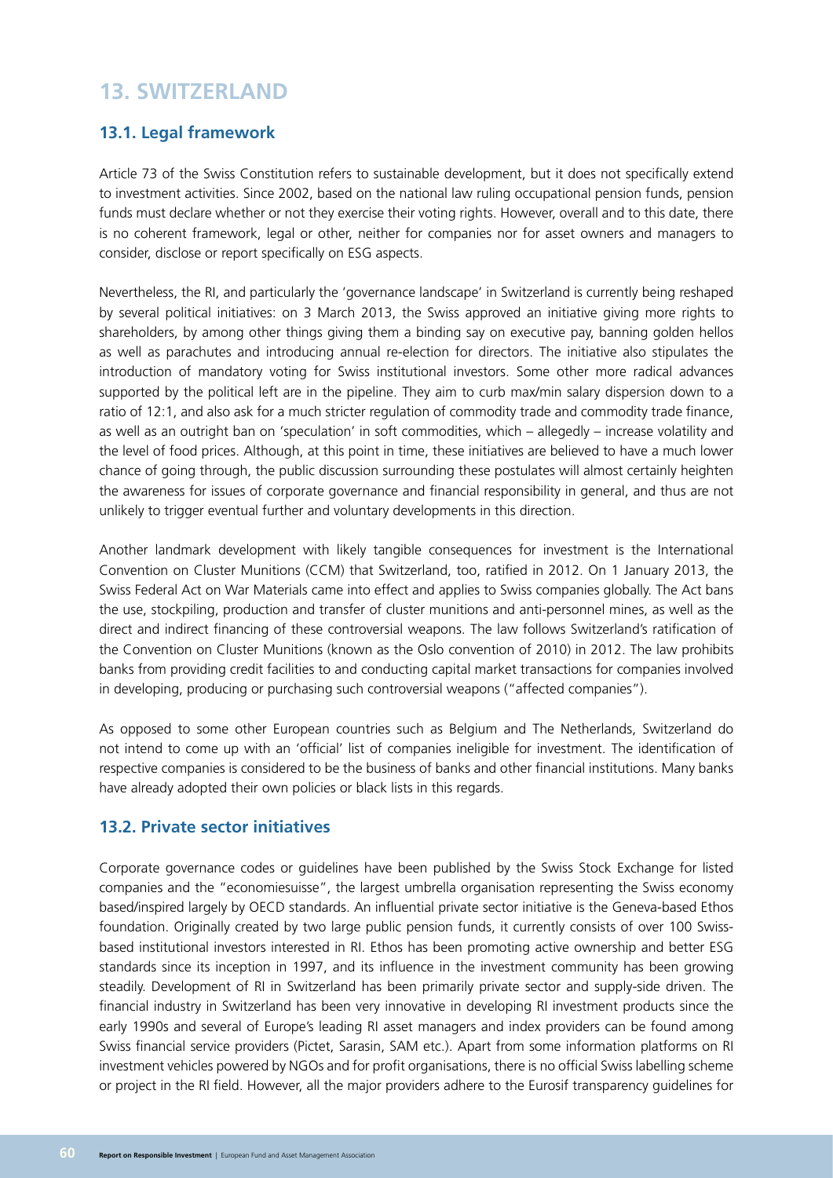# 13. SWITZERLAND

## 13.1. Legal framework

Article 73 of the Swiss Constitution refers to sustainable development, but it does not specifically extend to investment activities. Since 2002, based on the national law ruling occupational pension funds, pension funds must declare whether or not they exercise their voting rights. However, overall and to this date, there is no coherent framework, legal or other, neither for companies nor for asset owners and managers to consider, disclose or report specifically on ESG aspects.

Nevertheless, the RI, and particularly the 'governance landscape' in Switzerland is currently being reshaped by several political initiatives: on 3 March 2013, the Swiss approved an initiative giving more rights to shareholders, by among other things giving them a binding say on executive pay, banning golden hellos as well as parachutes and introducing annual re-election for directors. The initiative also stipulates the introduction of mandatory voting for Swiss institutional investors. Some other more radical advances supported by the political left are in the pipeline. They aim to curb max/min salary dispersion down to a ratio of 12:1, and also ask for a much stricter regulation of commodity trade and commodity trade finance, as well as an outright ban on 'speculation' in soft commodities, which – allegedly – increase volatility and the level of food prices. Although, at this point in time, these initiatives are believed to have a much lower chance of going through, the public discussion surrounding these postulates will almost certainly heighten the awareness for issues of corporate governance and financial responsibility in general, and thus are not unlikely to trigger eventual further and voluntary developments in this direction.

Another landmark development with likely tangible consequences for investment is the International Convention on Cluster Munitions (CCM) that Switzerland, too, ratified in 2012. On 1 January 2013, the Swiss Federal Act on War Materials came into effect and applies to Swiss companies globally. The Act bans the use, stockpiling, production and transfer of cluster munitions and anti-personnel mines, as well as the direct and indirect financing of these controversial weapons. The law follows Switzerland's ratification of the Convention on Cluster Munitions (known as the Oslo convention of 2010) in 2012. The law prohibits banks from providing credit facilities to and conducting capital market transactions for companies involved in developing, producing or purchasing such controversial weapons ("affected companies").

As opposed to some other European countries such as Belgium and The Netherlands, Switzerland do not intend to come up with an 'official' list of companies ineligible for investment. The identification of respective companies is considered to be the business of banks and other financial institutions. Many banks have already adopted their own policies or black lists in this regards.

## 13.2. Private sector initiatives

Corporate governance codes or guidelines have been published by the Swiss Stock Exchange for listed companies and the "economiesuisse", the largest umbrella organisation representing the Swiss economy based/inspired largely by OECD standards. An influential private sector initiative is the Geneva-based Ethos foundation. Originally created by two large public pension funds, it currently consists of over 100 Swiss-based institutional investors interested in RI. Ethos has been promoting active ownership and better ESG standards since its inception in 1997, and its influence in the investment community has been growing steadily. Development of RI in Switzerland has been primarily private sector and supply-side driven. The financial industry in Switzerland has been very innovative in developing RI investment products since the early 1990s and several of Europe's leading RI asset managers and index providers can be found among Swiss financial service providers (Pictet, Sarasin, SAM etc.). Apart from some information platforms on RI investment vehicles powered by NGOs and for profit organisations, there is no official Swiss labelling scheme or project in the RI field. However, all the major providers adhere to the Eurosif transparency guidelines for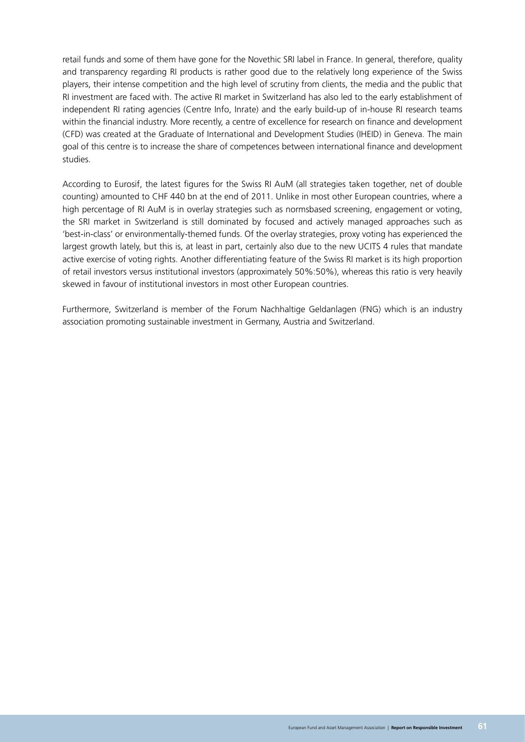retail funds and some of them have gone for the Novethic SRI label in France. In general, therefore, quality and transparency regarding RI products is rather good due to the relatively long experience of the Swiss players, their intense competition and the high level of scrutiny from clients, the media and the public that RI investment are faced with. The active RI market in Switzerland has also led to the early establishment of independent RI rating agencies (Centre Info, Inrate) and the early build-up of in-house RI research teams within the financial industry. More recently, a centre of excellence for research on finance and development (CFD) was created at the Graduate of International and Development Studies (IHEID) in Geneva. The main goal of this centre is to increase the share of competences between international finance and development studies.

According to Eurosif, the latest figures for the Swiss RI AuM (all strategies taken together, net of double counting) amounted to CHF 440 bn at the end of 2011. Unlike in most other European countries, where a high percentage of RI AuM is in overlay strategies such as normsbased screening, engagement or voting, the SRI market in Switzerland is still dominated by focused and actively managed approaches such as 'best-in-class' or environmentally-themed funds. Of the overlay strategies, proxy voting has experienced the largest growth lately, but this is, at least in part, certainly also due to the new UCITS 4 rules that mandate active exercise of voting rights. Another differentiating feature of the Swiss RI market is its high proportion of retail investors versus institutional investors (approximately 50%:50%), whereas this ratio is very heavily skewed in favour of institutional investors in most other European countries.

Furthermore, Switzerland is member of the Forum Nachhaltige Geldanlagen (FNG) which is an industry association promoting sustainable investment in Germany, Austria and Switzerland.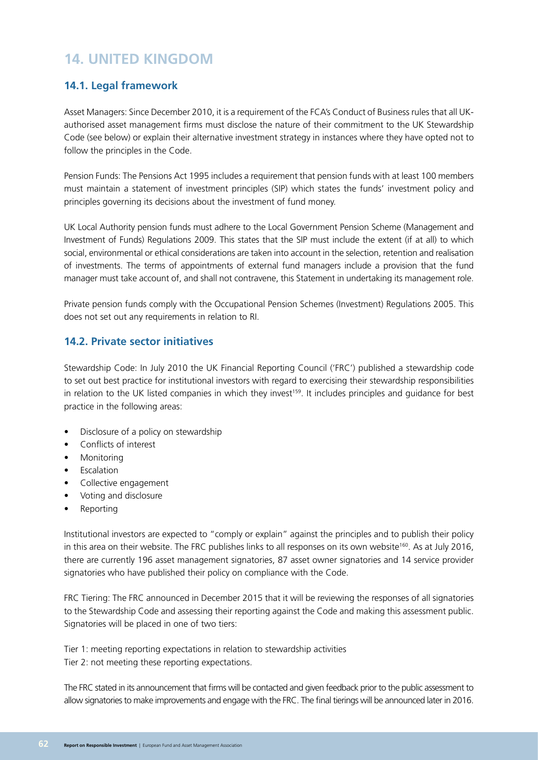## 14. UNITED KINGDOM

### 14.1. Legal framework

Asset Managers: Since December 2010, it is a requirement of the FCA's Conduct of Business rules that all UK-authorised asset management firms must disclose the nature of their commitment to the UK Stewardship Code (see below) or explain their alternative investment strategy in instances where they have opted not to follow the principles in the Code.

Pension Funds: The Pensions Act 1995 includes a requirement that pension funds with at least 100 members must maintain a statement of investment principles (SIP) which states the funds' investment policy and principles governing its decisions about the investment of fund money.

UK Local Authority pension funds must adhere to the Local Government Pension Scheme (Management and Investment of Funds) Regulations 2009. This states that the SIP must include the extent (if at all) to which social, environmental or ethical considerations are taken into account in the selection, retention and realisation of investments. The terms of appointments of external fund managers include a provision that the fund manager must take account of, and shall not contravene, this Statement in undertaking its management role.

Private pension funds comply with the Occupational Pension Schemes (Investment) Regulations 2005. This does not set out any requirements in relation to RI.

### 14.2. Private sector initiatives

Stewardship Code: In July 2010 the UK Financial Reporting Council ('FRC') published a stewardship code to set out best practice for institutional investors with regard to exercising their stewardship responsibilities in relation to the UK listed companies in which they invest[159]. It includes principles and guidance for best practice in the following areas:

- Disclosure of a policy on stewardship
- Conflicts of interest
- Monitoring
- Escalation
- Collective engagement
- Voting and disclosure
- Reporting

Institutional investors are expected to "comply or explain" against the principles and to publish their policy in this area on their website. The FRC publishes links to all responses on its own website[160]. As at July 2016, there are currently 196 asset management signatories, 87 asset owner signatories and 14 service provider signatories who have published their policy on compliance with the Code.

FRC Tiering: The FRC announced in December 2015 that it will be reviewing the responses of all signatories to the Stewardship Code and assessing their reporting against the Code and making this assessment public. Signatories will be placed in one of two tiers:

Tier 1: meeting reporting expectations in relation to stewardship activities
Tier 2: not meeting these reporting expectations.

The FRC stated in its announcement that firms will be contacted and given feedback prior to the public assessment to allow signatories to make improvements and engage with the FRC. The final tierings will be announced later in 2016.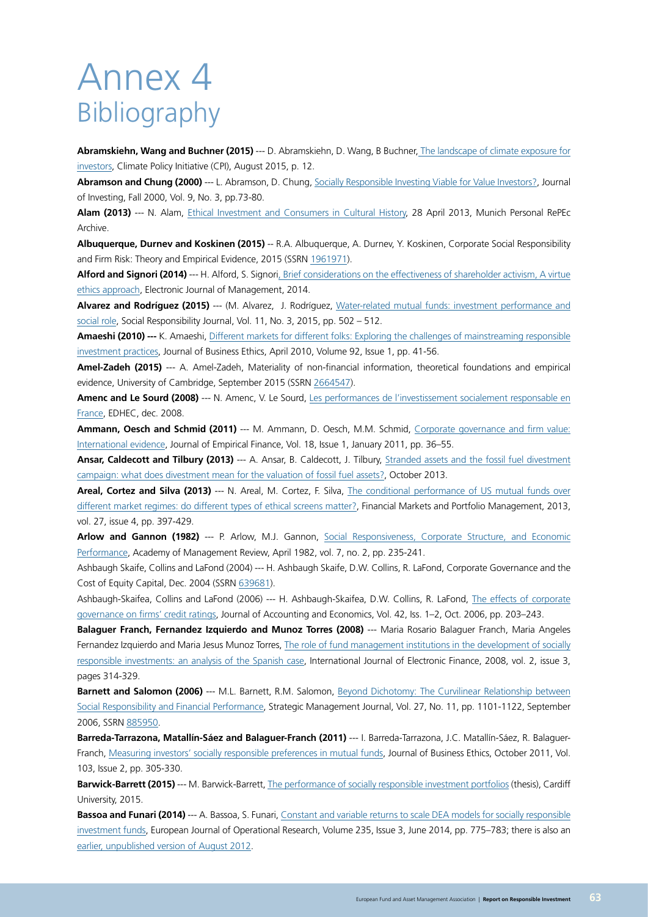# Annex 4
## Bibliography

**Abramskiehn, Wang and Buchner (2015)** --- D. Abramskiehn, D. Wang, B Buchner, The landscape of climate exposure for investors, Climate Policy Initiative (CPI), August 2015, p. 12.

**Abramson and Chung (2000)** --- L. Abramson, D. Chung, Socially Responsible Investing Viable for Value Investors?, Journal of Investing, Fall 2000, Vol. 9, No. 3, pp.73-80.

**Alam (2013)** --- N. Alam, Ethical Investment and Consumers in Cultural History, 28 April 2013, Munich Personal RePEc Archive.

**Albuquerque, Durnev and Koskinen (2015)** -- R.A. Albuquerque, A. Durnev, Y. Koskinen, Corporate Social Responsibility and Firm Risk: Theory and Empirical Evidence, 2015 (SSRN 1961971).

**Alford and Signori (2014)** --- H. Alford, S. Signori, Brief considerations on the effectiveness of shareholder activism, A virtue ethics approach, Electronic Journal of Management, 2014.

**Alvarez and Rodríguez (2015)** --- (M. Alvarez, J. Rodríguez, Water-related mutual funds: investment performance and social role, Social Responsibility Journal, Vol. 11, No. 3, 2015, pp. 502 – 512.

**Amaeshi (2010) ---** K. Amaeshi, Different markets for different folks: Exploring the challenges of mainstreaming responsible investment practices, Journal of Business Ethics, April 2010, Volume 92, Issue 1, pp. 41-56.

**Amel-Zadeh (2015)** --- A. Amel-Zadeh, Materiality of non-financial information, theoretical foundations and empirical evidence, University of Cambridge, September 2015 (SSRN 2664547).

**Amenc and Le Sourd (2008)** --- N. Amenc, V. Le Sourd, Les performances de l'investissement socialement responsable en France, EDHEC, dec. 2008.

**Ammann, Oesch and Schmid (2011)** --- M. Ammann, D. Oesch, M.M. Schmid, Corporate governance and firm value: International evidence, Journal of Empirical Finance, Vol. 18, Issue 1, January 2011, pp. 36–55.

**Ansar, Caldecott and Tilbury (2013)** --- A. Ansar, B. Caldecott, J. Tilbury, Stranded assets and the fossil fuel divestment campaign: what does divestment mean for the valuation of fossil fuel assets?, October 2013.

**Areal, Cortez and Silva (2013)** --- N. Areal, M. Cortez, F. Silva, The conditional performance of US mutual funds over different market regimes: do different types of ethical screens matter?, Financial Markets and Portfolio Management, 2013, vol. 27, issue 4, pp. 397-429.

**Arlow and Gannon (1982)** --- P. Arlow, M.J. Gannon, Social Responsiveness, Corporate Structure, and Economic Performance, Academy of Management Review, April 1982, vol. 7, no. 2, pp. 235-241.

Ashbaugh Skaife, Collins and LaFond (2004) --- H. Ashbaugh Skaife, D.W. Collins, R. LaFond, Corporate Governance and the Cost of Equity Capital, Dec. 2004 (SSRN 639681).

Ashbaugh-Skaifea, Collins and LaFond (2006) --- H. Ashbaugh-Skaifea, D.W. Collins, R. LaFond, The effects of corporate governance on firms' credit ratings, Journal of Accounting and Economics, Vol. 42, Iss. 1–2, Oct. 2006, pp. 203–243.

**Balaguer Franch, Fernandez Izquierdo and Munoz Torres (2008)** --- Maria Rosario Balaguer Franch, Maria Angeles Fernandez Izquierdo and Maria Jesus Munoz Torres, The role of fund management institutions in the development of socially responsible investments: an analysis of the Spanish case, International Journal of Electronic Finance, 2008, vol. 2, issue 3, pages 314-329.

**Barnett and Salomon (2006)** --- M.L. Barnett, R.M. Salomon, Beyond Dichotomy: The Curvilinear Relationship between Social Responsibility and Financial Performance, Strategic Management Journal, Vol. 27, No. 11, pp. 1101-1122, September 2006, SSRN 885950.

**Barreda-Tarrazona, Matallín-Sáez and Balaguer-Franch (2011)** --- I. Barreda-Tarrazona, J.C. Matallín-Sáez, R. Balaguer-Franch, Measuring investors' socially responsible preferences in mutual funds, Journal of Business Ethics, October 2011, Vol. 103, Issue 2, pp. 305-330.

**Barwick-Barrett (2015)** --- M. Barwick-Barrett, The performance of socially responsible investment portfolios (thesis), Cardiff University, 2015.

**Bassoa and Funari (2014)** --- A. Bassoa, S. Funari, Constant and variable returns to scale DEA models for socially responsible investment funds, European Journal of Operational Research, Volume 235, Issue 3, June 2014, pp. 775–783; there is also an earlier, unpublished version of August 2012.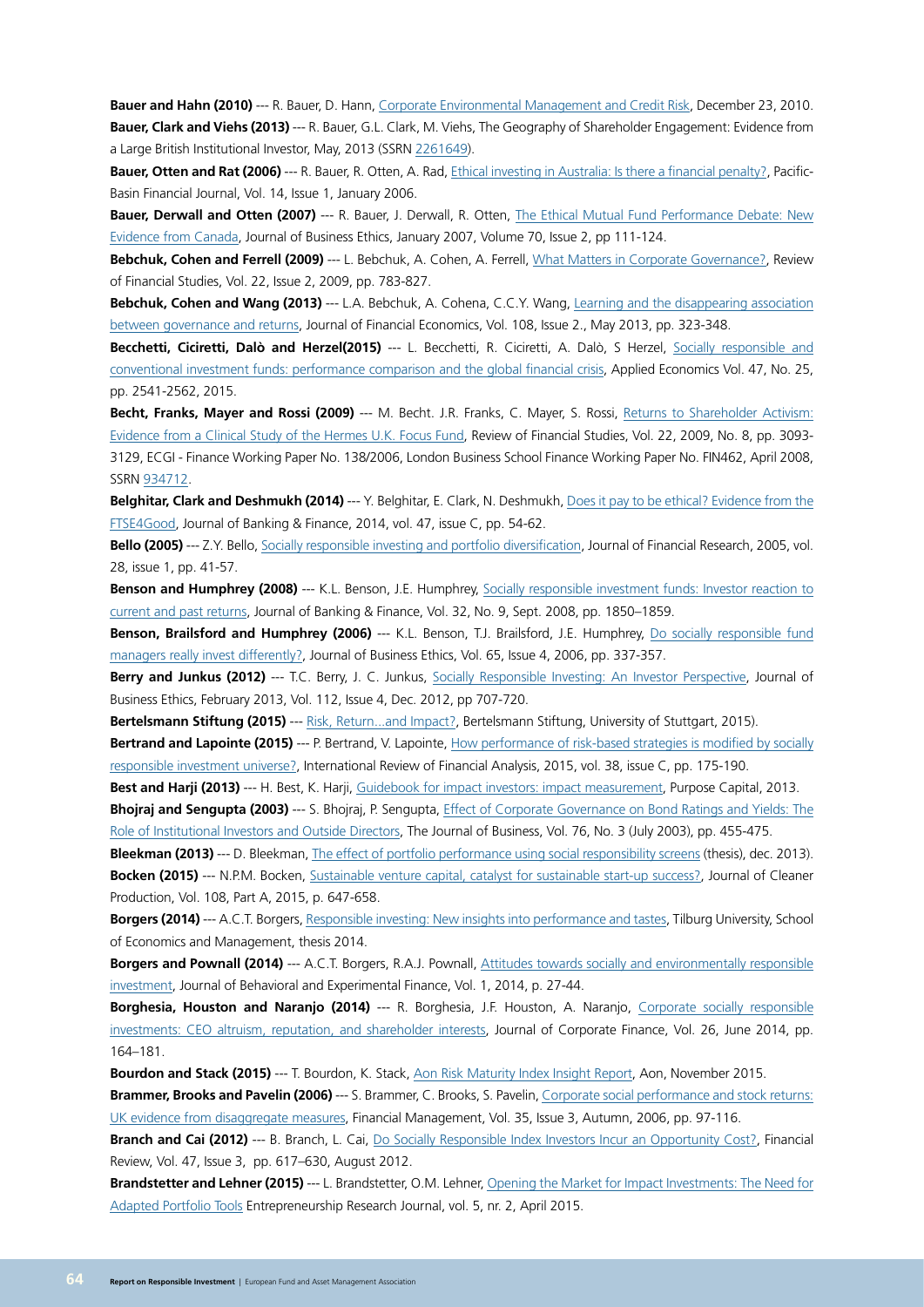**Bauer and Hahn (2010)** --- R. Bauer, D. Hann, Corporate Environmental Management and Credit Risk, December 23, 2010.

**Bauer, Clark and Viehs (2013)** --- R. Bauer, G.L. Clark, M. Viehs, The Geography of Shareholder Engagement: Evidence from a Large British Institutional Investor, May, 2013 (SSRN 2261649).

**Bauer, Otten and Rat (2006)** --- R. Bauer, R. Otten, A. Rad, Ethical investing in Australia: Is there a financial penalty?, Pacific-Basin Financial Journal, Vol. 14, Issue 1, January 2006.

**Bauer, Derwall and Otten (2007)** --- R. Bauer, J. Derwall, R. Otten, The Ethical Mutual Fund Performance Debate: New Evidence from Canada, Journal of Business Ethics, January 2007, Volume 70, Issue 2, pp 111-124.

**Bebchuk, Cohen and Ferrell (2009)** --- L. Bebchuk, A. Cohen, A. Ferrell, What Matters in Corporate Governance?, Review of Financial Studies, Vol. 22, Issue 2, 2009, pp. 783-827.

**Bebchuk, Cohen and Wang (2013)** --- L.A. Bebchuk, A. Cohena, C.C.Y. Wang, Learning and the disappearing association between governance and returns, Journal of Financial Economics, Vol. 108, Issue 2., May 2013, pp. 323-348.

**Becchetti, Ciciretti, Dalò and Herzel(2015)** --- L. Becchetti, R. Ciciretti, A. Dalò, S Herzel, Socially responsible and conventional investment funds: performance comparison and the global financial crisis, Applied Economics Vol. 47, No. 25, pp. 2541-2562, 2015.

**Becht, Franks, Mayer and Rossi (2009)** --- M. Becht. J.R. Franks, C. Mayer, S. Rossi, Returns to Shareholder Activism: Evidence from a Clinical Study of the Hermes U.K. Focus Fund, Review of Financial Studies, Vol. 22, 2009, No. 8, pp. 3093-3129, ECGI - Finance Working Paper No. 138/2006, London Business School Finance Working Paper No. FIN462, April 2008, SSRN 934712.

**Belghitar, Clark and Deshmukh (2014)** --- Y. Belghitar, E. Clark, N. Deshmukh, Does it pay to be ethical? Evidence from the FTSE4Good, Journal of Banking & Finance, 2014, vol. 47, issue C, pp. 54-62.

**Bello (2005)** --- Z.Y. Bello, Socially responsible investing and portfolio diversification, Journal of Financial Research, 2005, vol. 28, issue 1, pp. 41-57.

**Benson and Humphrey (2008)** --- K.L. Benson, J.E. Humphrey, Socially responsible investment funds: Investor reaction to current and past returns, Journal of Banking & Finance, Vol. 32, No. 9, Sept. 2008, pp. 1850–1859.

**Benson, Brailsford and Humphrey (2006)** --- K.L. Benson, T.J. Brailsford, J.E. Humphrey, Do socially responsible fund managers really invest differently?, Journal of Business Ethics, Vol. 65, Issue 4, 2006, pp. 337-357.

**Berry and Junkus (2012)** --- T.C. Berry, J. C. Junkus, Socially Responsible Investing: An Investor Perspective, Journal of Business Ethics, February 2013, Vol. 112, Issue 4, Dec. 2012, pp 707-720.

**Bertelsmann Stiftung (2015)** --- Risk, Return...and Impact?, Bertelsmann Stiftung, University of Stuttgart, 2015).

**Bertrand and Lapointe (2015)** --- P. Bertrand, V. Lapointe, How performance of risk-based strategies is modified by socially responsible investment universe?, International Review of Financial Analysis, 2015, vol. 38, issue C, pp. 175-190.

**Best and Harji (2013)** --- H. Best, K. Harji, Guidebook for impact investors: impact measurement, Purpose Capital, 2013.

**Bhojraj and Sengupta (2003)** --- S. Bhojraj, P. Sengupta, Effect of Corporate Governance on Bond Ratings and Yields: The Role of Institutional Investors and Outside Directors, The Journal of Business, Vol. 76, No. 3 (July 2003), pp. 455-475.

**Bleekman (2013)** --- D. Bleekman, The effect of portfolio performance using social responsibility screens (thesis), dec. 2013).

**Bocken (2015)** --- N.P.M. Bocken, Sustainable venture capital, catalyst for sustainable start-up success?, Journal of Cleaner Production, Vol. 108, Part A, 2015, p. 647-658.

**Borgers (2014)** --- A.C.T. Borgers, Responsible investing: New insights into performance and tastes, Tilburg University, School of Economics and Management, thesis 2014.

**Borgers and Pownall (2014)** --- A.C.T. Borgers, R.A.J. Pownall, Attitudes towards socially and environmentally responsible investment, Journal of Behavioral and Experimental Finance, Vol. 1, 2014, p. 27-44.

**Borghesia, Houston and Naranjo (2014)** --- R. Borghesia, J.F. Houston, A. Naranjo, Corporate socially responsible investments: CEO altruism, reputation, and shareholder interests, Journal of Corporate Finance, Vol. 26, June 2014, pp. 164–181.

**Bourdon and Stack (2015)** --- T. Bourdon, K. Stack, Aon Risk Maturity Index Insight Report, Aon, November 2015.

**Brammer, Brooks and Pavelin (2006)** --- S. Brammer, C. Brooks, S. Pavelin, Corporate social performance and stock returns: UK evidence from disaggregate measures, Financial Management, Vol. 35, Issue 3, Autumn, 2006, pp. 97-116.

**Branch and Cai (2012)** --- B. Branch, L. Cai, Do Socially Responsible Index Investors Incur an Opportunity Cost?, Financial Review, Vol. 47, Issue 3, pp. 617–630, August 2012.

**Brandstetter and Lehner (2015)** --- L. Brandstetter, O.M. Lehner, Opening the Market for Impact Investments: The Need for Adapted Portfolio Tools Entrepreneurship Research Journal, vol. 5, nr. 2, April 2015.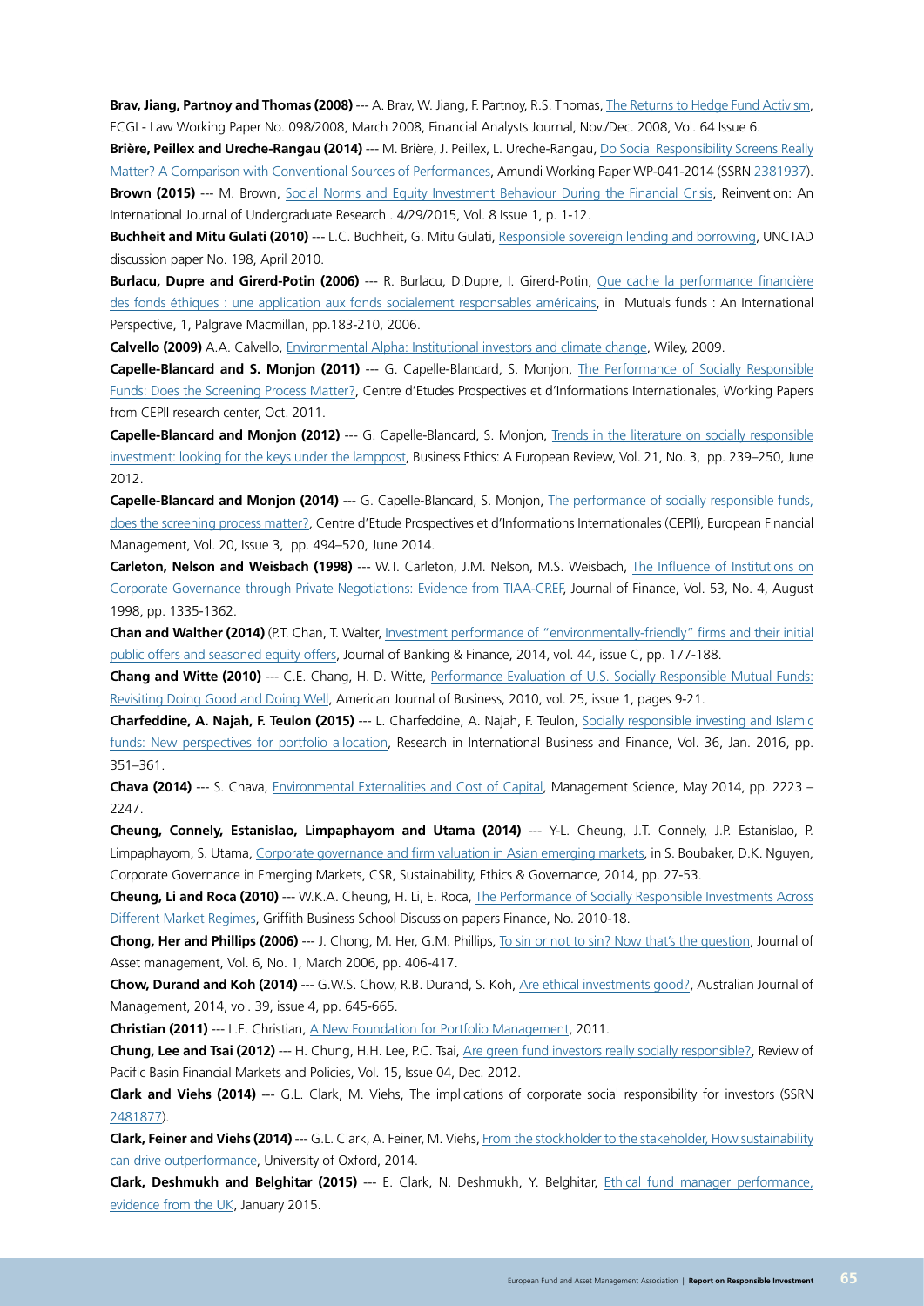**Brav, Jiang, Partnoy and Thomas (2008)** --- A. Brav, W. Jiang, F. Partnoy, R.S. Thomas, The Returns to Hedge Fund Activism, ECGI - Law Working Paper No. 098/2008, March 2008, Financial Analysts Journal, Nov./Dec. 2008, Vol. 64 Issue 6.

**Brière, Peillex and Ureche-Rangau (2014)** --- M. Brière, J. Peillex, L. Ureche-Rangau, Do Social Responsibility Screens Really Matter? A Comparison with Conventional Sources of Performances, Amundi Working Paper WP-041-2014 (SSRN 2381937).

**Brown (2015)** --- M. Brown, Social Norms and Equity Investment Behaviour During the Financial Crisis, Reinvention: An International Journal of Undergraduate Research . 4/29/2015, Vol. 8 Issue 1, p. 1-12.

**Buchheit and Mitu Gulati (2010)** --- L.C. Buchheit, G. Mitu Gulati, Responsible sovereign lending and borrowing, UNCTAD discussion paper No. 198, April 2010.

**Burlacu, Dupre and Girerd-Potin (2006)** --- R. Burlacu, D.Dupre, I. Girerd-Potin, Que cache la performance financière des fonds éthiques : une application aux fonds socialement responsables américains, in Mutuals funds : An International Perspective, 1, Palgrave Macmillan, pp.183-210, 2006.

**Calvello (2009)** A.A. Calvello, Environmental Alpha: Institutional investors and climate change, Wiley, 2009.

**Capelle-Blancard and S. Monjon (2011)** --- G. Capelle-Blancard, S. Monjon, The Performance of Socially Responsible Funds: Does the Screening Process Matter?, Centre d'Etudes Prospectives et d'Informations Internationales, Working Papers from CEPII research center, Oct. 2011.

**Capelle-Blancard and Monjon (2012)** --- G. Capelle-Blancard, S. Monjon, Trends in the literature on socially responsible investment: looking for the keys under the lamppost, Business Ethics: A European Review, Vol. 21, No. 3, pp. 239–250, June 2012.

**Capelle-Blancard and Monjon (2014)** --- G. Capelle-Blancard, S. Monjon, The performance of socially responsible funds, does the screening process matter?, Centre d'Etude Prospectives et d'Informations Internationales (CEPII), European Financial Management, Vol. 20, Issue 3, pp. 494–520, June 2014.

**Carleton, Nelson and Weisbach (1998)** --- W.T. Carleton, J.M. Nelson, M.S. Weisbach, The Influence of Institutions on Corporate Governance through Private Negotiations: Evidence from TIAA-CREF, Journal of Finance, Vol. 53, No. 4, August 1998, pp. 1335-1362.

**Chan and Walther (2014)** (P.T. Chan, T. Walter, Investment performance of "environmentally-friendly" firms and their initial public offers and seasoned equity offers, Journal of Banking & Finance, 2014, vol. 44, issue C, pp. 177-188.

**Chang and Witte (2010)** --- C.E. Chang, H. D. Witte, Performance Evaluation of U.S. Socially Responsible Mutual Funds: Revisiting Doing Good and Doing Well, American Journal of Business, 2010, vol. 25, issue 1, pages 9-21.

**Charfeddine, A. Najah, F. Teulon (2015)** --- L. Charfeddine, A. Najah, F. Teulon, Socially responsible investing and Islamic funds: New perspectives for portfolio allocation, Research in International Business and Finance, Vol. 36, Jan. 2016, pp. 351–361.

**Chava (2014)** --- S. Chava, Environmental Externalities and Cost of Capital, Management Science, May 2014, pp. 2223 – 2247.

**Cheung, Connely, Estanislao, Limpaphayom and Utama (2014)** --- Y-L. Cheung, J.T. Connely, J.P. Estanislao, P. Limpaphayom, S. Utama, Corporate governance and firm valuation in Asian emerging markets, in S. Boubaker, D.K. Nguyen, Corporate Governance in Emerging Markets, CSR, Sustainability, Ethics & Governance, 2014, pp. 27-53.

**Cheung, Li and Roca (2010)** --- W.K.A. Cheung, H. Li, E. Roca, The Performance of Socially Responsible Investments Across Different Market Regimes, Griffith Business School Discussion papers Finance, No. 2010-18.

**Chong, Her and Phillips (2006)** --- J. Chong, M. Her, G.M. Phillips, To sin or not to sin? Now that's the question, Journal of Asset management, Vol. 6, No. 1, March 2006, pp. 406-417.

**Chow, Durand and Koh (2014)** --- G.W.S. Chow, R.B. Durand, S. Koh, Are ethical investments good?, Australian Journal of Management, 2014, vol. 39, issue 4, pp. 645-665.

**Christian (2011)** --- L.E. Christian, A New Foundation for Portfolio Management, 2011.

**Chung, Lee and Tsai (2012)** --- H. Chung, H.H. Lee, P.C. Tsai, Are green fund investors really socially responsible?, Review of Pacific Basin Financial Markets and Policies, Vol. 15, Issue 04, Dec. 2012.

**Clark and Viehs (2014)** --- G.L. Clark, M. Viehs, The implications of corporate social responsibility for investors (SSRN 2481877).

**Clark, Feiner and Viehs (2014)** --- G.L. Clark, A. Feiner, M. Viehs, From the stockholder to the stakeholder, How sustainability can drive outperformance, University of Oxford, 2014.

**Clark, Deshmukh and Belghitar (2015)** --- E. Clark, N. Deshmukh, Y. Belghitar, Ethical fund manager performance, evidence from the UK, January 2015.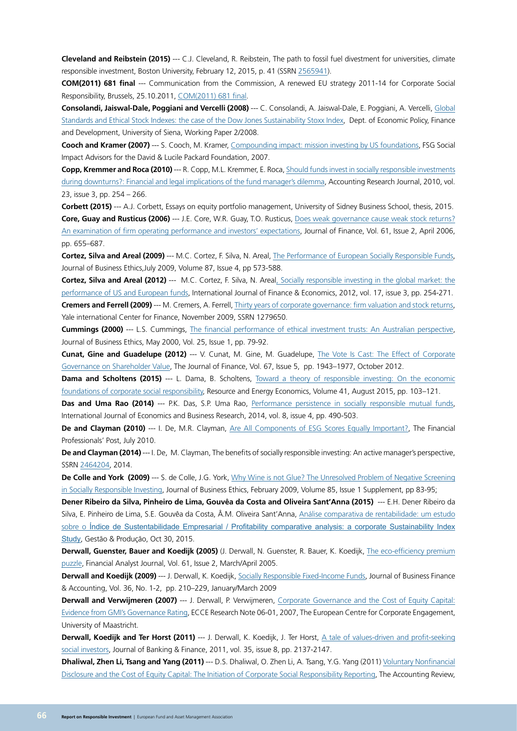**Cleveland and Reibstein (2015)** --- C.J. Cleveland, R. Reibstein, The path to fossil fuel divestment for universities, climate responsible investment, Boston University, February 12, 2015, p. 41 (SSRN 2565941).

**COM(2011) 681 final** --- Communication from the Commission, A renewed EU strategy 2011-14 for Corporate Social Responsibility, Brussels, 25.10.2011, COM(2011) 681 final.

**Consolandi, Jaiswal-Dale, Poggiani and Vercelli (2008)** --- C. Consolandi, A. Jaiswal-Dale, E. Poggiani, A. Vercelli, Global Standards and Ethical Stock Indexes: the case of the Dow Jones Sustainability Stoxx Index, Dept. of Economic Policy, Finance and Development, University of Siena, Working Paper 2/2008.

**Cooch and Kramer (2007)** --- S. Cooch, M. Kramer, Compounding impact: mission investing by US foundations, FSG Social Impact Advisors for the David & Lucile Packard Foundation, 2007.

**Copp, Kremmer and Roca (2010)** --- R. Copp, M.L. Kremmer, E. Roca, Should funds invest in socially responsible investments during downturns?: Financial and legal implications of the fund manager's dilemma, Accounting Research Journal, 2010, vol. 23, issue 3, pp. 254 – 266.

**Corbett (2015)** --- A.J. Corbett, Essays on equity portfolio management, University of Sidney Business School, thesis, 2015.

**Core, Guay and Rusticus (2006)** --- J.E. Core, W.R. Guay, T.O. Rusticus, Does weak governance cause weak stock returns? An examination of firm operating performance and investors' expectations, Journal of Finance, Vol. 61, Issue 2, April 2006, pp. 655–687.

**Cortez, Silva and Areal (2009)** --- M.C. Cortez, F. Silva, N. Areal, The Performance of European Socially Responsible Funds, Journal of Business Ethics,July 2009, Volume 87, Issue 4, pp 573-588.

**Cortez, Silva and Areal (2012)** --- M.C. Cortez, F. Silva, N. Areal, Socially responsible investing in the global market: the performance of US and European funds, International Journal of Finance & Economics, 2012, vol. 17, issue 3, pp. 254-271.

**Cremers and Ferrell (2009)** --- M. Cremers, A. Ferrell, Thirty years of corporate governance: firm valuation and stock returns, Yale international Center for Finance, November 2009, SSRN 1279650.

**Cummings (2000)** --- L.S. Cummings, The financial performance of ethical investment trusts: An Australian perspective, Journal of Business Ethics, May 2000, Vol. 25, Issue 1, pp. 79-92.

**Cunat, Gine and Guadelupe (2012)** --- V. Cunat, M. Gine, M. Guadelupe, The Vote Is Cast: The Effect of Corporate Governance on Shareholder Value, The Journal of Finance, Vol. 67, Issue 5, pp. 1943–1977, October 2012.

**Dama and Scholtens (2015)** --- L. Dama, B. Scholtens, Toward a theory of responsible investing: On the economic foundations of corporate social responsibility, Resource and Energy Economics, Volume 41, August 2015, pp. 103–121.

**Das and Uma Rao (2014)** --- P.K. Das, S.P. Uma Rao, Performance persistence in socially responsible mutual funds, International Journal of Economics and Business Research, 2014, vol. 8, issue 4, pp. 490-503.

**De and Clayman (2010)** --- I. De, M.R. Clayman, Are All Components of ESG Scores Equally Important?, The Financial Professionals' Post, July 2010.

**De and Clayman (2014)** --- I. De, M. Clayman, The benefits of socially responsible investing: An active manager's perspective, SSRN 2464204, 2014.

**De Colle and York (2009)** --- S. de Colle, J.G. York, Why Wine is not Glue? The Unresolved Problem of Negative Screening in Socially Responsible Investing, Journal of Business Ethics, February 2009, Volume 85, Issue 1 Supplement, pp 83-95;

**Dener Ribeiro da Silva, Pinheiro de Lima, Gouvêa da Costa and Oliveira Sant'Anna (2015)** --- E.H. Dener Ribeiro da Silva, E. Pinheiro de Lima, S.E. Gouvêa da Costa, Â.M. Oliveira Sant'Anna, Análise comparativa de rentabilidade: um estudo sobre o Índice de Sustentabilidade Empresarial / Profitability comparative analysis: a corporate Sustainability Index Study, Gestão & Produção, Oct 30, 2015.

**Derwall, Guenster, Bauer and Koedijk (2005)** (J. Derwall, N. Guenster, R. Bauer, K. Koedijk, The eco-efficiency premium puzzle, Financial Analyst Journal, Vol. 61, Issue 2, March/April 2005.

**Derwall and Koedijk (2009)** --- J. Derwall, K. Koedijk, Socially Responsible Fixed-Income Funds, Journal of Business Finance & Accounting, Vol. 36, No. 1-2, pp. 210–229, January/March 2009

**Derwall and Verwijmeren (2007)** --- J. Derwall, P. Verwijmeren, Corporate Governance and the Cost of Equity Capital: Evidence from GMI's Governance Rating, ECCE Research Note 06-01, 2007, The European Centre for Corporate Engagement, University of Maastricht.

**Derwall, Koedijk and Ter Horst (2011)** --- J. Derwall, K. Koedijk, J. Ter Horst, A tale of values-driven and profit-seeking social investors, Journal of Banking & Finance, 2011, vol. 35, issue 8, pp. 2137-2147.

**Dhaliwal, Zhen Li, Tsang and Yang (2011)** --- D.S. Dhaliwal, O. Zhen Li, A. Tsang, Y.G. Yang (2011) Voluntary Nonfinancial Disclosure and the Cost of Equity Capital: The Initiation of Corporate Social Responsibility Reporting, The Accounting Review,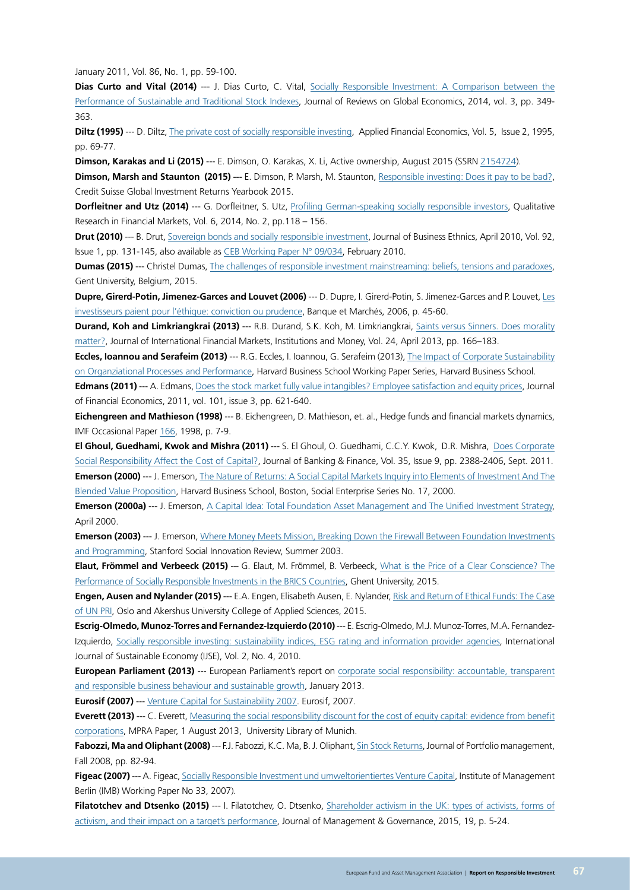January 2011, Vol. 86, No. 1, pp. 59-100.

**Dias Curto and Vital (2014)** --- J. Dias Curto, C. Vital, Socially Responsible Investment: A Comparison between the Performance of Sustainable and Traditional Stock Indexes, Journal of Reviews on Global Economics, 2014, vol. 3, pp. 349-363.

**Diltz (1995)** --- D. Diltz, The private cost of socially responsible investing, Applied Financial Economics, Vol. 5, Issue 2, 1995, pp. 69-77.

**Dimson, Karakas and Li (2015)** --- E. Dimson, O. Karakas, X. Li, Active ownership, August 2015 (SSRN 2154724).

**Dimson, Marsh and Staunton (2015) ---** E. Dimson, P. Marsh, M. Staunton, Responsible investing: Does it pay to be bad?, Credit Suisse Global Investment Returns Yearbook 2015.

**Dorfleitner and Utz (2014)** --- G. Dorfleitner, S. Utz, Profiling German-speaking socially responsible investors, Qualitative Research in Financial Markets, Vol. 6, 2014, No. 2, pp.118 – 156.

**Drut (2010)** --- B. Drut, Sovereign bonds and socially responsible investment, Journal of Business Ethnics, April 2010, Vol. 92, Issue 1, pp. 131-145, also available as CEB Working Paper N° 09/034, February 2010.

**Dumas (2015)** --- Christel Dumas, The challenges of responsible investment mainstreaming: beliefs, tensions and paradoxes, Gent University, Belgium, 2015.

**Dupre, Girerd-Potin, Jimenez-Garces and Louvet (2006)** --- D. Dupre, I. Girerd-Potin, S. Jimenez-Garces and P. Louvet, Les investisseurs paient pour l'éthique: conviction ou prudence, Banque et Marchés, 2006, p. 45-60.

**Durand, Koh and Limkriangkrai (2013)** --- R.B. Durand, S.K. Koh, M. Limkriangkrai, Saints versus Sinners. Does morality matter?, Journal of International Financial Markets, Institutions and Money, Vol. 24, April 2013, pp. 166–183.

**Eccles, Ioannou and Serafeim (2013)** --- R.G. Eccles, I. Ioannou, G. Serafeim (2013), The Impact of Corporate Sustainability on Organziational Processes and Performance, Harvard Business School Working Paper Series, Harvard Business School.

**Edmans (2011)** --- A. Edmans, Does the stock market fully value intangibles? Employee satisfaction and equity prices, Journal of Financial Economics, 2011, vol. 101, issue 3, pp. 621-640.

**Eichengreen and Mathieson (1998)** --- B. Eichengreen, D. Mathieson, et. al., Hedge funds and financial markets dynamics, IMF Occasional Paper 166, 1998, p. 7-9.

**El Ghoul, Guedhami, Kwok and Mishra (2011)** --- S. El Ghoul, O. Guedhami, C.C.Y. Kwok, D.R. Mishra, Does Corporate Social Responsibility Affect the Cost of Capital?, Journal of Banking & Finance, Vol. 35, Issue 9, pp. 2388-2406, Sept. 2011.

**Emerson (2000)** --- J. Emerson, The Nature of Returns: A Social Capital Markets Inquiry into Elements of Investment And The Blended Value Proposition, Harvard Business School, Boston, Social Enterprise Series No. 17, 2000.

**Emerson (2000a)** --- J. Emerson, A Capital Idea: Total Foundation Asset Management and The Unified Investment Strategy, April 2000.

**Emerson (2003)** --- J. Emerson, Where Money Meets Mission, Breaking Down the Firewall Between Foundation Investments and Programming, Stanford Social Innovation Review, Summer 2003.

**Elaut, Frömmel and Verbeeck (2015)** --- G. Elaut, M. Frömmel, B. Verbeeck, What is the Price of a Clear Conscience? The Performance of Socially Responsible Investments in the BRICS Countries, Ghent University, 2015.

**Engen, Ausen and Nylander (2015)** --- E.A. Engen, Elisabeth Ausen, E. Nylander, Risk and Return of Ethical Funds: The Case of UN PRI, Oslo and Akershus University College of Applied Sciences, 2015.

**Escrig-Olmedo, Munoz-Torres and Fernandez-Izquierdo (2010)** --- E. Escrig-Olmedo, M.J. Munoz-Torres, M.A. Fernandez-Izquierdo, Socially responsible investing: sustainability indices, ESG rating and information provider agencies, International Journal of Sustainable Economy (IJSE), Vol. 2, No. 4, 2010.

**European Parliament (2013)** --- European Parliament's report on corporate social responsibility: accountable, transparent and responsible business behaviour and sustainable growth, January 2013.

**Eurosif (2007)** --- Venture Capital for Sustainability 2007. Eurosif, 2007.

**Everett (2013)** --- C. Everett, Measuring the social responsibility discount for the cost of equity capital: evidence from benefit corporations, MPRA Paper, 1 August 2013, University Library of Munich.

**Fabozzi, Ma and Oliphant (2008)** --- F.J. Fabozzi, K.C. Ma, B. J. Oliphant, Sin Stock Returns, Journal of Portfolio management, Fall 2008, pp. 82-94.

**Figeac (2007)** --- A. Figeac, Socially Responsible Investment und umweltorientiertes Venture Capital, Institute of Management Berlin (IMB) Working Paper No 33, 2007).

**Filatotchev and Dtsenko (2015)** --- I. Filatotchev, O. Dtsenko, Shareholder activism in the UK: types of activists, forms of activism, and their impact on a target's performance, Journal of Management & Governance, 2015, 19, p. 5-24.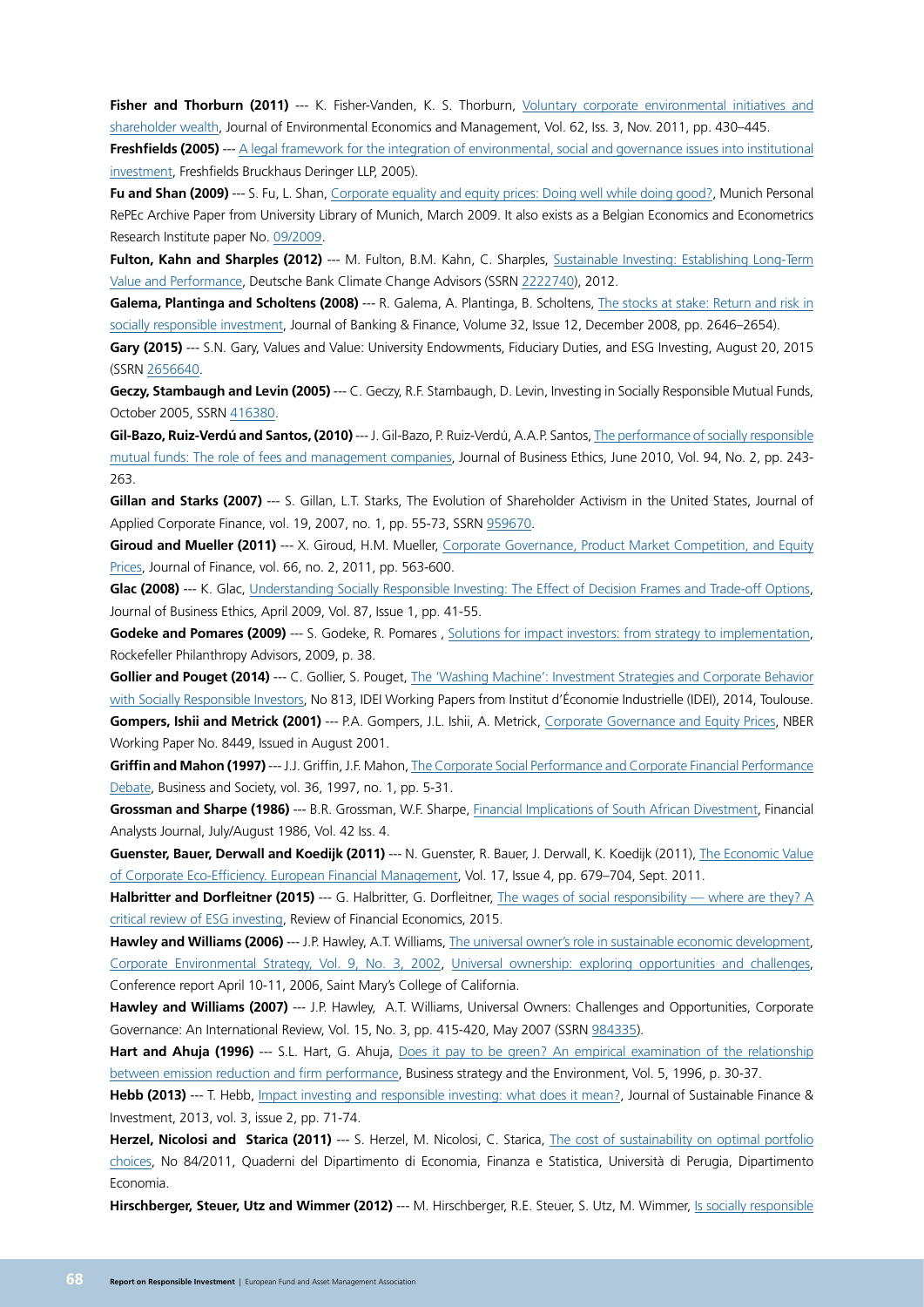**Fisher and Thorburn (2011)** --- K. Fisher-Vanden, K. S. Thorburn, Voluntary corporate environmental initiatives and shareholder wealth, Journal of Environmental Economics and Management, Vol. 62, Iss. 3, Nov. 2011, pp. 430–445.

**Freshfields (2005)** --- A legal framework for the integration of environmental, social and governance issues into institutional investment, Freshfields Bruckhaus Deringer LLP, 2005).

**Fu and Shan (2009)** --- S. Fu, L. Shan, Corporate equality and equity prices: Doing well while doing good?, Munich Personal RePEc Archive Paper from University Library of Munich, March 2009. It also exists as a Belgian Economics and Econometrics Research Institute paper No. 09/2009.

**Fulton, Kahn and Sharples (2012)** --- M. Fulton, B.M. Kahn, C. Sharples, Sustainable Investing: Establishing Long-Term Value and Performance, Deutsche Bank Climate Change Advisors (SSRN 2222740), 2012.

**Galema, Plantinga and Scholtens (2008)** --- R. Galema, A. Plantinga, B. Scholtens, The stocks at stake: Return and risk in socially responsible investment, Journal of Banking & Finance, Volume 32, Issue 12, December 2008, pp. 2646–2654).

**Gary (2015)** --- S.N. Gary, Values and Value: University Endowments, Fiduciary Duties, and ESG Investing, August 20, 2015 (SSRN 2656640.

**Geczy, Stambaugh and Levin (2005)** --- C. Geczy, R.F. Stambaugh, D. Levin, Investing in Socially Responsible Mutual Funds, October 2005, SSRN 416380.

**Gil-Bazo, Ruiz-Verdú and Santos, (2010)** --- J. Gil-Bazo, P. Ruiz-Verdú, A.A.P. Santos, The performance of socially responsible mutual funds: The role of fees and management companies, Journal of Business Ethics, June 2010, Vol. 94, No. 2, pp. 243-263.

**Gillan and Starks (2007)** --- S. Gillan, L.T. Starks, The Evolution of Shareholder Activism in the United States, Journal of Applied Corporate Finance, vol. 19, 2007, no. 1, pp. 55-73, SSRN 959670.

**Giroud and Mueller (2011)** --- X. Giroud, H.M. Mueller, Corporate Governance, Product Market Competition, and Equity Prices, Journal of Finance, vol. 66, no. 2, 2011, pp. 563-600.

**Glac (2008)** --- K. Glac, Understanding Socially Responsible Investing: The Effect of Decision Frames and Trade-off Options, Journal of Business Ethics, April 2009, Vol. 87, Issue 1, pp. 41-55.

**Godeke and Pomares (2009)** --- S. Godeke, R. Pomares , Solutions for impact investors: from strategy to implementation, Rockefeller Philanthropy Advisors, 2009, p. 38.

**Gollier and Pouget (2014)** --- C. Gollier, S. Pouget, The 'Washing Machine': Investment Strategies and Corporate Behavior with Socially Responsible Investors, No 813, IDEI Working Papers from Institut d'Économie Industrielle (IDEI), 2014, Toulouse.

**Gompers, Ishii and Metrick (2001)** --- P.A. Gompers, J.L. Ishii, A. Metrick, Corporate Governance and Equity Prices, NBER Working Paper No. 8449, Issued in August 2001.

**Griffin and Mahon (1997)** --- J.J. Griffin, J.F. Mahon, The Corporate Social Performance and Corporate Financial Performance Debate, Business and Society, vol. 36, 1997, no. 1, pp. 5-31.

**Grossman and Sharpe (1986)** --- B.R. Grossman, W.F. Sharpe, Financial Implications of South African Divestment, Financial Analysts Journal, July/August 1986, Vol. 42 Iss. 4.

**Guenster, Bauer, Derwall and Koedijk (2011)** --- N. Guenster, R. Bauer, J. Derwall, K. Koedijk (2011), The Economic Value of Corporate Eco-Efficiency. European Financial Management, Vol. 17, Issue 4, pp. 679–704, Sept. 2011.

**Halbritter and Dorfleitner (2015)** --- G. Halbritter, G. Dorfleitner, The wages of social responsibility — where are they? A critical review of ESG investing, Review of Financial Economics, 2015.

**Hawley and Williams (2006)** --- J.P. Hawley, A.T. Williams, The universal owner's role in sustainable economic development, Corporate Environmental Strategy, Vol. 9, No. 3, 2002, Universal ownership: exploring opportunities and challenges, Conference report April 10-11, 2006, Saint Mary's College of California.

**Hawley and Williams (2007)** --- J.P. Hawley, A.T. Williams, Universal Owners: Challenges and Opportunities, Corporate Governance: An International Review, Vol. 15, No. 3, pp. 415-420, May 2007 (SSRN 984335).

**Hart and Ahuja (1996)** --- S.L. Hart, G. Ahuja, Does it pay to be green? An empirical examination of the relationship between emission reduction and firm performance, Business strategy and the Environment, Vol. 5, 1996, p. 30-37.

**Hebb (2013)** --- T. Hebb, Impact investing and responsible investing: what does it mean?, Journal of Sustainable Finance & Investment, 2013, vol. 3, issue 2, pp. 71-74.

**Herzel, Nicolosi and Starica (2011)** --- S. Herzel, M. Nicolosi, C. Starica, The cost of sustainability on optimal portfolio choices, No 84/2011, Quaderni del Dipartimento di Economia, Finanza e Statistica, Università di Perugia, Dipartimento Economia.

**Hirschberger, Steuer, Utz and Wimmer (2012)** --- M. Hirschberger, R.E. Steuer, S. Utz, M. Wimmer, Is socially responsible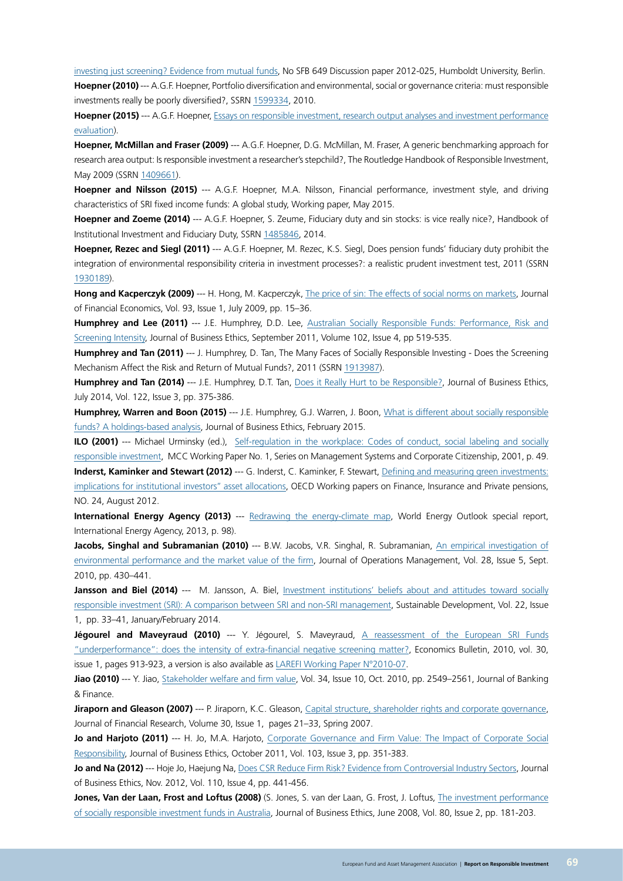investing just screening? Evidence from mutual funds, No SFB 649 Discussion paper 2012-025, Humboldt University, Berlin.

**Hoepner (2010)** --- A.G.F. Hoepner, Portfolio diversification and environmental, social or governance criteria: must responsible investments really be poorly diversified?, SSRN 1599334, 2010.

**Hoepner (2015)** --- A.G.F. Hoepner, Essays on responsible investment, research output analyses and investment performance evaluation).

**Hoepner, McMillan and Fraser (2009)** --- A.G.F. Hoepner, D.G. McMillan, M. Fraser, A generic benchmarking approach for research area output: Is responsible investment a researcher's stepchild?, The Routledge Handbook of Responsible Investment, May 2009 (SSRN 1409661).

**Hoepner and Nilsson (2015)** --- A.G.F. Hoepner, M.A. Nilsson, Financial performance, investment style, and driving characteristics of SRI fixed income funds: A global study, Working paper, May 2015.

**Hoepner and Zoeme (2014)** --- A.G.F. Hoepner, S. Zeume, Fiduciary duty and sin stocks: is vice really nice?, Handbook of Institutional Investment and Fiduciary Duty, SSRN 1485846, 2014.

**Hoepner, Rezec and Siegl (2011)** --- A.G.F. Hoepner, M. Rezec, K.S. Siegl, Does pension funds' fiduciary duty prohibit the integration of environmental responsibility criteria in investment processes?: a realistic prudent investment test, 2011 (SSRN 1930189).

**Hong and Kacperczyk (2009)** --- H. Hong, M. Kacperczyk, The price of sin: The effects of social norms on markets, Journal of Financial Economics, Vol. 93, Issue 1, July 2009, pp. 15–36.

**Humphrey and Lee (2011)** --- J.E. Humphrey, D.D. Lee, Australian Socially Responsible Funds: Performance, Risk and Screening Intensity, Journal of Business Ethics, September 2011, Volume 102, Issue 4, pp 519-535.

**Humphrey and Tan (2011)** --- J. Humphrey, D. Tan, The Many Faces of Socially Responsible Investing - Does the Screening Mechanism Affect the Risk and Return of Mutual Funds?, 2011 (SSRN 1913987).

**Humphrey and Tan (2014)** --- J.E. Humphrey, D.T. Tan, Does it Really Hurt to be Responsible?, Journal of Business Ethics, July 2014, Vol. 122, Issue 3, pp. 375-386.

**Humphrey, Warren and Boon (2015)** --- J.E. Humphrey, G.J. Warren, J. Boon, What is different about socially responsible funds? A holdings-based analysis, Journal of Business Ethics, February 2015.

**ILO (2001)** --- Michael Urminsky (ed.), Self-regulation in the workplace: Codes of conduct, social labeling and socially responsible investment, MCC Working Paper No. 1, Series on Management Systems and Corporate Citizenship, 2001, p. 49.

**Inderst, Kaminker and Stewart (2012)** --- G. Inderst, C. Kaminker, F. Stewart, Defining and measuring green investments: implications for institutional investors" asset allocations, OECD Working papers on Finance, Insurance and Private pensions, NO. 24, August 2012.

**International Energy Agency (2013)** --- Redrawing the energy-climate map, World Energy Outlook special report, International Energy Agency, 2013, p. 98).

**Jacobs, Singhal and Subramanian (2010)** --- B.W. Jacobs, V.R. Singhal, R. Subramanian, An empirical investigation of environmental performance and the market value of the firm, Journal of Operations Management, Vol. 28, Issue 5, Sept. 2010, pp. 430–441.

**Jansson and Biel (2014)** --- M. Jansson, A. Biel, Investment institutions' beliefs about and attitudes toward socially responsible investment (SRI): A comparison between SRI and non-SRI management, Sustainable Development, Vol. 22, Issue 1, pp. 33–41, January/February 2014.

**Jégourel and Maveyraud (2010)** --- Y. Jégourel, S. Maveyraud, A reassessment of the European SRI Funds "underperformance": does the intensity of extra-financial negative screening matter?, Economics Bulletin, 2010, vol. 30, issue 1, pages 913-923, a version is also available as LAREFI Working Paper N°2010-07.

**Jiao (2010)** --- Y. Jiao, Stakeholder welfare and firm value, Vol. 34, Issue 10, Oct. 2010, pp. 2549–2561, Journal of Banking & Finance.

**Jiraporn and Gleason (2007)** --- P. Jiraporn, K.C. Gleason, Capital structure, shareholder rights and corporate governance, Journal of Financial Research, Volume 30, Issue 1, pages 21–33, Spring 2007.

**Jo and Harjoto (2011)** --- H. Jo, M.A. Harjoto, Corporate Governance and Firm Value: The Impact of Corporate Social Responsibility, Journal of Business Ethics, October 2011, Vol. 103, Issue 3, pp. 351-383.

**Jo and Na (2012)** --- Hoje Jo, Haejung Na, Does CSR Reduce Firm Risk? Evidence from Controversial Industry Sectors, Journal of Business Ethics, Nov. 2012, Vol. 110, Issue 4, pp. 441-456.

**Jones, Van der Laan, Frost and Loftus (2008)** (S. Jones, S. van der Laan, G. Frost, J. Loftus, The investment performance of socially responsible investment funds in Australia, Journal of Business Ethics, June 2008, Vol. 80, Issue 2, pp. 181-203.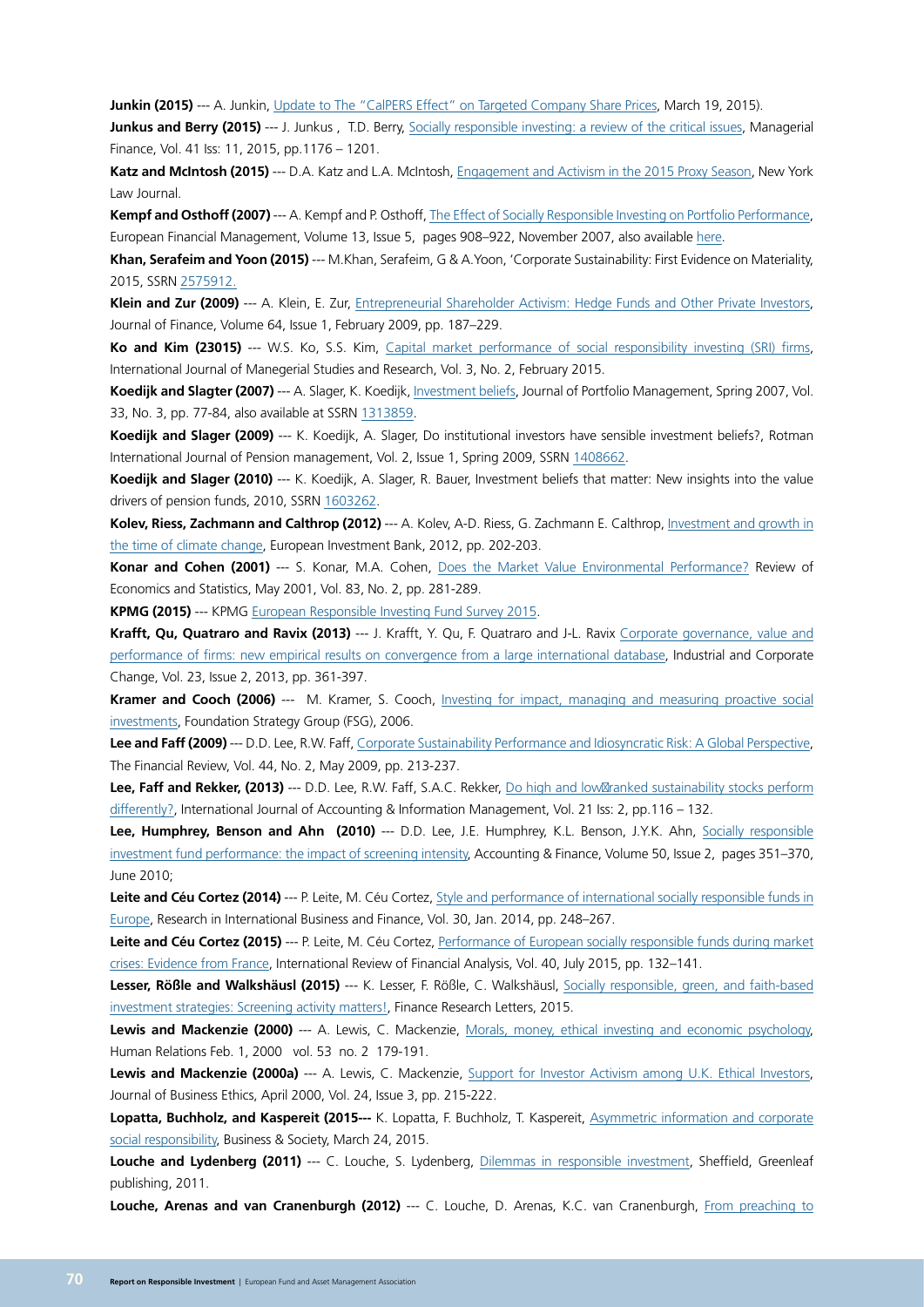**Junkin (2015)** --- A. Junkin, Update to The "CalPERS Effect" on Targeted Company Share Prices, March 19, 2015).

**Junkus and Berry (2015)** --- J. Junkus , T.D. Berry, Socially responsible investing: a review of the critical issues, Managerial Finance, Vol. 41 Iss: 11, 2015, pp.1176 – 1201.

**Katz and McIntosh (2015)** --- D.A. Katz and L.A. McIntosh, Engagement and Activism in the 2015 Proxy Season, New York Law Journal.

**Kempf and Osthoff (2007)** --- A. Kempf and P. Osthoff, The Effect of Socially Responsible Investing on Portfolio Performance, European Financial Management, Volume 13, Issue 5, pages 908–922, November 2007, also available here.

**Khan, Serafeim and Yoon (2015)** --- M.Khan, Serafeim, G & A.Yoon, 'Corporate Sustainability: First Evidence on Materiality, 2015, SSRN 2575912.

**Klein and Zur (2009)** --- A. Klein, E. Zur, Entrepreneurial Shareholder Activism: Hedge Funds and Other Private Investors, Journal of Finance, Volume 64, Issue 1, February 2009, pp. 187–229.

**Ko and Kim (23015)** --- W.S. Ko, S.S. Kim, Capital market performance of social responsibility investing (SRI) firms, International Journal of Managerial Studies and Research, Vol. 3, No. 2, February 2015.

**Koedijk and Slagter (2007)** --- A. Slager, K. Koedijk, Investment beliefs, Journal of Portfolio Management, Spring 2007, Vol. 33, No. 3, pp. 77-84, also available at SSRN 1313859.

**Koedijk and Slager (2009)** --- K. Koedijk, A. Slager, Do institutional investors have sensible investment beliefs?, Rotman International Journal of Pension management, Vol. 2, Issue 1, Spring 2009, SSRN 1408662.

**Koedijk and Slager (2010)** --- K. Koedijk, A. Slager, R. Bauer, Investment beliefs that matter: New insights into the value drivers of pension funds, 2010, SSRN 1603262.

**Kolev, Riess, Zachmann and Calthrop (2012)** --- A. Kolev, A-D. Riess, G. Zachmann E. Calthrop, Investment and growth in the time of climate change, European Investment Bank, 2012, pp. 202-203.

**Konar and Cohen (2001)** --- S. Konar, M.A. Cohen, Does the Market Value Environmental Performance? Review of Economics and Statistics, May 2001, Vol. 83, No. 2, pp. 281-289.

**KPMG (2015)** --- KPMG European Responsible Investing Fund Survey 2015.

**Krafft, Qu, Quatraro and Ravix (2013)** --- J. Krafft, Y. Qu, F. Quatraro and J-L. Ravix Corporate governance, value and performance of firms: new empirical results on convergence from a large international database, Industrial and Corporate Change, Vol. 23, Issue 2, 2013, pp. 361-397.

**Kramer and Cooch (2006)** --- M. Kramer, S. Cooch, Investing for impact, managing and measuring proactive social investments, Foundation Strategy Group (FSG), 2006.

**Lee and Faff (2009)** --- D.D. Lee, R.W. Faff, Corporate Sustainability Performance and Idiosyncratic Risk: A Global Perspective, The Financial Review, Vol. 44, No. 2, May 2009, pp. 213-237.

**Lee, Faff and Rekker, (2013)** --- D.D. Lee, R.W. Faff, S.A.C. Rekker, Do high and low‐ranked sustainability stocks perform differently?, International Journal of Accounting & Information Management, Vol. 21 Iss: 2, pp.116 – 132.

**Lee, Humphrey, Benson and Ahn (2010)** --- D.D. Lee, J.E. Humphrey, K.L. Benson, J.Y.K. Ahn, Socially responsible investment fund performance: the impact of screening intensity, Accounting & Finance, Volume 50, Issue 2, pages 351–370, June 2010;

**Leite and Céu Cortez (2014)** --- P. Leite, M. Céu Cortez, Style and performance of international socially responsible funds in Europe, Research in International Business and Finance, Vol. 30, Jan. 2014, pp. 248–267.

**Leite and Céu Cortez (2015)** --- P. Leite, M. Céu Cortez, Performance of European socially responsible funds during market crises: Evidence from France, International Review of Financial Analysis, Vol. 40, July 2015, pp. 132–141.

**Lesser, Rößle and Walkshäusl (2015)** --- K. Lesser, F. Rößle, C. Walkshäusl, Socially responsible, green, and faith-based investment strategies: Screening activity matters!, Finance Research Letters, 2015.

**Lewis and Mackenzie (2000)** --- A. Lewis, C. Mackenzie, Morals, money, ethical investing and economic psychology, Human Relations Feb. 1, 2000 vol. 53 no. 2 179-191.

**Lewis and Mackenzie (2000a)** --- A. Lewis, C. Mackenzie, Support for Investor Activism among U.K. Ethical Investors, Journal of Business Ethics, April 2000, Vol. 24, Issue 3, pp. 215-222.

**Lopatta, Buchholz, and Kaspereit (2015---** K. Lopatta, F. Buchholz, T. Kaspereit, Asymmetric information and corporate social responsibility, Business & Society, March 24, 2015.

**Louche and Lydenberg (2011)** --- C. Louche, S. Lydenberg, Dilemmas in responsible investment, Sheffield, Greenleaf publishing, 2011.

**Louche, Arenas and van Cranenburgh (2012)** --- C. Louche, D. Arenas, K.C. van Cranenburgh, From preaching to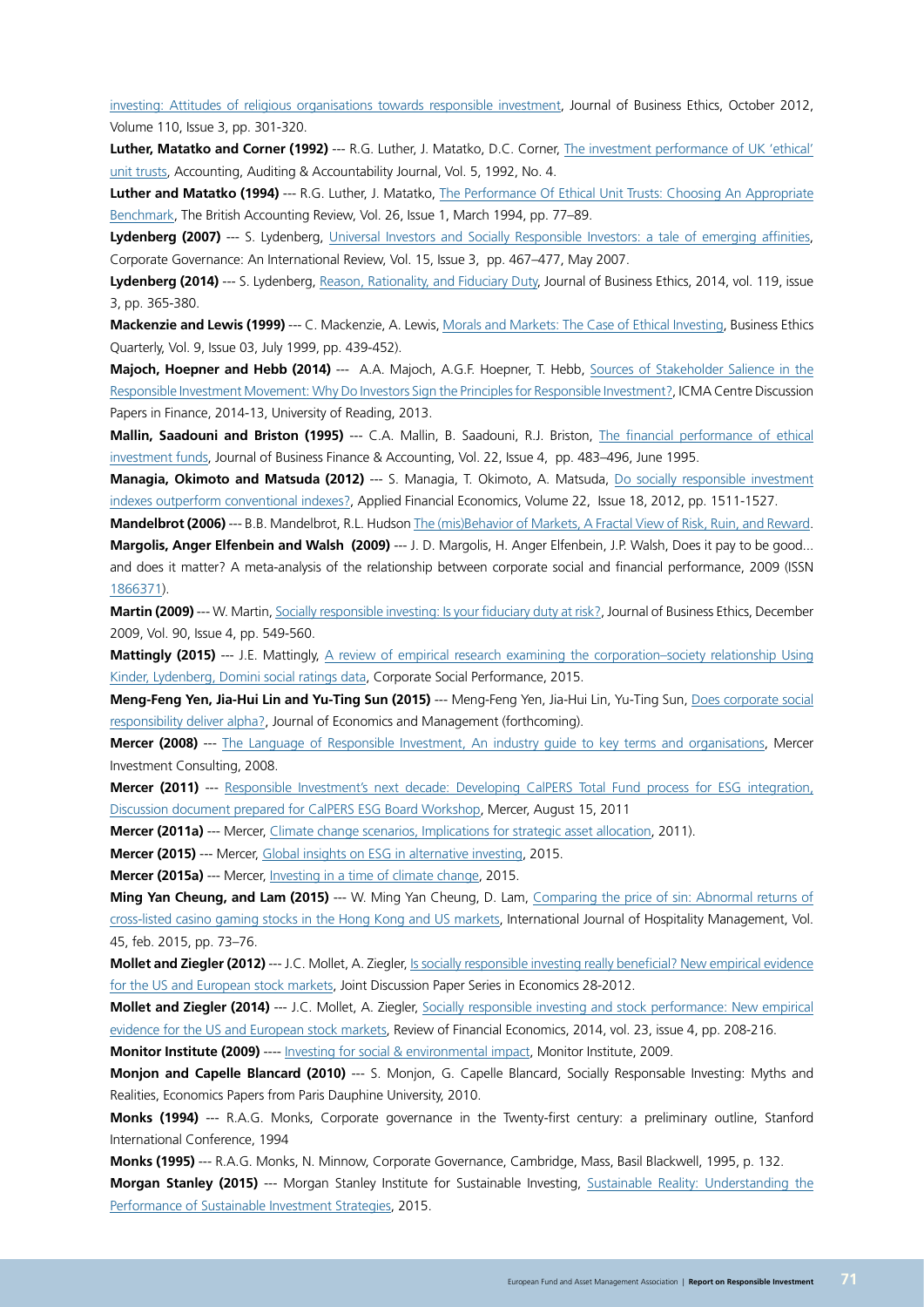investing: Attitudes of religious organisations towards responsible investment, Journal of Business Ethics, October 2012, Volume 110, Issue 3, pp. 301-320.

**Luther, Matatko and Corner (1992)** --- R.G. Luther, J. Matatko, D.C. Corner, The investment performance of UK 'ethical' unit trusts, Accounting, Auditing & Accountability Journal, Vol. 5, 1992, No. 4.

**Luther and Matatko (1994)** --- R.G. Luther, J. Matatko, The Performance Of Ethical Unit Trusts: Choosing An Appropriate Benchmark, The British Accounting Review, Vol. 26, Issue 1, March 1994, pp. 77–89.

**Lydenberg (2007)** --- S. Lydenberg, Universal Investors and Socially Responsible Investors: a tale of emerging affinities, Corporate Governance: An International Review, Vol. 15, Issue 3, pp. 467–477, May 2007.

**Lydenberg (2014)** --- S. Lydenberg, Reason, Rationality, and Fiduciary Duty, Journal of Business Ethics, 2014, vol. 119, issue 3, pp. 365-380.

**Mackenzie and Lewis (1999)** --- C. Mackenzie, A. Lewis, Morals and Markets: The Case of Ethical Investing, Business Ethics Quarterly, Vol. 9, Issue 03, July 1999, pp. 439-452).

**Majoch, Hoepner and Hebb (2014)** --- A.A. Majoch, A.G.F. Hoepner, T. Hebb, Sources of Stakeholder Salience in the Responsible Investment Movement: Why Do Investors Sign the Principles for Responsible Investment?, ICMA Centre Discussion Papers in Finance, 2014-13, University of Reading, 2013.

**Mallin, Saadouni and Briston (1995)** --- C.A. Mallin, B. Saadouni, R.J. Briston, The financial performance of ethical investment funds, Journal of Business Finance & Accounting, Vol. 22, Issue 4, pp. 483–496, June 1995.

**Managia, Okimoto and Matsuda (2012)** --- S. Managia, T. Okimoto, A. Matsuda, Do socially responsible investment indexes outperform conventional indexes?, Applied Financial Economics, Volume 22, Issue 18, 2012, pp. 1511-1527.

**Mandelbrot (2006)** --- B.B. Mandelbrot, R.L. Hudson The (mis)Behavior of Markets, A Fractal View of Risk, Ruin, and Reward.

**Margolis, Anger Elfenbein and Walsh (2009)** --- J. D. Margolis, H. Anger Elfenbein, J.P. Walsh, Does it pay to be good... and does it matter? A meta-analysis of the relationship between corporate social and financial performance, 2009 (ISSN 1866371).

**Martin (2009)** --- W. Martin, Socially responsible investing: Is your fiduciary duty at risk?, Journal of Business Ethics, December 2009, Vol. 90, Issue 4, pp. 549-560.

**Mattingly (2015)** --- J.E. Mattingly, A review of empirical research examining the corporation–society relationship Using Kinder, Lydenberg, Domini social ratings data, Corporate Social Performance, 2015.

**Meng-Feng Yen, Jia-Hui Lin and Yu-Ting Sun (2015)** --- Meng-Feng Yen, Jia-Hui Lin, Yu-Ting Sun, Does corporate social responsibility deliver alpha?, Journal of Economics and Management (forthcoming).

**Mercer (2008)** --- The Language of Responsible Investment, An industry guide to key terms and organisations, Mercer Investment Consulting, 2008.

**Mercer (2011)** --- Responsible Investment's next decade: Developing CalPERS Total Fund process for ESG integration, Discussion document prepared for CalPERS ESG Board Workshop, Mercer, August 15, 2011

**Mercer (2011a)** --- Mercer, Climate change scenarios, Implications for strategic asset allocation, 2011).

**Mercer (2015)** --- Mercer, Global insights on ESG in alternative investing, 2015.

**Mercer (2015a)** --- Mercer, Investing in a time of climate change, 2015.

**Ming Yan Cheung, and Lam (2015)** --- W. Ming Yan Cheung, D. Lam, Comparing the price of sin: Abnormal returns of cross-listed casino gaming stocks in the Hong Kong and US markets, International Journal of Hospitality Management, Vol. 45, feb. 2015, pp. 73–76.

**Mollet and Ziegler (2012)** --- J.C. Mollet, A. Ziegler, Is socially responsible investing really beneficial? New empirical evidence for the US and European stock markets, Joint Discussion Paper Series in Economics 28-2012.

**Mollet and Ziegler (2014)** --- J.C. Mollet, A. Ziegler, Socially responsible investing and stock performance: New empirical evidence for the US and European stock markets, Review of Financial Economics, 2014, vol. 23, issue 4, pp. 208-216.

**Monitor Institute (2009)** ---- Investing for social & environmental impact, Monitor Institute, 2009.

**Monjon and Capelle Blancard (2010)** --- S. Monjon, G. Capelle Blancard, Socially Responsable Investing: Myths and Realities, Economics Papers from Paris Dauphine University, 2010.

**Monks (1994)** --- R.A.G. Monks, Corporate governance in the Twenty-first century: a preliminary outline, Stanford International Conference, 1994

**Monks (1995)** --- R.A.G. Monks, N. Minnow, Corporate Governance, Cambridge, Mass, Basil Blackwell, 1995, p. 132.

**Morgan Stanley (2015)** --- Morgan Stanley Institute for Sustainable Investing, Sustainable Reality: Understanding the Performance of Sustainable Investment Strategies, 2015.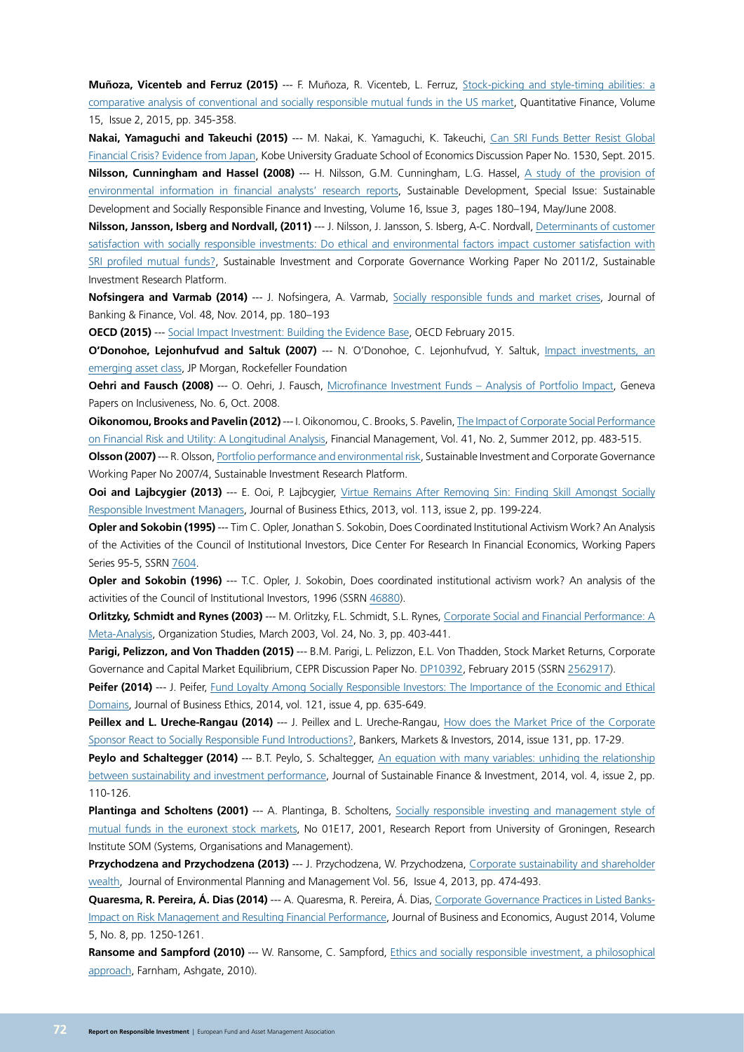**Muñoza, Vicenteb and Ferruz (2015)** --- F. Muñoza, R. Vicenteb, L. Ferruz, Stock-picking and style-timing abilities: a comparative analysis of conventional and socially responsible mutual funds in the US market, Quantitative Finance, Volume 15, Issue 2, 2015, pp. 345-358.

**Nakai, Yamaguchi and Takeuchi (2015)** --- M. Nakai, K. Yamaguchi, K. Takeuchi, Can SRI Funds Better Resist Global Financial Crisis? Evidence from Japan, Kobe University Graduate School of Economics Discussion Paper No. 1530, Sept. 2015.

**Nilsson, Cunningham and Hassel (2008)** --- H. Nilsson, G.M. Cunningham, L.G. Hassel, A study of the provision of environmental information in financial analysts' research reports, Sustainable Development, Special Issue: Sustainable Development and Socially Responsible Finance and Investing, Volume 16, Issue 3, pages 180–194, May/June 2008.

**Nilsson, Jansson, Isberg and Nordvall, (2011)** --- J. Nilsson, J. Jansson, S. Isberg, A-C. Nordvall, Determinants of customer satisfaction with socially responsible investments: Do ethical and environmental factors impact customer satisfaction with SRI profiled mutual funds?, Sustainable Investment and Corporate Governance Working Paper No 2011/2, Sustainable Investment Research Platform.

**Nofsingera and Varmab (2014)** --- J. Nofsingera, A. Varmab, Socially responsible funds and market crises, Journal of Banking & Finance, Vol. 48, Nov. 2014, pp. 180–193

**OECD (2015)** --- Social Impact Investment: Building the Evidence Base, OECD February 2015.

**O'Donohoe, Lejonhufvud and Saltuk (2007)** --- N. O'Donohoe, C. Lejonhufvud, Y. Saltuk, Impact investments, an emerging asset class, JP Morgan, Rockefeller Foundation

**Oehri and Fausch (2008)** --- O. Oehri, J. Fausch, Microfinance Investment Funds – Analysis of Portfolio Impact, Geneva Papers on Inclusiveness, No. 6, Oct. 2008.

**Oikonomou, Brooks and Pavelin (2012)** --- I. Oikonomou, C. Brooks, S. Pavelin, The Impact of Corporate Social Performance on Financial Risk and Utility: A Longitudinal Analysis, Financial Management, Vol. 41, No. 2, Summer 2012, pp. 483-515.

**Olsson (2007)** --- R. Olsson, Portfolio performance and environmental risk, Sustainable Investment and Corporate Governance Working Paper No 2007/4, Sustainable Investment Research Platform.

**Ooi and Lajbcygier (2013)** --- E. Ooi, P. Lajbcygier, Virtue Remains After Removing Sin: Finding Skill Amongst Socially Responsible Investment Managers, Journal of Business Ethics, 2013, vol. 113, issue 2, pp. 199-224.

**Opler and Sokobin (1995)** --- Tim C. Opler, Jonathan S. Sokobin, Does Coordinated Institutional Activism Work? An Analysis of the Activities of the Council of Institutional Investors, Dice Center For Research In Financial Economics, Working Papers Series 95-5, SSRN 7604.

**Opler and Sokobin (1996)** --- T.C. Opler, J. Sokobin, Does coordinated institutional activism work? An analysis of the activities of the Council of Institutional Investors, 1996 (SSRN 46880).

**Orlitzky, Schmidt and Rynes (2003)** --- M. Orlitzky, F.L. Schmidt, S.L. Rynes, Corporate Social and Financial Performance: A Meta-Analysis, Organization Studies, March 2003, Vol. 24, No. 3, pp. 403-441.

**Parigi, Pelizzon, and Von Thadden (2015)** --- B.M. Parigi, L. Pelizzon, E.L. Von Thadden, Stock Market Returns, Corporate Governance and Capital Market Equilibrium, CEPR Discussion Paper No. DP10392, February 2015 (SSRN 2562917).

**Peifer (2014)** --- J. Peifer, Fund Loyalty Among Socially Responsible Investors: The Importance of the Economic and Ethical Domains, Journal of Business Ethics, 2014, vol. 121, issue 4, pp. 635-649.

**Peillex and L. Ureche-Rangau (2014)** --- J. Peillex and L. Ureche-Rangau, How does the Market Price of the Corporate Sponsor React to Socially Responsible Fund Introductions?, Bankers, Markets & Investors, 2014, issue 131, pp. 17-29.

**Peylo and Schaltegger (2014)** --- B.T. Peylo, S. Schaltegger, An equation with many variables: unhiding the relationship between sustainability and investment performance, Journal of Sustainable Finance & Investment, 2014, vol. 4, issue 2, pp. 110-126.

**Plantinga and Scholtens (2001)** --- A. Plantinga, B. Scholtens, Socially responsible investing and management style of mutual funds in the euronext stock markets, No 01E17, 2001, Research Report from University of Groningen, Research Institute SOM (Systems, Organisations and Management).

**Przychodzena and Przychodzena (2013)** --- J. Przychodzena, W. Przychodzena, Corporate sustainability and shareholder wealth, Journal of Environmental Planning and Management Vol. 56, Issue 4, 2013, pp. 474-493.

**Quaresma, R. Pereira, Á. Dias (2014)** --- A. Quaresma, R. Pereira, Á. Dias, Corporate Governance Practices in Listed Banks-Impact on Risk Management and Resulting Financial Performance, Journal of Business and Economics, August 2014, Volume 5, No. 8, pp. 1250-1261.

**Ransome and Sampford (2010)** --- W. Ransome, C. Sampford, Ethics and socially responsible investment, a philosophical approach, Farnham, Ashgate, 2010).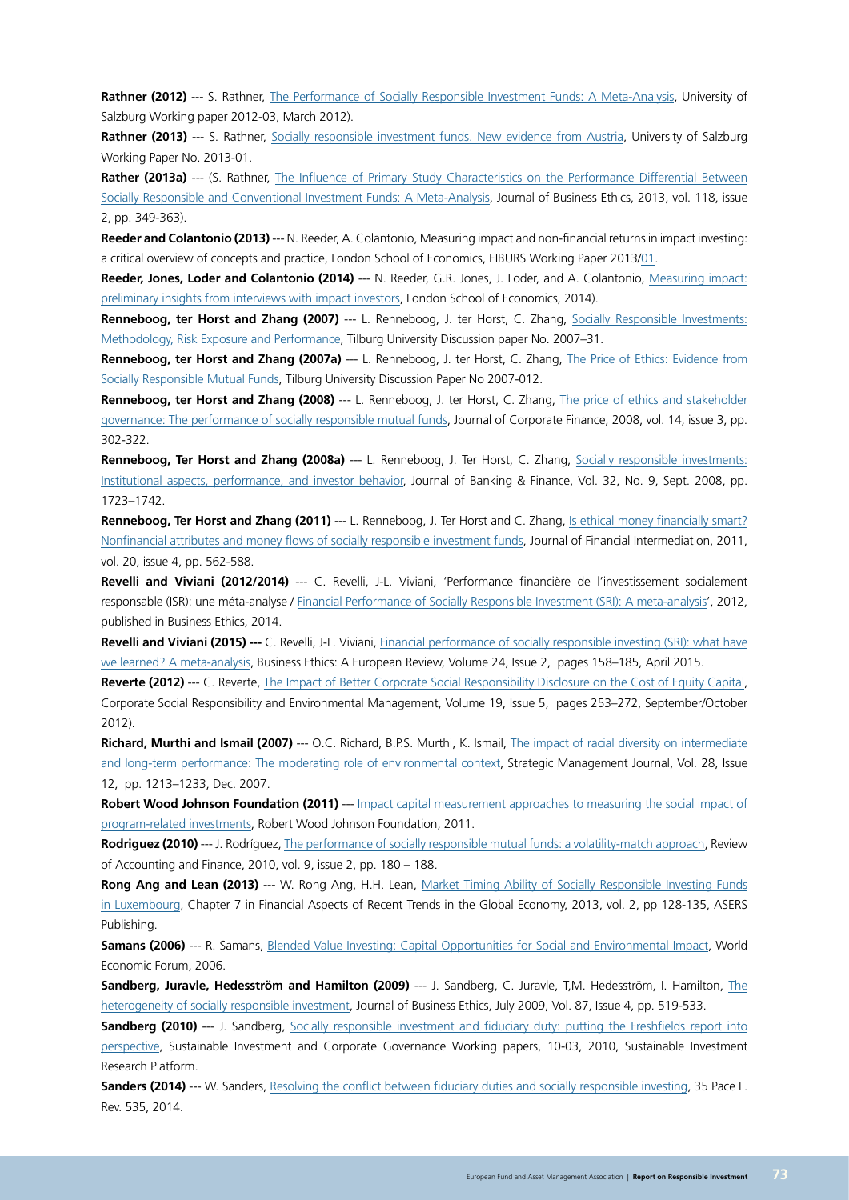**Rathner (2012)** --- S. Rathner, The Performance of Socially Responsible Investment Funds: A Meta-Analysis, University of Salzburg Working paper 2012-03, March 2012).

**Rathner (2013)** --- S. Rathner, Socially responsible investment funds. New evidence from Austria, University of Salzburg Working Paper No. 2013-01.

**Rather (2013a)** --- (S. Rathner, The Influence of Primary Study Characteristics on the Performance Differential Between Socially Responsible and Conventional Investment Funds: A Meta-Analysis, Journal of Business Ethics, 2013, vol. 118, issue 2, pp. 349-363).

**Reeder and Colantonio (2013)** --- N. Reeder, A. Colantonio, Measuring impact and non-financial returns in impact investing: a critical overview of concepts and practice, London School of Economics, EIBURS Working Paper 2013/01.

**Reeder, Jones, Loder and Colantonio (2014)** --- N. Reeder, G.R. Jones, J. Loder, and A. Colantonio, Measuring impact: preliminary insights from interviews with impact investors, London School of Economics, 2014).

**Renneboog, ter Horst and Zhang (2007)** --- L. Renneboog, J. ter Horst, C. Zhang, Socially Responsible Investments: Methodology, Risk Exposure and Performance, Tilburg University Discussion paper No. 2007–31.

**Renneboog, ter Horst and Zhang (2007a)** --- L. Renneboog, J. ter Horst, C. Zhang, The Price of Ethics: Evidence from Socially Responsible Mutual Funds, Tilburg University Discussion Paper No 2007-012.

**Renneboog, ter Horst and Zhang (2008)** --- L. Renneboog, J. ter Horst, C. Zhang, The price of ethics and stakeholder governance: The performance of socially responsible mutual funds, Journal of Corporate Finance, 2008, vol. 14, issue 3, pp. 302-322.

**Renneboog, Ter Horst and Zhang (2008a)** --- L. Renneboog, J. Ter Horst, C. Zhang, Socially responsible investments: Institutional aspects, performance, and investor behavior, Journal of Banking & Finance, Vol. 32, No. 9, Sept. 2008, pp. 1723–1742.

**Renneboog, Ter Horst and Zhang (2011)** --- L. Renneboog, J. Ter Horst and C. Zhang, Is ethical money financially smart? Nonfinancial attributes and money flows of socially responsible investment funds, Journal of Financial Intermediation, 2011, vol. 20, issue 4, pp. 562-588.

**Revelli and Viviani (2012/2014)** --- C. Revelli, J-L. Viviani, 'Performance financière de l'investissement socialement responsable (ISR): une méta-analyse / Financial Performance of Socially Responsible Investment (SRI): A meta-analysis', 2012, published in Business Ethics, 2014.

**Revelli and Viviani (2015) ---** C. Revelli, J-L. Viviani, Financial performance of socially responsible investing (SRI): what have we learned? A meta-analysis, Business Ethics: A European Review, Volume 24, Issue 2, pages 158–185, April 2015.

**Reverte (2012)** --- C. Reverte, The Impact of Better Corporate Social Responsibility Disclosure on the Cost of Equity Capital, Corporate Social Responsibility and Environmental Management, Volume 19, Issue 5, pages 253–272, September/October 2012).

**Richard, Murthi and Ismail (2007)** --- O.C. Richard, B.P.S. Murthi, K. Ismail, The impact of racial diversity on intermediate and long-term performance: The moderating role of environmental context, Strategic Management Journal, Vol. 28, Issue 12, pp. 1213–1233, Dec. 2007.

**Robert Wood Johnson Foundation (2011)** --- Impact capital measurement approaches to measuring the social impact of program-related investments, Robert Wood Johnson Foundation, 2011.

**Rodriguez (2010)** --- J. Rodríguez, The performance of socially responsible mutual funds: a volatility-match approach, Review of Accounting and Finance, 2010, vol. 9, issue 2, pp. 180 – 188.

**Rong Ang and Lean (2013)** --- W. Rong Ang, H.H. Lean, Market Timing Ability of Socially Responsible Investing Funds in Luxembourg, Chapter 7 in Financial Aspects of Recent Trends in the Global Economy, 2013, vol. 2, pp 128-135, ASERS Publishing.

**Samans (2006)** --- R. Samans, Blended Value Investing: Capital Opportunities for Social and Environmental Impact, World Economic Forum, 2006.

**Sandberg, Juravle, Hedesström and Hamilton (2009)** --- J. Sandberg, C. Juravle, T,M. Hedesström, I. Hamilton, The heterogeneity of socially responsible investment, Journal of Business Ethics, July 2009, Vol. 87, Issue 4, pp. 519-533.

**Sandberg (2010)** --- J. Sandberg, Socially responsible investment and fiduciary duty: putting the Freshfields report into perspective, Sustainable Investment and Corporate Governance Working papers, 10-03, 2010, Sustainable Investment Research Platform.

**Sanders (2014)** --- W. Sanders, Resolving the conflict between fiduciary duties and socially responsible investing, 35 Pace L. Rev. 535, 2014.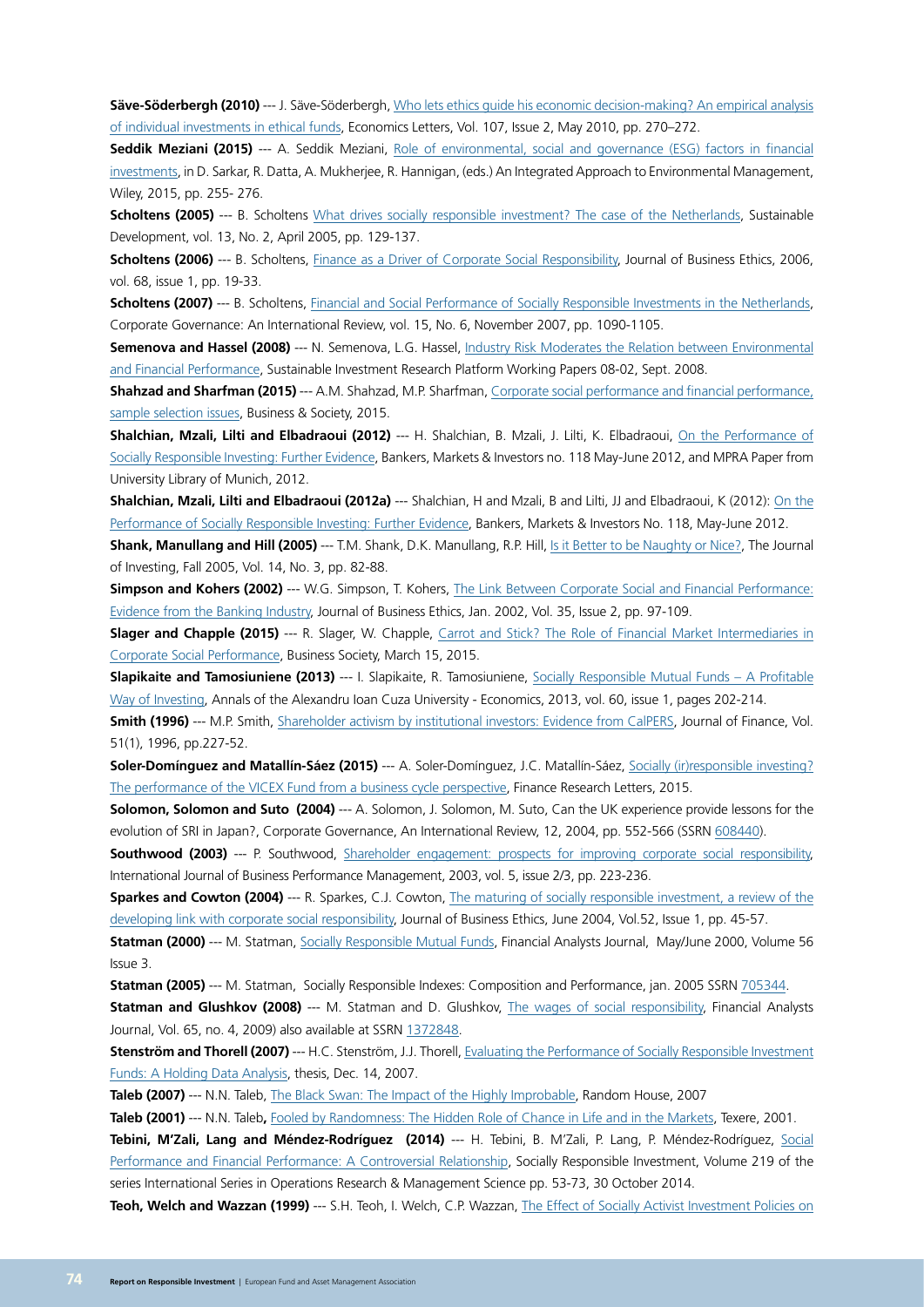**Säve-Söderbergh (2010)** --- J. Säve-Söderbergh, Who lets ethics guide his economic decision-making? An empirical analysis of individual investments in ethical funds, Economics Letters, Vol. 107, Issue 2, May 2010, pp. 270–272.

**Seddik Meziani (2015)** --- A. Seddik Meziani, Role of environmental, social and governance (ESG) factors in financial investments, in D. Sarkar, R. Datta, A. Mukherjee, R. Hannigan, (eds.) An Integrated Approach to Environmental Management, Wiley, 2015, pp. 255- 276.

**Scholtens (2005)** --- B. Scholtens What drives socially responsible investment? The case of the Netherlands, Sustainable Development, vol. 13, No. 2, April 2005, pp. 129-137.

**Scholtens (2006)** --- B. Scholtens, Finance as a Driver of Corporate Social Responsibility, Journal of Business Ethics, 2006, vol. 68, issue 1, pp. 19-33.

**Scholtens (2007)** --- B. Scholtens, Financial and Social Performance of Socially Responsible Investments in the Netherlands, Corporate Governance: An International Review, vol. 15, No. 6, November 2007, pp. 1090-1105.

**Semenova and Hassel (2008)** --- N. Semenova, L.G. Hassel, Industry Risk Moderates the Relation between Environmental and Financial Performance, Sustainable Investment Research Platform Working Papers 08-02, Sept. 2008.

**Shahzad and Sharfman (2015)** --- A.M. Shahzad, M.P. Sharfman, Corporate social performance and financial performance, sample selection issues, Business & Society, 2015.

**Shalchian, Mzali, Lilti and Elbadraoui (2012)** --- H. Shalchian, B. Mzali, J. Lilti, K. Elbadraoui, On the Performance of Socially Responsible Investing: Further Evidence, Bankers, Markets & Investors no. 118 May-June 2012, and MPRA Paper from University Library of Munich, 2012.

**Shalchian, Mzali, Lilti and Elbadraoui (2012a)** --- Shalchian, H and Mzali, B and Lilti, JJ and Elbadraoui, K (2012): On the Performance of Socially Responsible Investing: Further Evidence, Bankers, Markets & Investors No. 118, May-June 2012.

**Shank, Manullang and Hill (2005)** --- T.M. Shank, D.K. Manullang, R.P. Hill, Is it Better to be Naughty or Nice?, The Journal of Investing, Fall 2005, Vol. 14, No. 3, pp. 82-88.

**Simpson and Kohers (2002)** --- W.G. Simpson, T. Kohers, The Link Between Corporate Social and Financial Performance: Evidence from the Banking Industry, Journal of Business Ethics, Jan. 2002, Vol. 35, Issue 2, pp. 97-109.

**Slager and Chapple (2015)** --- R. Slager, W. Chapple, Carrot and Stick? The Role of Financial Market Intermediaries in Corporate Social Performance, Business Society, March 15, 2015.

**Slapikaite and Tamosiuniene (2013)** --- I. Slapikaite, R. Tamosiuniene, Socially Responsible Mutual Funds – A Profitable Way of Investing, Annals of the Alexandru Ioan Cuza University - Economics, 2013, vol. 60, issue 1, pages 202-214.

**Smith (1996)** --- M.P. Smith, Shareholder activism by institutional investors: Evidence from CalPERS, Journal of Finance, Vol. 51(1), 1996, pp.227-52.

**Soler-Domínguez and Matallín-Sáez (2015)** --- A. Soler-Domínguez, J.C. Matallín-Sáez, Socially (ir)responsible investing? The performance of the VICEX Fund from a business cycle perspective, Finance Research Letters, 2015.

**Solomon, Solomon and Suto (2004)** --- A. Solomon, J. Solomon, M. Suto, Can the UK experience provide lessons for the evolution of SRI in Japan?, Corporate Governance, An International Review, 12, 2004, pp. 552-566 (SSRN 608440).

**Southwood (2003)** --- P. Southwood, Shareholder engagement: prospects for improving corporate social responsibility, International Journal of Business Performance Management, 2003, vol. 5, issue 2/3, pp. 223-236.

**Sparkes and Cowton (2004)** --- R. Sparkes, C.J. Cowton, The maturing of socially responsible investment, a review of the developing link with corporate social responsibility, Journal of Business Ethics, June 2004, Vol.52, Issue 1, pp. 45-57.

**Statman (2000)** --- M. Statman, Socially Responsible Mutual Funds, Financial Analysts Journal, May/June 2000, Volume 56 Issue 3.

**Statman (2005)** --- M. Statman, Socially Responsible Indexes: Composition and Performance, jan. 2005 SSRN 705344.

**Statman and Glushkov (2008)** --- M. Statman and D. Glushkov, The wages of social responsibility, Financial Analysts Journal, Vol. 65, no. 4, 2009) also available at SSRN 1372848.

**Stenström and Thorell (2007)** --- H.C. Stenström, J.J. Thorell, Evaluating the Performance of Socially Responsible Investment Funds: A Holding Data Analysis, thesis, Dec. 14, 2007.

**Taleb (2007)** --- N.N. Taleb, The Black Swan: The Impact of the Highly Improbable, Random House, 2007

**Taleb (2001)** --- N.N. Taleb, Fooled by Randomness: The Hidden Role of Chance in Life and in the Markets, Texere, 2001.

**Tebini, M'Zali, Lang and Méndez-Rodríguez (2014)** --- H. Tebini, B. M'Zali, P. Lang, P. Méndez-Rodríguez, Social Performance and Financial Performance: A Controversial Relationship, Socially Responsible Investment, Volume 219 of the series International Series in Operations Research & Management Science pp. 53-73, 30 October 2014.

**Teoh, Welch and Wazzan (1999)** --- S.H. Teoh, I. Welch, C.P. Wazzan, The Effect of Socially Activist Investment Policies on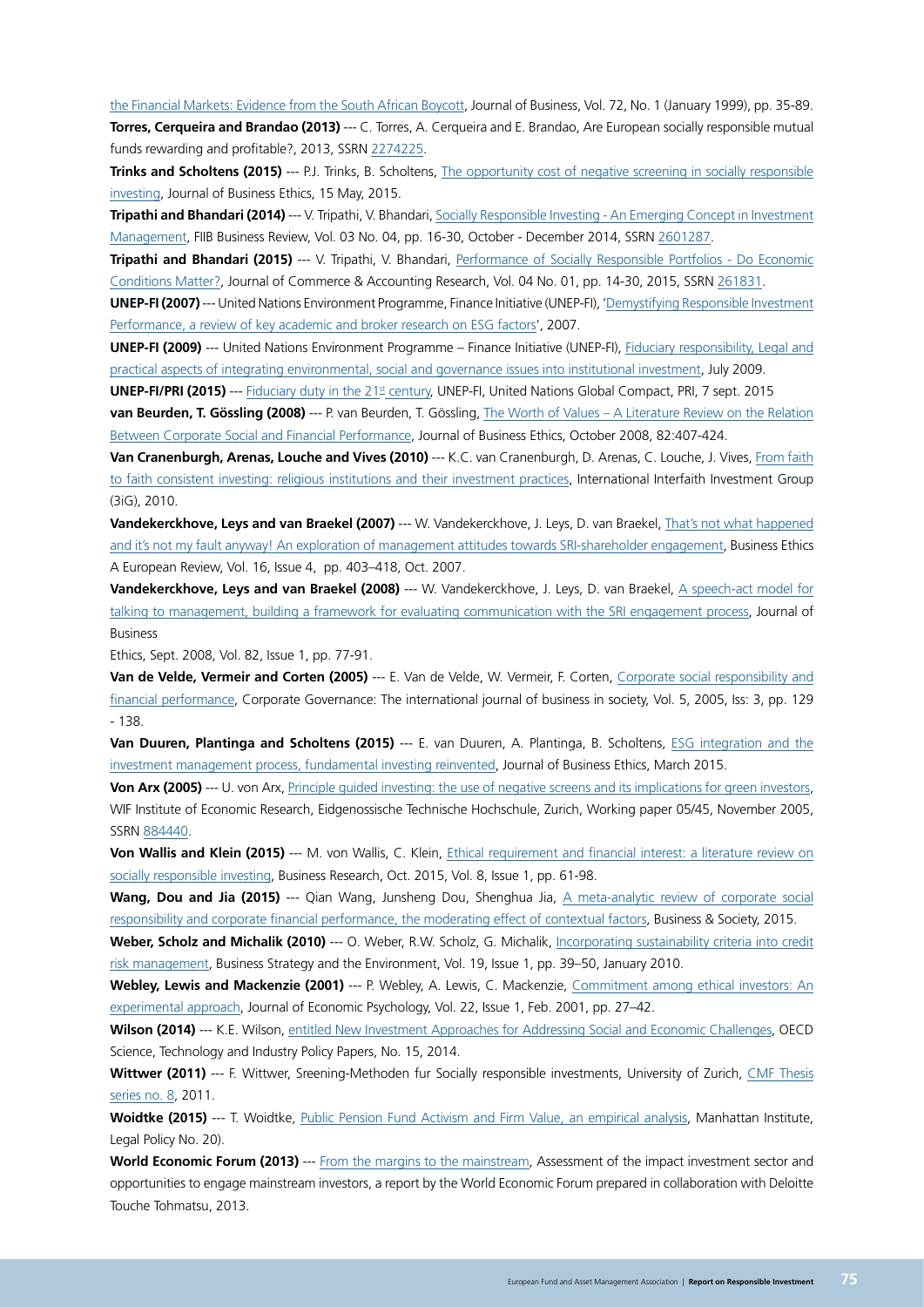the Financial Markets: Evidence from the South African Boycott, Journal of Business, Vol. 72, No. 1 (January 1999), pp. 35-89.

**Torres, Cerqueira and Brandao (2013)** --- C. Torres, A. Cerqueira and E. Brandao, Are European socially responsible mutual funds rewarding and profitable?, 2013, SSRN 2274225.

**Trinks and Scholtens (2015)** --- P.J. Trinks, B. Scholtens, The opportunity cost of negative screening in socially responsible investing, Journal of Business Ethics, 15 May, 2015.

**Tripathi and Bhandari (2014)** --- V. Tripathi, V. Bhandari, Socially Responsible Investing - An Emerging Concept in Investment Management, FIIB Business Review, Vol. 03 No. 04, pp. 16-30, October - December 2014, SSRN 2601287.

**Tripathi and Bhandari (2015)** --- V. Tripathi, V. Bhandari, Performance of Socially Responsible Portfolios - Do Economic Conditions Matter?, Journal of Commerce & Accounting Research, Vol. 04 No. 01, pp. 14-30, 2015, SSRN 261831.

**UNEP-FI (2007)** --- United Nations Environment Programme, Finance Initiative (UNEP-FI), 'Demystifying Responsible Investment Performance, a review of key academic and broker research on ESG factors', 2007.

**UNEP-FI (2009)** --- United Nations Environment Programme – Finance Initiative (UNEP-FI), Fiduciary responsibility, Legal and practical aspects of integrating environmental, social and governance issues into institutional investment, July 2009.

**UNEP-FI/PRI (2015)** --- Fiduciary duty in the 21st century, UNEP-FI, United Nations Global Compact, PRI, 7 sept. 2015

**van Beurden, T. Gössling (2008)** --- P. van Beurden, T. Gössling, The Worth of Values – A Literature Review on the Relation Between Corporate Social and Financial Performance, Journal of Business Ethics, October 2008, 82:407-424.

**Van Cranenburgh, Arenas, Louche and Vives (2010)** --- K.C. van Cranenburgh, D. Arenas, C. Louche, J. Vives, From faith to faith consistent investing: religious institutions and their investment practices, International Interfaith Investment Group (3iG), 2010.

**Vandekerckhove, Leys and van Braekel (2007)** --- W. Vandekerckhove, J. Leys, D. van Braekel, That's not what happened and it's not my fault anyway! An exploration of management attitudes towards SRI-shareholder engagement, Business Ethics A European Review, Vol. 16, Issue 4, pp. 403–418, Oct. 2007.

**Vandekerckhove, Leys and van Braekel (2008)** --- W. Vandekerckhove, J. Leys, D. van Braekel, A speech-act model for talking to management, building a framework for evaluating communication with the SRI engagement process, Journal of Business Ethics, Sept. 2008, Vol. 82, Issue 1, pp. 77-91.

**Van de Velde, Vermeir and Corten (2005)** --- E. Van de Velde, W. Vermeir, F. Corten, Corporate social responsibility and financial performance, Corporate Governance: The international journal of business in society, Vol. 5, 2005, Iss: 3, pp. 129 - 138.

**Van Duuren, Plantinga and Scholtens (2015)** --- E. van Duuren, A. Plantinga, B. Scholtens, ESG integration and the investment management process, fundamental investing reinvented, Journal of Business Ethics, March 2015.

**Von Arx (2005)** --- U. von Arx, Principle guided investing: the use of negative screens and its implications for green investors, WIF Institute of Economic Research, Eidgenossische Technische Hochschule, Zurich, Working paper 05/45, November 2005, SSRN 884440.

**Von Wallis and Klein (2015)** --- M. von Wallis, C. Klein, Ethical requirement and financial interest: a literature review on socially responsible investing, Business Research, Oct. 2015, Vol. 8, Issue 1, pp. 61-98.

**Wang, Dou and Jia (2015)** --- Qian Wang, Junsheng Dou, Shenghua Jia, A meta-analytic review of corporate social responsibility and corporate financial performance, the moderating effect of contextual factors, Business & Society, 2015.

**Weber, Scholz and Michalik (2010)** --- O. Weber, R.W. Scholz, G. Michalik, Incorporating sustainability criteria into credit risk management, Business Strategy and the Environment, Vol. 19, Issue 1, pp. 39–50, January 2010.

**Webley, Lewis and Mackenzie (2001)** --- P. Webley, A. Lewis, C. Mackenzie, Commitment among ethical investors: An experimental approach, Journal of Economic Psychology, Vol. 22, Issue 1, Feb. 2001, pp. 27–42.

**Wilson (2014)** --- K.E. Wilson, entitled New Investment Approaches for Addressing Social and Economic Challenges, OECD Science, Technology and Industry Policy Papers, No. 15, 2014.

**Wittwer (2011)** --- F. Wittwer, Sreening-Methoden fur Socially responsible investments, University of Zurich, CMF Thesis series no. 8, 2011.

**Woidtke (2015)** --- T. Woidtke, Public Pension Fund Activism and Firm Value, an empirical analysis, Manhattan Institute, Legal Policy No. 20).

**World Economic Forum (2013)** --- From the margins to the mainstream, Assessment of the impact investment sector and opportunities to engage mainstream investors, a report by the World Economic Forum prepared in collaboration with Deloitte Touche Tohmatsu, 2013.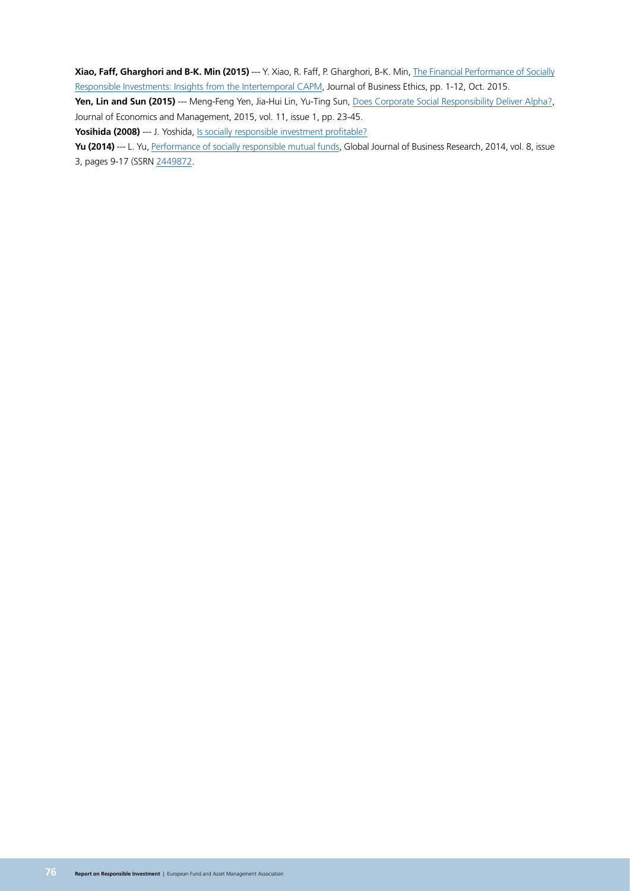**Xiao, Faff, Gharghori and B-K. Min (2015)** --- Y. Xiao, R. Faff, P. Gharghori, B-K. Min, The Financial Performance of Socially Responsible Investments: Insights from the Intertemporal CAPM, Journal of Business Ethics, pp. 1-12, Oct. 2015.

**Yen, Lin and Sun (2015)** --- Meng-Feng Yen, Jia-Hui Lin, Yu-Ting Sun, Does Corporate Social Responsibility Deliver Alpha?, Journal of Economics and Management, 2015, vol. 11, issue 1, pp. 23-45.

**Yosihida (2008)** --- J. Yoshida, Is socially responsible investment profitable?

**Yu (2014)** --- L. Yu, Performance of socially responsible mutual funds, Global Journal of Business Research, 2014, vol. 8, issue 3, pages 9-17 (SSRN 2449872.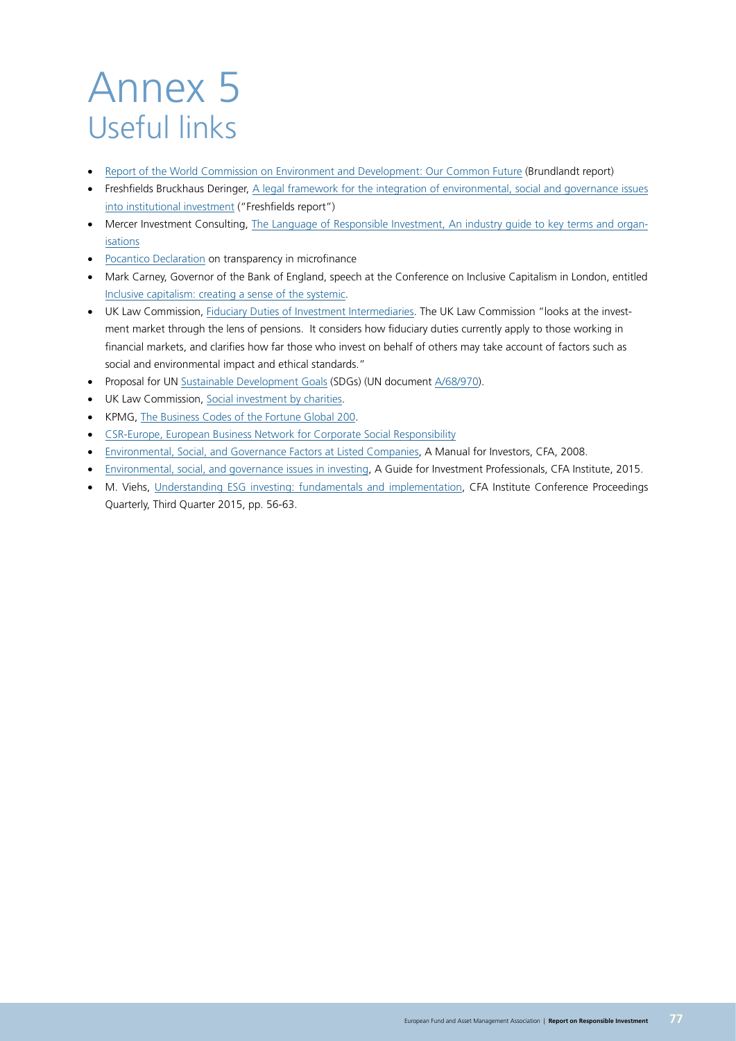# Annex 5
## Useful links

- Report of the World Commission on Environment and Development: Our Common Future (Brundlandt report)
- Freshfields Bruckhaus Deringer, A legal framework for the integration of environmental, social and governance issues into institutional investment ("Freshfields report")
- Mercer Investment Consulting, The Language of Responsible Investment, An industry guide to key terms and organisations
- Pocantico Declaration on transparency in microfinance
- Mark Carney, Governor of the Bank of England, speech at the Conference on Inclusive Capitalism in London, entitled Inclusive capitalism: creating a sense of the systemic.
- UK Law Commission, Fiduciary Duties of Investment Intermediaries. The UK Law Commission "looks at the investment market through the lens of pensions. It considers how fiduciary duties currently apply to those working in financial markets, and clarifies how far those who invest on behalf of others may take account of factors such as social and environmental impact and ethical standards."
- Proposal for UN Sustainable Development Goals (SDGs) (UN document A/68/970).
- UK Law Commission, Social investment by charities.
- KPMG, The Business Codes of the Fortune Global 200.
- CSR-Europe, European Business Network for Corporate Social Responsibility
- Environmental, Social, and Governance Factors at Listed Companies, A Manual for Investors, CFA, 2008.
- Environmental, social, and governance issues in investing, A Guide for Investment Professionals, CFA Institute, 2015.
- M. Viehs, Understanding ESG investing: fundamentals and implementation, CFA Institute Conference Proceedings Quarterly, Third Quarter 2015, pp. 56-63.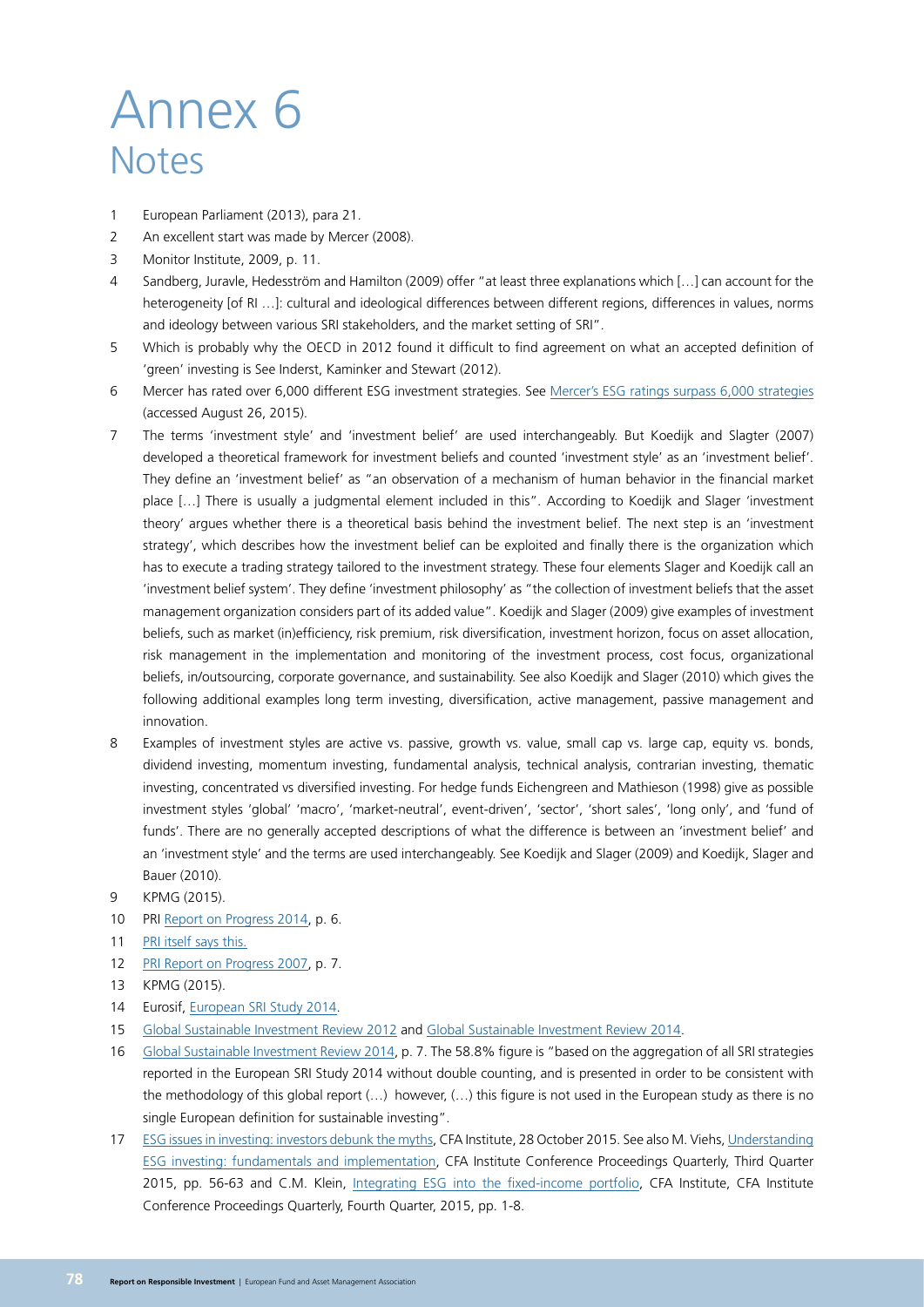# Annex 6

## Notes

1. European Parliament (2013), para 21.
2. An excellent start was made by Mercer (2008).
3. Monitor Institute, 2009, p. 11.
4. Sandberg, Juravle, Hedesström and Hamilton (2009) offer "at least three explanations which […] can account for the heterogeneity [of RI …]: cultural and ideological differences between different regions, differences in values, norms and ideology between various SRI stakeholders, and the market setting of SRI".
5. Which is probably why the OECD in 2012 found it difficult to find agreement on what an accepted definition of 'green' investing is See Inderst, Kaminker and Stewart (2012).
6. Mercer has rated over 6,000 different ESG investment strategies. See Mercer's ESG ratings surpass 6,000 strategies (accessed August 26, 2015).
7. The terms 'investment style' and 'investment belief' are used interchangeably. But Koedijk and Slagter (2007) developed a theoretical framework for investment beliefs and counted 'investment style' as an 'investment belief'. They define an 'investment belief' as "an observation of a mechanism of human behavior in the financial market place […] There is usually a judgmental element included in this". According to Koedijk and Slager 'investment theory' argues whether there is a theoretical basis behind the investment belief. The next step is an 'investment strategy', which describes how the investment belief can be exploited and finally there is the organization which has to execute a trading strategy tailored to the investment strategy. These four elements Slager and Koedijk call an 'investment belief system'. They define 'investment philosophy' as "the collection of investment beliefs that the asset management organization considers part of its added value". Koedijk and Slager (2009) give examples of investment beliefs, such as market (in)efficiency, risk premium, risk diversification, investment horizon, focus on asset allocation, risk management in the implementation and monitoring of the investment process, cost focus, organizational beliefs, in/outsourcing, corporate governance, and sustainability. See also Koedijk and Slager (2010) which gives the following additional examples long term investing, diversification, active management, passive management and innovation.
8. Examples of investment styles are active vs. passive, growth vs. value, small cap vs. large cap, equity vs. bonds, dividend investing, momentum investing, fundamental analysis, technical analysis, contrarian investing, thematic investing, concentrated vs diversified investing. For hedge funds Eichengreen and Mathieson (1998) give as possible investment styles 'global' 'macro', 'market-neutral', event-driven', 'sector', 'short sales', 'long only', and 'fund of funds'. There are no generally accepted descriptions of what the difference is between an 'investment belief' and an 'investment style' and the terms are used interchangeably. See Koedijk and Slager (2009) and Koedijk, Slager and Bauer (2010).
9. KPMG (2015).
10. PRI Report on Progress 2014, p. 6.
11. PRI itself says this.
12. PRI Report on Progress 2007, p. 7.
13. KPMG (2015).
14. Eurosif, European SRI Study 2014.
15. Global Sustainable Investment Review 2012 and Global Sustainable Investment Review 2014.
16. Global Sustainable Investment Review 2014, p. 7. The 58.8% figure is "based on the aggregation of all SRI strategies reported in the European SRI Study 2014 without double counting, and is presented in order to be consistent with the methodology of this global report (…) however, (…) this figure is not used in the European study as there is no single European definition for sustainable investing".
17. ESG issues in investing: investors debunk the myths, CFA Institute, 28 October 2015. See also M. Viehs, Understanding ESG investing: fundamentals and implementation, CFA Institute Conference Proceedings Quarterly, Third Quarter 2015, pp. 56-63 and C.M. Klein, Integrating ESG into the fixed-income portfolio, CFA Institute, CFA Institute Conference Proceedings Quarterly, Fourth Quarter, 2015, pp. 1-8.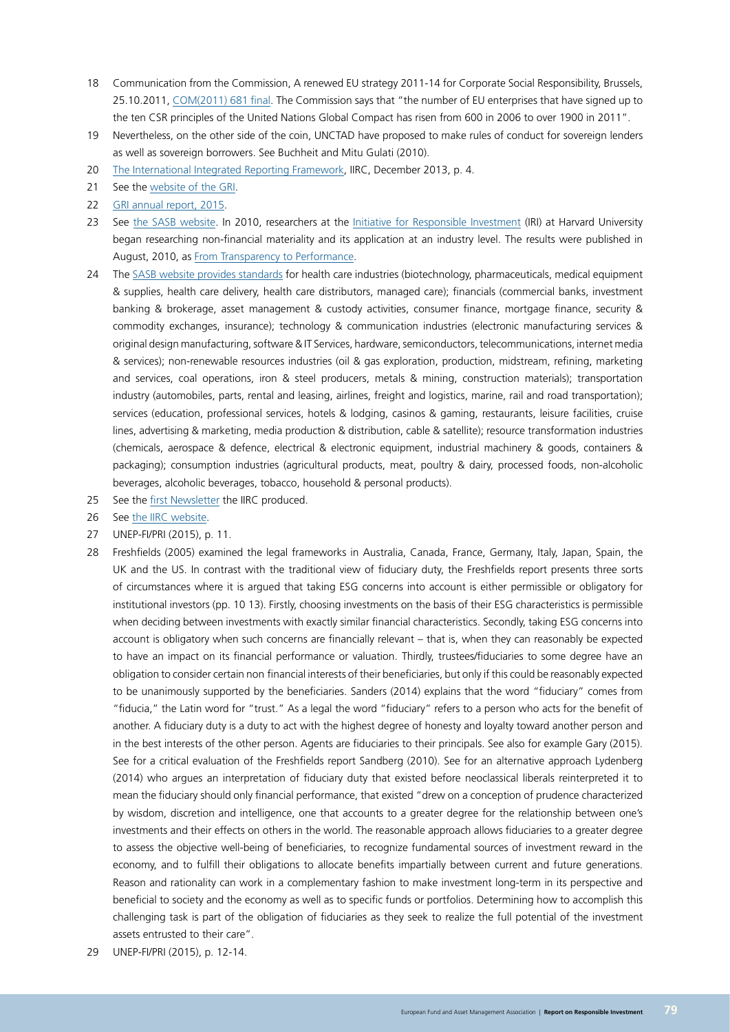18 Communication from the Commission, A renewed EU strategy 2011-14 for Corporate Social Responsibility, Brussels, 25.10.2011, COM(2011) 681 final. The Commission says that "the number of EU enterprises that have signed up to the ten CSR principles of the United Nations Global Compact has risen from 600 in 2006 to over 1900 in 2011".

19 Nevertheless, on the other side of the coin, UNCTAD have proposed to make rules of conduct for sovereign lenders as well as sovereign borrowers. See Buchheit and Mitu Gulati (2010).

20 The International Integrated Reporting Framework, IIRC, December 2013, p. 4.

21 See the website of the GRI.

22 GRI annual report, 2015.

23 See the SASB website. In 2010, researchers at the Initiative for Responsible Investment (IRI) at Harvard University began researching non-financial materiality and its application at an industry level. The results were published in August, 2010, as From Transparency to Performance.

24 The SASB website provides standards for health care industries (biotechnology, pharmaceuticals, medical equipment & supplies, health care delivery, health care distributors, managed care); financials (commercial banks, investment banking & brokerage, asset management & custody activities, consumer finance, mortgage finance, security & commodity exchanges, insurance); technology & communication industries (electronic manufacturing services & original design manufacturing, software & IT Services, hardware, semiconductors, telecommunications, internet media & services); non-renewable resources industries (oil & gas exploration, production, midstream, refining, marketing and services, coal operations, iron & steel producers, metals & mining, construction materials); transportation industry (automobiles, parts, rental and leasing, airlines, freight and logistics, marine, rail and road transportation); services (education, professional services, hotels & lodging, casinos & gaming, restaurants, leisure facilities, cruise lines, advertising & marketing, media production & distribution, cable & satellite); resource transformation industries (chemicals, aerospace & defence, electrical & electronic equipment, industrial machinery & goods, containers & packaging); consumption industries (agricultural products, meat, poultry & dairy, processed foods, non-alcoholic beverages, alcoholic beverages, tobacco, household & personal products).

25 See the first Newsletter the IIRC produced.

26 See the IIRC website.

27 UNEP-FI/PRI (2015), p. 11.

28 Freshfields (2005) examined the legal frameworks in Australia, Canada, France, Germany, Italy, Japan, Spain, the UK and the US. In contrast with the traditional view of fiduciary duty, the Freshfields report presents three sorts of circumstances where it is argued that taking ESG concerns into account is either permissible or obligatory for institutional investors (pp. 10 13). Firstly, choosing investments on the basis of their ESG characteristics is permissible when deciding between investments with exactly similar financial characteristics. Secondly, taking ESG concerns into account is obligatory when such concerns are financially relevant – that is, when they can reasonably be expected to have an impact on its financial performance or valuation. Thirdly, trustees/fiduciaries to some degree have an obligation to consider certain non financial interests of their beneficiaries, but only if this could be reasonably expected to be unanimously supported by the beneficiaries. Sanders (2014) explains that the word "fiduciary" comes from "fiducia," the Latin word for "trust." As a legal the word "fiduciary" refers to a person who acts for the benefit of another. A fiduciary duty is a duty to act with the highest degree of honesty and loyalty toward another person and in the best interests of the other person. Agents are fiduciaries to their principals. See also for example Gary (2015). See for a critical evaluation of the Freshfields report Sandberg (2010). See for an alternative approach Lydenberg (2014) who argues an interpretation of fiduciary duty that existed before neoclassical liberals reinterpreted it to mean the fiduciary should only financial performance, that existed "drew on a conception of prudence characterized by wisdom, discretion and intelligence, one that accounts to a greater degree for the relationship between one's investments and their effects on others in the world. The reasonable approach allows fiduciaries to a greater degree to assess the objective well-being of beneficiaries, to recognize fundamental sources of investment reward in the economy, and to fulfill their obligations to allocate benefits impartially between current and future generations. Reason and rationality can work in a complementary fashion to make investment long-term in its perspective and beneficial to society and the economy as well as to specific funds or portfolios. Determining how to accomplish this challenging task is part of the obligation of fiduciaries as they seek to realize the full potential of the investment assets entrusted to their care".

29 UNEP-FI/PRI (2015), p. 12-14.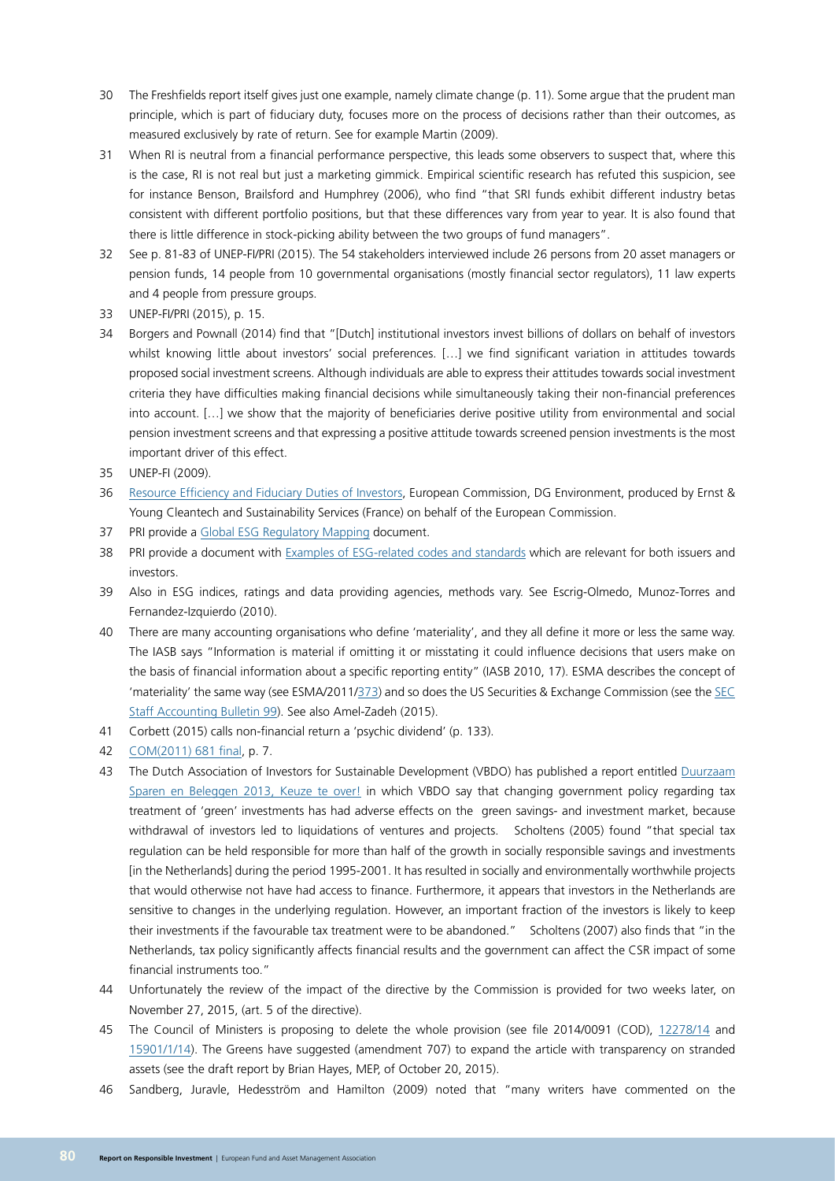30 The Freshfields report itself gives just one example, namely climate change (p. 11). Some argue that the prudent man principle, which is part of fiduciary duty, focuses more on the process of decisions rather than their outcomes, as measured exclusively by rate of return. See for example Martin (2009).

31 When RI is neutral from a financial performance perspective, this leads some observers to suspect that, where this is the case, RI is not real but just a marketing gimmick. Empirical scientific research has refuted this suspicion, see for instance Benson, Brailsford and Humphrey (2006), who find "that SRI funds exhibit different industry betas consistent with different portfolio positions, but that these differences vary from year to year. It is also found that there is little difference in stock-picking ability between the two groups of fund managers".

32 See p. 81-83 of UNEP-FI/PRI (2015). The 54 stakeholders interviewed include 26 persons from 20 asset managers or pension funds, 14 people from 10 governmental organisations (mostly financial sector regulators), 11 law experts and 4 people from pressure groups.

33 UNEP-FI/PRI (2015), p. 15.

34 Borgers and Pownall (2014) find that "[Dutch] institutional investors invest billions of dollars on behalf of investors whilst knowing little about investors' social preferences. […] we find significant variation in attitudes towards proposed social investment screens. Although individuals are able to express their attitudes towards social investment criteria they have difficulties making financial decisions while simultaneously taking their non-financial preferences into account. […] we show that the majority of beneficiaries derive positive utility from environmental and social pension investment screens and that expressing a positive attitude towards screened pension investments is the most important driver of this effect.

35 UNEP-FI (2009).

36 Resource Efficiency and Fiduciary Duties of Investors, European Commission, DG Environment, produced by Ernst & Young Cleantech and Sustainability Services (France) on behalf of the European Commission.

37 PRI provide a Global ESG Regulatory Mapping document.

38 PRI provide a document with Examples of ESG-related codes and standards which are relevant for both issuers and investors.

39 Also in ESG indices, ratings and data providing agencies, methods vary. See Escrig-Olmedo, Munoz-Torres and Fernandez-Izquierdo (2010).

40 There are many accounting organisations who define 'materiality', and they all define it more or less the same way. The IASB says "Information is material if omitting it or misstating it could influence decisions that users make on the basis of financial information about a specific reporting entity" (IASB 2010, 17). ESMA describes the concept of 'materiality' the same way (see ESMA/2011/373) and so does the US Securities & Exchange Commission (see the SEC Staff Accounting Bulletin 99). See also Amel-Zadeh (2015).

41 Corbett (2015) calls non-financial return a 'psychic dividend' (p. 133).

42 COM(2011) 681 final, p. 7.

43 The Dutch Association of Investors for Sustainable Development (VBDO) has published a report entitled Duurzaam Sparen en Beleggen 2013, Keuze te over! in which VBDO say that changing government policy regarding tax treatment of 'green' investments has had adverse effects on the green savings- and investment market, because withdrawal of investors led to liquidations of ventures and projects. Scholtens (2005) found "that special tax regulation can be held responsible for more than half of the growth in socially responsible savings and investments [in the Netherlands] during the period 1995-2001. It has resulted in socially and environmentally worthwhile projects that would otherwise not have had access to finance. Furthermore, it appears that investors in the Netherlands are sensitive to changes in the underlying regulation. However, an important fraction of the investors is likely to keep their investments if the favourable tax treatment were to be abandoned." Scholtens (2007) also finds that "in the Netherlands, tax policy significantly affects financial results and the government can affect the CSR impact of some financial instruments too."

44 Unfortunately the review of the impact of the directive by the Commission is provided for two weeks later, on November 27, 2015, (art. 5 of the directive).

45 The Council of Ministers is proposing to delete the whole provision (see file 2014/0091 (COD), 12278/14 and 15901/1/14). The Greens have suggested (amendment 707) to expand the article with transparency on stranded assets (see the draft report by Brian Hayes, MEP, of October 20, 2015).

46 Sandberg, Juravle, Hedesström and Hamilton (2009) noted that "many writers have commented on the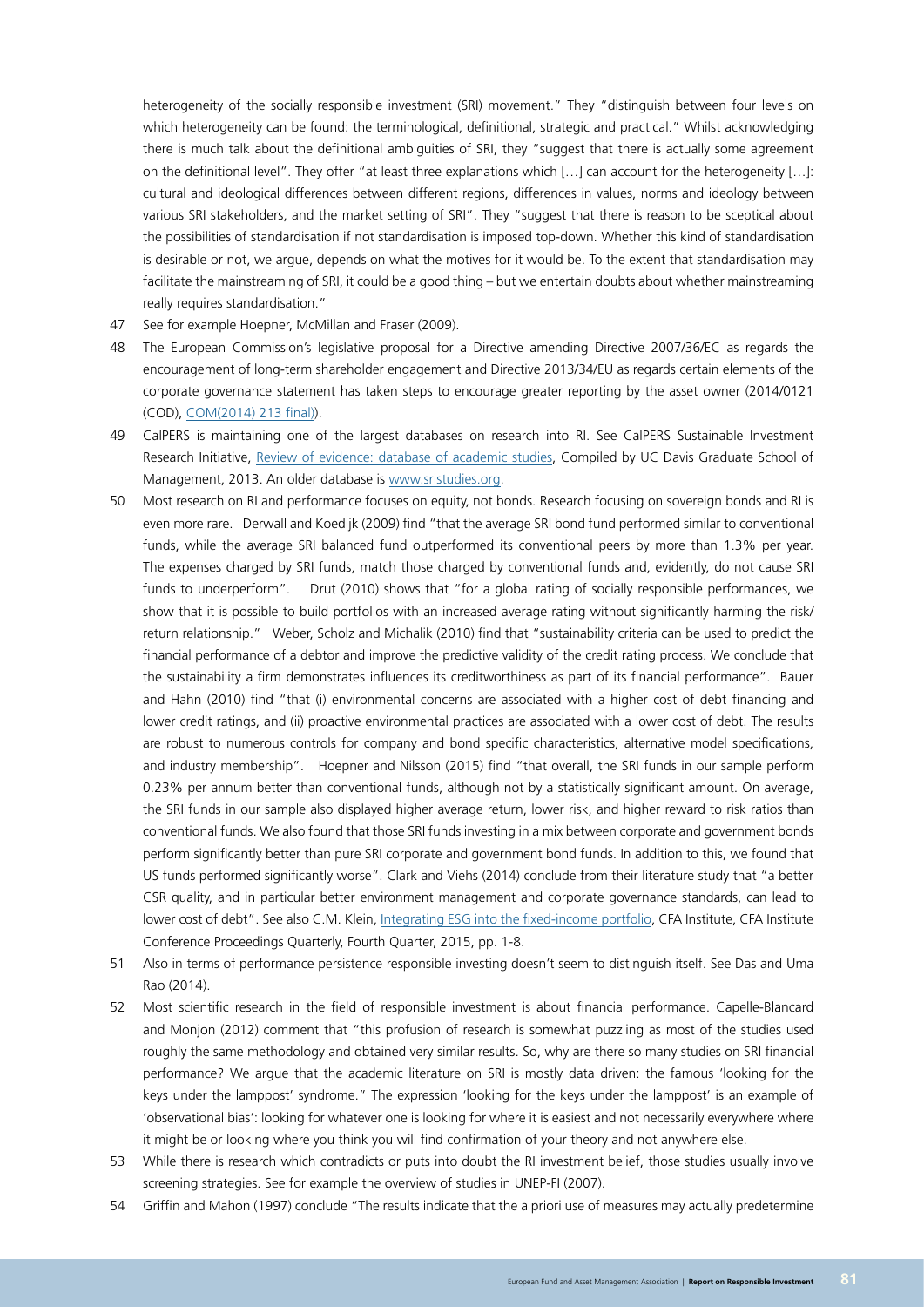heterogeneity of the socially responsible investment (SRI) movement." They "distinguish between four levels on which heterogeneity can be found: the terminological, definitional, strategic and practical." Whilst acknowledging there is much talk about the definitional ambiguities of SRI, they "suggest that there is actually some agreement on the definitional level". They offer "at least three explanations which […] can account for the heterogeneity […]: cultural and ideological differences between different regions, differences in values, norms and ideology between various SRI stakeholders, and the market setting of SRI". They "suggest that there is reason to be sceptical about the possibilities of standardisation if not standardisation is imposed top-down. Whether this kind of standardisation is desirable or not, we argue, depends on what the motives for it would be. To the extent that standardisation may facilitate the mainstreaming of SRI, it could be a good thing – but we entertain doubts about whether mainstreaming really requires standardisation."

47 See for example Hoepner, McMillan and Fraser (2009).

48 The European Commission's legislative proposal for a Directive amending Directive 2007/36/EC as regards the encouragement of long-term shareholder engagement and Directive 2013/34/EU as regards certain elements of the corporate governance statement has taken steps to encourage greater reporting by the asset owner (2014/0121 (COD), COM(2014) 213 final)).

49 CalPERS is maintaining one of the largest databases on research into RI. See CalPERS Sustainable Investment Research Initiative, Review of evidence: database of academic studies, Compiled by UC Davis Graduate School of Management, 2013. An older database is www.sristudies.org.

50 Most research on RI and performance focuses on equity, not bonds. Research focusing on sovereign bonds and RI is even more rare. Derwall and Koedijk (2009) find "that the average SRI bond fund performed similar to conventional funds, while the average SRI balanced fund outperformed its conventional peers by more than 1.3% per year. The expenses charged by SRI funds, match those charged by conventional funds and, evidently, do not cause SRI funds to underperform". Drut (2010) shows that "for a global rating of socially responsible performances, we show that it is possible to build portfolios with an increased average rating without significantly harming the risk/return relationship." Weber, Scholz and Michalik (2010) find that "sustainability criteria can be used to predict the financial performance of a debtor and improve the predictive validity of the credit rating process. We conclude that the sustainability a firm demonstrates influences its creditworthiness as part of its financial performance". Bauer and Hahn (2010) find "that (i) environmental concerns are associated with a higher cost of debt financing and lower credit ratings, and (ii) proactive environmental practices are associated with a lower cost of debt. The results are robust to numerous controls for company and bond specific characteristics, alternative model specifications, and industry membership". Hoepner and Nilsson (2015) find "that overall, the SRI funds in our sample perform 0.23% per annum better than conventional funds, although not by a statistically significant amount. On average, the SRI funds in our sample also displayed higher average return, lower risk, and higher reward to risk ratios than conventional funds. We also found that those SRI funds investing in a mix between corporate and government bonds perform significantly better than pure SRI corporate and government bond funds. In addition to this, we found that US funds performed significantly worse". Clark and Viehs (2014) conclude from their literature study that "a better CSR quality, and in particular better environment management and corporate governance standards, can lead to lower cost of debt". See also C.M. Klein, Integrating ESG into the fixed-income portfolio, CFA Institute, CFA Institute Conference Proceedings Quarterly, Fourth Quarter, 2015, pp. 1-8.

51 Also in terms of performance persistence responsible investing doesn't seem to distinguish itself. See Das and Uma Rao (2014).

52 Most scientific research in the field of responsible investment is about financial performance. Capelle-Blancard and Monjon (2012) comment that "this profusion of research is somewhat puzzling as most of the studies used roughly the same methodology and obtained very similar results. So, why are there so many studies on SRI financial performance? We argue that the academic literature on SRI is mostly data driven: the famous 'looking for the keys under the lamppost' syndrome." The expression 'looking for the keys under the lamppost' is an example of 'observational bias': looking for whatever one is looking for where it is easiest and not necessarily everywhere where it might be or looking where you think you will find confirmation of your theory and not anywhere else.

53 While there is research which contradicts or puts into doubt the RI investment belief, those studies usually involve screening strategies. See for example the overview of studies in UNEP-FI (2007).

54 Griffin and Mahon (1997) conclude "The results indicate that the a priori use of measures may actually predetermine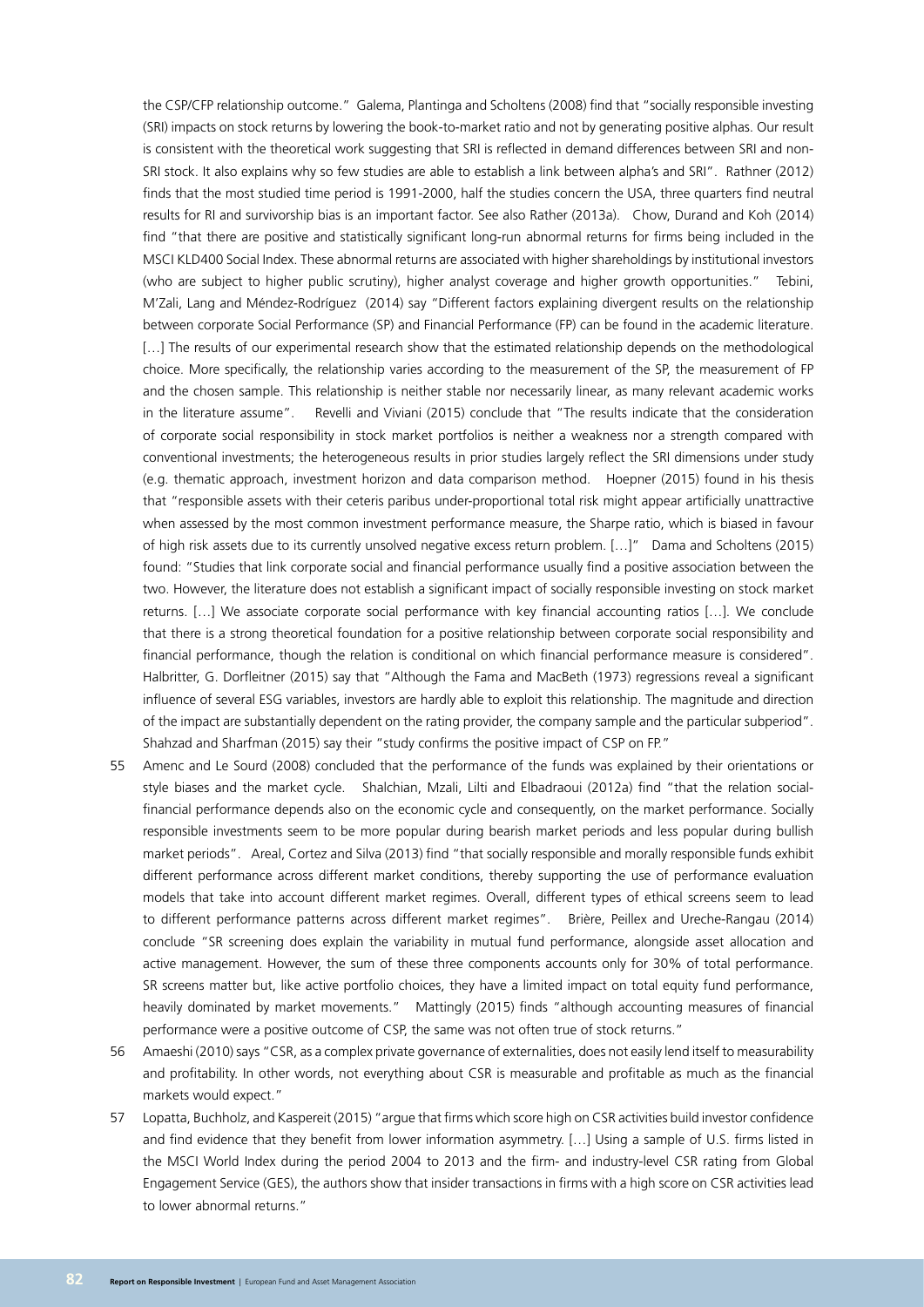the CSP/CFP relationship outcome." Galema, Plantinga and Scholtens (2008) find that "socially responsible investing (SRI) impacts on stock returns by lowering the book-to-market ratio and not by generating positive alphas. Our result is consistent with the theoretical work suggesting that SRI is reflected in demand differences between SRI and non-SRI stock. It also explains why so few studies are able to establish a link between alpha's and SRI". Rathner (2012) finds that the most studied time period is 1991-2000, half the studies concern the USA, three quarters find neutral results for RI and survivorship bias is an important factor. See also Rather (2013a). Chow, Durand and Koh (2014) find "that there are positive and statistically significant long-run abnormal returns for firms being included in the MSCI KLD400 Social Index. These abnormal returns are associated with higher shareholdings by institutional investors (who are subject to higher public scrutiny), higher analyst coverage and higher growth opportunities." Tebini, M'Zali, Lang and Méndez-Rodríguez (2014) say "Different factors explaining divergent results on the relationship between corporate Social Performance (SP) and Financial Performance (FP) can be found in the academic literature. […] The results of our experimental research show that the estimated relationship depends on the methodological choice. More specifically, the relationship varies according to the measurement of the SP, the measurement of FP and the chosen sample. This relationship is neither stable nor necessarily linear, as many relevant academic works in the literature assume". Revelli and Viviani (2015) conclude that "The results indicate that the consideration of corporate social responsibility in stock market portfolios is neither a weakness nor a strength compared with conventional investments; the heterogeneous results in prior studies largely reflect the SRI dimensions under study (e.g. thematic approach, investment horizon and data comparison method. Hoepner (2015) found in his thesis that "responsible assets with their ceteris paribus under-proportional total risk might appear artificially unattractive when assessed by the most common investment performance measure, the Sharpe ratio, which is biased in favour of high risk assets due to its currently unsolved negative excess return problem. […]" Dama and Scholtens (2015) found: "Studies that link corporate social and financial performance usually find a positive association between the two. However, the literature does not establish a significant impact of socially responsible investing on stock market returns. […] We associate corporate social performance with key financial accounting ratios […]. We conclude that there is a strong theoretical foundation for a positive relationship between corporate social responsibility and financial performance, though the relation is conditional on which financial performance measure is considered". Halbritter, G. Dorfleitner (2015) say that "Although the Fama and MacBeth (1973) regressions reveal a significant influence of several ESG variables, investors are hardly able to exploit this relationship. The magnitude and direction of the impact are substantially dependent on the rating provider, the company sample and the particular subperiod". Shahzad and Sharfman (2015) say their "study confirms the positive impact of CSP on FP."

55 Amenc and Le Sourd (2008) concluded that the performance of the funds was explained by their orientations or style biases and the market cycle. Shalchian, Mzali, Lilti and Elbadraoui (2012a) find "that the relation social-financial performance depends also on the economic cycle and consequently, on the market performance. Socially responsible investments seem to be more popular during bearish market periods and less popular during bullish market periods". Areal, Cortez and Silva (2013) find "that socially responsible and morally responsible funds exhibit different performance across different market conditions, thereby supporting the use of performance evaluation models that take into account different market regimes. Overall, different types of ethical screens seem to lead to different performance patterns across different market regimes". Brière, Peillex and Ureche-Rangau (2014) conclude "SR screening does explain the variability in mutual fund performance, alongside asset allocation and active management. However, the sum of these three components accounts only for 30% of total performance. SR screens matter but, like active portfolio choices, they have a limited impact on total equity fund performance, heavily dominated by market movements." Mattingly (2015) finds "although accounting measures of financial performance were a positive outcome of CSP, the same was not often true of stock returns."

56 Amaeshi (2010) says "CSR, as a complex private governance of externalities, does not easily lend itself to measurability and profitability. In other words, not everything about CSR is measurable and profitable as much as the financial markets would expect."

57 Lopatta, Buchholz, and Kaspereit (2015) "argue that firms which score high on CSR activities build investor confidence and find evidence that they benefit from lower information asymmetry. […] Using a sample of U.S. firms listed in the MSCI World Index during the period 2004 to 2013 and the firm- and industry-level CSR rating from Global Engagement Service (GES), the authors show that insider transactions in firms with a high score on CSR activities lead to lower abnormal returns."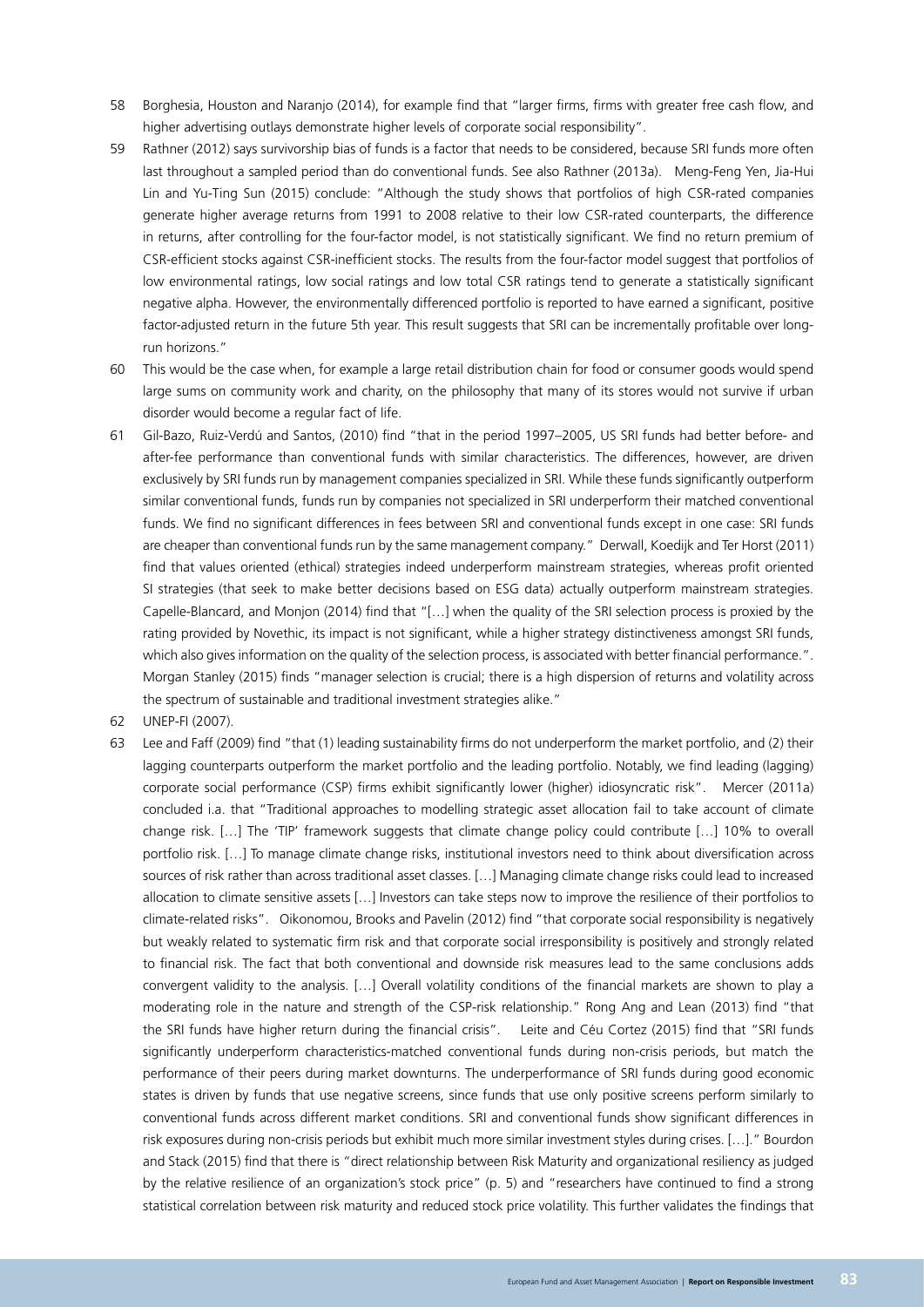58 Borghesia, Houston and Naranjo (2014), for example find that "larger firms, firms with greater free cash flow, and higher advertising outlays demonstrate higher levels of corporate social responsibility".

59 Rathner (2012) says survivorship bias of funds is a factor that needs to be considered, because SRI funds more often last throughout a sampled period than do conventional funds. See also Rathner (2013a). Meng-Feng Yen, Jia-Hui Lin and Yu-Ting Sun (2015) conclude: "Although the study shows that portfolios of high CSR-rated companies generate higher average returns from 1991 to 2008 relative to their low CSR-rated counterparts, the difference in returns, after controlling for the four-factor model, is not statistically significant. We find no return premium of CSR-efficient stocks against CSR-inefficient stocks. The results from the four-factor model suggest that portfolios of low environmental ratings, low social ratings and low total CSR ratings tend to generate a statistically significant negative alpha. However, the environmentally differenced portfolio is reported to have earned a significant, positive factor-adjusted return in the future 5th year. This result suggests that SRI can be incrementally profitable over long-run horizons."

60 This would be the case when, for example a large retail distribution chain for food or consumer goods would spend large sums on community work and charity, on the philosophy that many of its stores would not survive if urban disorder would become a regular fact of life.

61 Gil-Bazo, Ruiz-Verdú and Santos, (2010) find "that in the period 1997–2005, US SRI funds had better before- and after-fee performance than conventional funds with similar characteristics. The differences, however, are driven exclusively by SRI funds run by management companies specialized in SRI. While these funds significantly outperform similar conventional funds, funds run by companies not specialized in SRI underperform their matched conventional funds. We find no significant differences in fees between SRI and conventional funds except in one case: SRI funds are cheaper than conventional funds run by the same management company." Derwall, Koedijk and Ter Horst (2011) find that values oriented (ethical) strategies indeed underperform mainstream strategies, whereas profit oriented SI strategies (that seek to make better decisions based on ESG data) actually outperform mainstream strategies. Capelle-Blancard, and Monjon (2014) find that "[…] when the quality of the SRI selection process is proxied by the rating provided by Novethic, its impact is not significant, while a higher strategy distinctiveness amongst SRI funds, which also gives information on the quality of the selection process, is associated with better financial performance.". Morgan Stanley (2015) finds "manager selection is crucial; there is a high dispersion of returns and volatility across the spectrum of sustainable and traditional investment strategies alike."

62 UNEP-FI (2007).

63 Lee and Faff (2009) find "that (1) leading sustainability firms do not underperform the market portfolio, and (2) their lagging counterparts outperform the market portfolio and the leading portfolio. Notably, we find leading (lagging) corporate social performance (CSP) firms exhibit significantly lower (higher) idiosyncratic risk". Mercer (2011a) concluded i.a. that "Traditional approaches to modelling strategic asset allocation fail to take account of climate change risk. […] The 'TIP' framework suggests that climate change policy could contribute […] 10% to overall portfolio risk. […] To manage climate change risks, institutional investors need to think about diversification across sources of risk rather than across traditional asset classes. […] Managing climate change risks could lead to increased allocation to climate sensitive assets […] Investors can take steps now to improve the resilience of their portfolios to climate-related risks". Oikonomou, Brooks and Pavelin (2012) find "that corporate social responsibility is negatively but weakly related to systematic firm risk and that corporate social irresponsibility is positively and strongly related to financial risk. The fact that both conventional and downside risk measures lead to the same conclusions adds convergent validity to the analysis. […] Overall volatility conditions of the financial markets are shown to play a moderating role in the nature and strength of the CSP-risk relationship." Rong Ang and Lean (2013) find "that the SRI funds have higher return during the financial crisis". Leite and Céu Cortez (2015) find that "SRI funds significantly underperform characteristics-matched conventional funds during non-crisis periods, but match the performance of their peers during market downturns. The underperformance of SRI funds during good economic states is driven by funds that use negative screens, since funds that use only positive screens perform similarly to conventional funds across different market conditions. SRI and conventional funds show significant differences in risk exposures during non-crisis periods but exhibit much more similar investment styles during crises. […]." Bourdon and Stack (2015) find that there is "direct relationship between Risk Maturity and organizational resiliency as judged by the relative resilience of an organization's stock price" (p. 5) and "researchers have continued to find a strong statistical correlation between risk maturity and reduced stock price volatility. This further validates the findings that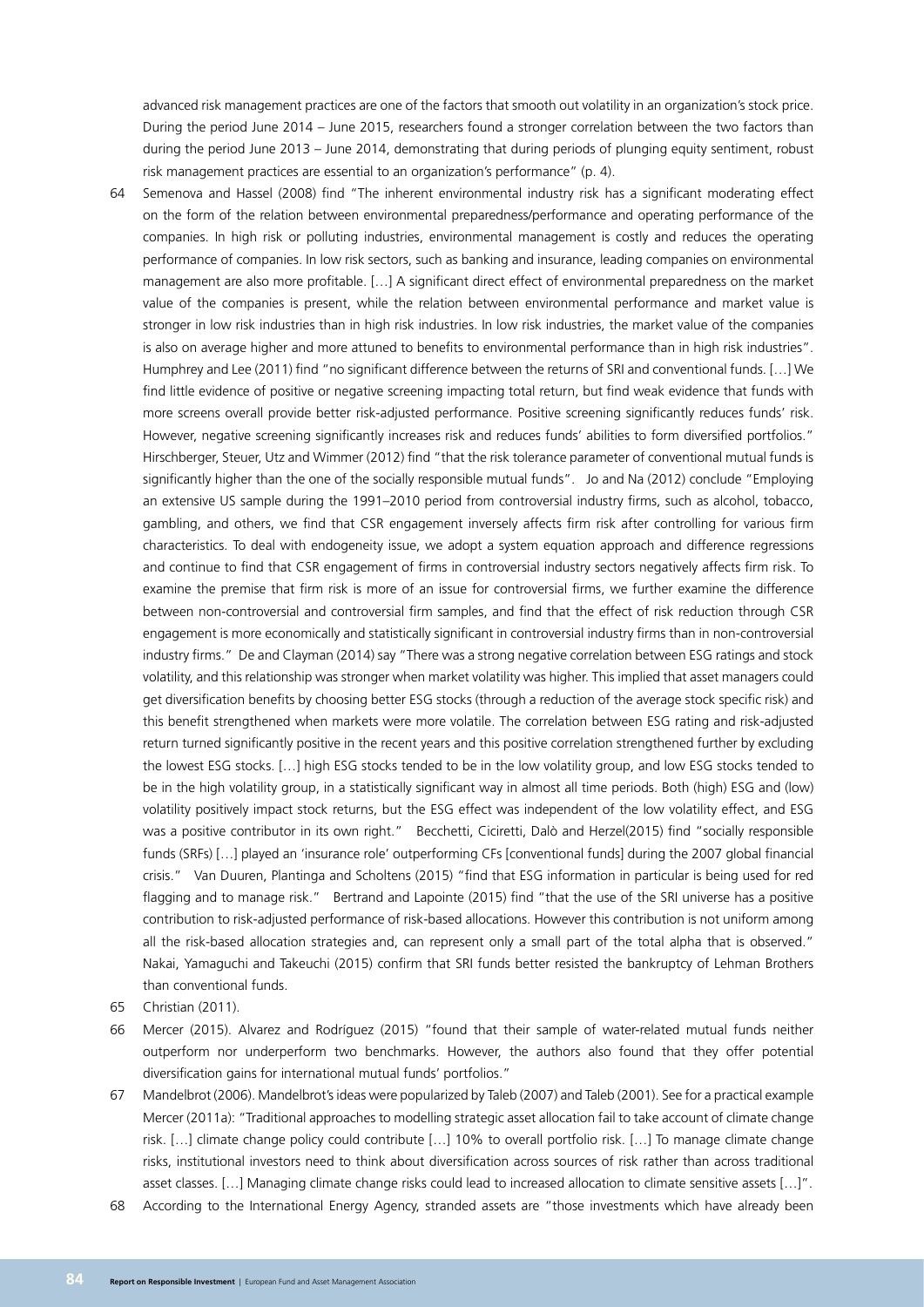advanced risk management practices are one of the factors that smooth out volatility in an organization's stock price. During the period June 2014 – June 2015, researchers found a stronger correlation between the two factors than during the period June 2013 – June 2014, demonstrating that during periods of plunging equity sentiment, robust risk management practices are essential to an organization's performance" (p. 4).

64 Semenova and Hassel (2008) find "The inherent environmental industry risk has a significant moderating effect on the form of the relation between environmental preparedness/performance and operating performance of the companies. In high risk or polluting industries, environmental management is costly and reduces the operating performance of companies. In low risk sectors, such as banking and insurance, leading companies on environmental management are also more profitable. […] A significant direct effect of environmental preparedness on the market value of the companies is present, while the relation between environmental performance and market value is stronger in low risk industries than in high risk industries. In low risk industries, the market value of the companies is also on average higher and more attuned to benefits to environmental performance than in high risk industries". Humphrey and Lee (2011) find "no significant difference between the returns of SRI and conventional funds. […] We find little evidence of positive or negative screening impacting total return, but find weak evidence that funds with more screens overall provide better risk-adjusted performance. Positive screening significantly reduces funds' risk. However, negative screening significantly increases risk and reduces funds' abilities to form diversified portfolios." Hirschberger, Steuer, Utz and Wimmer (2012) find "that the risk tolerance parameter of conventional mutual funds is significantly higher than the one of the socially responsible mutual funds". Jo and Na (2012) conclude "Employing an extensive US sample during the 1991–2010 period from controversial industry firms, such as alcohol, tobacco, gambling, and others, we find that CSR engagement inversely affects firm risk after controlling for various firm characteristics. To deal with endogeneity issue, we adopt a system equation approach and difference regressions and continue to find that CSR engagement of firms in controversial industry sectors negatively affects firm risk. To examine the premise that firm risk is more of an issue for controversial firms, we further examine the difference between non-controversial and controversial firm samples, and find that the effect of risk reduction through CSR engagement is more economically and statistically significant in controversial industry firms than in non-controversial industry firms." De and Clayman (2014) say "There was a strong negative correlation between ESG ratings and stock volatility, and this relationship was stronger when market volatility was higher. This implied that asset managers could get diversification benefits by choosing better ESG stocks (through a reduction of the average stock specific risk) and this benefit strengthened when markets were more volatile. The correlation between ESG rating and risk-adjusted return turned significantly positive in the recent years and this positive correlation strengthened further by excluding the lowest ESG stocks. […] high ESG stocks tended to be in the low volatility group, and low ESG stocks tended to be in the high volatility group, in a statistically significant way in almost all time periods. Both (high) ESG and (low) volatility positively impact stock returns, but the ESG effect was independent of the low volatility effect, and ESG was a positive contributor in its own right." Becchetti, Ciciretti, Dalò and Herzel(2015) find "socially responsible funds (SRFs) […] played an 'insurance role' outperforming CFs [conventional funds] during the 2007 global financial crisis." Van Duuren, Plantinga and Scholtens (2015) "find that ESG information in particular is being used for red flagging and to manage risk." Bertrand and Lapointe (2015) find "that the use of the SRI universe has a positive contribution to risk-adjusted performance of risk-based allocations. However this contribution is not uniform among all the risk-based allocation strategies and, can represent only a small part of the total alpha that is observed." Nakai, Yamaguchi and Takeuchi (2015) confirm that SRI funds better resisted the bankruptcy of Lehman Brothers than conventional funds.

65 Christian (2011).

66 Mercer (2015). Alvarez and Rodríguez (2015) "found that their sample of water-related mutual funds neither outperform nor underperform two benchmarks. However, the authors also found that they offer potential diversification gains for international mutual funds' portfolios."

67 Mandelbrot (2006). Mandelbrot's ideas were popularized by Taleb (2007) and Taleb (2001). See for a practical example Mercer (2011a): "Traditional approaches to modelling strategic asset allocation fail to take account of climate change risk. […] climate change policy could contribute […] 10% to overall portfolio risk. […] To manage climate change risks, institutional investors need to think about diversification across sources of risk rather than across traditional asset classes. […] Managing climate change risks could lead to increased allocation to climate sensitive assets […]".

68 According to the International Energy Agency, stranded assets are "those investments which have already been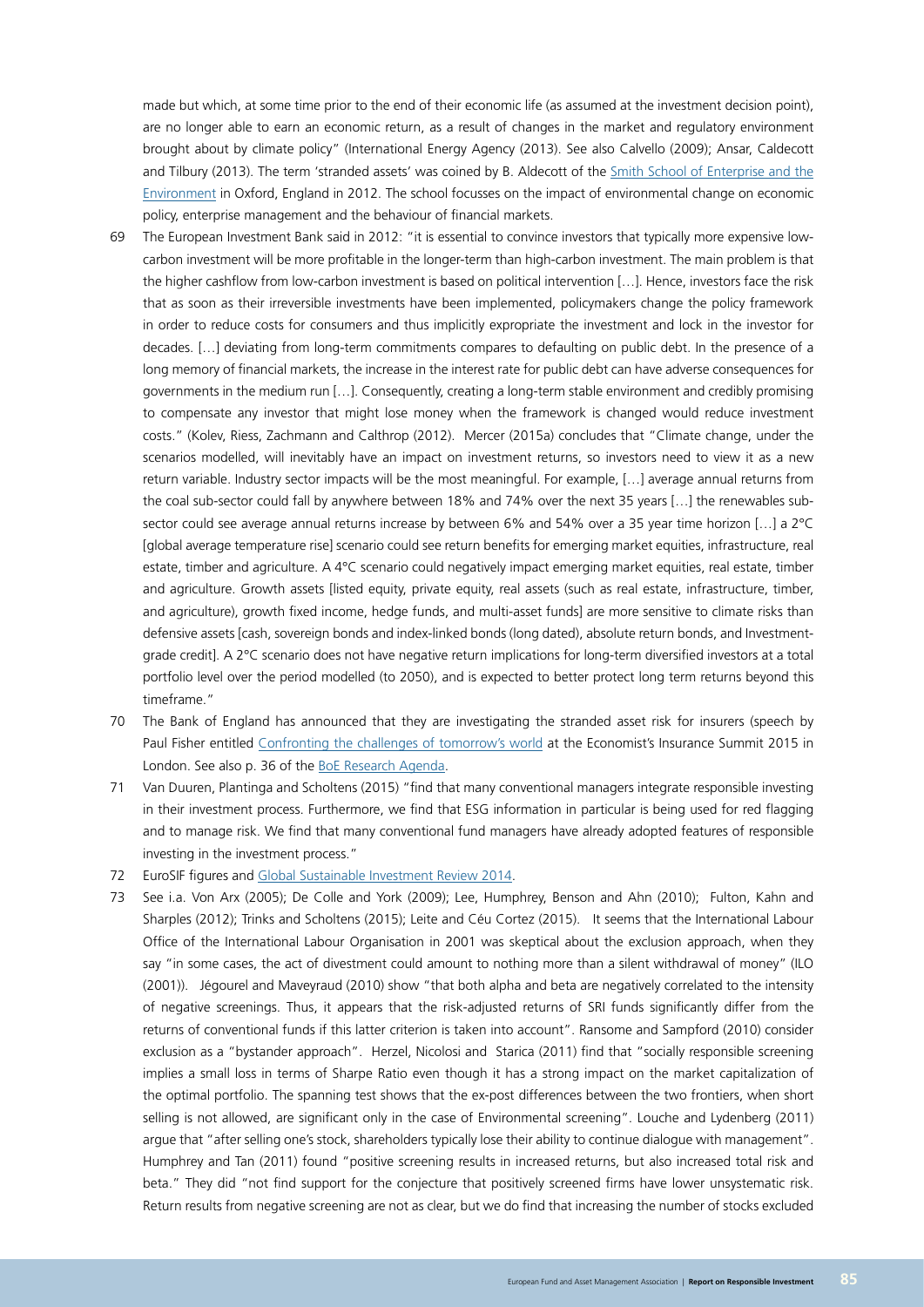made but which, at some time prior to the end of their economic life (as assumed at the investment decision point), are no longer able to earn an economic return, as a result of changes in the market and regulatory environment brought about by climate policy" (International Energy Agency (2013). See also Calvello (2009); Ansar, Caldecott and Tilbury (2013). The term 'stranded assets' was coined by B. Aldecott of the Smith School of Enterprise and the Environment in Oxford, England in 2012. The school focusses on the impact of environmental change on economic policy, enterprise management and the behaviour of financial markets.

69 The European Investment Bank said in 2012: "it is essential to convince investors that typically more expensive low-carbon investment will be more profitable in the longer-term than high-carbon investment. The main problem is that the higher cashflow from low-carbon investment is based on political intervention […]. Hence, investors face the risk that as soon as their irreversible investments have been implemented, policymakers change the policy framework in order to reduce costs for consumers and thus implicitly expropriate the investment and lock in the investor for decades. […] deviating from long-term commitments compares to defaulting on public debt. In the presence of a long memory of financial markets, the increase in the interest rate for public debt can have adverse consequences for governments in the medium run […]. Consequently, creating a long-term stable environment and credibly promising to compensate any investor that might lose money when the framework is changed would reduce investment costs." (Kolev, Riess, Zachmann and Calthrop (2012). Mercer (2015a) concludes that "Climate change, under the scenarios modelled, will inevitably have an impact on investment returns, so investors need to view it as a new return variable. Industry sector impacts will be the most meaningful. For example, […] average annual returns from the coal sub-sector could fall by anywhere between 18% and 74% over the next 35 years […] the renewables sub-sector could see average annual returns increase by between 6% and 54% over a 35 year time horizon […] a 2°C [global average temperature rise] scenario could see return benefits for emerging market equities, infrastructure, real estate, timber and agriculture. A 4°C scenario could negatively impact emerging market equities, real estate, timber and agriculture. Growth assets [listed equity, private equity, real assets (such as real estate, infrastructure, timber, and agriculture), growth fixed income, hedge funds, and multi-asset funds] are more sensitive to climate risks than defensive assets [cash, sovereign bonds and index-linked bonds (long dated), absolute return bonds, and Investment-grade credit]. A 2°C scenario does not have negative return implications for long-term diversified investors at a total portfolio level over the period modelled (to 2050), and is expected to better protect long term returns beyond this timeframe."

70 The Bank of England has announced that they are investigating the stranded asset risk for insurers (speech by Paul Fisher entitled Confronting the challenges of tomorrow's world at the Economist's Insurance Summit 2015 in London. See also p. 36 of the BoE Research Agenda.

71 Van Duuren, Plantinga and Scholtens (2015) "find that many conventional managers integrate responsible investing in their investment process. Furthermore, we find that ESG information in particular is being used for red flagging and to manage risk. We find that many conventional fund managers have already adopted features of responsible investing in the investment process."

72 EuroSIF figures and Global Sustainable Investment Review 2014.

73 See i.a. Von Arx (2005); De Colle and York (2009); Lee, Humphrey, Benson and Ahn (2010); Fulton, Kahn and Sharples (2012); Trinks and Scholtens (2015); Leite and Céu Cortez (2015). It seems that the International Labour Office of the International Labour Organisation in 2001 was skeptical about the exclusion approach, when they say "in some cases, the act of divestment could amount to nothing more than a silent withdrawal of money" (ILO (2001)). Jégourel and Maveyraud (2010) show "that both alpha and beta are negatively correlated to the intensity of negative screenings. Thus, it appears that the risk-adjusted returns of SRI funds significantly differ from the returns of conventional funds if this latter criterion is taken into account". Ransome and Sampford (2010) consider exclusion as a "bystander approach". Herzel, Nicolosi and Starica (2011) find that "socially responsible screening implies a small loss in terms of Sharpe Ratio even though it has a strong impact on the market capitalization of the optimal portfolio. The spanning test shows that the ex-post differences between the two frontiers, when short selling is not allowed, are significant only in the case of Environmental screening". Louche and Lydenberg (2011) argue that "after selling one's stock, shareholders typically lose their ability to continue dialogue with management". Humphrey and Tan (2011) found "positive screening results in increased returns, but also increased total risk and beta." They did "not find support for the conjecture that positively screened firms have lower unsystematic risk. Return results from negative screening are not as clear, but we do find that increasing the number of stocks excluded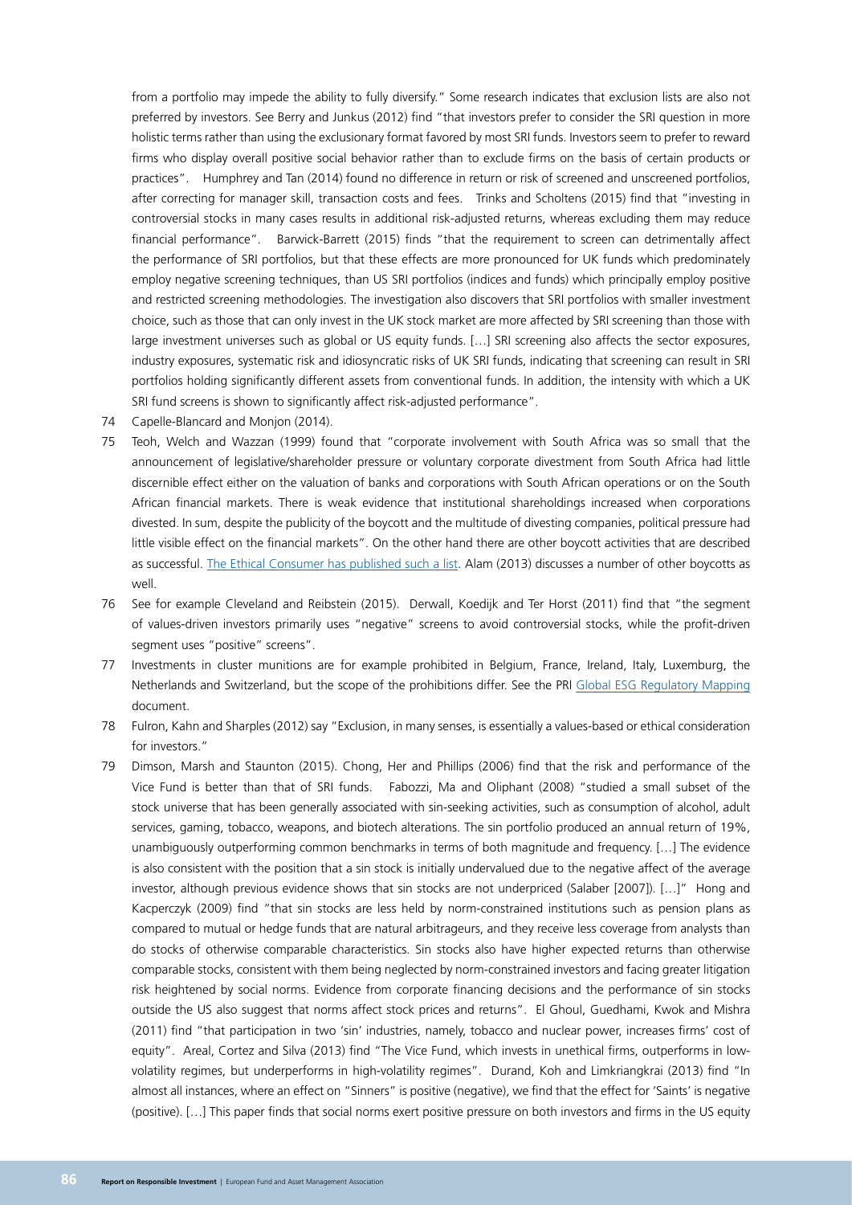from a portfolio may impede the ability to fully diversify." Some research indicates that exclusion lists are also not preferred by investors. See Berry and Junkus (2012) find "that investors prefer to consider the SRI question in more holistic terms rather than using the exclusionary format favored by most SRI funds. Investors seem to prefer to reward firms who display overall positive social behavior rather than to exclude firms on the basis of certain products or practices". Humphrey and Tan (2014) found no difference in return or risk of screened and unscreened portfolios, after correcting for manager skill, transaction costs and fees. Trinks and Scholtens (2015) find that "investing in controversial stocks in many cases results in additional risk-adjusted returns, whereas excluding them may reduce financial performance". Barwick-Barrett (2015) finds "that the requirement to screen can detrimentally affect the performance of SRI portfolios, but that these effects are more pronounced for UK funds which predominately employ negative screening techniques, than US SRI portfolios (indices and funds) which principally employ positive and restricted screening methodologies. The investigation also discovers that SRI portfolios with smaller investment choice, such as those that can only invest in the UK stock market are more affected by SRI screening than those with large investment universes such as global or US equity funds. […] SRI screening also affects the sector exposures, industry exposures, systematic risk and idiosyncratic risks of UK SRI funds, indicating that screening can result in SRI portfolios holding significantly different assets from conventional funds. In addition, the intensity with which a UK SRI fund screens is shown to significantly affect risk-adjusted performance".

74 Capelle-Blancard and Monjon (2014).

75 Teoh, Welch and Wazzan (1999) found that "corporate involvement with South Africa was so small that the announcement of legislative/shareholder pressure or voluntary corporate divestment from South Africa had little discernible effect either on the valuation of banks and corporations with South African operations or on the South African financial markets. There is weak evidence that institutional shareholdings increased when corporations divested. In sum, despite the publicity of the boycott and the multitude of divesting companies, political pressure had little visible effect on the financial markets". On the other hand there are other boycott activities that are described as successful. The Ethical Consumer has published such a list. Alam (2013) discusses a number of other boycotts as well.

76 See for example Cleveland and Reibstein (2015). Derwall, Koedijk and Ter Horst (2011) find that "the segment of values-driven investors primarily uses "negative" screens to avoid controversial stocks, while the profit-driven segment uses "positive" screens".

77 Investments in cluster munitions are for example prohibited in Belgium, France, Ireland, Italy, Luxemburg, the Netherlands and Switzerland, but the scope of the prohibitions differ. See the PRI Global ESG Regulatory Mapping document.

78 Fulron, Kahn and Sharples (2012) say "Exclusion, in many senses, is essentially a values-based or ethical consideration for investors."

79 Dimson, Marsh and Staunton (2015). Chong, Her and Phillips (2006) find that the risk and performance of the Vice Fund is better than that of SRI funds. Fabozzi, Ma and Oliphant (2008) "studied a small subset of the stock universe that has been generally associated with sin-seeking activities, such as consumption of alcohol, adult services, gaming, tobacco, weapons, and biotech alterations. The sin portfolio produced an annual return of 19%, unambiguously outperforming common benchmarks in terms of both magnitude and frequency. […] The evidence is also consistent with the position that a sin stock is initially undervalued due to the negative affect of the average investor, although previous evidence shows that sin stocks are not underpriced (Salaber [2007]). […]" Hong and Kacperczyk (2009) find "that sin stocks are less held by norm-constrained institutions such as pension plans as compared to mutual or hedge funds that are natural arbitrageurs, and they receive less coverage from analysts than do stocks of otherwise comparable characteristics. Sin stocks also have higher expected returns than otherwise comparable stocks, consistent with them being neglected by norm-constrained investors and facing greater litigation risk heightened by social norms. Evidence from corporate financing decisions and the performance of sin stocks outside the US also suggest that norms affect stock prices and returns". El Ghoul, Guedhami, Kwok and Mishra (2011) find "that participation in two 'sin' industries, namely, tobacco and nuclear power, increases firms' cost of equity". Areal, Cortez and Silva (2013) find "The Vice Fund, which invests in unethical firms, outperforms in low-volatility regimes, but underperforms in high-volatility regimes". Durand, Koh and Limkriangkrai (2013) find "In almost all instances, where an effect on "Sinners" is positive (negative), we find that the effect for 'Saints' is negative (positive). […] This paper finds that social norms exert positive pressure on both investors and firms in the US equity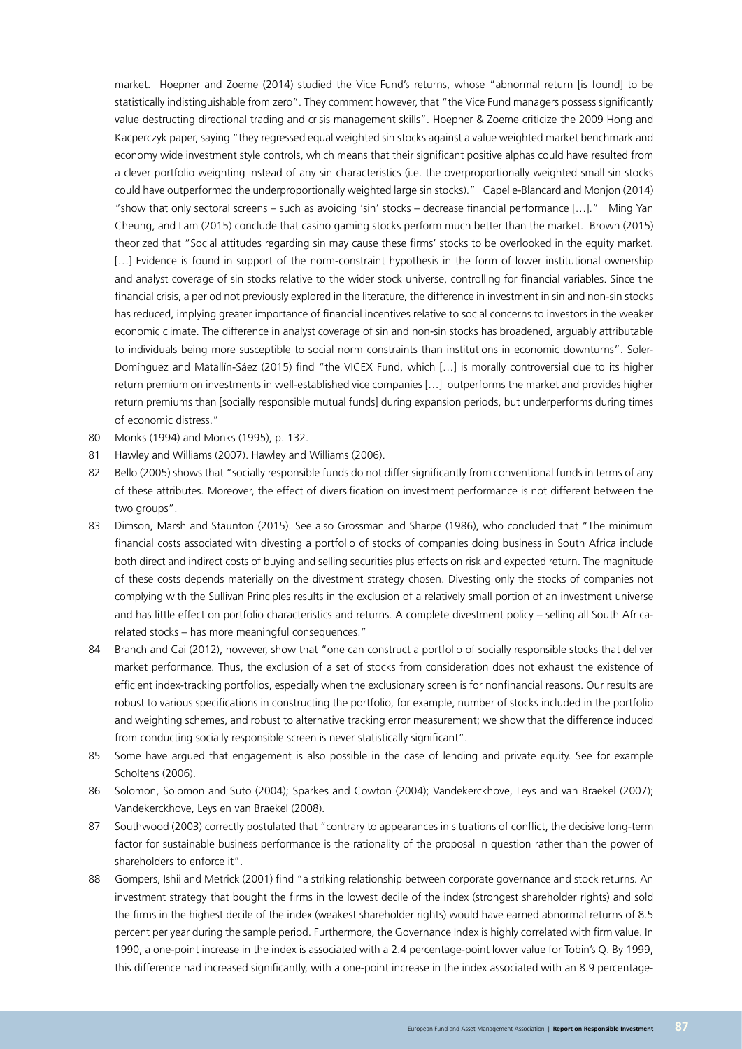market. Hoepner and Zoeme (2014) studied the Vice Fund's returns, whose "abnormal return [is found] to be statistically indistinguishable from zero". They comment however, that "the Vice Fund managers possess significantly value destructing directional trading and crisis management skills". Hoepner & Zoeme criticize the 2009 Hong and Kacperczyk paper, saying "they regressed equal weighted sin stocks against a value weighted market benchmark and economy wide investment style controls, which means that their significant positive alphas could have resulted from a clever portfolio weighting instead of any sin characteristics (i.e. the overproportionally weighted small sin stocks could have outperformed the underproportionally weighted large sin stocks)." Capelle-Blancard and Monjon (2014) "show that only sectoral screens – such as avoiding 'sin' stocks – decrease financial performance […]." Ming Yan Cheung, and Lam (2015) conclude that casino gaming stocks perform much better than the market. Brown (2015) theorized that "Social attitudes regarding sin may cause these firms' stocks to be overlooked in the equity market. […] Evidence is found in support of the norm-constraint hypothesis in the form of lower institutional ownership and analyst coverage of sin stocks relative to the wider stock universe, controlling for financial variables. Since the financial crisis, a period not previously explored in the literature, the difference in investment in sin and non-sin stocks has reduced, implying greater importance of financial incentives relative to social concerns to investors in the weaker economic climate. The difference in analyst coverage of sin and non-sin stocks has broadened, arguably attributable to individuals being more susceptible to social norm constraints than institutions in economic downturns". Soler-Domínguez and Matallín-Sáez (2015) find "the VICEX Fund, which […] is morally controversial due to its higher return premium on investments in well-established vice companies […] outperforms the market and provides higher return premiums than [socially responsible mutual funds] during expansion periods, but underperforms during times of economic distress."

80 Monks (1994) and Monks (1995), p. 132.

81 Hawley and Williams (2007). Hawley and Williams (2006).

82 Bello (2005) shows that "socially responsible funds do not differ significantly from conventional funds in terms of any of these attributes. Moreover, the effect of diversification on investment performance is not different between the two groups".

83 Dimson, Marsh and Staunton (2015). See also Grossman and Sharpe (1986), who concluded that "The minimum financial costs associated with divesting a portfolio of stocks of companies doing business in South Africa include both direct and indirect costs of buying and selling securities plus effects on risk and expected return. The magnitude of these costs depends materially on the divestment strategy chosen. Divesting only the stocks of companies not complying with the Sullivan Principles results in the exclusion of a relatively small portion of an investment universe and has little effect on portfolio characteristics and returns. A complete divestment policy – selling all South Africa-related stocks – has more meaningful consequences."

84 Branch and Cai (2012), however, show that "one can construct a portfolio of socially responsible stocks that deliver market performance. Thus, the exclusion of a set of stocks from consideration does not exhaust the existence of efficient index-tracking portfolios, especially when the exclusionary screen is for nonfinancial reasons. Our results are robust to various specifications in constructing the portfolio, for example, number of stocks included in the portfolio and weighting schemes, and robust to alternative tracking error measurement; we show that the difference induced from conducting socially responsible screen is never statistically significant".

85 Some have argued that engagement is also possible in the case of lending and private equity. See for example Scholtens (2006).

86 Solomon, Solomon and Suto (2004); Sparkes and Cowton (2004); Vandekerckhove, Leys and van Braekel (2007); Vandekerckhove, Leys en van Braekel (2008).

87 Southwood (2003) correctly postulated that "contrary to appearances in situations of conflict, the decisive long-term factor for sustainable business performance is the rationality of the proposal in question rather than the power of shareholders to enforce it".

88 Gompers, Ishii and Metrick (2001) find "a striking relationship between corporate governance and stock returns. An investment strategy that bought the firms in the lowest decile of the index (strongest shareholder rights) and sold the firms in the highest decile of the index (weakest shareholder rights) would have earned abnormal returns of 8.5 percent per year during the sample period. Furthermore, the Governance Index is highly correlated with firm value. In 1990, a one-point increase in the index is associated with a 2.4 percentage-point lower value for Tobin's Q. By 1999, this difference had increased significantly, with a one-point increase in the index associated with an 8.9 percentage-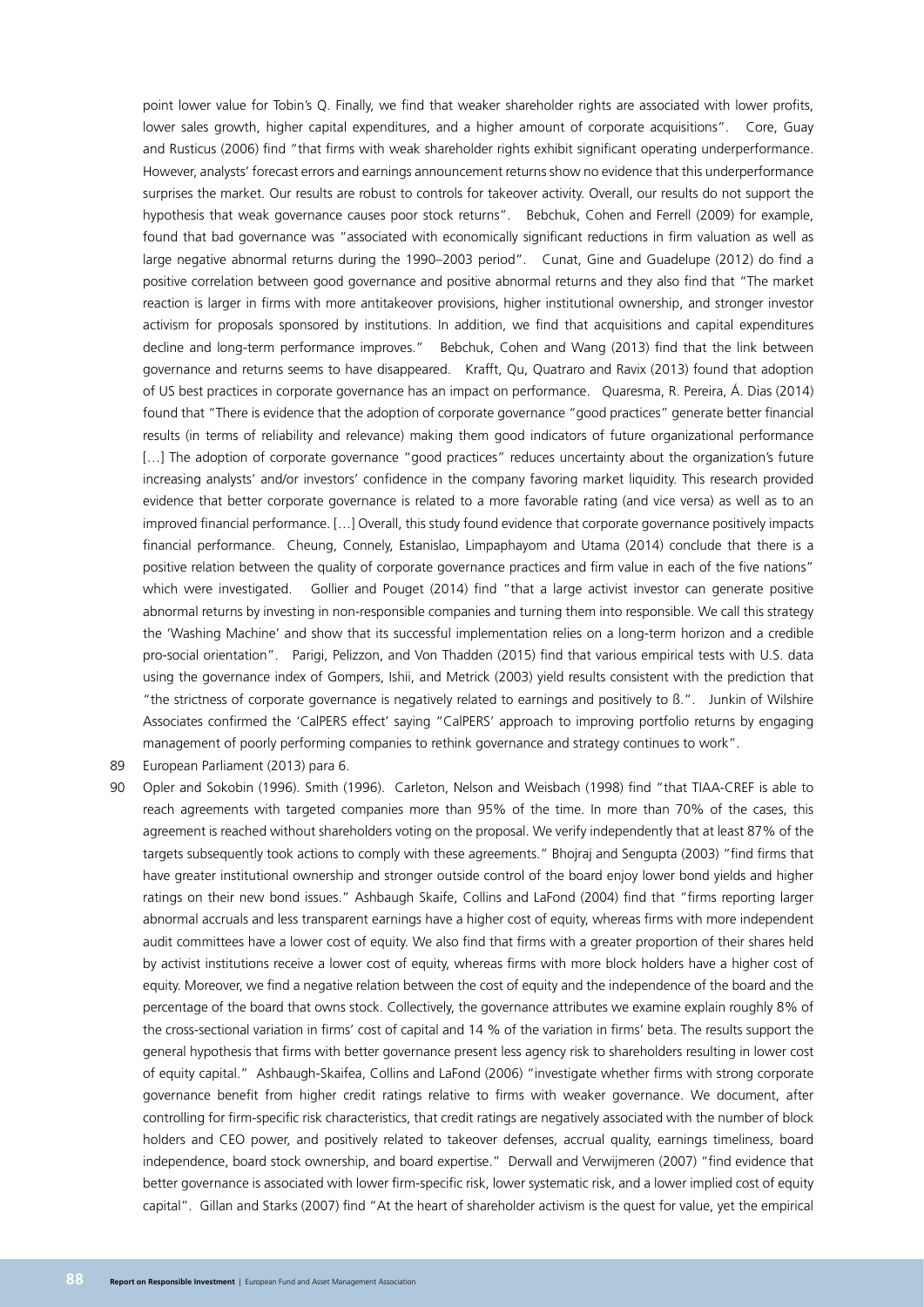point lower value for Tobin's Q. Finally, we find that weaker shareholder rights are associated with lower profits, lower sales growth, higher capital expenditures, and a higher amount of corporate acquisitions". Core, Guay and Rusticus (2006) find "that firms with weak shareholder rights exhibit significant operating underperformance. However, analysts' forecast errors and earnings announcement returns show no evidence that this underperformance surprises the market. Our results are robust to controls for takeover activity. Overall, our results do not support the hypothesis that weak governance causes poor stock returns". Bebchuk, Cohen and Ferrell (2009) for example, found that bad governance was "associated with economically significant reductions in firm valuation as well as large negative abnormal returns during the 1990–2003 period". Cunat, Gine and Guadelupe (2012) do find a positive correlation between good governance and positive abnormal returns and they also find that "The market reaction is larger in firms with more antitakeover provisions, higher institutional ownership, and stronger investor activism for proposals sponsored by institutions. In addition, we find that acquisitions and capital expenditures decline and long-term performance improves." Bebchuk, Cohen and Wang (2013) find that the link between governance and returns seems to have disappeared. Krafft, Qu, Quatraro and Ravix (2013) found that adoption of US best practices in corporate governance has an impact on performance. Quaresma, R. Pereira, Á. Dias (2014) found that "There is evidence that the adoption of corporate governance "good practices" generate better financial results (in terms of reliability and relevance) making them good indicators of future organizational performance [...] The adoption of corporate governance "good practices" reduces uncertainty about the organization's future increasing analysts' and/or investors' confidence in the company favoring market liquidity. This research provided evidence that better corporate governance is related to a more favorable rating (and vice versa) as well as to an improved financial performance. [...] Overall, this study found evidence that corporate governance positively impacts financial performance. Cheung, Connely, Estanislao, Limpaphayom and Utama (2014) conclude that there is a positive relation between the quality of corporate governance practices and firm value in each of the five nations" which were investigated. Gollier and Pouget (2014) find "that a large activist investor can generate positive abnormal returns by investing in non-responsible companies and turning them into responsible. We call this strategy the 'Washing Machine' and show that its successful implementation relies on a long-term horizon and a credible pro-social orientation". Parigi, Pelizzon, and Von Thadden (2015) find that various empirical tests with U.S. data using the governance index of Gompers, Ishii, and Metrick (2003) yield results consistent with the prediction that "the strictness of corporate governance is negatively related to earnings and positively to β.". Junkin of Wilshire Associates confirmed the 'CalPERS effect' saying "CalPERS' approach to improving portfolio returns by engaging management of poorly performing companies to rethink governance and strategy continues to work".

89 European Parliament (2013) para 6.

90 Opler and Sokobin (1996). Smith (1996). Carleton, Nelson and Weisbach (1998) find "that TIAA-CREF is able to reach agreements with targeted companies more than 95% of the time. In more than 70% of the cases, this agreement is reached without shareholders voting on the proposal. We verify independently that at least 87% of the targets subsequently took actions to comply with these agreements." Bhojraj and Sengupta (2003) "find firms that have greater institutional ownership and stronger outside control of the board enjoy lower bond yields and higher ratings on their new bond issues." Ashbaugh Skaife, Collins and LaFond (2004) find that "firms reporting larger abnormal accruals and less transparent earnings have a higher cost of equity, whereas firms with more independent audit committees have a lower cost of equity. We also find that firms with a greater proportion of their shares held by activist institutions receive a lower cost of equity, whereas firms with more block holders have a higher cost of equity. Moreover, we find a negative relation between the cost of equity and the independence of the board and the percentage of the board that owns stock. Collectively, the governance attributes we examine explain roughly 8% of the cross-sectional variation in firms' cost of capital and 14 % of the variation in firms' beta. The results support the general hypothesis that firms with better governance present less agency risk to shareholders resulting in lower cost of equity capital." Ashbaugh-Skaifea, Collins and LaFond (2006) "investigate whether firms with strong corporate governance benefit from higher credit ratings relative to firms with weaker governance. We document, after controlling for firm-specific risk characteristics, that credit ratings are negatively associated with the number of block holders and CEO power, and positively related to takeover defenses, accrual quality, earnings timeliness, board independence, board stock ownership, and board expertise." Derwall and Verwijmeren (2007) "find evidence that better governance is associated with lower firm-specific risk, lower systematic risk, and a lower implied cost of equity capital". Gillan and Starks (2007) find "At the heart of shareholder activism is the quest for value, yet the empirical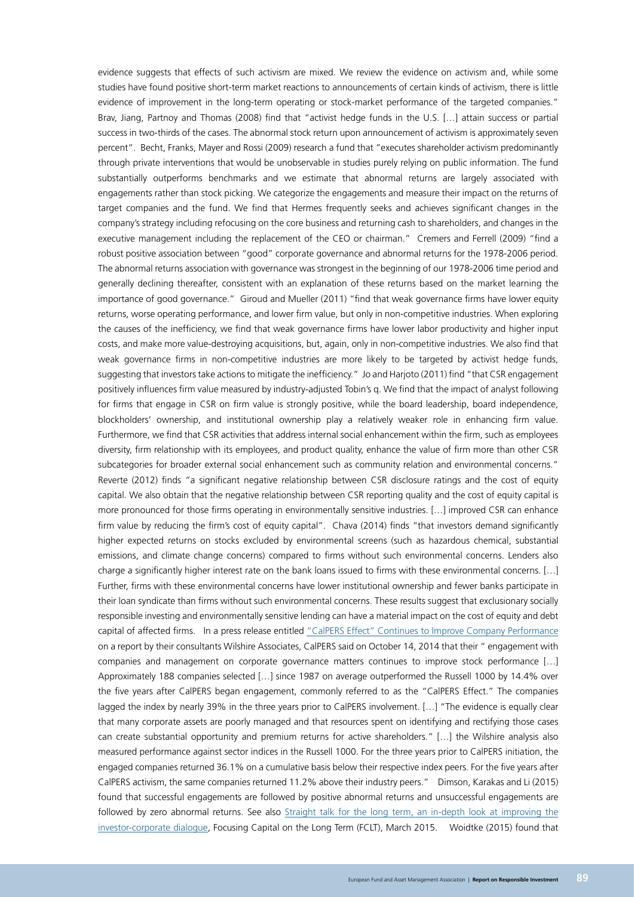evidence suggests that effects of such activism are mixed. We review the evidence on activism and, while some studies have found positive short-term market reactions to announcements of certain kinds of activism, there is little evidence of improvement in the long-term operating or stock-market performance of the targeted companies." Brav, Jiang, Partnoy and Thomas (2008) find that "activist hedge funds in the U.S. […] attain success or partial success in two-thirds of the cases. The abnormal stock return upon announcement of activism is approximately seven percent". Becht, Franks, Mayer and Rossi (2009) research a fund that "executes shareholder activism predominantly through private interventions that would be unobservable in studies purely relying on public information. The fund substantially outperforms benchmarks and we estimate that abnormal returns are largely associated with engagements rather than stock picking. We categorize the engagements and measure their impact on the returns of target companies and the fund. We find that Hermes frequently seeks and achieves significant changes in the company's strategy including refocusing on the core business and returning cash to shareholders, and changes in the executive management including the replacement of the CEO or chairman." Cremers and Ferrell (2009) "find a robust positive association between "good" corporate governance and abnormal returns for the 1978-2006 period. The abnormal returns association with governance was strongest in the beginning of our 1978-2006 time period and generally declining thereafter, consistent with an explanation of these returns based on the market learning the importance of good governance." Giroud and Mueller (2011) "find that weak governance firms have lower equity returns, worse operating performance, and lower firm value, but only in non-competitive industries. When exploring the causes of the inefficiency, we find that weak governance firms have lower labor productivity and higher input costs, and make more value-destroying acquisitions, but, again, only in non-competitive industries. We also find that weak governance firms in non-competitive industries are more likely to be targeted by activist hedge funds, suggesting that investors take actions to mitigate the inefficiency." Jo and Harjoto (2011) find "that CSR engagement positively influences firm value measured by industry-adjusted Tobin's q. We find that the impact of analyst following for firms that engage in CSR on firm value is strongly positive, while the board leadership, board independence, blockholders' ownership, and institutional ownership play a relatively weaker role in enhancing firm value. Furthermore, we find that CSR activities that address internal social enhancement within the firm, such as employees diversity, firm relationship with its employees, and product quality, enhance the value of firm more than other CSR subcategories for broader external social enhancement such as community relation and environmental concerns." Reverte (2012) finds "a significant negative relationship between CSR disclosure ratings and the cost of equity capital. We also obtain that the negative relationship between CSR reporting quality and the cost of equity capital is more pronounced for those firms operating in environmentally sensitive industries. […] improved CSR can enhance firm value by reducing the firm's cost of equity capital". Chava (2014) finds "that investors demand significantly higher expected returns on stocks excluded by environmental screens (such as hazardous chemical, substantial emissions, and climate change concerns) compared to firms without such environmental concerns. Lenders also charge a significantly higher interest rate on the bank loans issued to firms with these environmental concerns. […] Further, firms with these environmental concerns have lower institutional ownership and fewer banks participate in their loan syndicate than firms without such environmental concerns. These results suggest that exclusionary socially responsible investing and environmentally sensitive lending can have a material impact on the cost of equity and debt capital of affected firms. In a press release entitled "CalPERS Effect" Continues to Improve Company Performance on a report by their consultants Wilshire Associates, CalPERS said on October 14, 2014 that their " engagement with companies and management on corporate governance matters continues to improve stock performance […] Approximately 188 companies selected […] since 1987 on average outperformed the Russell 1000 by 14.4% over the five years after CalPERS began engagement, commonly referred to as the "CalPERS Effect." The companies lagged the index by nearly 39% in the three years prior to CalPERS involvement. […] "The evidence is equally clear that many corporate assets are poorly managed and that resources spent on identifying and rectifying those cases can create substantial opportunity and premium returns for active shareholders." […] the Wilshire analysis also measured performance against sector indices in the Russell 1000. For the three years prior to CalPERS initiation, the engaged companies returned 36.1% on a cumulative basis below their respective index peers. For the five years after CalPERS activism, the same companies returned 11.2% above their industry peers." Dimson, Karakas and Li (2015) found that successful engagements are followed by positive abnormal returns and unsuccessful engagements are followed by zero abnormal returns. See also Straight talk for the long term, an in-depth look at improving the investor-corporate dialogue, Focusing Capital on the Long Term (FCLT), March 2015. Woidtke (2015) found that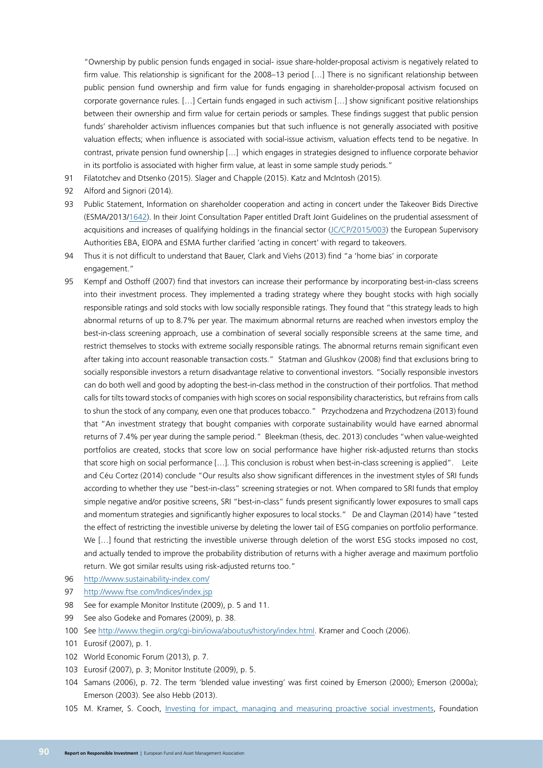"Ownership by public pension funds engaged in social- issue share-holder-proposal activism is negatively related to firm value. This relationship is significant for the 2008–13 period […] There is no significant relationship between public pension fund ownership and firm value for funds engaging in shareholder-proposal activism focused on corporate governance rules. […] Certain funds engaged in such activism […] show significant positive relationships between their ownership and firm value for certain periods or samples. These findings suggest that public pension funds' shareholder activism influences companies but that such influence is not generally associated with positive valuation effects; when influence is associated with social-issue activism, valuation effects tend to be negative. In contrast, private pension fund ownership […] which engages in strategies designed to influence corporate behavior in its portfolio is associated with higher firm value, at least in some sample study periods."

91 Filatotchev and Dtsenko (2015). Slager and Chapple (2015). Katz and McIntosh (2015).

92 Alford and Signori (2014).

93 Public Statement, Information on shareholder cooperation and acting in concert under the Takeover Bids Directive (ESMA/2013/1642). In their Joint Consultation Paper entitled Draft Joint Guidelines on the prudential assessment of acquisitions and increases of qualifying holdings in the financial sector (JC/CP/2015/003) the European Supervisory Authorities EBA, EIOPA and ESMA further clarified 'acting in concert' with regard to takeovers.

94 Thus it is not difficult to understand that Bauer, Clark and Viehs (2013) find "a 'home bias' in corporate engagement."

95 Kempf and Osthoff (2007) find that investors can increase their performance by incorporating best-in-class screens into their investment process. They implemented a trading strategy where they bought stocks with high socially responsible ratings and sold stocks with low socially responsible ratings. They found that "this strategy leads to high abnormal returns of up to 8.7% per year. The maximum abnormal returns are reached when investors employ the best-in-class screening approach, use a combination of several socially responsible screens at the same time, and restrict themselves to stocks with extreme socially responsible ratings. The abnormal returns remain significant even after taking into account reasonable transaction costs." Statman and Glushkov (2008) find that exclusions bring to socially responsible investors a return disadvantage relative to conventional investors. "Socially responsible investors can do both well and good by adopting the best-in-class method in the construction of their portfolios. That method calls for tilts toward stocks of companies with high scores on social responsibility characteristics, but refrains from calls to shun the stock of any company, even one that produces tobacco." Przychodzena and Przychodzena (2013) found that "An investment strategy that bought companies with corporate sustainability would have earned abnormal returns of 7.4% per year during the sample period." Bleekman (thesis, dec. 2013) concludes "when value-weighted portfolios are created, stocks that score low on social performance have higher risk-adjusted returns than stocks that score high on social performance […]. This conclusion is robust when best-in-class screening is applied". Leite and Céu Cortez (2014) conclude "Our results also show significant differences in the investment styles of SRI funds according to whether they use "best-in-class" screening strategies or not. When compared to SRI funds that employ simple negative and/or positive screens, SRI "best-in-class" funds present significantly lower exposures to small caps and momentum strategies and significantly higher exposures to local stocks." De and Clayman (2014) have "tested the effect of restricting the investible universe by deleting the lower tail of ESG companies on portfolio performance. We […] found that restricting the investible universe through deletion of the worst ESG stocks imposed no cost, and actually tended to improve the probability distribution of returns with a higher average and maximum portfolio return. We got similar results using risk-adjusted returns too."

96 http://www.sustainability-index.com/

97 http://www.ftse.com/Indices/index.jsp

98 See for example Monitor Institute (2009), p. 5 and 11.

99 See also Godeke and Pomares (2009), p. 38.

100 See http://www.thegiin.org/cgi-bin/iowa/aboutus/history/index.html. Kramer and Cooch (2006).

101 Eurosif (2007), p. 1.

102 World Economic Forum (2013), p. 7.

103 Eurosif (2007), p. 3; Monitor Institute (2009), p. 5.

104 Samans (2006), p. 72. The term 'blended value investing' was first coined by Emerson (2000); Emerson (2000a); Emerson (2003). See also Hebb (2013).

105 M. Kramer, S. Cooch, Investing for impact, managing and measuring proactive social investments, Foundation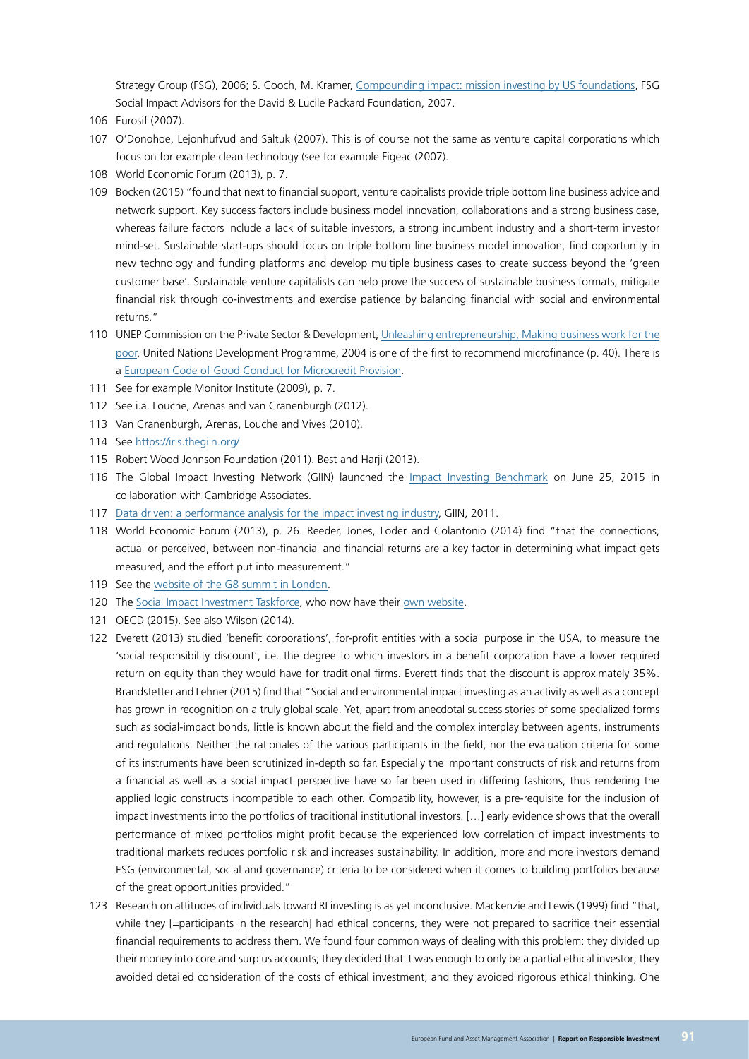Strategy Group (FSG), 2006; S. Cooch, M. Kramer, Compounding impact: mission investing by US foundations, FSG Social Impact Advisors for the David & Lucile Packard Foundation, 2007.

106 Eurosif (2007).

107 O'Donohoe, Lejonhufvud and Saltuk (2007). This is of course not the same as venture capital corporations which focus on for example clean technology (see for example Figeac (2007).

108 World Economic Forum (2013), p. 7.

109 Bocken (2015) "found that next to financial support, venture capitalists provide triple bottom line business advice and network support. Key success factors include business model innovation, collaborations and a strong business case, whereas failure factors include a lack of suitable investors, a strong incumbent industry and a short-term investor mind-set. Sustainable start-ups should focus on triple bottom line business model innovation, find opportunity in new technology and funding platforms and develop multiple business cases to create success beyond the 'green customer base'. Sustainable venture capitalists can help prove the success of sustainable business formats, mitigate financial risk through co-investments and exercise patience by balancing financial with social and environmental returns."

110 UNEP Commission on the Private Sector & Development, Unleashing entrepreneurship, Making business work for the poor, United Nations Development Programme, 2004 is one of the first to recommend microfinance (p. 40). There is a European Code of Good Conduct for Microcredit Provision.

111 See for example Monitor Institute (2009), p. 7.

112 See i.a. Louche, Arenas and van Cranenburgh (2012).

113 Van Cranenburgh, Arenas, Louche and Vives (2010).

114 See https://iris.thegiin.org/

115 Robert Wood Johnson Foundation (2011). Best and Harji (2013).

116 The Global Impact Investing Network (GIIN) launched the Impact Investing Benchmark on June 25, 2015 in collaboration with Cambridge Associates.

117 Data driven: a performance analysis for the impact investing industry, GIIN, 2011.

118 World Economic Forum (2013), p. 26. Reeder, Jones, Loder and Colantonio (2014) find "that the connections, actual or perceived, between non-financial and financial returns are a key factor in determining what impact gets measured, and the effort put into measurement."

119 See the website of the G8 summit in London.

120 The Social Impact Investment Taskforce, who now have their own website.

121 OECD (2015). See also Wilson (2014).

122 Everett (2013) studied 'benefit corporations', for-profit entities with a social purpose in the USA, to measure the 'social responsibility discount', i.e. the degree to which investors in a benefit corporation have a lower required return on equity than they would have for traditional firms. Everett finds that the discount is approximately 35%. Brandstetter and Lehner (2015) find that "Social and environmental impact investing as an activity as well as a concept has grown in recognition on a truly global scale. Yet, apart from anecdotal success stories of some specialized forms such as social-impact bonds, little is known about the field and the complex interplay between agents, instruments and regulations. Neither the rationales of the various participants in the field, nor the evaluation criteria for some of its instruments have been scrutinized in-depth so far. Especially the important constructs of risk and returns from a financial as well as a social impact perspective have so far been used in differing fashions, thus rendering the applied logic constructs incompatible to each other. Compatibility, however, is a pre-requisite for the inclusion of impact investments into the portfolios of traditional institutional investors. […] early evidence shows that the overall performance of mixed portfolios might profit because the experienced low correlation of impact investments to traditional markets reduces portfolio risk and increases sustainability. In addition, more and more investors demand ESG (environmental, social and governance) criteria to be considered when it comes to building portfolios because of the great opportunities provided."

123 Research on attitudes of individuals toward RI investing is as yet inconclusive. Mackenzie and Lewis (1999) find "that, while they [=participants in the research] had ethical concerns, they were not prepared to sacrifice their essential financial requirements to address them. We found four common ways of dealing with this problem: they divided up their money into core and surplus accounts; they decided that it was enough to only be a partial ethical investor; they avoided detailed consideration of the costs of ethical investment; and they avoided rigorous ethical thinking. One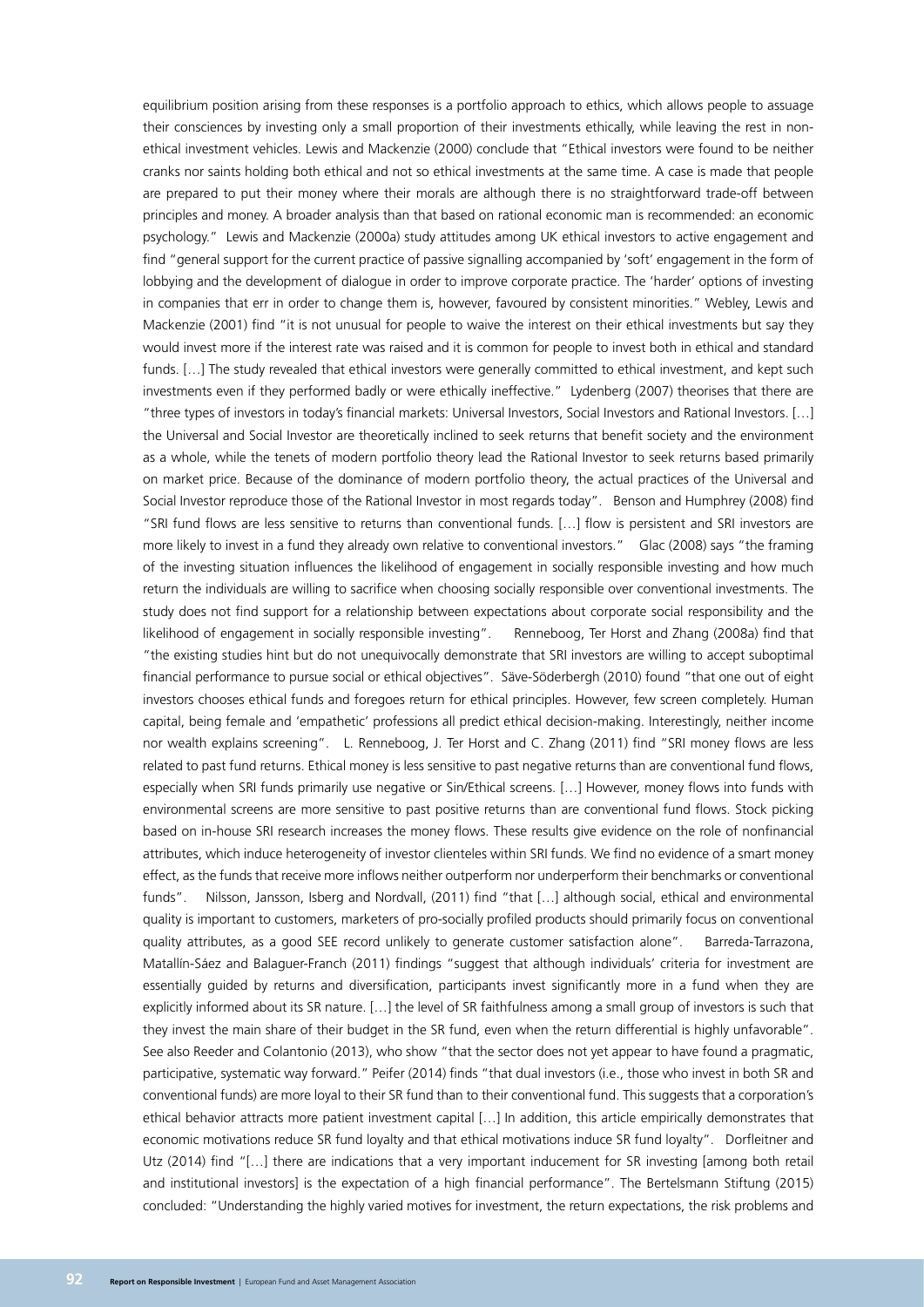equilibrium position arising from these responses is a portfolio approach to ethics, which allows people to assuage their consciences by investing only a small proportion of their investments ethically, while leaving the rest in non-ethical investment vehicles. Lewis and Mackenzie (2000) conclude that "Ethical investors were found to be neither cranks nor saints holding both ethical and not so ethical investments at the same time. A case is made that people are prepared to put their money where their morals are although there is no straightforward trade-off between principles and money. A broader analysis than that based on rational economic man is recommended: an economic psychology." Lewis and Mackenzie (2000a) study attitudes among UK ethical investors to active engagement and find "general support for the current practice of passive signalling accompanied by 'soft' engagement in the form of lobbying and the development of dialogue in order to improve corporate practice. The 'harder' options of investing in companies that err in order to change them is, however, favoured by consistent minorities." Webley, Lewis and Mackenzie (2001) find "it is not unusual for people to waive the interest on their ethical investments but say they would invest more if the interest rate was raised and it is common for people to invest both in ethical and standard funds. […] The study revealed that ethical investors were generally committed to ethical investment, and kept such investments even if they performed badly or were ethically ineffective." Lydenberg (2007) theorises that there are "three types of investors in today's financial markets: Universal Investors, Social Investors and Rational Investors. […] the Universal and Social Investor are theoretically inclined to seek returns that benefit society and the environment as a whole, while the tenets of modern portfolio theory lead the Rational Investor to seek returns based primarily on market price. Because of the dominance of modern portfolio theory, the actual practices of the Universal and Social Investor reproduce those of the Rational Investor in most regards today". Benson and Humphrey (2008) find "SRI fund flows are less sensitive to returns than conventional funds. […] flow is persistent and SRI investors are more likely to invest in a fund they already own relative to conventional investors." Glac (2008) says "the framing of the investing situation influences the likelihood of engagement in socially responsible investing and how much return the individuals are willing to sacrifice when choosing socially responsible over conventional investments. The study does not find support for a relationship between expectations about corporate social responsibility and the likelihood of engagement in socially responsible investing". Renneboog, Ter Horst and Zhang (2008a) find that "the existing studies hint but do not unequivocally demonstrate that SRI investors are willing to accept suboptimal financial performance to pursue social or ethical objectives". Säve-Söderbergh (2010) found "that one out of eight investors chooses ethical funds and foregoes return for ethical principles. However, few screen completely. Human capital, being female and 'empathetic' professions all predict ethical decision-making. Interestingly, neither income nor wealth explains screening". L. Renneboog, J. Ter Horst and C. Zhang (2011) find "SRI money flows are less related to past fund returns. Ethical money is less sensitive to past negative returns than are conventional fund flows, especially when SRI funds primarily use negative or Sin/Ethical screens. […] However, money flows into funds with environmental screens are more sensitive to past positive returns than are conventional fund flows. Stock picking based on in-house SRI research increases the money flows. These results give evidence on the role of nonfinancial attributes, which induce heterogeneity of investor clienteles within SRI funds. We find no evidence of a smart money effect, as the funds that receive more inflows neither outperform nor underperform their benchmarks or conventional funds". Nilsson, Jansson, Isberg and Nordvall, (2011) find "that […] although social, ethical and environmental quality is important to customers, marketers of pro-socially profiled products should primarily focus on conventional quality attributes, as a good SEE record unlikely to generate customer satisfaction alone". Barreda-Tarrazona, Matallín-Sáez and Balaguer-Franch (2011) findings "suggest that although individuals' criteria for investment are essentially guided by returns and diversification, participants invest significantly more in a fund when they are explicitly informed about its SR nature. […] the level of SR faithfulness among a small group of investors is such that they invest the main share of their budget in the SR fund, even when the return differential is highly unfavorable". See also Reeder and Colantonio (2013), who show "that the sector does not yet appear to have found a pragmatic, participative, systematic way forward." Peifer (2014) finds "that dual investors (i.e., those who invest in both SR and conventional funds) are more loyal to their SR fund than to their conventional fund. This suggests that a corporation's ethical behavior attracts more patient investment capital […] In addition, this article empirically demonstrates that economic motivations reduce SR fund loyalty and that ethical motivations induce SR fund loyalty". Dorfleitner and Utz (2014) find "[…] there are indications that a very important inducement for SR investing [among both retail and institutional investors] is the expectation of a high financial performance". The Bertelsmann Stiftung (2015) concluded: "Understanding the highly varied motives for investment, the return expectations, the risk problems and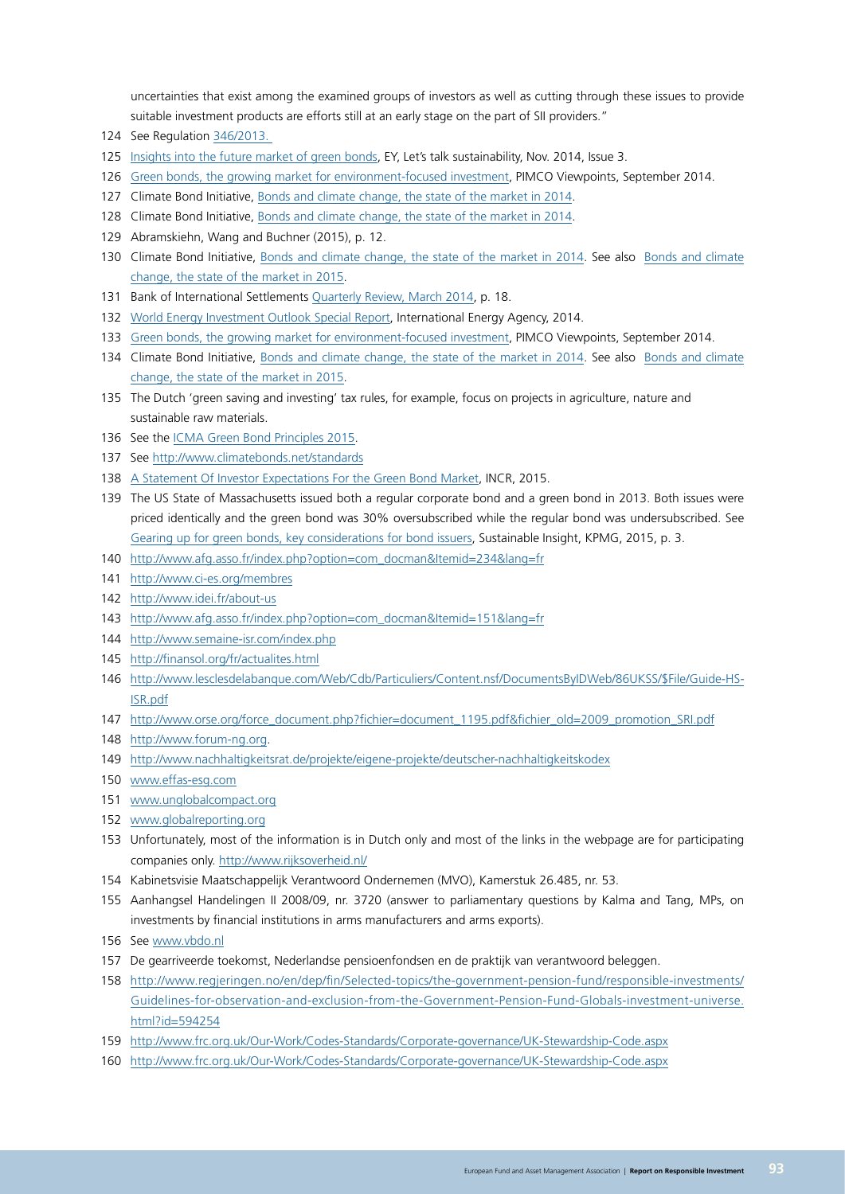uncertainties that exist among the examined groups of investors as well as cutting through these issues to provide suitable investment products are efforts still at an early stage on the part of SII providers."

124 See Regulation 346/2013.

125 Insights into the future market of green bonds, EY, Let's talk sustainability, Nov. 2014, Issue 3.

126 Green bonds, the growing market for environment-focused investment, PIMCO Viewpoints, September 2014.

127 Climate Bond Initiative, Bonds and climate change, the state of the market in 2014.

128 Climate Bond Initiative, Bonds and climate change, the state of the market in 2014.

129 Abramskiehn, Wang and Buchner (2015), p. 12.

130 Climate Bond Initiative, Bonds and climate change, the state of the market in 2014. See also Bonds and climate change, the state of the market in 2015.

131 Bank of International Settlements Quarterly Review, March 2014, p. 18.

132 World Energy Investment Outlook Special Report, International Energy Agency, 2014.

133 Green bonds, the growing market for environment-focused investment, PIMCO Viewpoints, September 2014.

134 Climate Bond Initiative, Bonds and climate change, the state of the market in 2014. See also Bonds and climate change, the state of the market in 2015.

135 The Dutch 'green saving and investing' tax rules, for example, focus on projects in agriculture, nature and sustainable raw materials.

136 See the ICMA Green Bond Principles 2015.

137 See http://www.climatebonds.net/standards

138 A Statement Of Investor Expectations For the Green Bond Market, INCR, 2015.

139 The US State of Massachusetts issued both a regular corporate bond and a green bond in 2013. Both issues were priced identically and the green bond was 30% oversubscribed while the regular bond was undersubscribed. See Gearing up for green bonds, key considerations for bond issuers, Sustainable Insight, KPMG, 2015, p. 3.

140 http://www.afg.asso.fr/index.php?option=com_docman&Itemid=234&lang=fr

141 http://www.ci-es.org/membres

142 http://www.idei.fr/about-us

143 http://www.afg.asso.fr/index.php?option=com_docman&Itemid=151&lang=fr

144 http://www.semaine-isr.com/index.php

145 http://finansol.org/fr/actualites.html

146 http://www.lesclesdelabanque.com/Web/Cdb/Particuliers/Content.nsf/DocumentsByIDWeb/86UKSS/$File/Guide-HS-ISR.pdf

147 http://www.orse.org/force_document.php?fichier=document_1195.pdf&fichier_old=2009_promotion_SRI.pdf

148 http://www.forum-ng.org.

149 http://www.nachhaltigkeitsrat.de/projekte/eigene-projekte/deutscher-nachhaltigkeitskodex

150 www.effas-esg.com

151 www.unglobalcompact.org

152 www.globalreporting.org

153 Unfortunately, most of the information is in Dutch only and most of the links in the webpage are for participating companies only. http://www.rijksoverheid.nl/

154 Kabinetsvisie Maatschappelijk Verantwoord Ondernemen (MVO), Kamerstuk 26.485, nr. 53.

155 Aanhangsel Handelingen II 2008/09, nr. 3720 (answer to parliamentary questions by Kalma and Tang, MPs, on investments by financial institutions in arms manufacturers and arms exports).

156 See www.vbdo.nl

157 De gearriveerde toekomst, Nederlandse pensioenfondsen en de praktijk van verantwoord beleggen.

158 http://www.regjeringen.no/en/dep/fin/Selected-topics/the-government-pension-fund/responsible-investments/Guidelines-for-observation-and-exclusion-from-the-Government-Pension-Fund-Globals-investment-universe.html?id=594254

159 http://www.frc.org.uk/Our-Work/Codes-Standards/Corporate-governance/UK-Stewardship-Code.aspx

160 http://www.frc.org.uk/Our-Work/Codes-Standards/Corporate-governance/UK-Stewardship-Code.aspx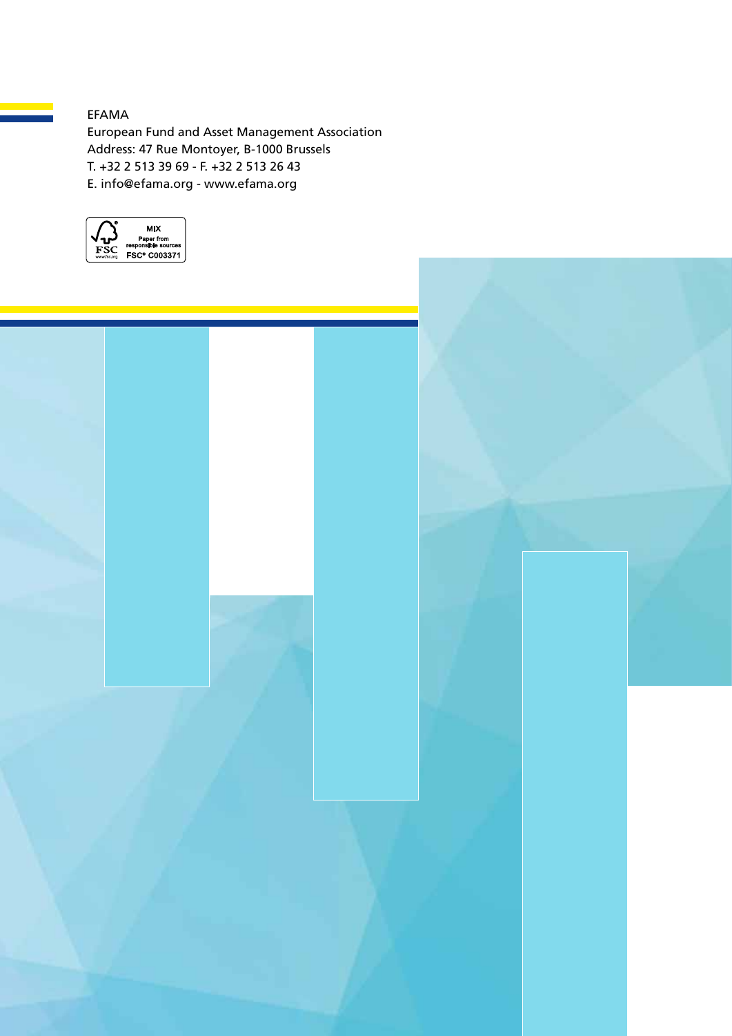EFAMA

European Fund and Asset Management Association

Address: 47 Rue Montoyer, B-1000 Brussels

T. +32 2 513 39 69 - F. +32 2 513 26 43

E. info@efama.org - www.efama.org

MIX

Paper from responsible sources

FSC® C003371